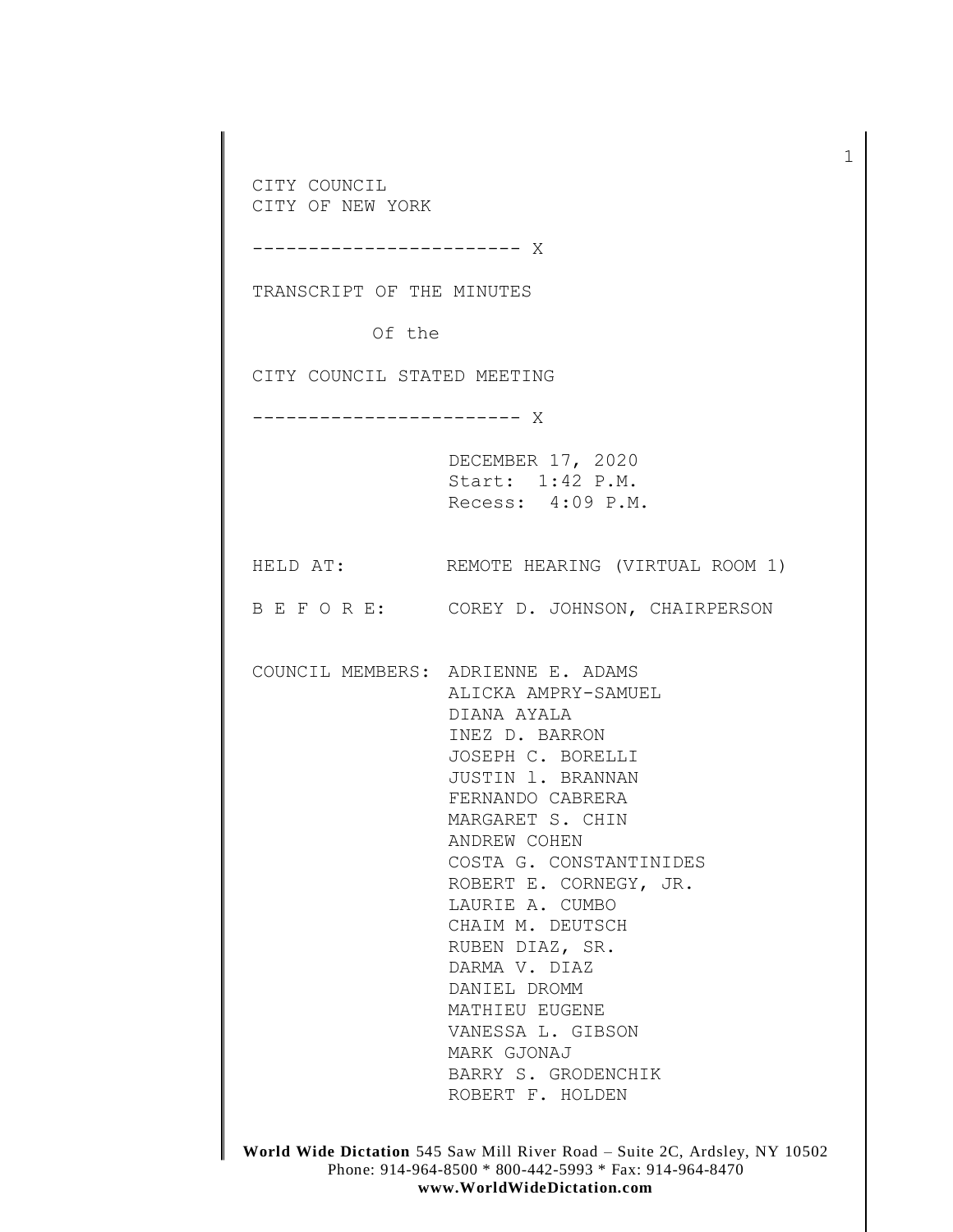CITY COUNCIL
CITY OF NEW YORK

------------------------ X

TRANSCRIPT OF THE MINUTES

Of the

CITY COUNCIL STATED MEETING

------------------------ X

DECEMBER 17, 2020
Start: 1:42 P.M.
Recess: 4:09 P.M.

HELD AT: REMOTE HEARING (VIRTUAL ROOM 1)

B E F O R E: COREY D. JOHNSON, CHAIRPERSON

COUNCIL MEMBERS: ADRIENNE E. ADAMS
ALICKA AMPRY-SAMUEL
DIANA AYALA
INEZ D. BARRON
JOSEPH C. BORELLI
JUSTIN l. BRANNAN
FERNANDO CABRERA
MARGARET S. CHIN
ANDREW COHEN
COSTA G. CONSTANTINIDES
ROBERT E. CORNEGY, JR.
LAURIE A. CUMBO
CHAIM M. DEUTSCH
RUBEN DIAZ, SR.
DARMA V. DIAZ
DANIEL DROMM
MATHIEU EUGENE
VANESSA L. GIBSON
MARK GJONAJ
BARRY S. GRODENCHIK
ROBERT F. HOLDEN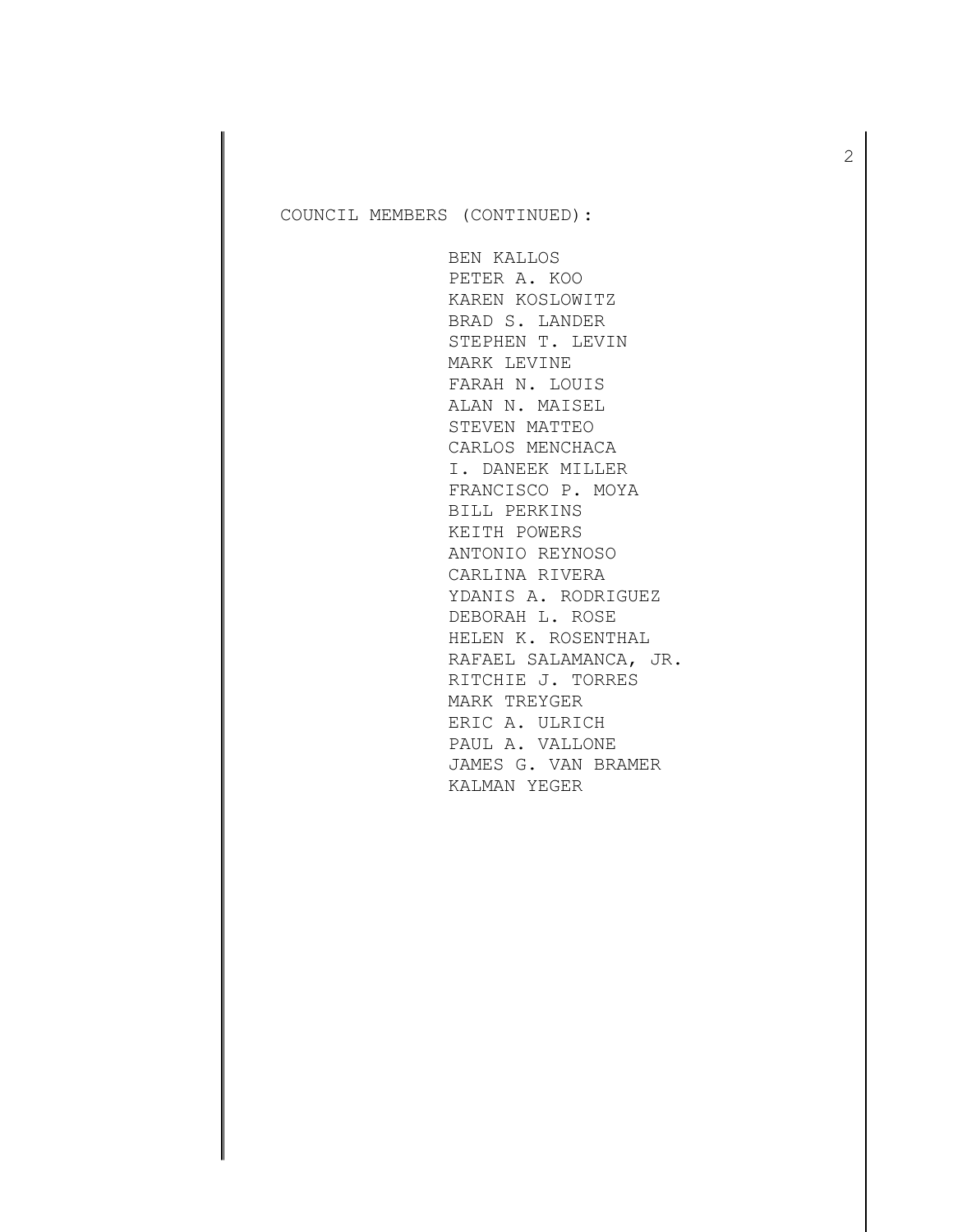COUNCIL MEMBERS (CONTINUED):

BEN KALLOS
PETER A. KOO
KAREN KOSLOWITZ
BRAD S. LANDER
STEPHEN T. LEVIN
MARK LEVINE
FARAH N. LOUIS
ALAN N. MAISEL
STEVEN MATTEO
CARLOS MENCHACA
I. DANEEK MILLER
FRANCISCO P. MOYA
BILL PERKINS
KEITH POWERS
ANTONIO REYNOSO
CARLINA RIVERA
YDANIS A. RODRIGUEZ
DEBORAH L. ROSE
HELEN K. ROSENTHAL
RAFAEL SALAMANCA, JR.
RITCHIE J. TORRES
MARK TREYGER
ERIC A. ULRICH
PAUL A. VALLONE
JAMES G. VAN BRAMER
KALMAN YEGER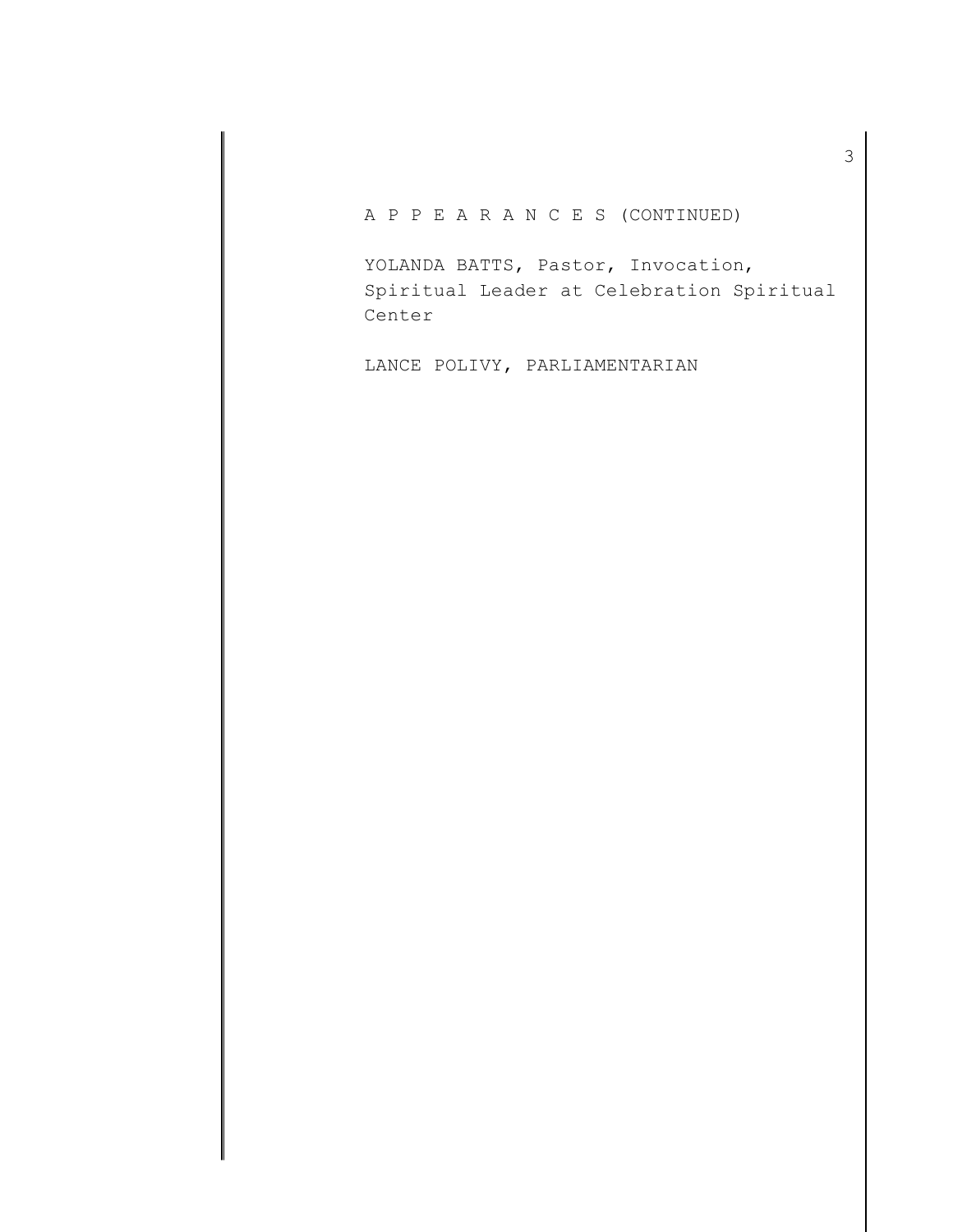A P P E A R A N C E S (CONTINUED)

YOLANDA BATTS, Pastor, Invocation, Spiritual Leader at Celebration Spiritual Center

LANCE POLIVY, PARLIAMENTARIAN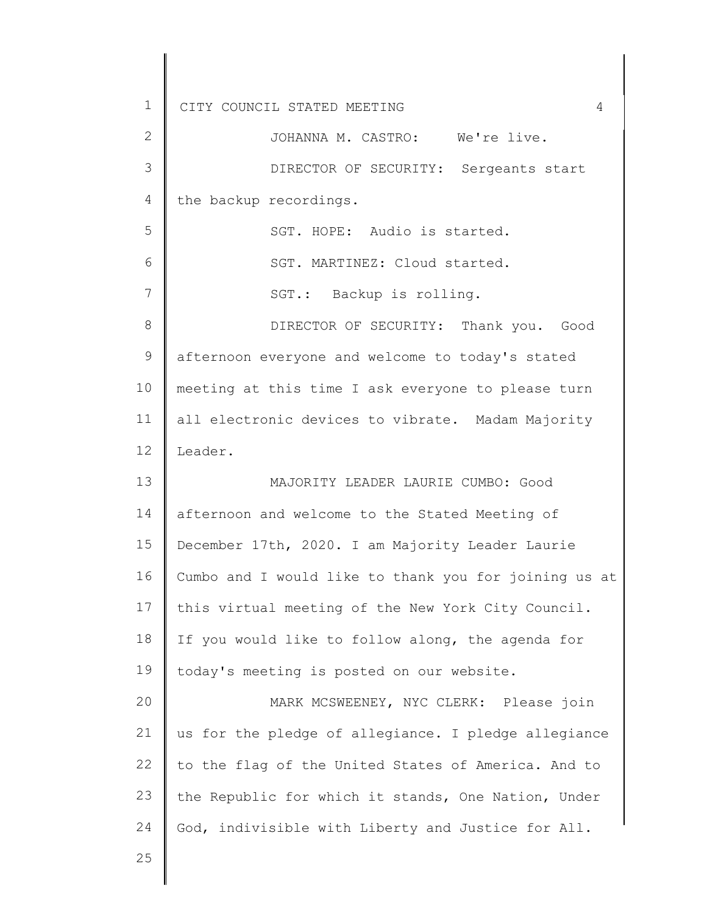JOHANNA M. CASTRO: We're live.

DIRECTOR OF SECURITY: Sergeants start the backup recordings.

SGT. HOPE: Audio is started.

SGT. MARTINEZ: Cloud started.

SGT.: Backup is rolling.

DIRECTOR OF SECURITY: Thank you. Good afternoon everyone and welcome to today's stated meeting at this time I ask everyone to please turn all electronic devices to vibrate. Madam Majority Leader.

MAJORITY LEADER LAURIE CUMBO: Good afternoon and welcome to the Stated Meeting of December 17th, 2020. I am Majority Leader Laurie Cumbo and I would like to thank you for joining us at this virtual meeting of the New York City Council. If you would like to follow along, the agenda for today's meeting is posted on our website.

MARK MCSWEENEY, NYC CLERK: Please join us for the pledge of allegiance. I pledge allegiance to the flag of the United States of America. And to the Republic for which it stands, One Nation, Under God, indivisible with Liberty and Justice for All.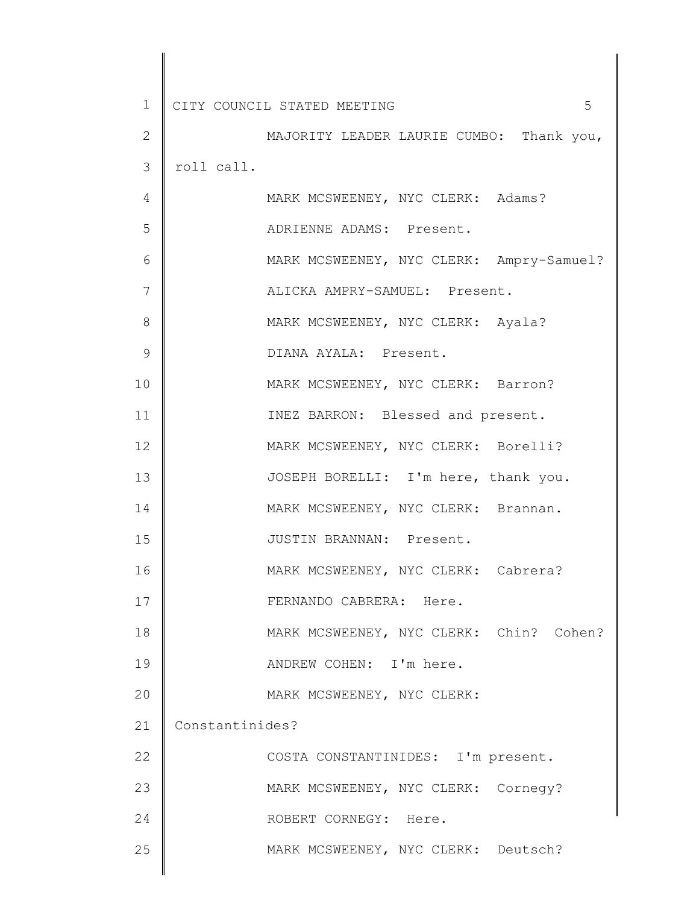MAJORITY LEADER LAURIE CUMBO: Thank you, roll call.

MARK MCSWEENEY, NYC CLERK: Adams?

ADRIENNE ADAMS: Present.

MARK MCSWEENEY, NYC CLERK: Ampry-Samuel?

ALICKA AMPRY-SAMUEL: Present.

MARK MCSWEENEY, NYC CLERK: Ayala?

DIANA AYALA: Present.

MARK MCSWEENEY, NYC CLERK: Barron?

INEZ BARRON: Blessed and present.

MARK MCSWEENEY, NYC CLERK: Borelli?

JOSEPH BORELLI: I'm here, thank you.

MARK MCSWEENEY, NYC CLERK: Brannan.

JUSTIN BRANNAN: Present.

MARK MCSWEENEY, NYC CLERK: Cabrera?

FERNANDO CABRERA: Here.

MARK MCSWEENEY, NYC CLERK: Chin? Cohen?

ANDREW COHEN: I'm here.

MARK MCSWEENEY, NYC CLERK: Constantinides?

COSTA CONSTANTINIDES: I'm present.

MARK MCSWEENEY, NYC CLERK: Cornegy?

ROBERT CORNEGY: Here.

MARK MCSWEENEY, NYC CLERK: Deutsch?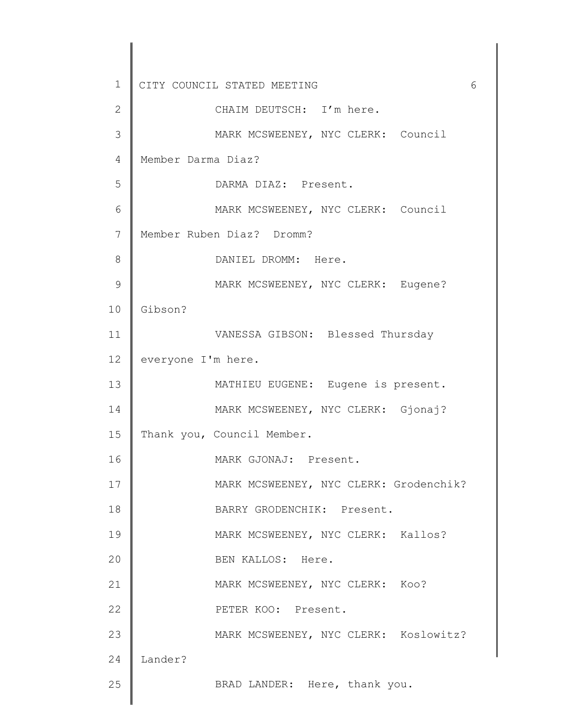CHAIM DEUTSCH: I'm here.

MARK MCSWEENEY, NYC CLERK: Council Member Darma Diaz?

DARMA DIAZ: Present.

MARK MCSWEENEY, NYC CLERK: Council Member Ruben Diaz? Dromm?

DANIEL DROMM: Here.

MARK MCSWEENEY, NYC CLERK: Eugene? Gibson?

VANESSA GIBSON: Blessed Thursday everyone I'm here.

MATHIEU EUGENE: Eugene is present.

MARK MCSWEENEY, NYC CLERK: Gjonaj? Thank you, Council Member.

MARK GJONAJ: Present.

MARK MCSWEENEY, NYC CLERK: Grodenchik?

BARRY GRODENCHIK: Present.

MARK MCSWEENEY, NYC CLERK: Kallos?

BEN KALLOS: Here.

MARK MCSWEENEY, NYC CLERK: Koo?

PETER KOO: Present.

MARK MCSWEENEY, NYC CLERK: Koslowitz? Lander?

BRAD LANDER: Here, thank you.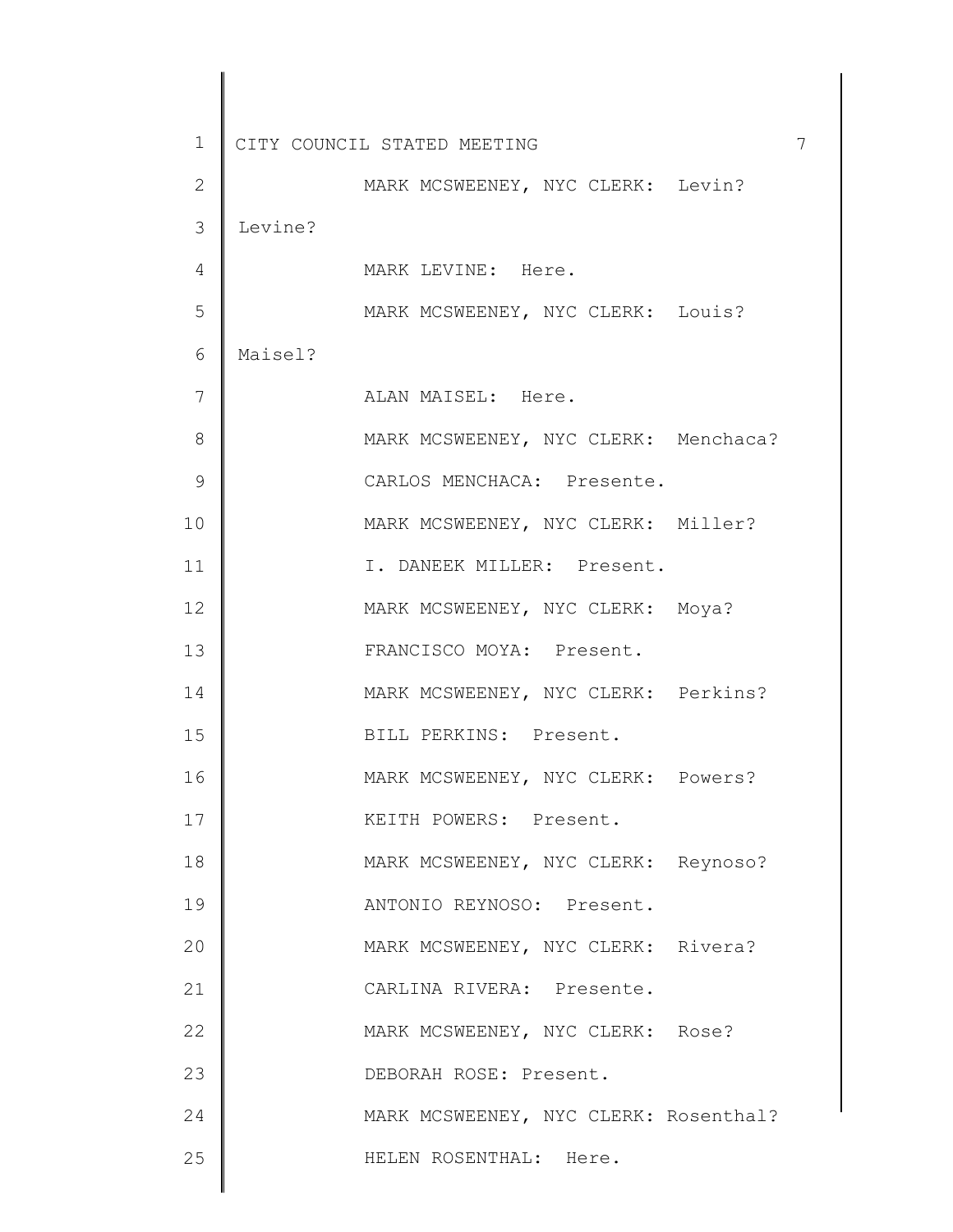MARK MCSWEENEY, NYC CLERK: Levin? Levine?

MARK LEVINE: Here.

MARK MCSWEENEY, NYC CLERK: Louis? Maisel?

ALAN MAISEL: Here.

MARK MCSWEENEY, NYC CLERK: Menchaca?

CARLOS MENCHACA: Presente.

MARK MCSWEENEY, NYC CLERK: Miller?

I. DANEEK MILLER: Present.

MARK MCSWEENEY, NYC CLERK: Moya?

FRANCISCO MOYA: Present.

MARK MCSWEENEY, NYC CLERK: Perkins?

BILL PERKINS: Present.

MARK MCSWEENEY, NYC CLERK: Powers?

KEITH POWERS: Present.

MARK MCSWEENEY, NYC CLERK: Reynoso?

ANTONIO REYNOSO: Present.

MARK MCSWEENEY, NYC CLERK: Rivera?

CARLINA RIVERA: Presente.

MARK MCSWEENEY, NYC CLERK: Rose?

DEBORAH ROSE: Present.

MARK MCSWEENEY, NYC CLERK: Rosenthal?

HELEN ROSENTHAL: Here.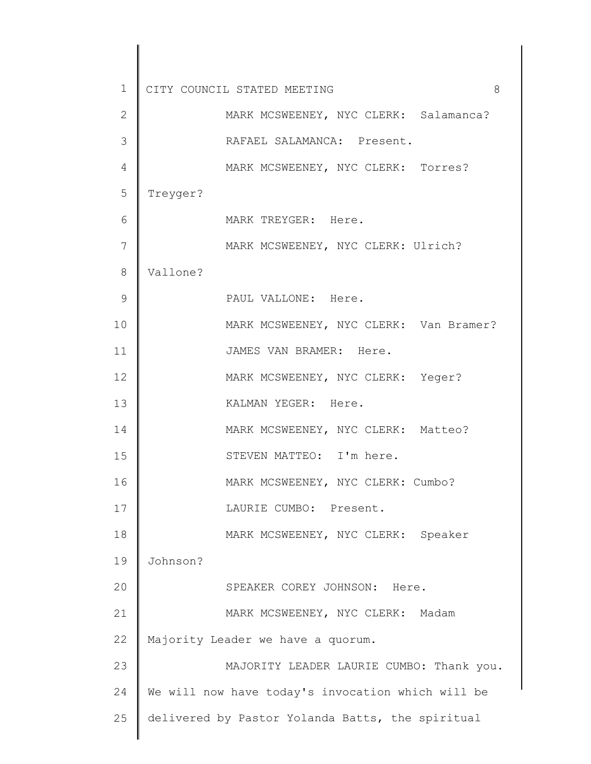MARK MCSWEENEY, NYC CLERK: Salamanca?

RAFAEL SALAMANCA: Present.

MARK MCSWEENEY, NYC CLERK: Torres? Treyger?

MARK TREYGER: Here.

MARK MCSWEENEY, NYC CLERK: Ulrich? Vallone?

PAUL VALLONE: Here.

MARK MCSWEENEY, NYC CLERK: Van Bramer?

JAMES VAN BRAMER: Here.

MARK MCSWEENEY, NYC CLERK: Yeger?

KALMAN YEGER: Here.

MARK MCSWEENEY, NYC CLERK: Matteo?

STEVEN MATTEO: I'm here.

MARK MCSWEENEY, NYC CLERK: Cumbo?

LAURIE CUMBO: Present.

MARK MCSWEENEY, NYC CLERK: Speaker Johnson?

SPEAKER COREY JOHNSON: Here.

MARK MCSWEENEY, NYC CLERK: Madam Majority Leader we have a quorum.

MAJORITY LEADER LAURIE CUMBO: Thank you. We will now have today's invocation which will be delivered by Pastor Yolanda Batts, the spiritual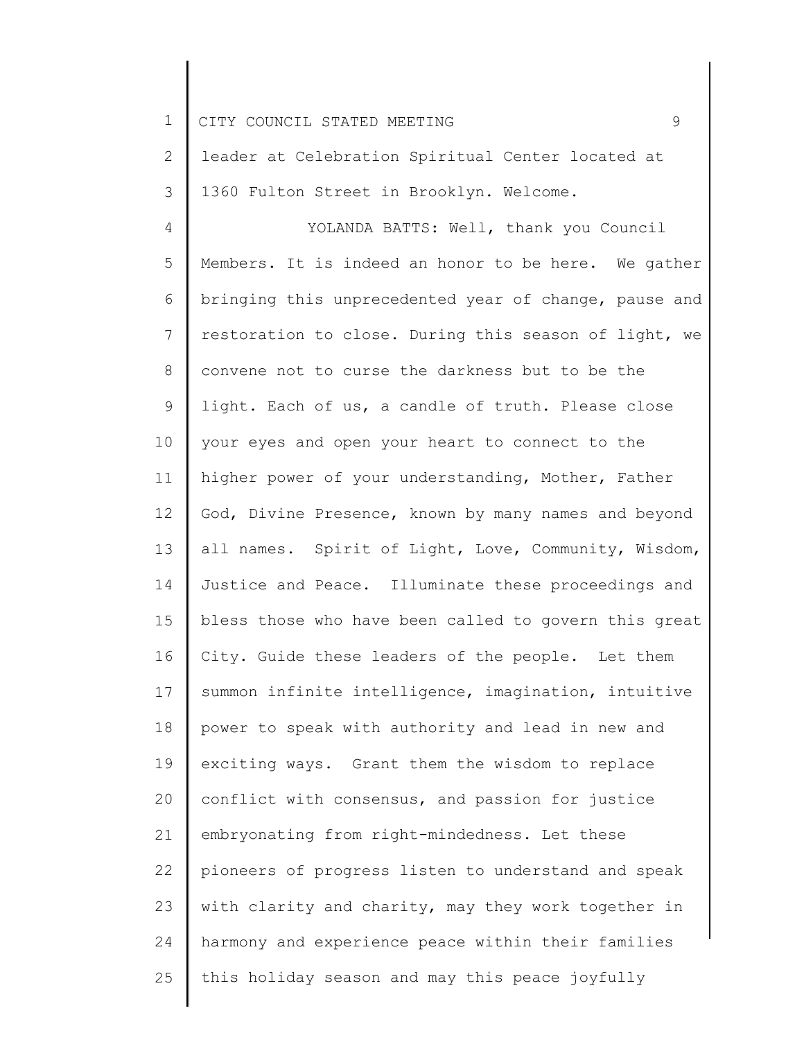leader at Celebration Spiritual Center located at 1360 Fulton Street in Brooklyn. Welcome.

YOLANDA BATTS: Well, thank you Council Members. It is indeed an honor to be here. We gather bringing this unprecedented year of change, pause and restoration to close. During this season of light, we convene not to curse the darkness but to be the light. Each of us, a candle of truth. Please close your eyes and open your heart to connect to the higher power of your understanding, Mother, Father God, Divine Presence, known by many names and beyond all names. Spirit of Light, Love, Community, Wisdom, Justice and Peace. Illuminate these proceedings and bless those who have been called to govern this great City. Guide these leaders of the people. Let them summon infinite intelligence, imagination, intuitive power to speak with authority and lead in new and exciting ways. Grant them the wisdom to replace conflict with consensus, and passion for justice embryonating from right-mindedness. Let these pioneers of progress listen to understand and speak with clarity and charity, may they work together in harmony and experience peace within their families this holiday season and may this peace joyfully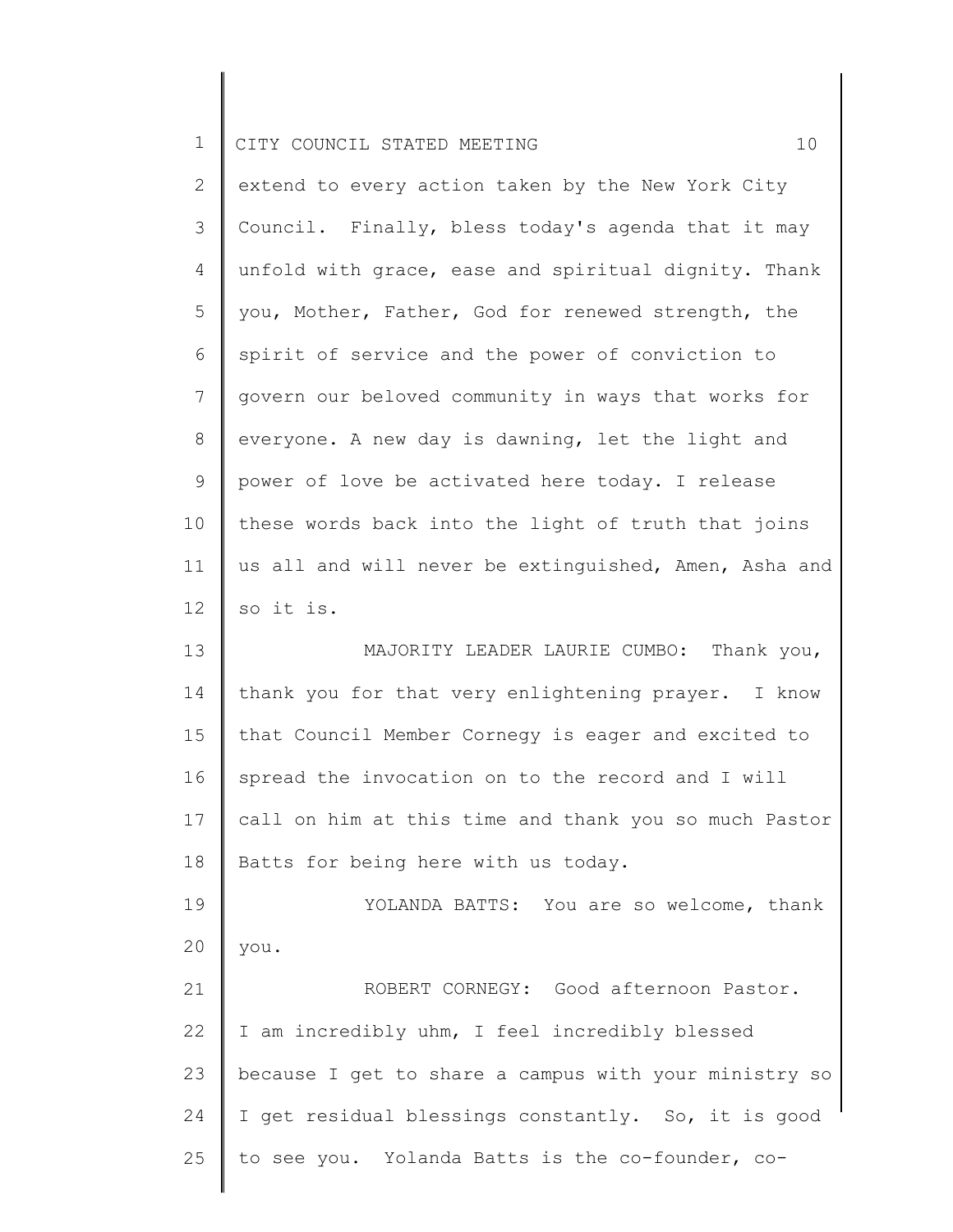extend to every action taken by the New York City Council. Finally, bless today's agenda that it may unfold with grace, ease and spiritual dignity. Thank you, Mother, Father, God for renewed strength, the spirit of service and the power of conviction to govern our beloved community in ways that works for everyone. A new day is dawning, let the light and power of love be activated here today. I release these words back into the light of truth that joins us all and will never be extinguished, Amen, Asha and so it is.

MAJORITY LEADER LAURIE CUMBO: Thank you, thank you for that very enlightening prayer. I know that Council Member Cornegy is eager and excited to spread the invocation on to the record and I will call on him at this time and thank you so much Pastor Batts for being here with us today.

YOLANDA BATTS: You are so welcome, thank you.

ROBERT CORNEGY: Good afternoon Pastor. I am incredibly uhm, I feel incredibly blessed because I get to share a campus with your ministry so I get residual blessings constantly. So, it is good to see you. Yolanda Batts is the co-founder, co-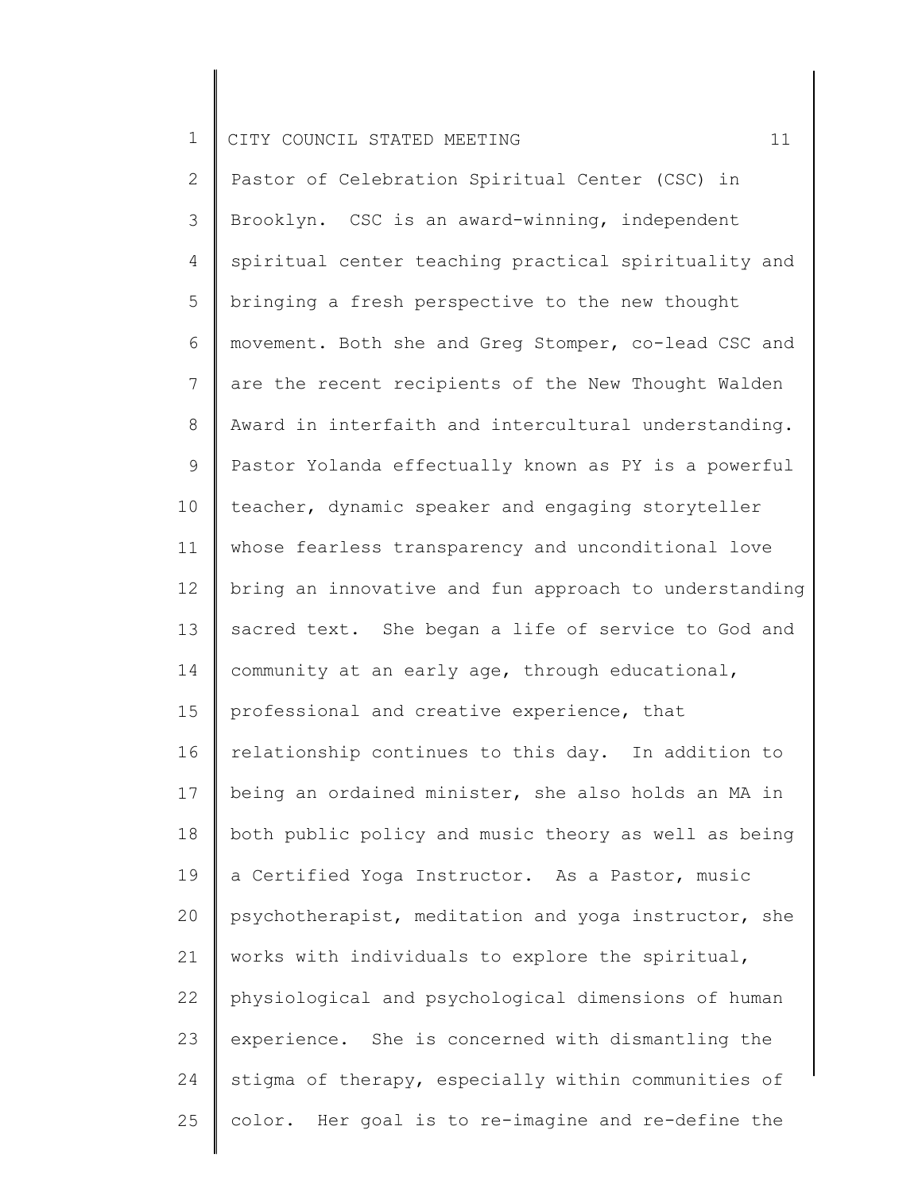Pastor of Celebration Spiritual Center (CSC) in Brooklyn. CSC is an award-winning, independent spiritual center teaching practical spirituality and bringing a fresh perspective to the new thought movement. Both she and Greg Stomper, co-lead CSC and are the recent recipients of the New Thought Walden Award in interfaith and intercultural understanding. Pastor Yolanda effectually known as PY is a powerful teacher, dynamic speaker and engaging storyteller whose fearless transparency and unconditional love bring an innovative and fun approach to understanding sacred text. She began a life of service to God and community at an early age, through educational, professional and creative experience, that relationship continues to this day. In addition to being an ordained minister, she also holds an MA in both public policy and music theory as well as being a Certified Yoga Instructor. As a Pastor, music psychotherapist, meditation and yoga instructor, she works with individuals to explore the spiritual, physiological and psychological dimensions of human experience. She is concerned with dismantling the stigma of therapy, especially within communities of color. Her goal is to re-imagine and re-define the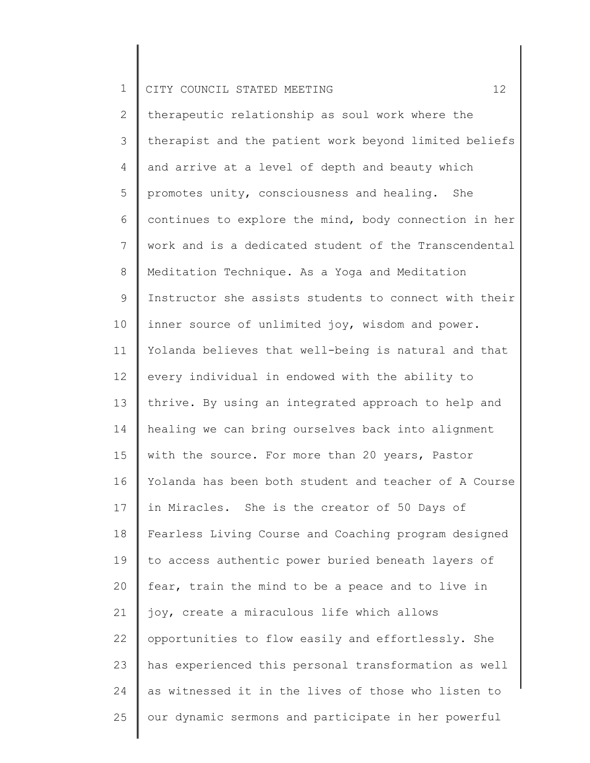therapeutic relationship as soul work where the therapist and the patient work beyond limited beliefs and arrive at a level of depth and beauty which promotes unity, consciousness and healing. She continues to explore the mind, body connection in her work and is a dedicated student of the Transcendental Meditation Technique. As a Yoga and Meditation Instructor she assists students to connect with their inner source of unlimited joy, wisdom and power. Yolanda believes that well-being is natural and that every individual in endowed with the ability to thrive. By using an integrated approach to help and healing we can bring ourselves back into alignment with the source. For more than 20 years, Pastor Yolanda has been both student and teacher of A Course in Miracles. She is the creator of 50 Days of Fearless Living Course and Coaching program designed to access authentic power buried beneath layers of fear, train the mind to be a peace and to live in joy, create a miraculous life which allows opportunities to flow easily and effortlessly. She has experienced this personal transformation as well as witnessed it in the lives of those who listen to our dynamic sermons and participate in her powerful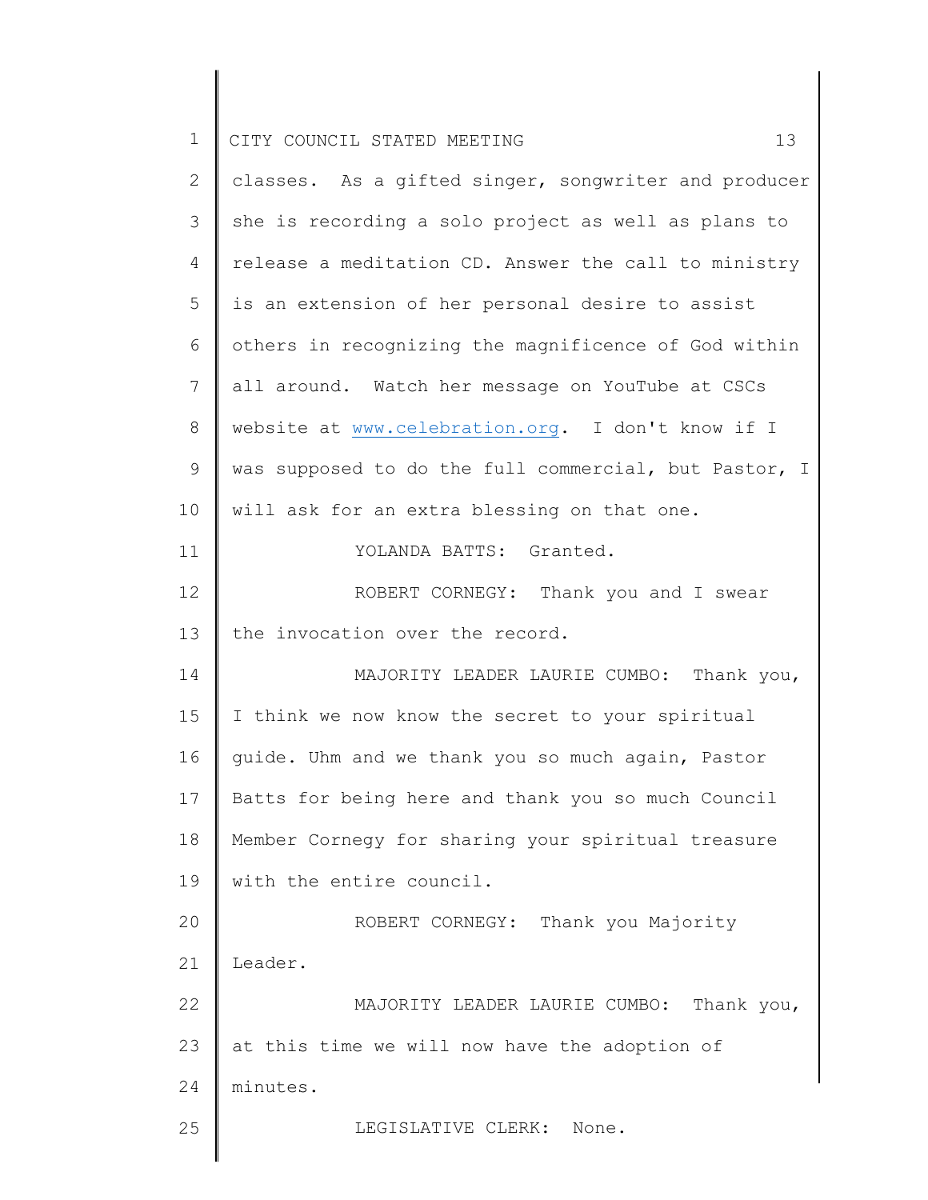classes. As a gifted singer, songwriter and producer she is recording a solo project as well as plans to release a meditation CD. Answer the call to ministry is an extension of her personal desire to assist others in recognizing the magnificence of God within all around. Watch her message on YouTube at CSCs website at www.celebration.org. I don't know if I was supposed to do the full commercial, but Pastor, I will ask for an extra blessing on that one.

YOLANDA BATTS: Granted.

ROBERT CORNEGY: Thank you and I swear the invocation over the record.

MAJORITY LEADER LAURIE CUMBO: Thank you, I think we now know the secret to your spiritual guide. Uhm and we thank you so much again, Pastor Batts for being here and thank you so much Council Member Cornegy for sharing your spiritual treasure with the entire council.

ROBERT CORNEGY: Thank you Majority Leader.

MAJORITY LEADER LAURIE CUMBO: Thank you, at this time we will now have the adoption of minutes.

LEGISLATIVE CLERK: None.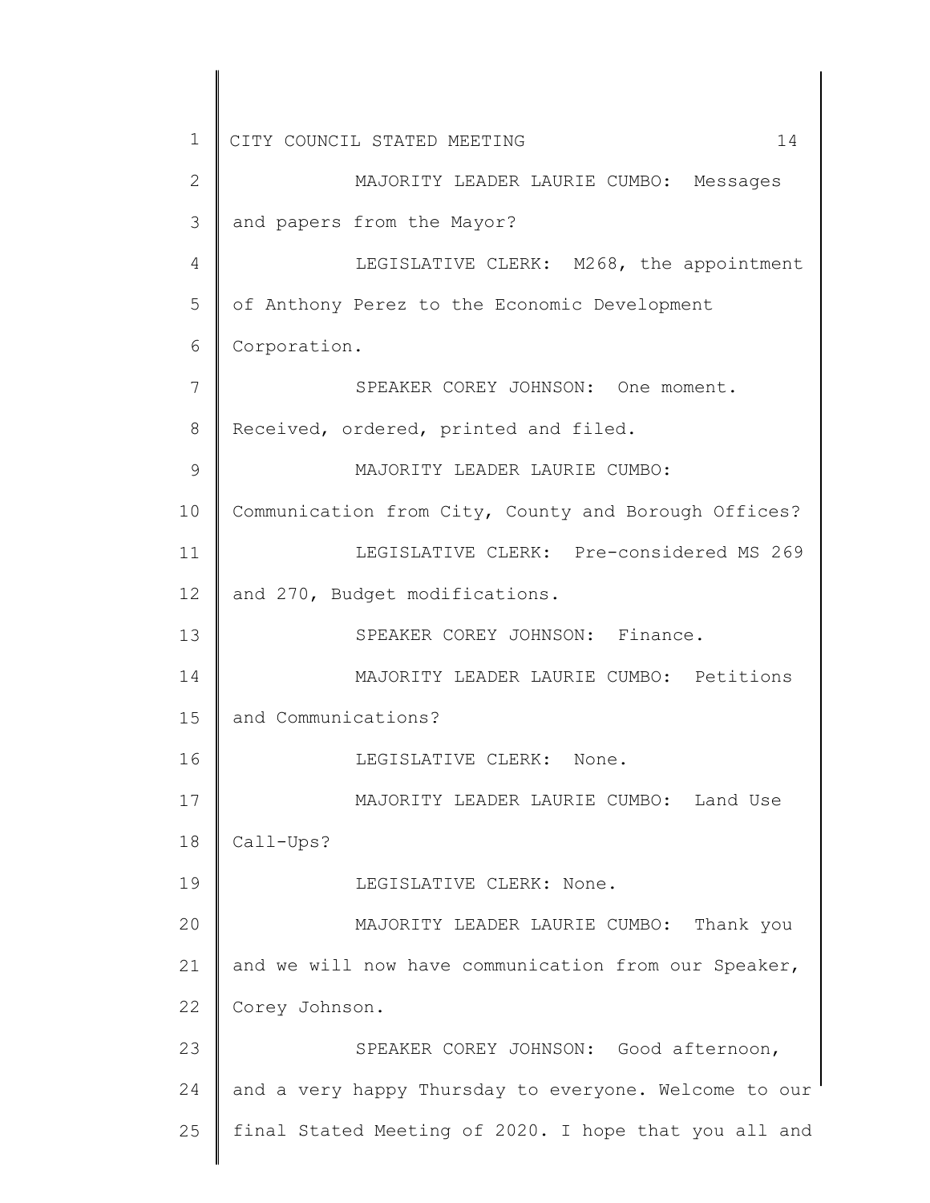MAJORITY LEADER LAURIE CUMBO: Messages and papers from the Mayor?

LEGISLATIVE CLERK: M268, the appointment of Anthony Perez to the Economic Development Corporation.

SPEAKER COREY JOHNSON: One moment. Received, ordered, printed and filed.

MAJORITY LEADER LAURIE CUMBO: Communication from City, County and Borough Offices?

LEGISLATIVE CLERK: Pre-considered MS 269 and 270, Budget modifications.

SPEAKER COREY JOHNSON: Finance.

MAJORITY LEADER LAURIE CUMBO: Petitions and Communications?

LEGISLATIVE CLERK: None.

MAJORITY LEADER LAURIE CUMBO: Land Use Call-Ups?

LEGISLATIVE CLERK: None.

MAJORITY LEADER LAURIE CUMBO: Thank you and we will now have communication from our Speaker, Corey Johnson.

SPEAKER COREY JOHNSON: Good afternoon, and a very happy Thursday to everyone. Welcome to our final Stated Meeting of 2020. I hope that you all and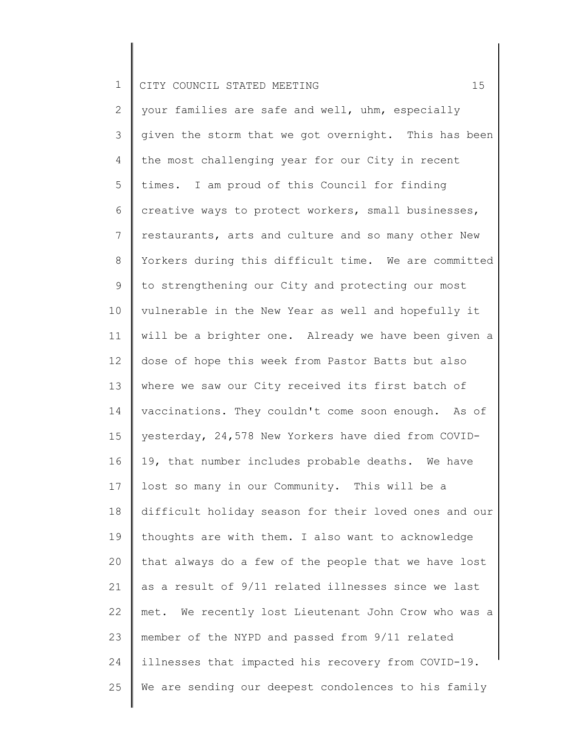your families are safe and well, uhm, especially given the storm that we got overnight. This has been the most challenging year for our City in recent times. I am proud of this Council for finding creative ways to protect workers, small businesses, restaurants, arts and culture and so many other New Yorkers during this difficult time. We are committed to strengthening our City and protecting our most vulnerable in the New Year as well and hopefully it will be a brighter one. Already we have been given a dose of hope this week from Pastor Batts but also where we saw our City received its first batch of vaccinations. They couldn't come soon enough. As of yesterday, 24,578 New Yorkers have died from COVID-19, that number includes probable deaths. We have lost so many in our Community. This will be a difficult holiday season for their loved ones and our thoughts are with them. I also want to acknowledge that always do a few of the people that we have lost as a result of 9/11 related illnesses since we last met. We recently lost Lieutenant John Crow who was a member of the NYPD and passed from 9/11 related illnesses that impacted his recovery from COVID-19. We are sending our deepest condolences to his family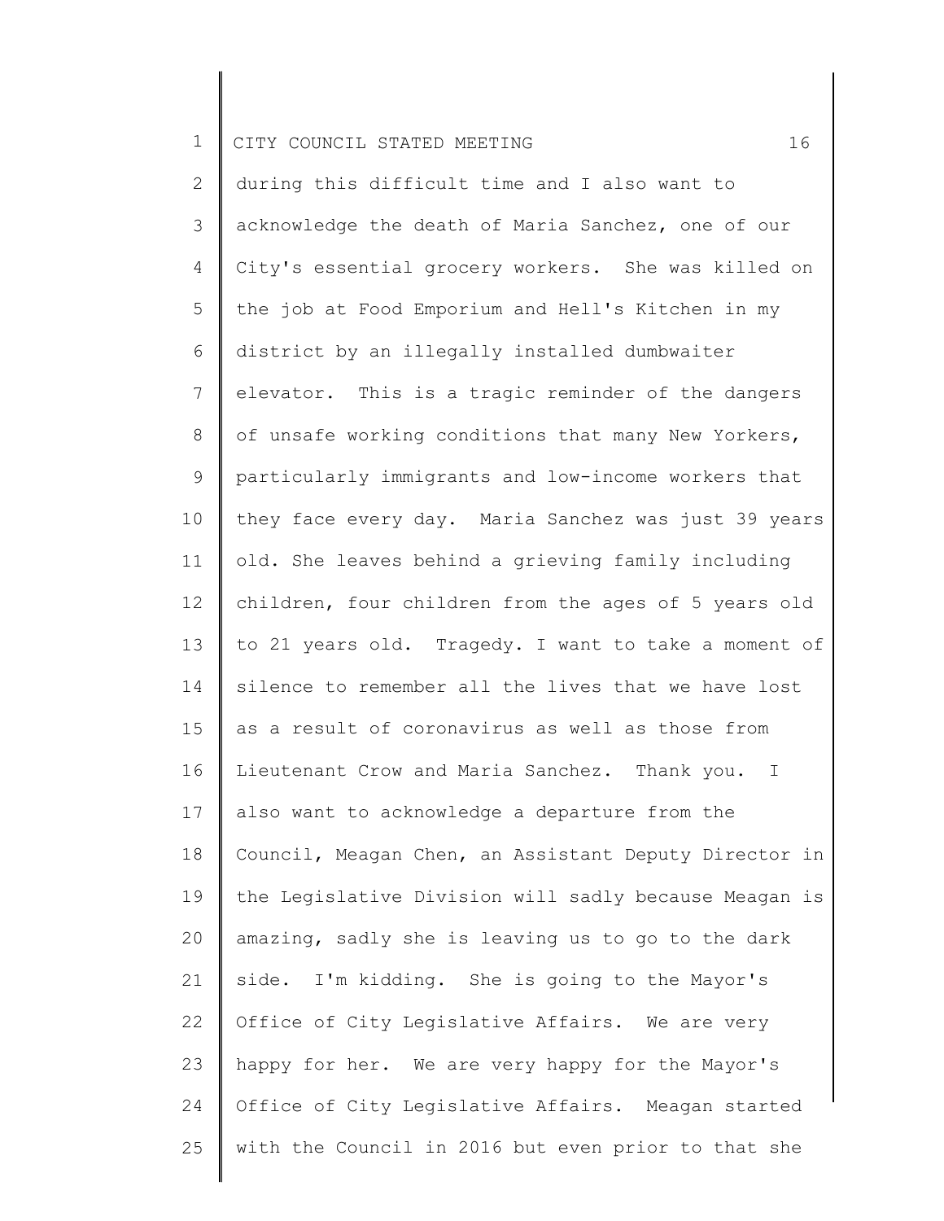during this difficult time and I also want to acknowledge the death of Maria Sanchez, one of our City's essential grocery workers. She was killed on the job at Food Emporium and Hell's Kitchen in my district by an illegally installed dumbwaiter elevator. This is a tragic reminder of the dangers of unsafe working conditions that many New Yorkers, particularly immigrants and low-income workers that they face every day. Maria Sanchez was just 39 years old. She leaves behind a grieving family including children, four children from the ages of 5 years old to 21 years old. Tragedy. I want to take a moment of silence to remember all the lives that we have lost as a result of coronavirus as well as those from Lieutenant Crow and Maria Sanchez. Thank you. I also want to acknowledge a departure from the Council, Meagan Chen, an Assistant Deputy Director in the Legislative Division will sadly because Meagan is amazing, sadly she is leaving us to go to the dark side. I'm kidding. She is going to the Mayor's Office of City Legislative Affairs. We are very happy for her. We are very happy for the Mayor's Office of City Legislative Affairs. Meagan started with the Council in 2016 but even prior to that she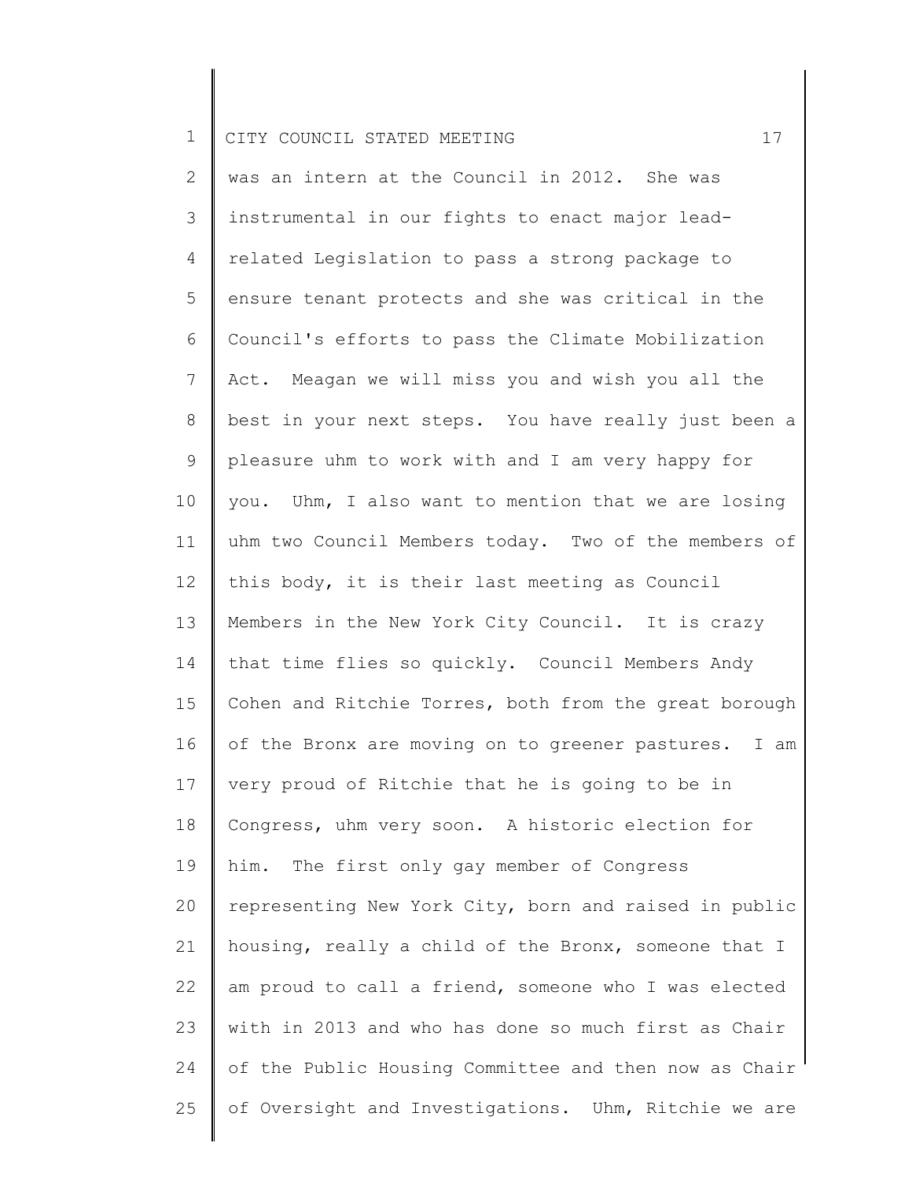was an intern at the Council in 2012. She was instrumental in our fights to enact major lead-related Legislation to pass a strong package to ensure tenant protects and she was critical in the Council's efforts to pass the Climate Mobilization Act. Meagan we will miss you and wish you all the best in your next steps. You have really just been a pleasure uhm to work with and I am very happy for you. Uhm, I also want to mention that we are losing uhm two Council Members today. Two of the members of this body, it is their last meeting as Council Members in the New York City Council. It is crazy that time flies so quickly. Council Members Andy Cohen and Ritchie Torres, both from the great borough of the Bronx are moving on to greener pastures. I am very proud of Ritchie that he is going to be in Congress, uhm very soon. A historic election for him. The first only gay member of Congress representing New York City, born and raised in public housing, really a child of the Bronx, someone that I am proud to call a friend, someone who I was elected with in 2013 and who has done so much first as Chair of the Public Housing Committee and then now as Chair of Oversight and Investigations. Uhm, Ritchie we are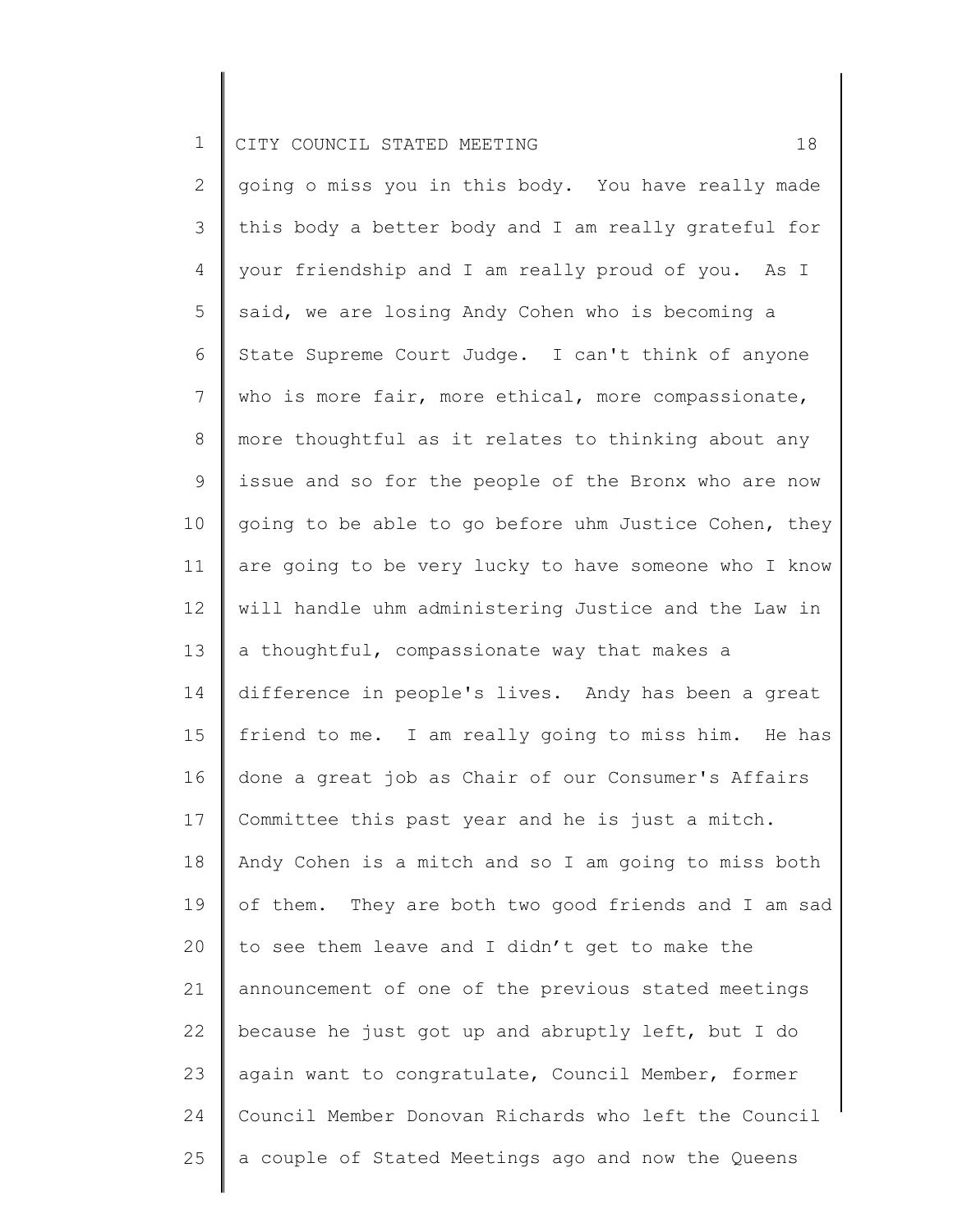going o miss you in this body. You have really made this body a better body and I am really grateful for your friendship and I am really proud of you. As I said, we are losing Andy Cohen who is becoming a State Supreme Court Judge. I can't think of anyone who is more fair, more ethical, more compassionate, more thoughtful as it relates to thinking about any issue and so for the people of the Bronx who are now going to be able to go before uhm Justice Cohen, they are going to be very lucky to have someone who I know will handle uhm administering Justice and the Law in a thoughtful, compassionate way that makes a difference in people's lives. Andy has been a great friend to me. I am really going to miss him. He has done a great job as Chair of our Consumer's Affairs Committee this past year and he is just a mitch. Andy Cohen is a mitch and so I am going to miss both of them. They are both two good friends and I am sad to see them leave and I didn't get to make the announcement of one of the previous stated meetings because he just got up and abruptly left, but I do again want to congratulate, Council Member, former Council Member Donovan Richards who left the Council a couple of Stated Meetings ago and now the Queens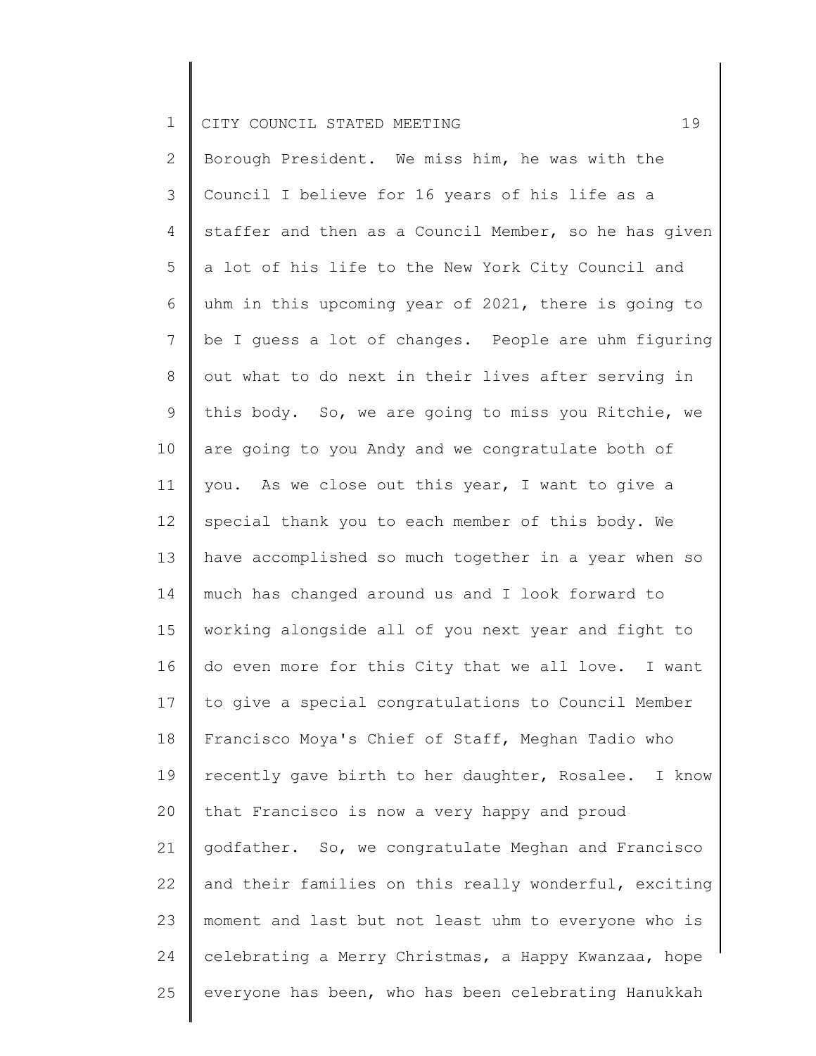Borough President. We miss him, he was with the Council I believe for 16 years of his life as a staffer and then as a Council Member, so he has given a lot of his life to the New York City Council and uhm in this upcoming year of 2021, there is going to be I guess a lot of changes. People are uhm figuring out what to do next in their lives after serving in this body. So, we are going to miss you Ritchie, we are going to you Andy and we congratulate both of you. As we close out this year, I want to give a special thank you to each member of this body. We have accomplished so much together in a year when so much has changed around us and I look forward to working alongside all of you next year and fight to do even more for this City that we all love. I want to give a special congratulations to Council Member Francisco Moya's Chief of Staff, Meghan Tadio who recently gave birth to her daughter, Rosalee. I know that Francisco is now a very happy and proud godfather. So, we congratulate Meghan and Francisco and their families on this really wonderful, exciting moment and last but not least uhm to everyone who is celebrating a Merry Christmas, a Happy Kwanzaa, hope everyone has been, who has been celebrating Hanukkah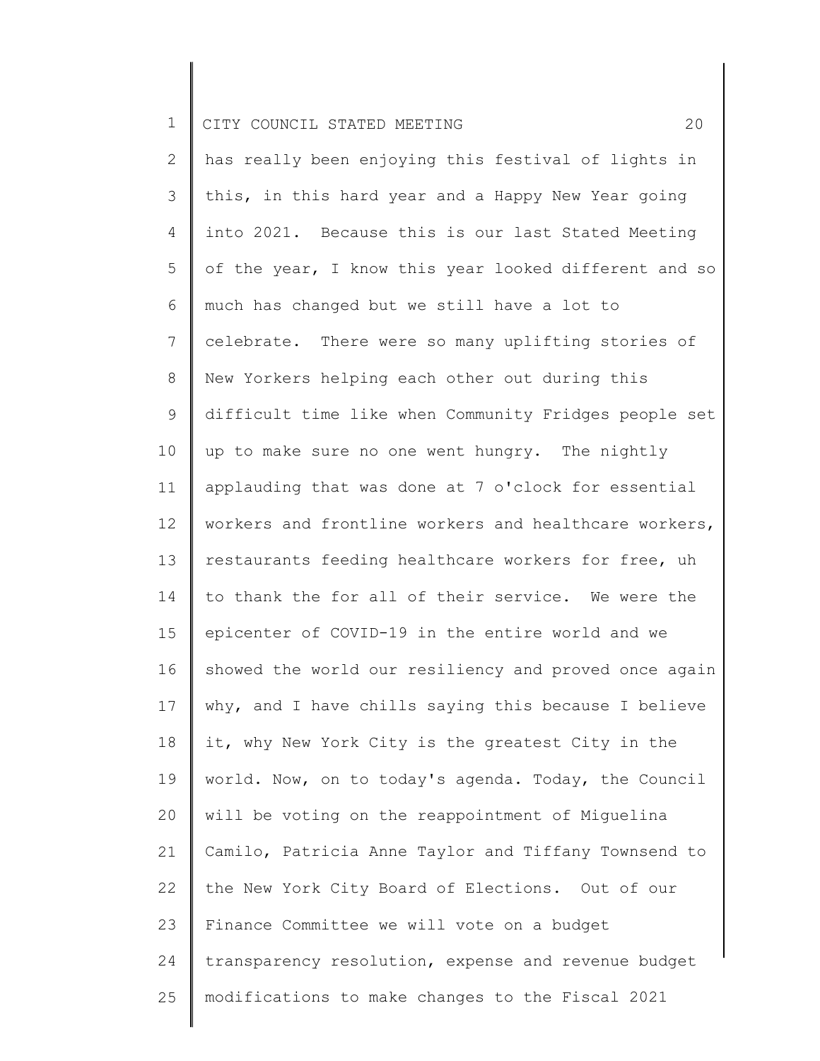has really been enjoying this festival of lights in this, in this hard year and a Happy New Year going into 2021. Because this is our last Stated Meeting of the year, I know this year looked different and so much has changed but we still have a lot to celebrate. There were so many uplifting stories of New Yorkers helping each other out during this difficult time like when Community Fridges people set up to make sure no one went hungry. The nightly applauding that was done at 7 o'clock for essential workers and frontline workers and healthcare workers, restaurants feeding healthcare workers for free, uh to thank the for all of their service. We were the epicenter of COVID-19 in the entire world and we showed the world our resiliency and proved once again why, and I have chills saying this because I believe it, why New York City is the greatest City in the world. Now, on to today's agenda. Today, the Council will be voting on the reappointment of Miguelina Camilo, Patricia Anne Taylor and Tiffany Townsend to the New York City Board of Elections. Out of our Finance Committee we will vote on a budget transparency resolution, expense and revenue budget modifications to make changes to the Fiscal 2021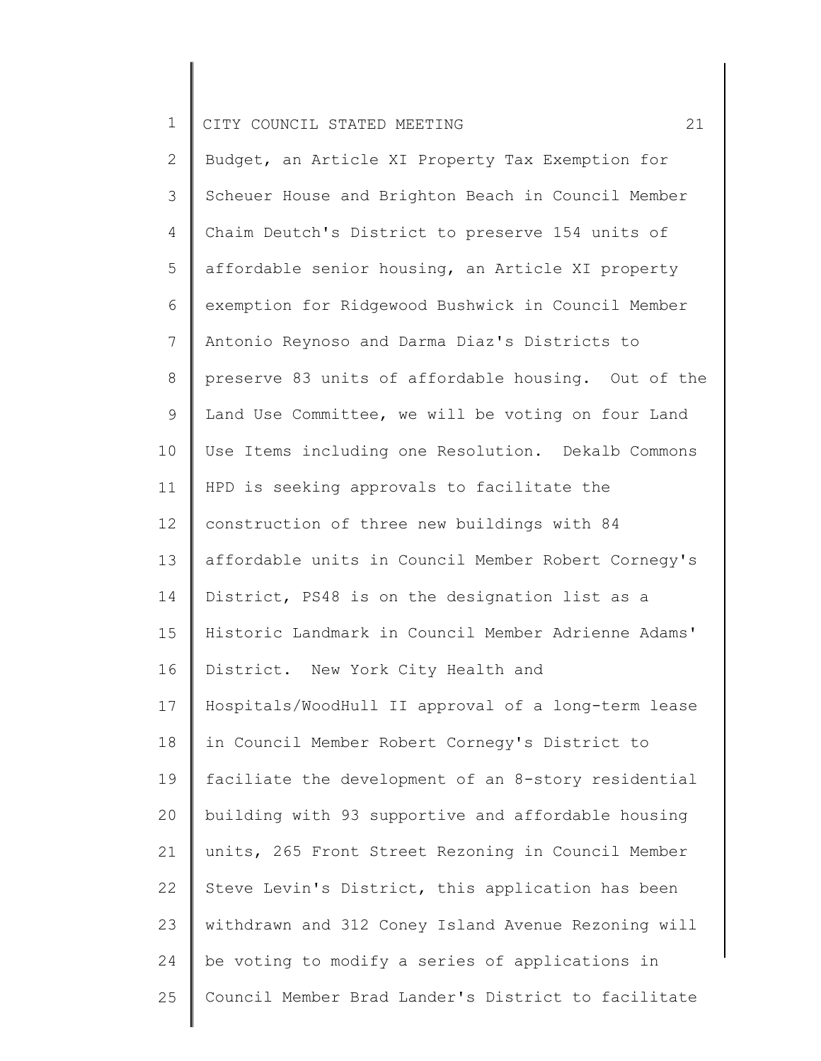Budget, an Article XI Property Tax Exemption for Scheuer House and Brighton Beach in Council Member Chaim Deutch's District to preserve 154 units of affordable senior housing, an Article XI property exemption for Ridgewood Bushwick in Council Member Antonio Reynoso and Darma Diaz's Districts to preserve 83 units of affordable housing. Out of the Land Use Committee, we will be voting on four Land Use Items including one Resolution. Dekalb Commons HPD is seeking approvals to facilitate the construction of three new buildings with 84 affordable units in Council Member Robert Cornegy's District, PS48 is on the designation list as a Historic Landmark in Council Member Adrienne Adams' District. New York City Health and Hospitals/WoodHull II approval of a long-term lease in Council Member Robert Cornegy's District to faciliate the development of an 8-story residential building with 93 supportive and affordable housing units, 265 Front Street Rezoning in Council Member Steve Levin's District, this application has been withdrawn and 312 Coney Island Avenue Rezoning will be voting to modify a series of applications in Council Member Brad Lander's District to facilitate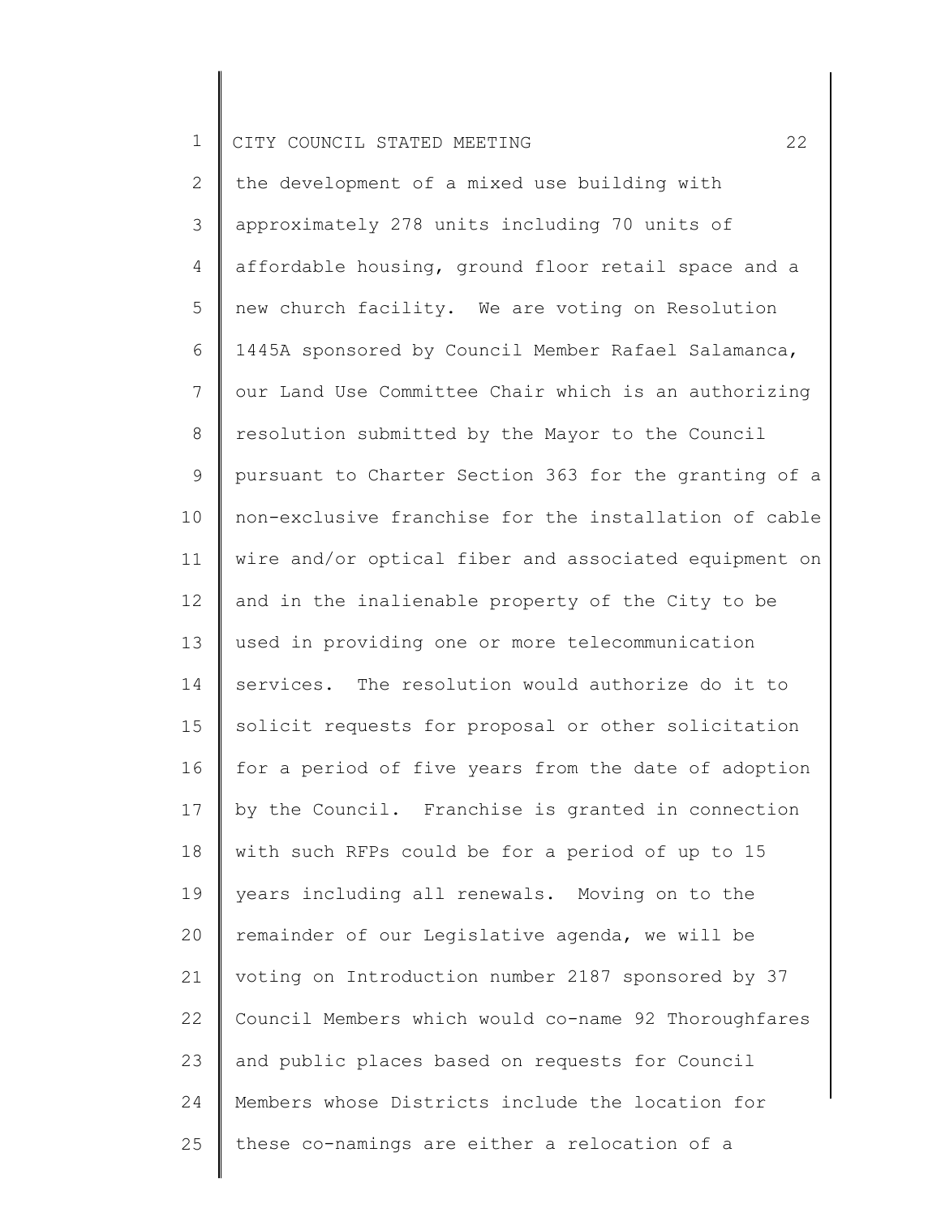the development of a mixed use building with approximately 278 units including 70 units of affordable housing, ground floor retail space and a new church facility. We are voting on Resolution 1445A sponsored by Council Member Rafael Salamanca, our Land Use Committee Chair which is an authorizing resolution submitted by the Mayor to the Council pursuant to Charter Section 363 for the granting of a non-exclusive franchise for the installation of cable wire and/or optical fiber and associated equipment on and in the inalienable property of the City to be used in providing one or more telecommunication services. The resolution would authorize do it to solicit requests for proposal or other solicitation for a period of five years from the date of adoption by the Council. Franchise is granted in connection with such RFPs could be for a period of up to 15 years including all renewals. Moving on to the remainder of our Legislative agenda, we will be voting on Introduction number 2187 sponsored by 37 Council Members which would co-name 92 Thoroughfares and public places based on requests for Council Members whose Districts include the location for these co-namings are either a relocation of a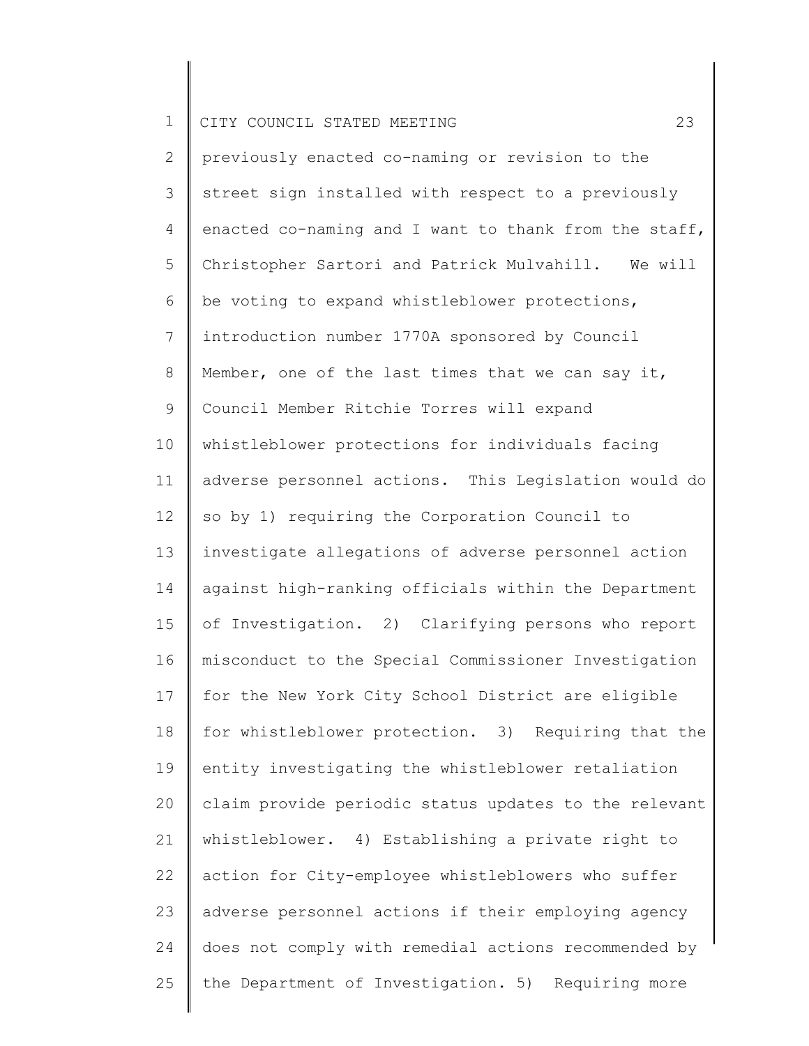previously enacted co-naming or revision to the street sign installed with respect to a previously enacted co-naming and I want to thank from the staff, Christopher Sartori and Patrick Mulvahill. We will be voting to expand whistleblower protections, introduction number 1770A sponsored by Council Member, one of the last times that we can say it, Council Member Ritchie Torres will expand whistleblower protections for individuals facing adverse personnel actions. This Legislation would do so by 1) requiring the Corporation Council to investigate allegations of adverse personnel action against high-ranking officials within the Department of Investigation. 2) Clarifying persons who report misconduct to the Special Commissioner Investigation for the New York City School District are eligible for whistleblower protection. 3) Requiring that the entity investigating the whistleblower retaliation claim provide periodic status updates to the relevant whistleblower. 4) Establishing a private right to action for City-employee whistleblowers who suffer adverse personnel actions if their employing agency does not comply with remedial actions recommended by the Department of Investigation. 5) Requiring more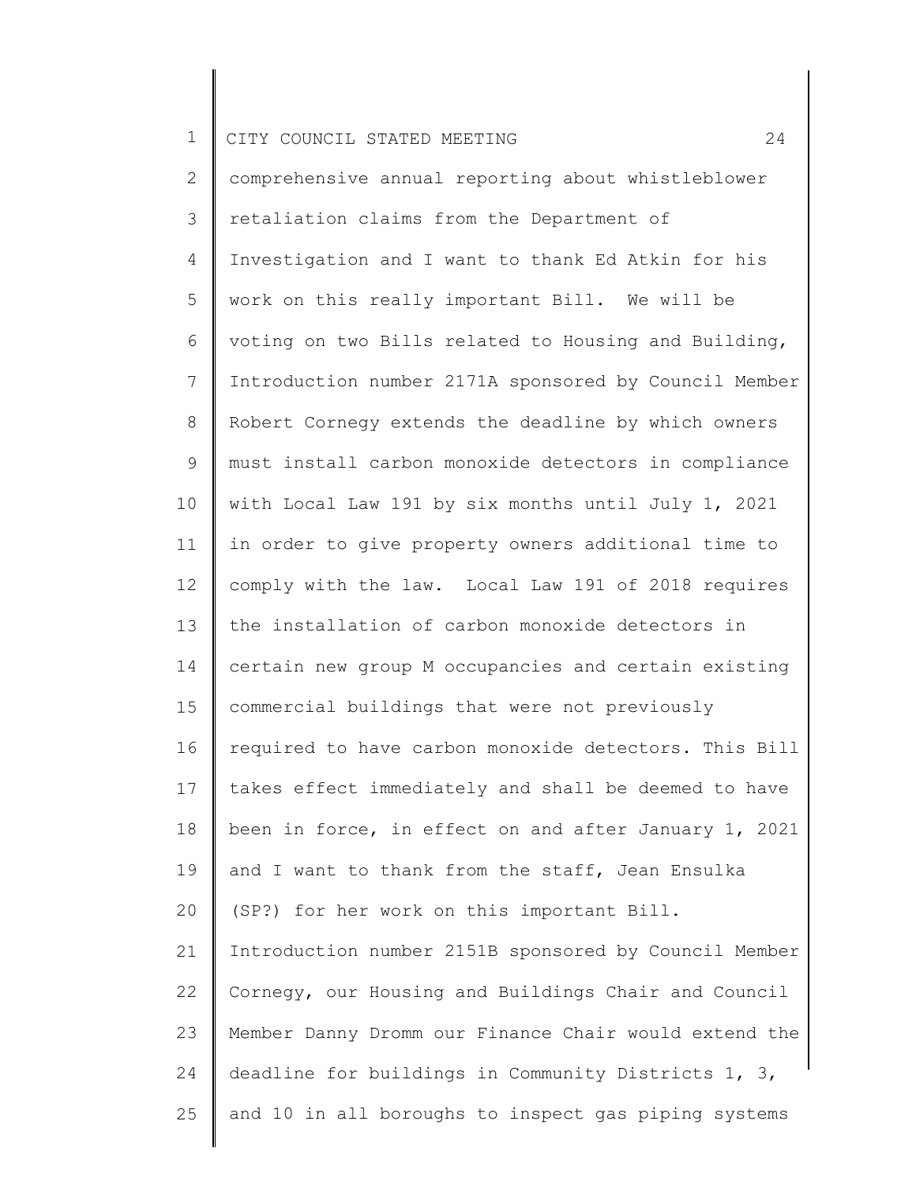comprehensive annual reporting about whistleblower retaliation claims from the Department of Investigation and I want to thank Ed Atkin for his work on this really important Bill. We will be voting on two Bills related to Housing and Building, Introduction number 2171A sponsored by Council Member Robert Cornegy extends the deadline by which owners must install carbon monoxide detectors in compliance with Local Law 191 by six months until July 1, 2021 in order to give property owners additional time to comply with the law. Local Law 191 of 2018 requires the installation of carbon monoxide detectors in certain new group M occupancies and certain existing commercial buildings that were not previously required to have carbon monoxide detectors. This Bill takes effect immediately and shall be deemed to have been in force, in effect on and after January 1, 2021 and I want to thank from the staff, Jean Ensulka (SP?) for her work on this important Bill. Introduction number 2151B sponsored by Council Member Cornegy, our Housing and Buildings Chair and Council Member Danny Dromm our Finance Chair would extend the deadline for buildings in Community Districts 1, 3, and 10 in all boroughs to inspect gas piping systems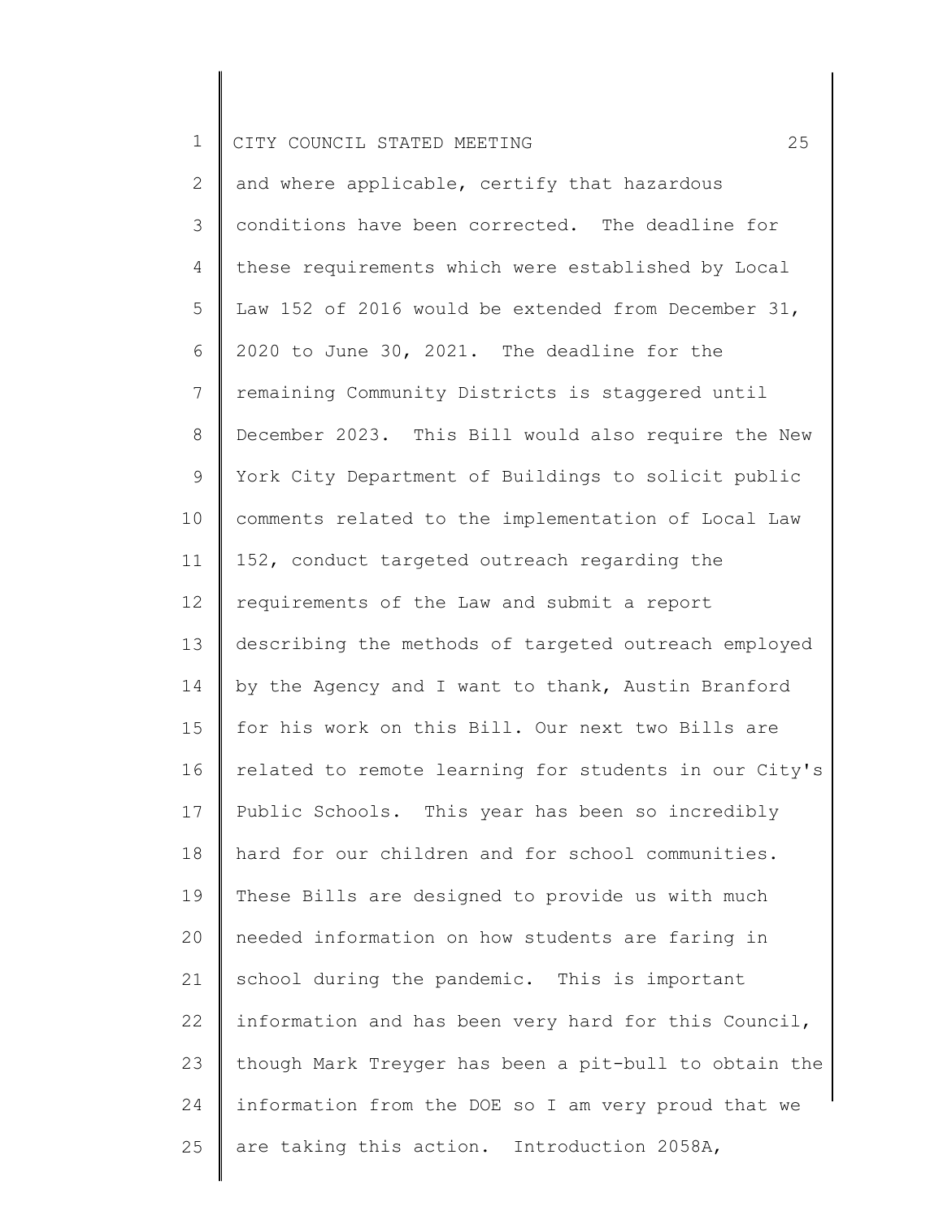and where applicable, certify that hazardous conditions have been corrected. The deadline for these requirements which were established by Local Law 152 of 2016 would be extended from December 31, 2020 to June 30, 2021. The deadline for the remaining Community Districts is staggered until December 2023. This Bill would also require the New York City Department of Buildings to solicit public comments related to the implementation of Local Law 152, conduct targeted outreach regarding the requirements of the Law and submit a report describing the methods of targeted outreach employed by the Agency and I want to thank, Austin Branford for his work on this Bill. Our next two Bills are related to remote learning for students in our City's Public Schools. This year has been so incredibly hard for our children and for school communities. These Bills are designed to provide us with much needed information on how students are faring in school during the pandemic. This is important information and has been very hard for this Council, though Mark Treyger has been a pit-bull to obtain the information from the DOE so I am very proud that we are taking this action. Introduction 2058A,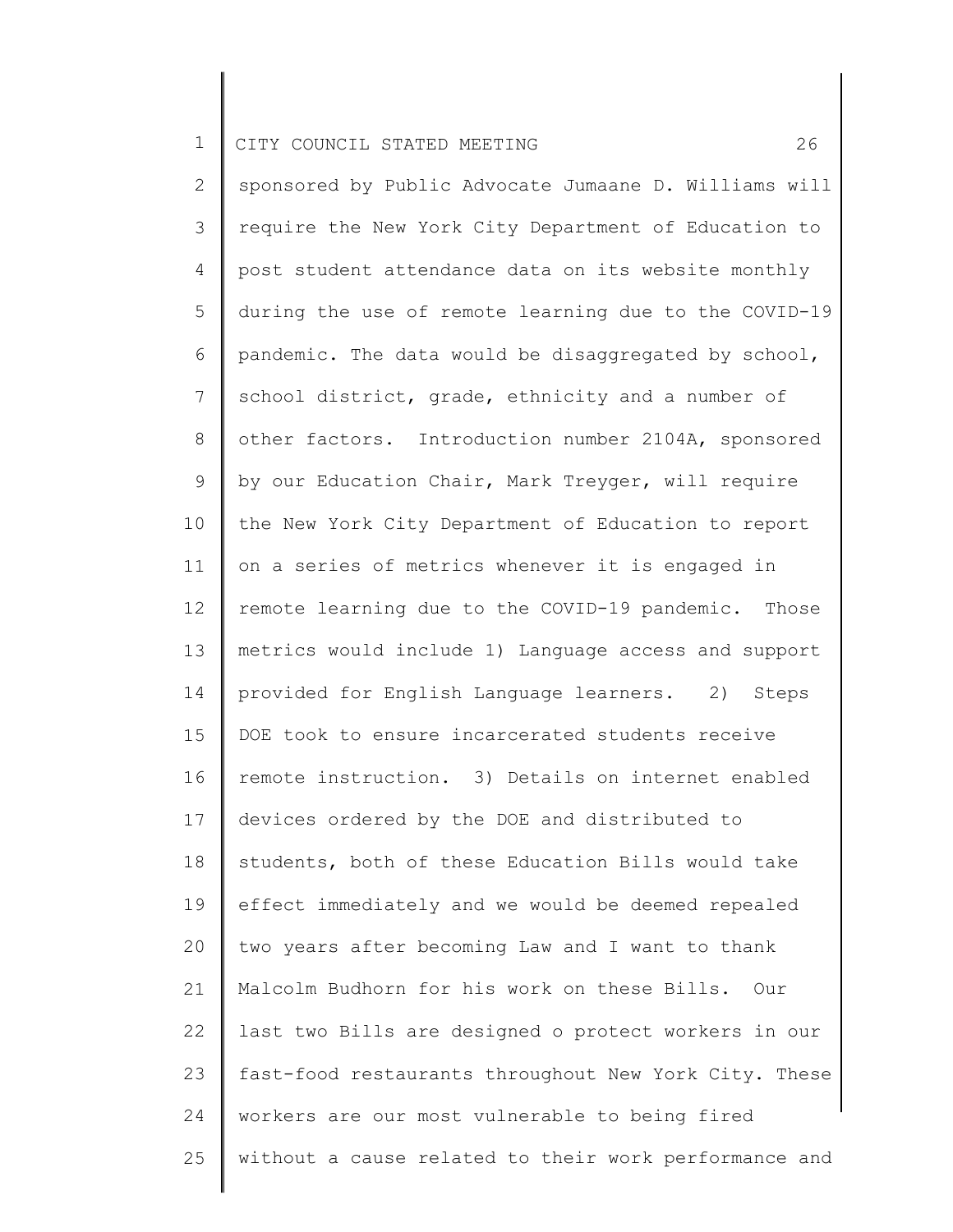sponsored by Public Advocate Jumaane D. Williams will require the New York City Department of Education to post student attendance data on its website monthly during the use of remote learning due to the COVID-19 pandemic. The data would be disaggregated by school, school district, grade, ethnicity and a number of other factors. Introduction number 2104A, sponsored by our Education Chair, Mark Treyger, will require the New York City Department of Education to report on a series of metrics whenever it is engaged in remote learning due to the COVID-19 pandemic. Those metrics would include 1) Language access and support provided for English Language learners. 2) Steps DOE took to ensure incarcerated students receive remote instruction. 3) Details on internet enabled devices ordered by the DOE and distributed to students, both of these Education Bills would take effect immediately and we would be deemed repealed two years after becoming Law and I want to thank Malcolm Budhorn for his work on these Bills. Our last two Bills are designed o protect workers in our fast-food restaurants throughout New York City. These workers are our most vulnerable to being fired without a cause related to their work performance and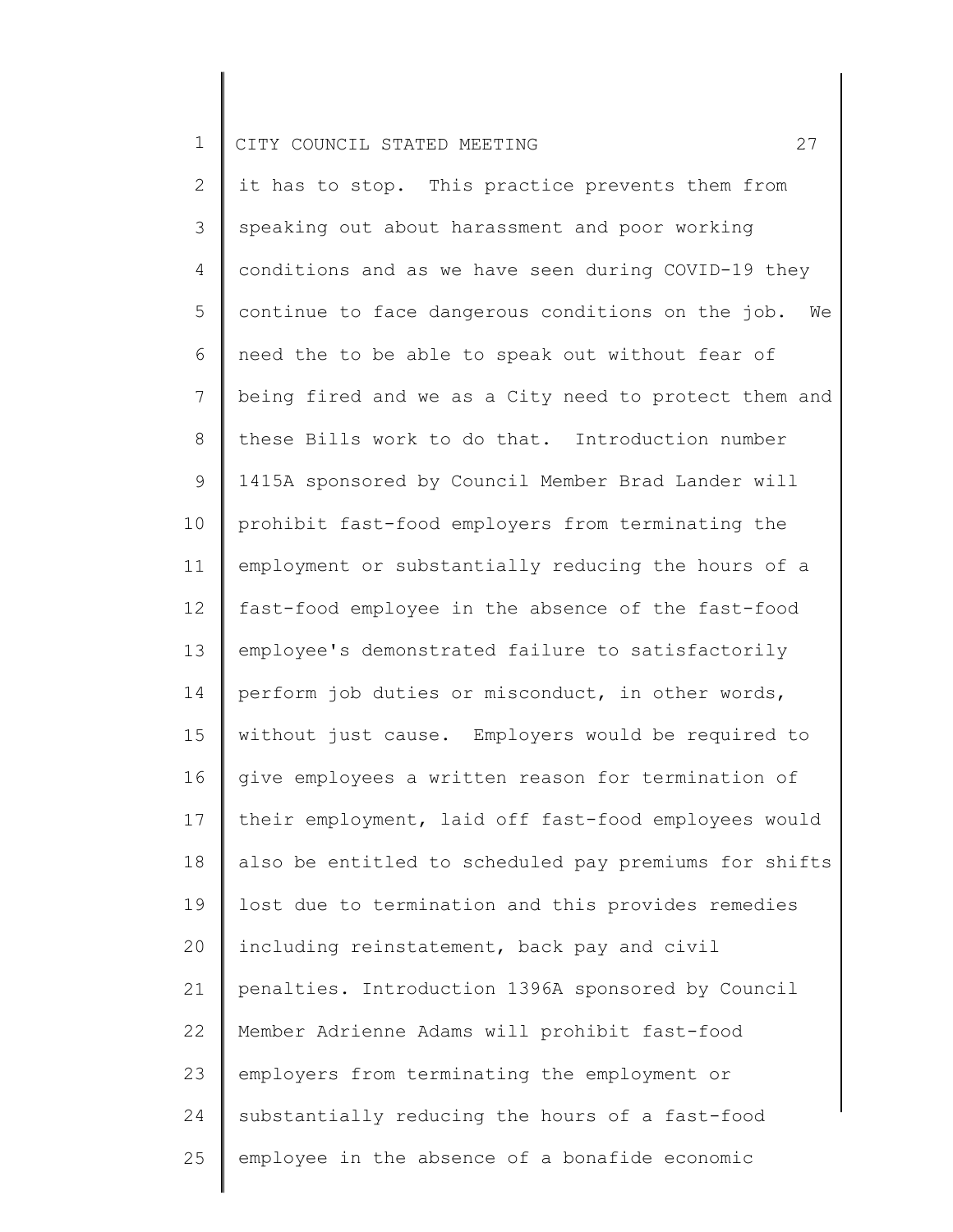it has to stop. This practice prevents them from speaking out about harassment and poor working conditions and as we have seen during COVID-19 they continue to face dangerous conditions on the job. We need the to be able to speak out without fear of being fired and we as a City need to protect them and these Bills work to do that. Introduction number 1415A sponsored by Council Member Brad Lander will prohibit fast-food employers from terminating the employment or substantially reducing the hours of a fast-food employee in the absence of the fast-food employee's demonstrated failure to satisfactorily perform job duties or misconduct, in other words, without just cause. Employers would be required to give employees a written reason for termination of their employment, laid off fast-food employees would also be entitled to scheduled pay premiums for shifts lost due to termination and this provides remedies including reinstatement, back pay and civil penalties. Introduction 1396A sponsored by Council Member Adrienne Adams will prohibit fast-food employers from terminating the employment or substantially reducing the hours of a fast-food employee in the absence of a bonafide economic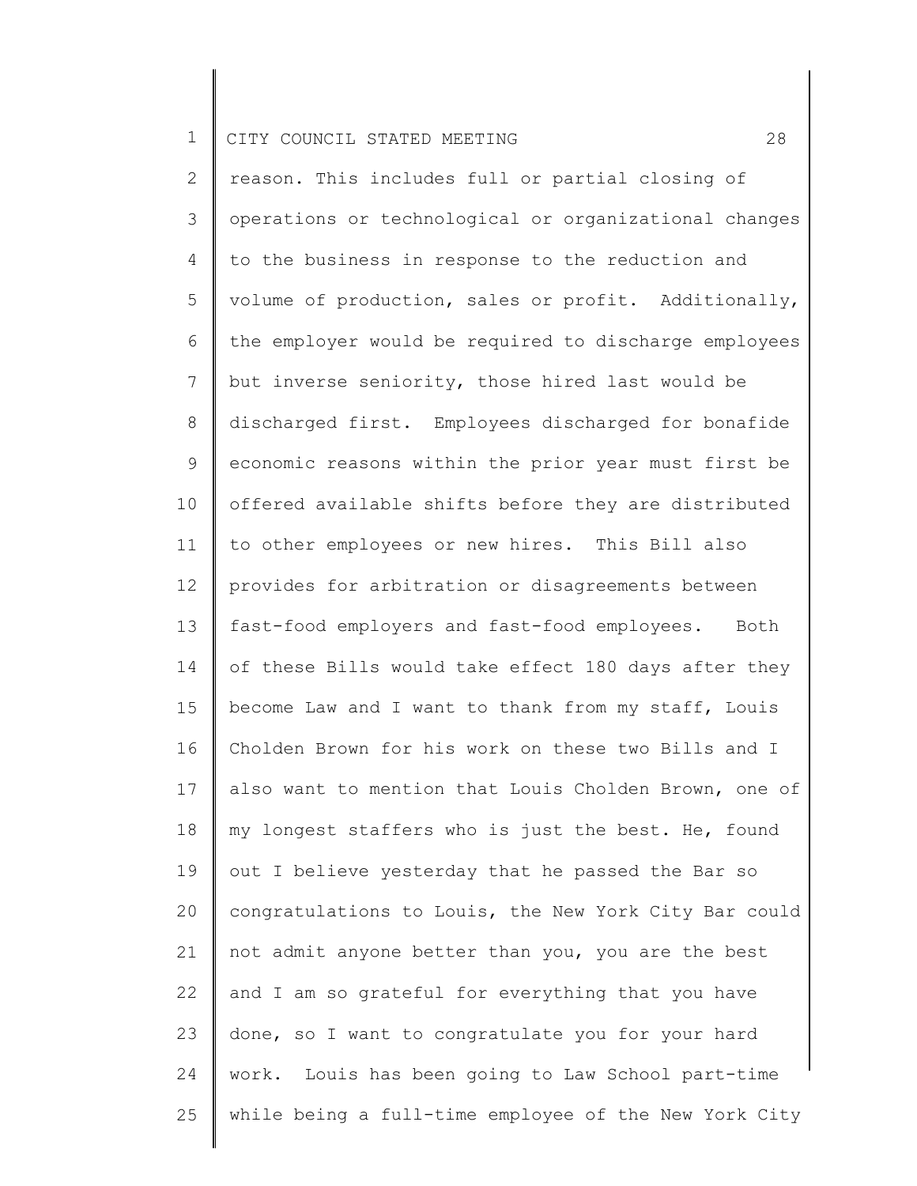reason. This includes full or partial closing of operations or technological or organizational changes to the business in response to the reduction and volume of production, sales or profit. Additionally, the employer would be required to discharge employees but inverse seniority, those hired last would be discharged first. Employees discharged for bonafide economic reasons within the prior year must first be offered available shifts before they are distributed to other employees or new hires. This Bill also provides for arbitration or disagreements between fast-food employers and fast-food employees. Both of these Bills would take effect 180 days after they become Law and I want to thank from my staff, Louis Cholden Brown for his work on these two Bills and I also want to mention that Louis Cholden Brown, one of my longest staffers who is just the best. He, found out I believe yesterday that he passed the Bar so congratulations to Louis, the New York City Bar could not admit anyone better than you, you are the best and I am so grateful for everything that you have done, so I want to congratulate you for your hard work. Louis has been going to Law School part-time while being a full-time employee of the New York City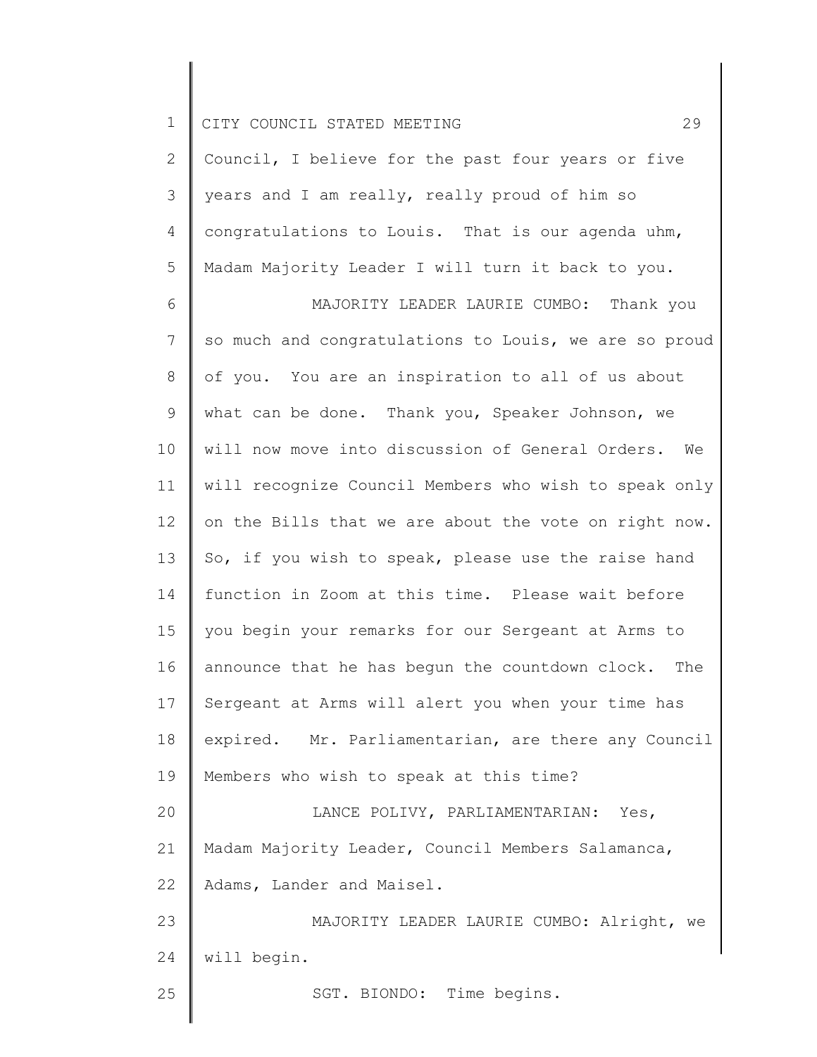Council, I believe for the past four years or five years and I am really, really proud of him so congratulations to Louis. That is our agenda uhm, Madam Majority Leader I will turn it back to you.

MAJORITY LEADER LAURIE CUMBO: Thank you so much and congratulations to Louis, we are so proud of you. You are an inspiration to all of us about what can be done. Thank you, Speaker Johnson, we will now move into discussion of General Orders. We will recognize Council Members who wish to speak only on the Bills that we are about the vote on right now. So, if you wish to speak, please use the raise hand function in Zoom at this time. Please wait before you begin your remarks for our Sergeant at Arms to announce that he has begun the countdown clock. The Sergeant at Arms will alert you when your time has expired. Mr. Parliamentarian, are there any Council Members who wish to speak at this time?

LANCE POLIVY, PARLIAMENTARIAN: Yes, Madam Majority Leader, Council Members Salamanca, Adams, Lander and Maisel.

MAJORITY LEADER LAURIE CUMBO: Alright, we will begin.

SGT. BIONDO: Time begins.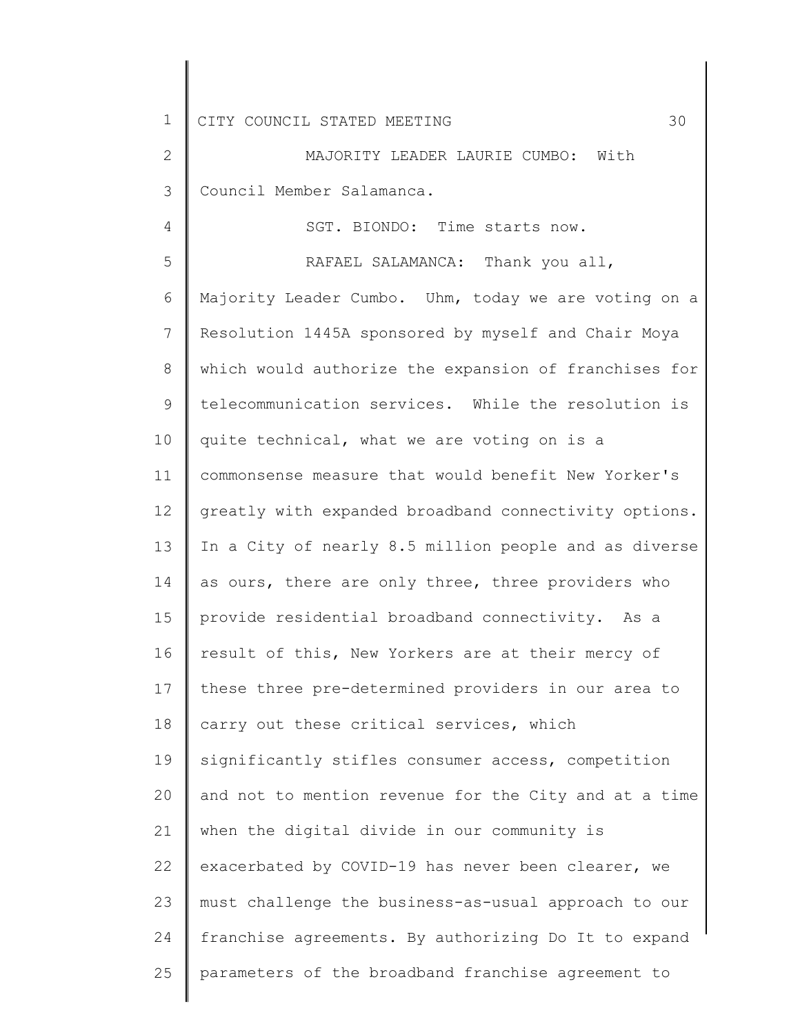MAJORITY LEADER LAURIE CUMBO: With Council Member Salamanca.

SGT. BIONDO: Time starts now.

RAFAEL SALAMANCA: Thank you all, Majority Leader Cumbo. Uhm, today we are voting on a Resolution 1445A sponsored by myself and Chair Moya which would authorize the expansion of franchises for telecommunication services. While the resolution is quite technical, what we are voting on is a commonsense measure that would benefit New Yorker's greatly with expanded broadband connectivity options. In a City of nearly 8.5 million people and as diverse as ours, there are only three, three providers who provide residential broadband connectivity. As a result of this, New Yorkers are at their mercy of these three pre-determined providers in our area to carry out these critical services, which significantly stifles consumer access, competition and not to mention revenue for the City and at a time when the digital divide in our community is exacerbated by COVID-19 has never been clearer, we must challenge the business-as-usual approach to our franchise agreements. By authorizing Do It to expand parameters of the broadband franchise agreement to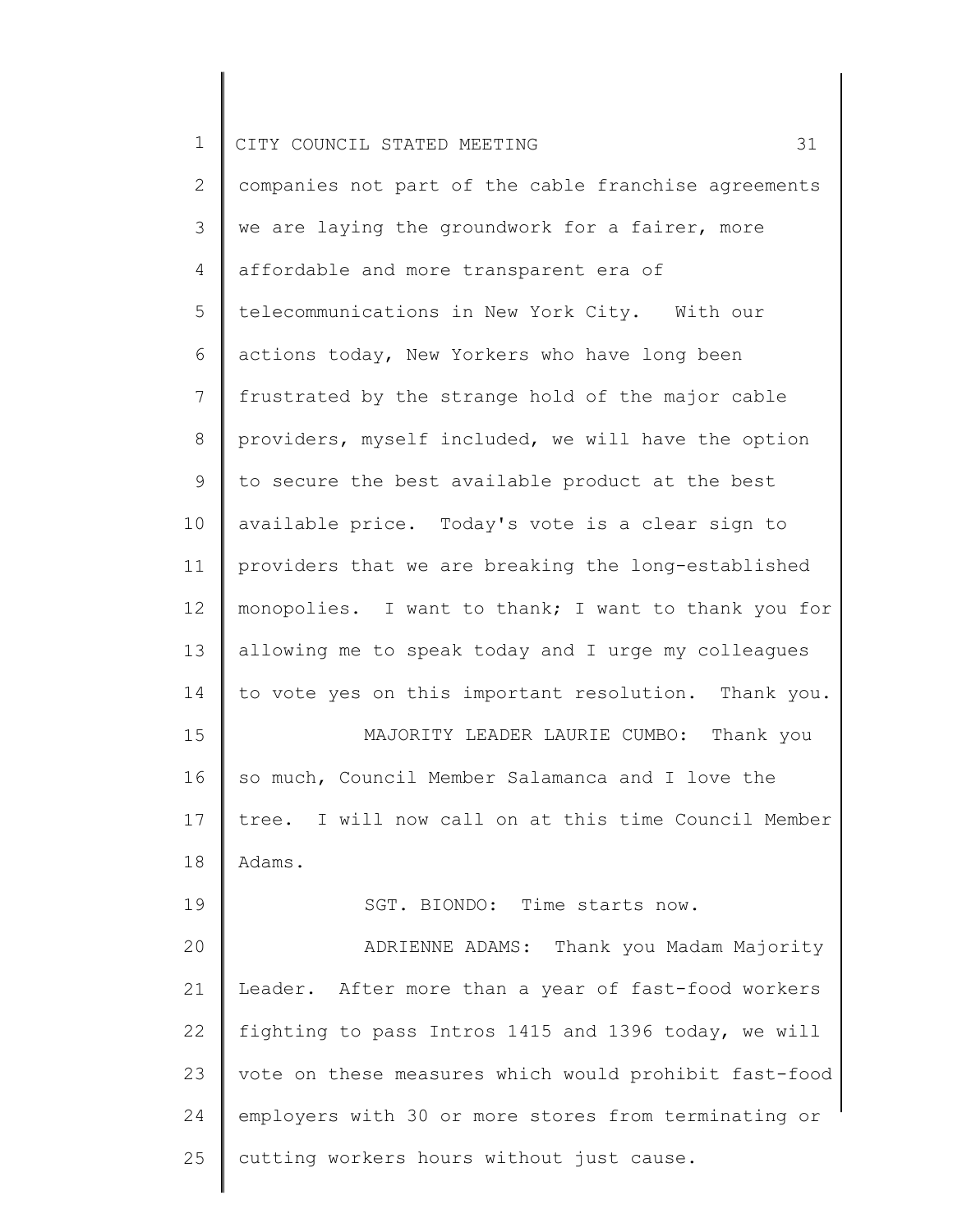companies not part of the cable franchise agreements we are laying the groundwork for a fairer, more affordable and more transparent era of telecommunications in New York City. With our actions today, New Yorkers who have long been frustrated by the strange hold of the major cable providers, myself included, we will have the option to secure the best available product at the best available price. Today's vote is a clear sign to providers that we are breaking the long-established monopolies. I want to thank; I want to thank you for allowing me to speak today and I urge my colleagues to vote yes on this important resolution. Thank you.

MAJORITY LEADER LAURIE CUMBO: Thank you so much, Council Member Salamanca and I love the tree. I will now call on at this time Council Member Adams.

SGT. BIONDO: Time starts now.

ADRIENNE ADAMS: Thank you Madam Majority Leader. After more than a year of fast-food workers fighting to pass Intros 1415 and 1396 today, we will vote on these measures which would prohibit fast-food employers with 30 or more stores from terminating or cutting workers hours without just cause.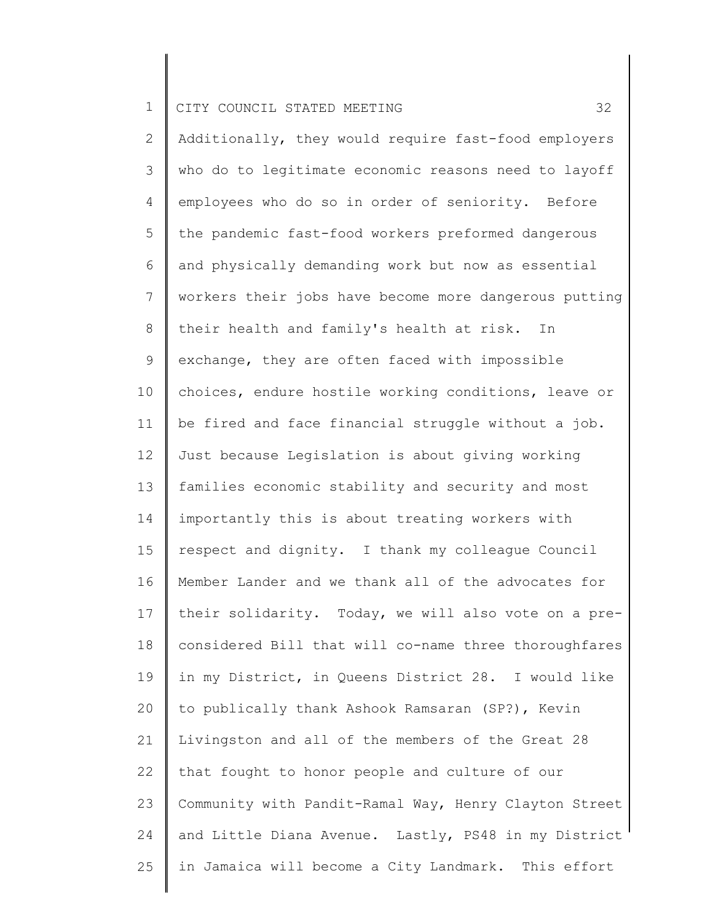Additionally, they would require fast-food employers who do to legitimate economic reasons need to layoff employees who do so in order of seniority. Before the pandemic fast-food workers preformed dangerous and physically demanding work but now as essential workers their jobs have become more dangerous putting their health and family's health at risk. In exchange, they are often faced with impossible choices, endure hostile working conditions, leave or be fired and face financial struggle without a job. Just because Legislation is about giving working families economic stability and security and most importantly this is about treating workers with respect and dignity. I thank my colleague Council Member Lander and we thank all of the advocates for their solidarity. Today, we will also vote on a pre-considered Bill that will co-name three thoroughfares in my District, in Queens District 28. I would like to publically thank Ashook Ramsaran (SP?), Kevin Livingston and all of the members of the Great 28 that fought to honor people and culture of our Community with Pandit-Ramal Way, Henry Clayton Street and Little Diana Avenue. Lastly, PS48 in my District in Jamaica will become a City Landmark. This effort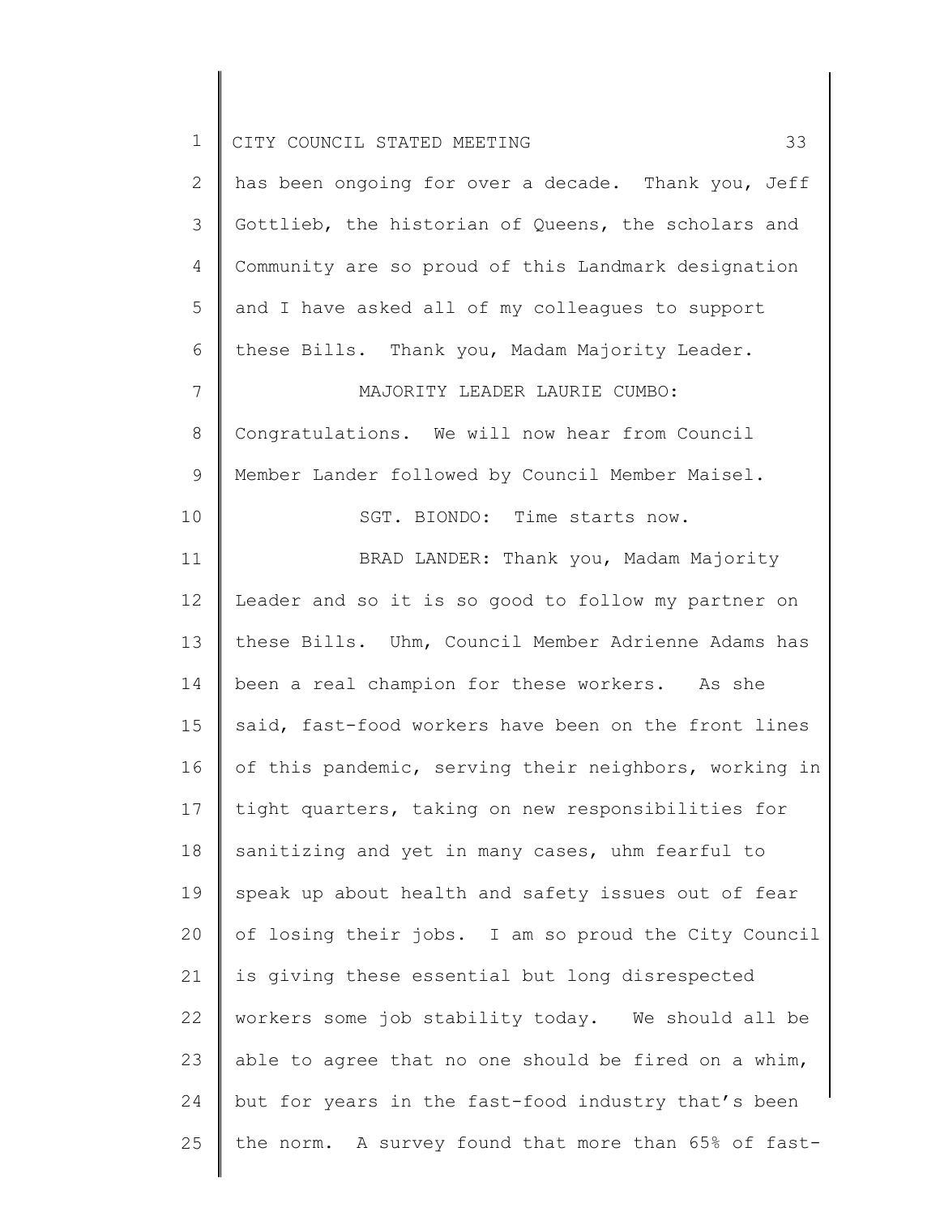has been ongoing for over a decade. Thank you, Jeff Gottlieb, the historian of Queens, the scholars and Community are so proud of this Landmark designation and I have asked all of my colleagues to support these Bills. Thank you, Madam Majority Leader.

MAJORITY LEADER LAURIE CUMBO: Congratulations. We will now hear from Council Member Lander followed by Council Member Maisel.

SGT. BIONDO: Time starts now.

BRAD LANDER: Thank you, Madam Majority Leader and so it is so good to follow my partner on these Bills. Uhm, Council Member Adrienne Adams has been a real champion for these workers. As she said, fast-food workers have been on the front lines of this pandemic, serving their neighbors, working in tight quarters, taking on new responsibilities for sanitizing and yet in many cases, uhm fearful to speak up about health and safety issues out of fear of losing their jobs. I am so proud the City Council is giving these essential but long disrespected workers some job stability today. We should all be able to agree that no one should be fired on a whim, but for years in the fast-food industry that's been the norm. A survey found that more than 65% of fast-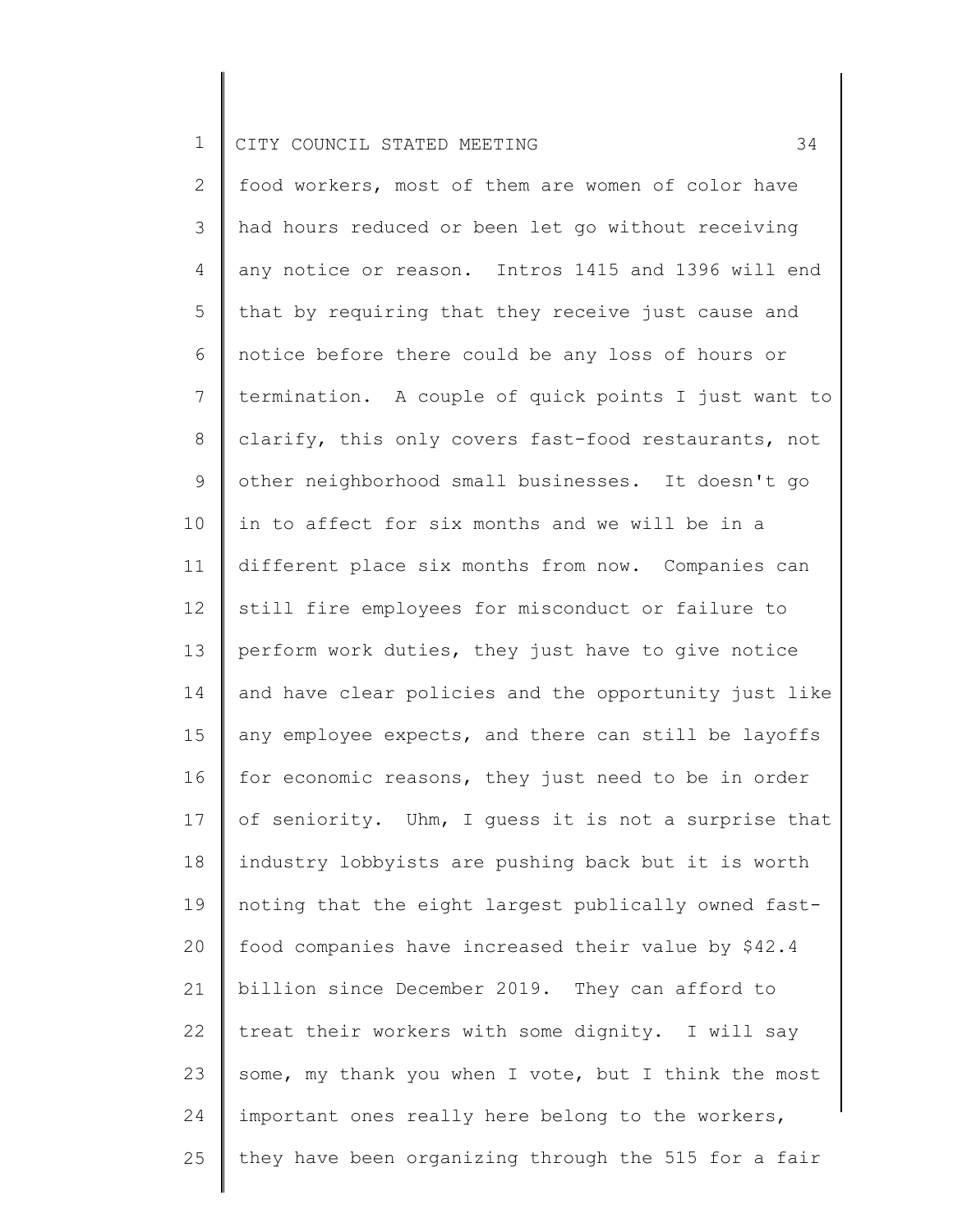food workers, most of them are women of color have had hours reduced or been let go without receiving any notice or reason. Intros 1415 and 1396 will end that by requiring that they receive just cause and notice before there could be any loss of hours or termination. A couple of quick points I just want to clarify, this only covers fast-food restaurants, not other neighborhood small businesses. It doesn't go in to affect for six months and we will be in a different place six months from now. Companies can still fire employees for misconduct or failure to perform work duties, they just have to give notice and have clear policies and the opportunity just like any employee expects, and there can still be layoffs for economic reasons, they just need to be in order of seniority. Uhm, I guess it is not a surprise that industry lobbyists are pushing back but it is worth noting that the eight largest publically owned fast-food companies have increased their value by $42.4 billion since December 2019. They can afford to treat their workers with some dignity. I will say some, my thank you when I vote, but I think the most important ones really here belong to the workers, they have been organizing through the 515 for a fair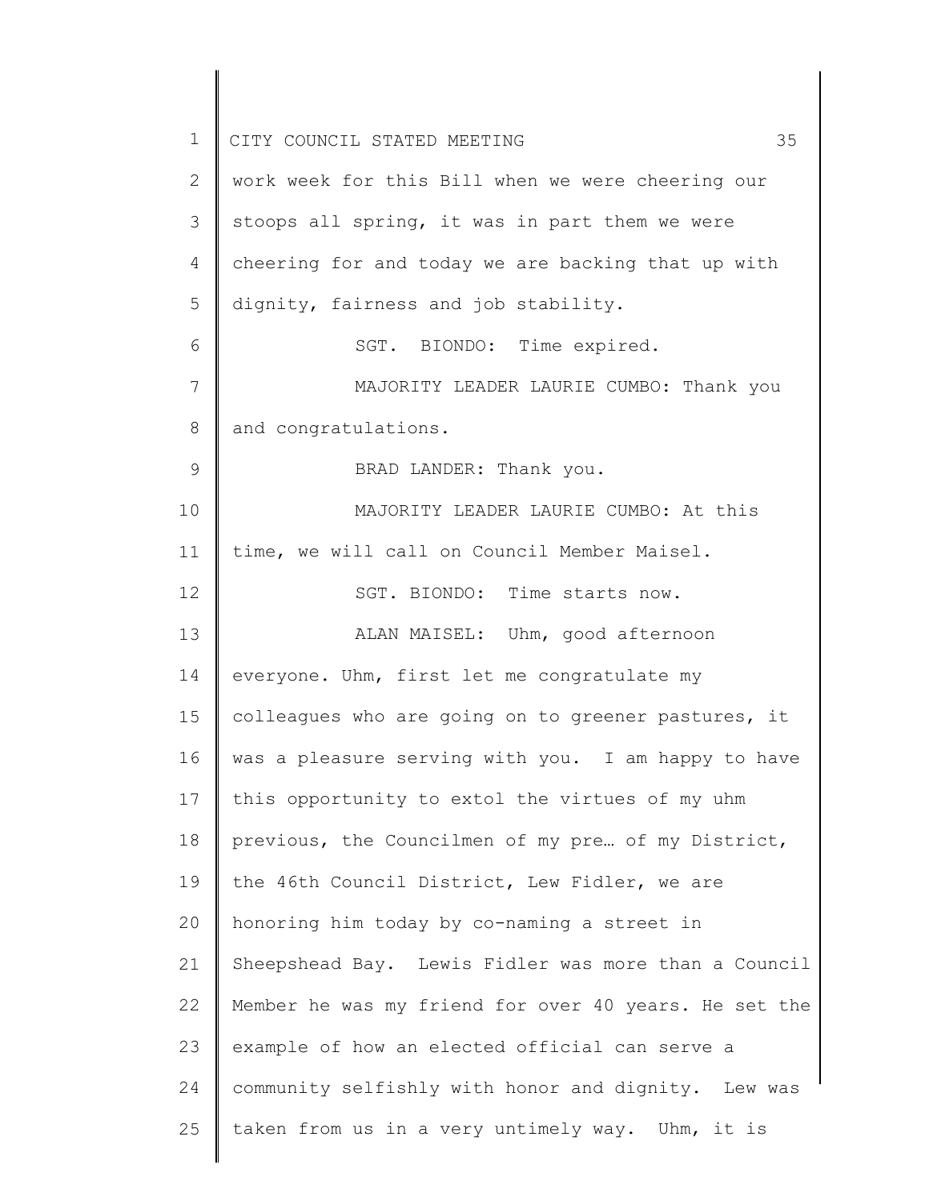work week for this Bill when we were cheering our stoops all spring, it was in part them we were cheering for and today we are backing that up with dignity, fairness and job stability.

SGT. BIONDO: Time expired.

MAJORITY LEADER LAURIE CUMBO: Thank you and congratulations.

BRAD LANDER: Thank you.

MAJORITY LEADER LAURIE CUMBO: At this time, we will call on Council Member Maisel.

SGT. BIONDO: Time starts now.

ALAN MAISEL: Uhm, good afternoon everyone. Uhm, first let me congratulate my colleagues who are going on to greener pastures, it was a pleasure serving with you. I am happy to have this opportunity to extol the virtues of my uhm previous, the Councilmen of my pre… of my District, the 46th Council District, Lew Fidler, we are honoring him today by co-naming a street in Sheepshead Bay. Lewis Fidler was more than a Council Member he was my friend for over 40 years. He set the example of how an elected official can serve a community selfishly with honor and dignity. Lew was taken from us in a very untimely way. Uhm, it is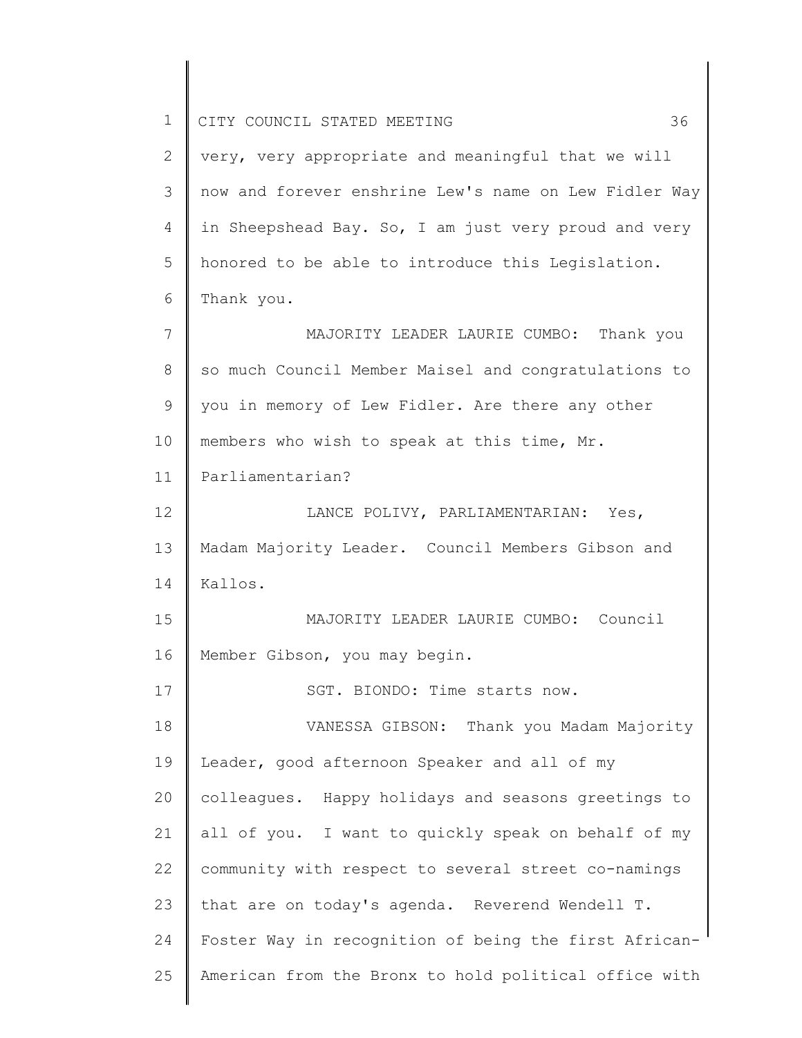very, very appropriate and meaningful that we will now and forever enshrine Lew's name on Lew Fidler Way in Sheepshead Bay. So, I am just very proud and very honored to be able to introduce this Legislation. Thank you.

MAJORITY LEADER LAURIE CUMBO: Thank you so much Council Member Maisel and congratulations to you in memory of Lew Fidler. Are there any other members who wish to speak at this time, Mr. Parliamentarian?

LANCE POLIVY, PARLIAMENTARIAN: Yes, Madam Majority Leader. Council Members Gibson and Kallos.

MAJORITY LEADER LAURIE CUMBO: Council Member Gibson, you may begin.

SGT. BIONDO: Time starts now.

VANESSA GIBSON: Thank you Madam Majority Leader, good afternoon Speaker and all of my colleagues. Happy holidays and seasons greetings to all of you. I want to quickly speak on behalf of my community with respect to several street co-namings that are on today's agenda. Reverend Wendell T. Foster Way in recognition of being the first African-American from the Bronx to hold political office with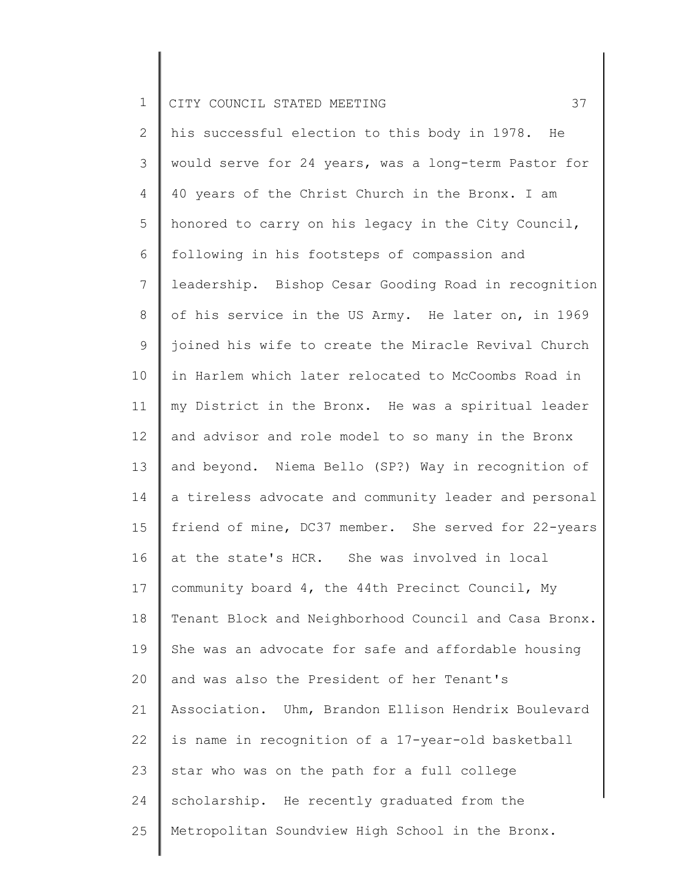his successful election to this body in 1978. He would serve for 24 years, was a long-term Pastor for 40 years of the Christ Church in the Bronx. I am honored to carry on his legacy in the City Council, following in his footsteps of compassion and leadership. Bishop Cesar Gooding Road in recognition of his service in the US Army. He later on, in 1969 joined his wife to create the Miracle Revival Church in Harlem which later relocated to McCoombs Road in my District in the Bronx. He was a spiritual leader and advisor and role model to so many in the Bronx and beyond. Niema Bello (SP?) Way in recognition of a tireless advocate and community leader and personal friend of mine, DC37 member. She served for 22-years at the state's HCR. She was involved in local community board 4, the 44th Precinct Council, My Tenant Block and Neighborhood Council and Casa Bronx. She was an advocate for safe and affordable housing and was also the President of her Tenant's Association. Uhm, Brandon Ellison Hendrix Boulevard is name in recognition of a 17-year-old basketball star who was on the path for a full college scholarship. He recently graduated from the Metropolitan Soundview High School in the Bronx.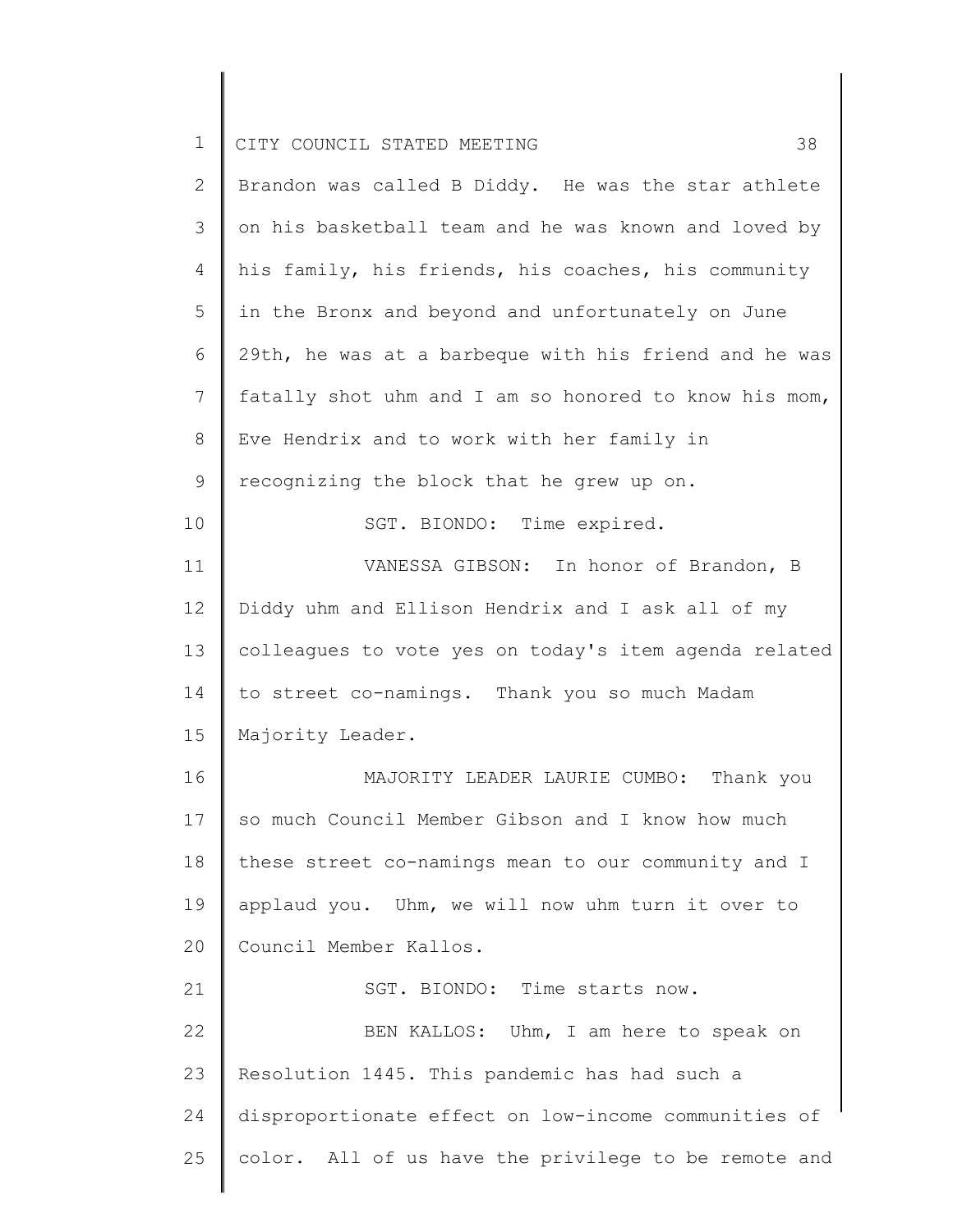Brandon was called B Diddy. He was the star athlete on his basketball team and he was known and loved by his family, his friends, his coaches, his community in the Bronx and beyond and unfortunately on June 29th, he was at a barbeque with his friend and he was fatally shot uhm and I am so honored to know his mom, Eve Hendrix and to work with her family in recognizing the block that he grew up on.

SGT. BIONDO: Time expired.

VANESSA GIBSON: In honor of Brandon, B Diddy uhm and Ellison Hendrix and I ask all of my colleagues to vote yes on today's item agenda related to street co-namings. Thank you so much Madam Majority Leader.

MAJORITY LEADER LAURIE CUMBO: Thank you so much Council Member Gibson and I know how much these street co-namings mean to our community and I applaud you. Uhm, we will now uhm turn it over to Council Member Kallos.

SGT. BIONDO: Time starts now.

BEN KALLOS: Uhm, I am here to speak on Resolution 1445. This pandemic has had such a disproportionate effect on low-income communities of color. All of us have the privilege to be remote and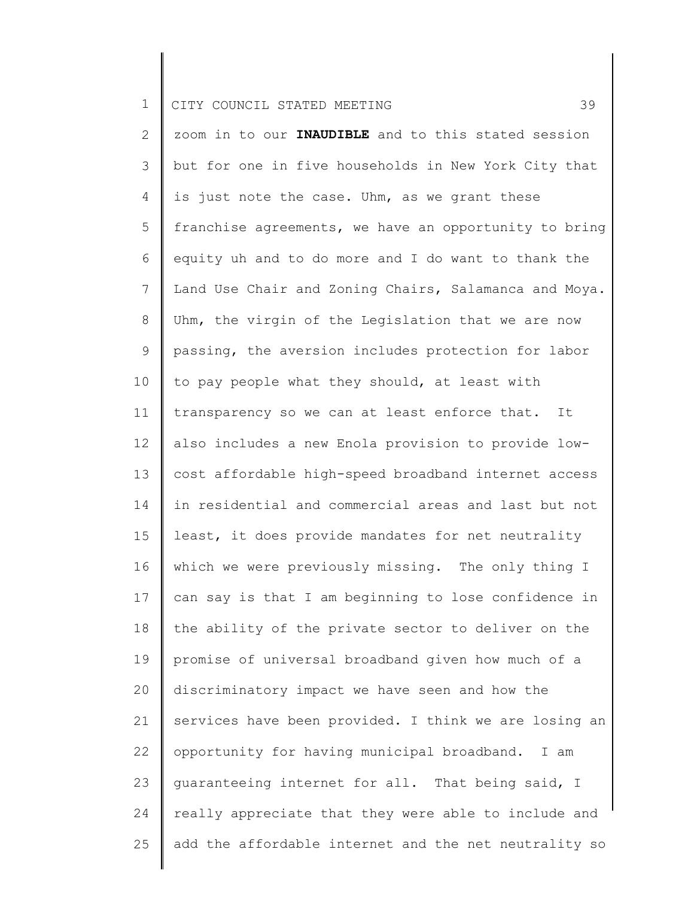zoom in to our **INAUDIBLE** and to this stated session but for one in five households in New York City that is just note the case. Uhm, as we grant these franchise agreements, we have an opportunity to bring equity uh and to do more and I do want to thank the Land Use Chair and Zoning Chairs, Salamanca and Moya. Uhm, the virgin of the Legislation that we are now passing, the aversion includes protection for labor to pay people what they should, at least with transparency so we can at least enforce that. It also includes a new Enola provision to provide low-cost affordable high-speed broadband internet access in residential and commercial areas and last but not least, it does provide mandates for net neutrality which we were previously missing. The only thing I can say is that I am beginning to lose confidence in the ability of the private sector to deliver on the promise of universal broadband given how much of a discriminatory impact we have seen and how the services have been provided. I think we are losing an opportunity for having municipal broadband. I am guaranteeing internet for all. That being said, I really appreciate that they were able to include and add the affordable internet and the net neutrality so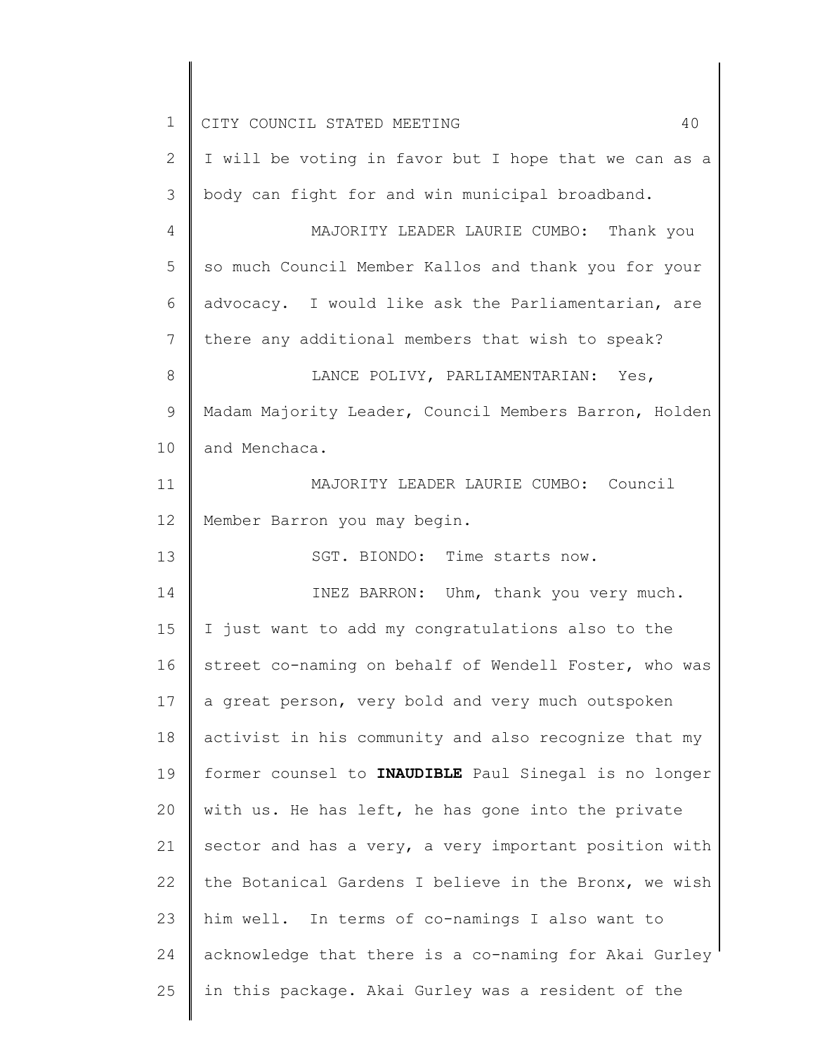I will be voting in favor but I hope that we can as a body can fight for and win municipal broadband.

MAJORITY LEADER LAURIE CUMBO: Thank you so much Council Member Kallos and thank you for your advocacy. I would like ask the Parliamentarian, are there any additional members that wish to speak?

LANCE POLIVY, PARLIAMENTARIAN: Yes, Madam Majority Leader, Council Members Barron, Holden and Menchaca.

MAJORITY LEADER LAURIE CUMBO: Council Member Barron you may begin.

SGT. BIONDO: Time starts now.

INEZ BARRON: Uhm, thank you very much. I just want to add my congratulations also to the street co-naming on behalf of Wendell Foster, who was a great person, very bold and very much outspoken activist in his community and also recognize that my former counsel to **INAUDIBLE** Paul Sinegal is no longer with us. He has left, he has gone into the private sector and has a very, a very important position with the Botanical Gardens I believe in the Bronx, we wish him well. In terms of co-namings I also want to acknowledge that there is a co-naming for Akai Gurley in this package. Akai Gurley was a resident of the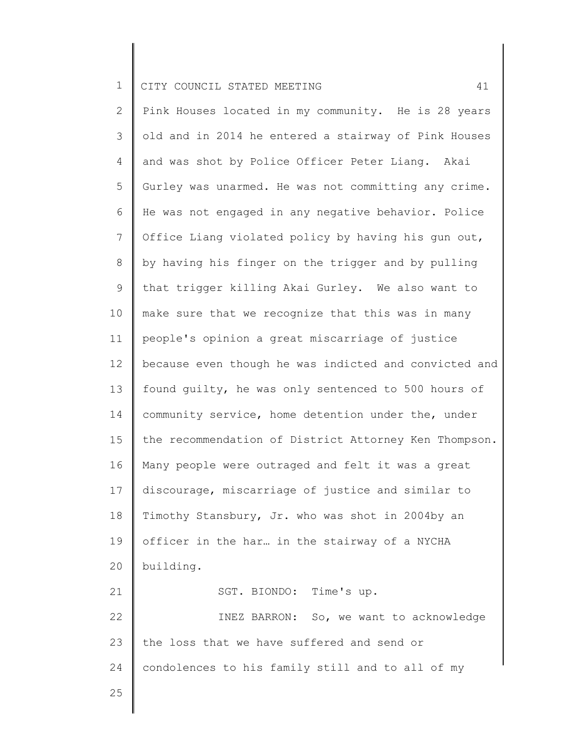Pink Houses located in my community. He is 28 years old and in 2014 he entered a stairway of Pink Houses and was shot by Police Officer Peter Liang. Akai Gurley was unarmed. He was not committing any crime. He was not engaged in any negative behavior. Police Office Liang violated policy by having his gun out, by having his finger on the trigger and by pulling that trigger killing Akai Gurley. We also want to make sure that we recognize that this was in many people's opinion a great miscarriage of justice because even though he was indicted and convicted and found guilty, he was only sentenced to 500 hours of community service, home detention under the, under the recommendation of District Attorney Ken Thompson. Many people were outraged and felt it was a great discourage, miscarriage of justice and similar to Timothy Stansbury, Jr. who was shot in 2004by an officer in the har… in the stairway of a NYCHA building.

SGT. BIONDO: Time's up.

INEZ BARRON: So, we want to acknowledge the loss that we have suffered and send or condolences to his family still and to all of my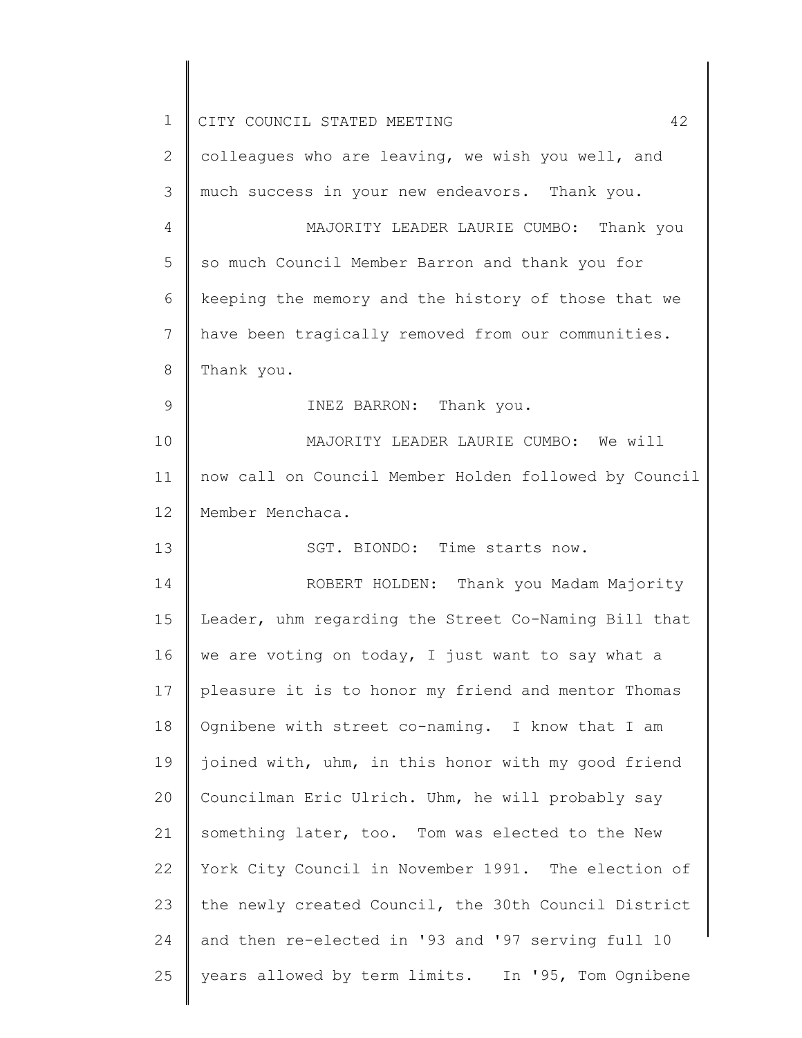colleagues who are leaving, we wish you well, and much success in your new endeavors. Thank you.

MAJORITY LEADER LAURIE CUMBO: Thank you so much Council Member Barron and thank you for keeping the memory and the history of those that we have been tragically removed from our communities. Thank you.

INEZ BARRON: Thank you.

MAJORITY LEADER LAURIE CUMBO: We will now call on Council Member Holden followed by Council Member Menchaca.

SGT. BIONDO: Time starts now.

ROBERT HOLDEN: Thank you Madam Majority Leader, uhm regarding the Street Co-Naming Bill that we are voting on today, I just want to say what a pleasure it is to honor my friend and mentor Thomas Ognibene with street co-naming. I know that I am joined with, uhm, in this honor with my good friend Councilman Eric Ulrich. Uhm, he will probably say something later, too. Tom was elected to the New York City Council in November 1991. The election of the newly created Council, the 30th Council District and then re-elected in '93 and '97 serving full 10 years allowed by term limits. In '95, Tom Ognibene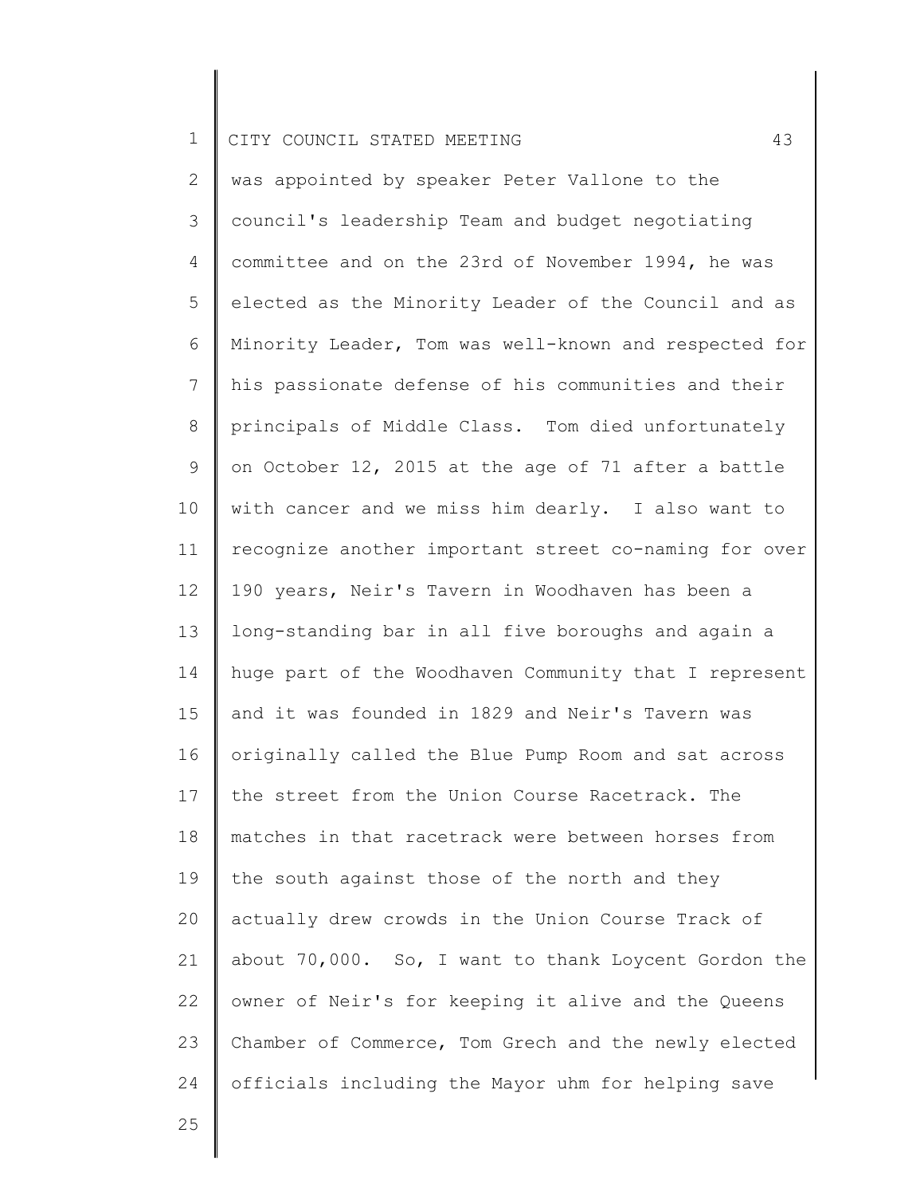was appointed by speaker Peter Vallone to the council's leadership Team and budget negotiating committee and on the 23rd of November 1994, he was elected as the Minority Leader of the Council and as Minority Leader, Tom was well-known and respected for his passionate defense of his communities and their principals of Middle Class. Tom died unfortunately on October 12, 2015 at the age of 71 after a battle with cancer and we miss him dearly. I also want to recognize another important street co-naming for over 190 years, Neir's Tavern in Woodhaven has been a long-standing bar in all five boroughs and again a huge part of the Woodhaven Community that I represent and it was founded in 1829 and Neir's Tavern was originally called the Blue Pump Room and sat across the street from the Union Course Racetrack. The matches in that racetrack were between horses from the south against those of the north and they actually drew crowds in the Union Course Track of about 70,000. So, I want to thank Loycent Gordon the owner of Neir's for keeping it alive and the Queens Chamber of Commerce, Tom Grech and the newly elected officials including the Mayor uhm for helping save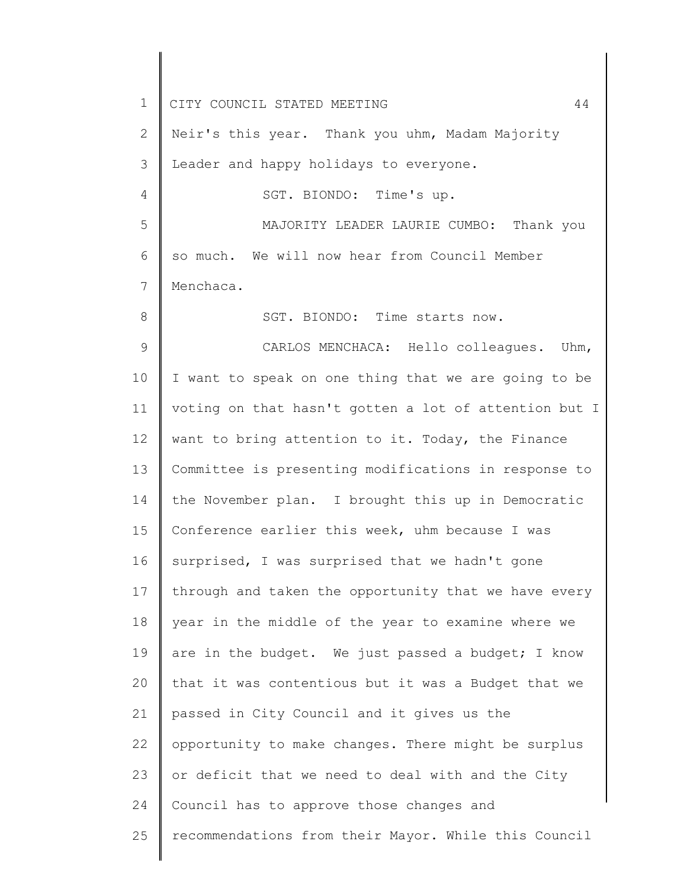Neir's this year. Thank you uhm, Madam Majority Leader and happy holidays to everyone.

SGT. BIONDO: Time's up.

MAJORITY LEADER LAURIE CUMBO: Thank you so much. We will now hear from Council Member Menchaca.

SGT. BIONDO: Time starts now.

CARLOS MENCHACA: Hello colleagues. Uhm, I want to speak on one thing that we are going to be voting on that hasn't gotten a lot of attention but I want to bring attention to it. Today, the Finance Committee is presenting modifications in response to the November plan. I brought this up in Democratic Conference earlier this week, uhm because I was surprised, I was surprised that we hadn't gone through and taken the opportunity that we have every year in the middle of the year to examine where we are in the budget. We just passed a budget; I know that it was contentious but it was a Budget that we passed in City Council and it gives us the opportunity to make changes. There might be surplus or deficit that we need to deal with and the City Council has to approve those changes and recommendations from their Mayor. While this Council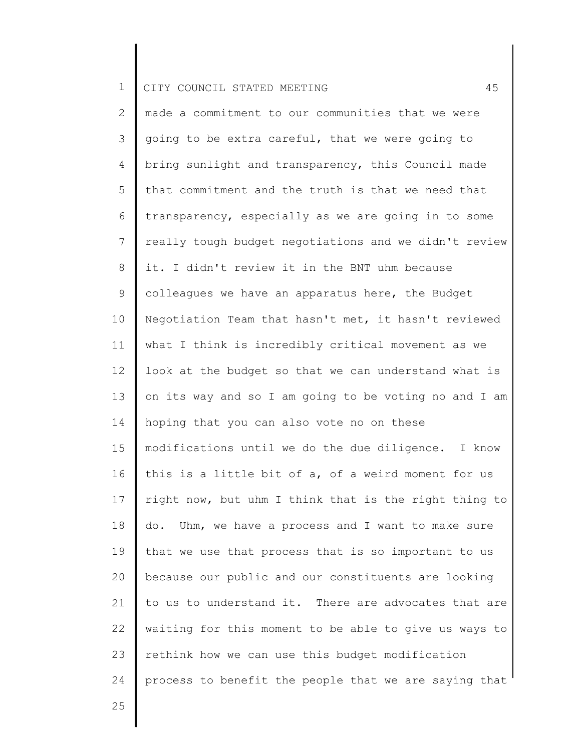made a commitment to our communities that we were going to be extra careful, that we were going to bring sunlight and transparency, this Council made that commitment and the truth is that we need that transparency, especially as we are going in to some really tough budget negotiations and we didn't review it. I didn't review it in the BNT uhm because colleagues we have an apparatus here, the Budget Negotiation Team that hasn't met, it hasn't reviewed what I think is incredibly critical movement as we look at the budget so that we can understand what is on its way and so I am going to be voting no and I am hoping that you can also vote no on these modifications until we do the due diligence. I know this is a little bit of a, of a weird moment for us right now, but uhm I think that is the right thing to do. Uhm, we have a process and I want to make sure that we use that process that is so important to us because our public and our constituents are looking to us to understand it. There are advocates that are waiting for this moment to be able to give us ways to rethink how we can use this budget modification process to benefit the people that we are saying that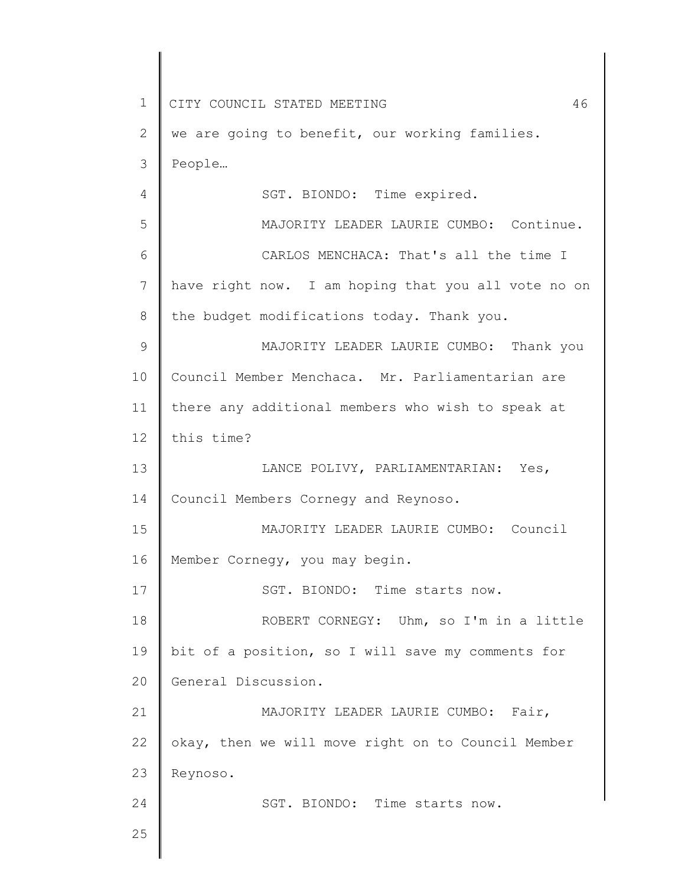we are going to benefit, our working families. People…

SGT. BIONDO: Time expired.

MAJORITY LEADER LAURIE CUMBO: Continue.

CARLOS MENCHACA: That's all the time I have right now. I am hoping that you all vote no on the budget modifications today. Thank you.

MAJORITY LEADER LAURIE CUMBO: Thank you Council Member Menchaca. Mr. Parliamentarian are there any additional members who wish to speak at this time?

LANCE POLIVY, PARLIAMENTARIAN: Yes, Council Members Cornegy and Reynoso.

MAJORITY LEADER LAURIE CUMBO: Council Member Cornegy, you may begin.

SGT. BIONDO: Time starts now.

ROBERT CORNEGY: Uhm, so I'm in a little bit of a position, so I will save my comments for General Discussion.

MAJORITY LEADER LAURIE CUMBO: Fair, okay, then we will move right on to Council Member Reynoso.

SGT. BIONDO: Time starts now.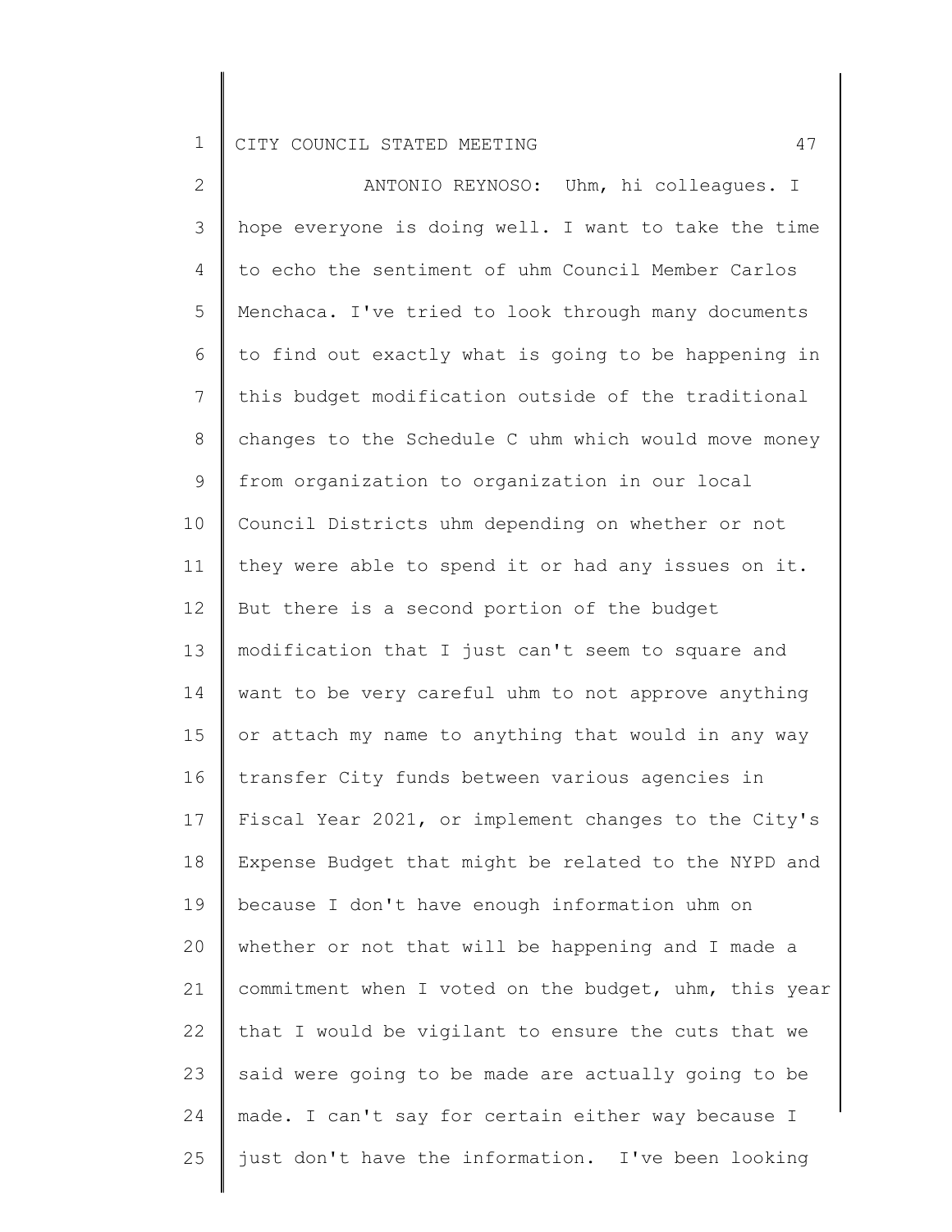ANTONIO REYNOSO: Uhm, hi colleagues. I hope everyone is doing well. I want to take the time to echo the sentiment of uhm Council Member Carlos Menchaca. I've tried to look through many documents to find out exactly what is going to be happening in this budget modification outside of the traditional changes to the Schedule C uhm which would move money from organization to organization in our local Council Districts uhm depending on whether or not they were able to spend it or had any issues on it. But there is a second portion of the budget modification that I just can't seem to square and want to be very careful uhm to not approve anything or attach my name to anything that would in any way transfer City funds between various agencies in Fiscal Year 2021, or implement changes to the City's Expense Budget that might be related to the NYPD and because I don't have enough information uhm on whether or not that will be happening and I made a commitment when I voted on the budget, uhm, this year that I would be vigilant to ensure the cuts that we said were going to be made are actually going to be made. I can't say for certain either way because I just don't have the information. I've been looking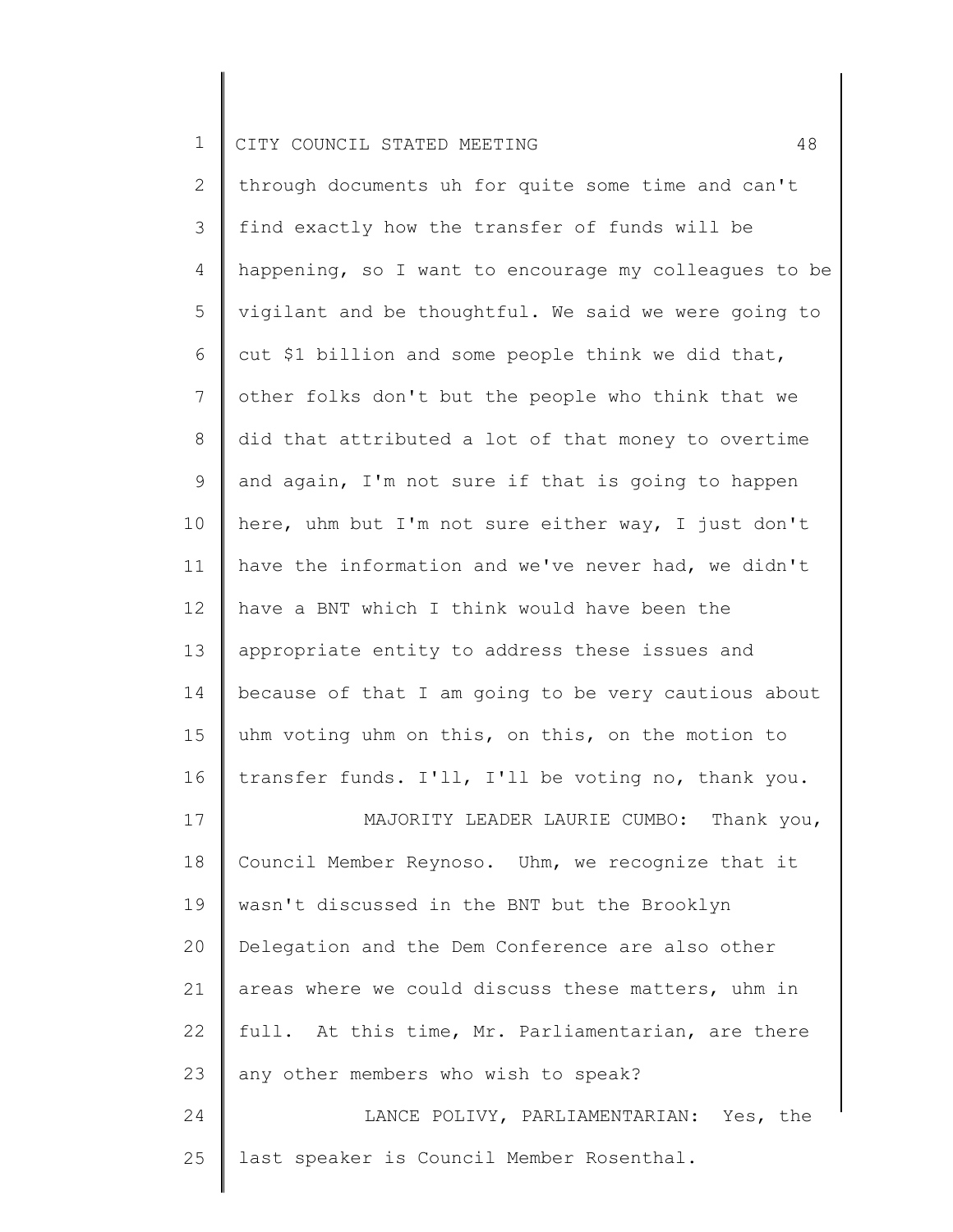through documents uh for quite some time and can't find exactly how the transfer of funds will be happening, so I want to encourage my colleagues to be vigilant and be thoughtful. We said we were going to cut $1 billion and some people think we did that, other folks don't but the people who think that we did that attributed a lot of that money to overtime and again, I'm not sure if that is going to happen here, uhm but I'm not sure either way, I just don't have the information and we've never had, we didn't have a BNT which I think would have been the appropriate entity to address these issues and because of that I am going to be very cautious about uhm voting uhm on this, on this, on the motion to transfer funds. I'll, I'll be voting no, thank you.

MAJORITY LEADER LAURIE CUMBO: Thank you, Council Member Reynoso. Uhm, we recognize that it wasn't discussed in the BNT but the Brooklyn Delegation and the Dem Conference are also other areas where we could discuss these matters, uhm in full. At this time, Mr. Parliamentarian, are there any other members who wish to speak?

LANCE POLIVY, PARLIAMENTARIAN: Yes, the last speaker is Council Member Rosenthal.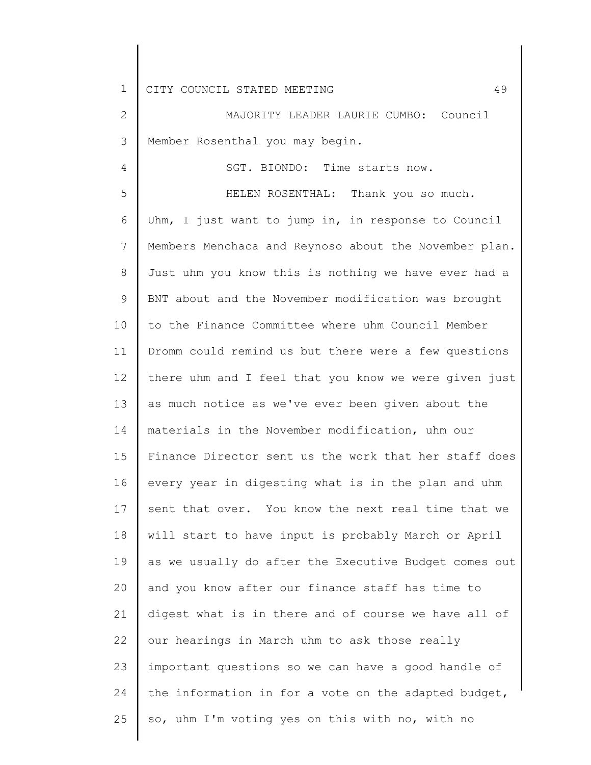MAJORITY LEADER LAURIE CUMBO: Council Member Rosenthal you may begin.

SGT. BIONDO: Time starts now.

HELEN ROSENTHAL: Thank you so much. Uhm, I just want to jump in, in response to Council Members Menchaca and Reynoso about the November plan. Just uhm you know this is nothing we have ever had a BNT about and the November modification was brought to the Finance Committee where uhm Council Member Dromm could remind us but there were a few questions there uhm and I feel that you know we were given just as much notice as we've ever been given about the materials in the November modification, uhm our Finance Director sent us the work that her staff does every year in digesting what is in the plan and uhm sent that over. You know the next real time that we will start to have input is probably March or April as we usually do after the Executive Budget comes out and you know after our finance staff has time to digest what is in there and of course we have all of our hearings in March uhm to ask those really important questions so we can have a good handle of the information in for a vote on the adapted budget, so, uhm I'm voting yes on this with no, with no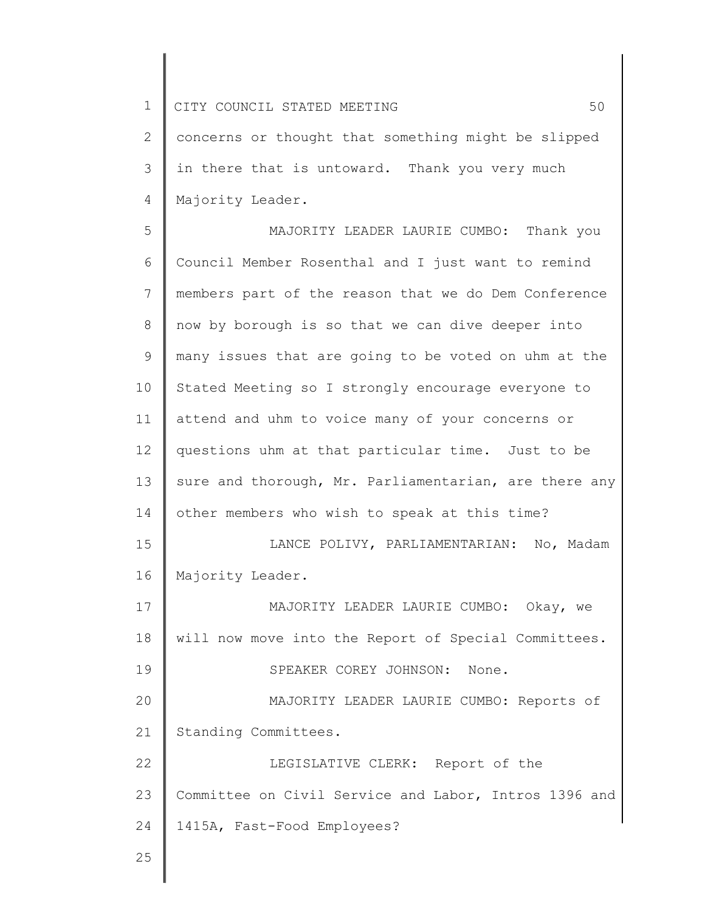concerns or thought that something might be slipped in there that is untoward. Thank you very much Majority Leader.

MAJORITY LEADER LAURIE CUMBO: Thank you Council Member Rosenthal and I just want to remind members part of the reason that we do Dem Conference now by borough is so that we can dive deeper into many issues that are going to be voted on uhm at the Stated Meeting so I strongly encourage everyone to attend and uhm to voice many of your concerns or questions uhm at that particular time. Just to be sure and thorough, Mr. Parliamentarian, are there any other members who wish to speak at this time?

LANCE POLIVY, PARLIAMENTARIAN: No, Madam Majority Leader.

MAJORITY LEADER LAURIE CUMBO: Okay, we will now move into the Report of Special Committees.

SPEAKER COREY JOHNSON: None.

MAJORITY LEADER LAURIE CUMBO: Reports of Standing Committees.

LEGISLATIVE CLERK: Report of the Committee on Civil Service and Labor, Intros 1396 and 1415A, Fast-Food Employees?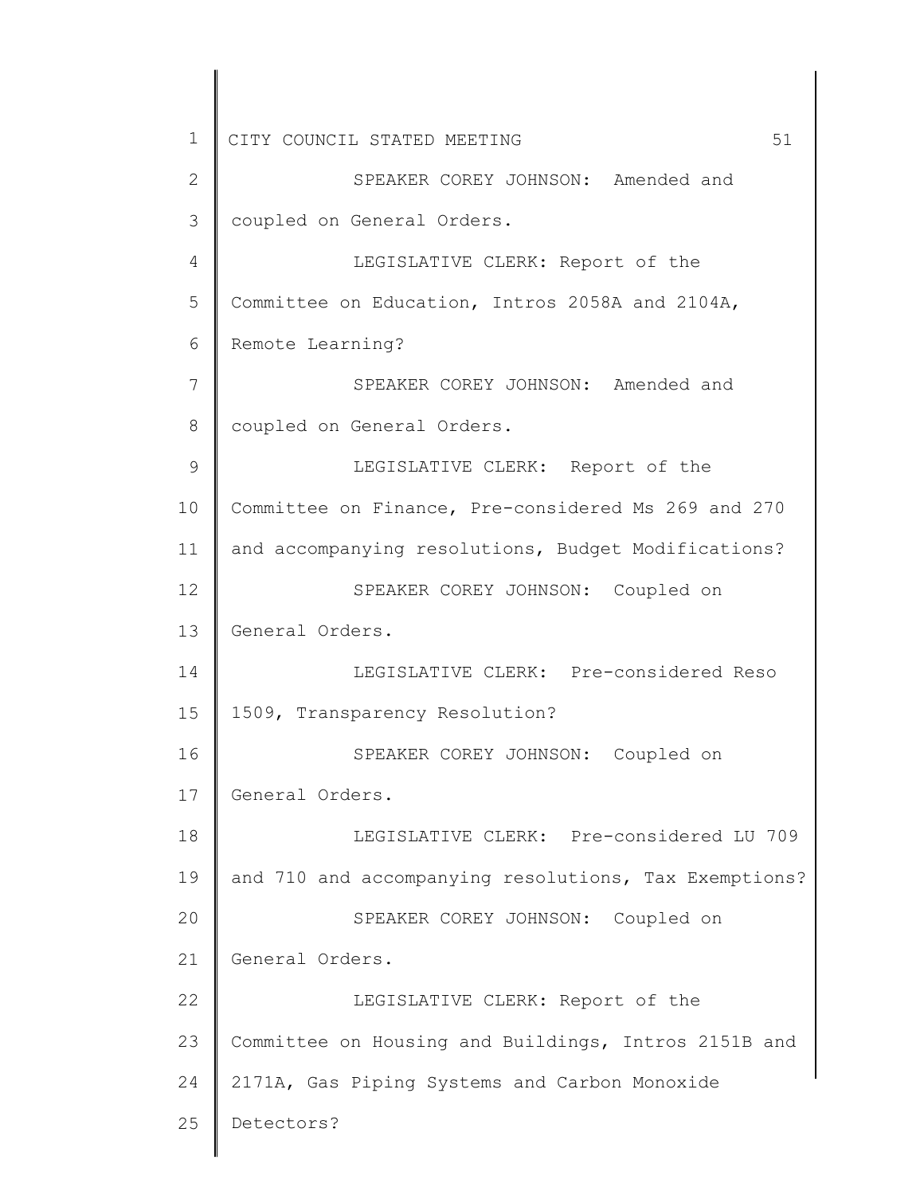SPEAKER COREY JOHNSON: Amended and coupled on General Orders.

LEGISLATIVE CLERK: Report of the Committee on Education, Intros 2058A and 2104A, Remote Learning?

SPEAKER COREY JOHNSON: Amended and coupled on General Orders.

LEGISLATIVE CLERK: Report of the Committee on Finance, Pre-considered Ms 269 and 270 and accompanying resolutions, Budget Modifications?

SPEAKER COREY JOHNSON: Coupled on General Orders.

LEGISLATIVE CLERK: Pre-considered Reso 1509, Transparency Resolution?

SPEAKER COREY JOHNSON: Coupled on General Orders.

LEGISLATIVE CLERK: Pre-considered LU 709 and 710 and accompanying resolutions, Tax Exemptions?

SPEAKER COREY JOHNSON: Coupled on General Orders.

LEGISLATIVE CLERK: Report of the Committee on Housing and Buildings, Intros 2151B and 2171A, Gas Piping Systems and Carbon Monoxide Detectors?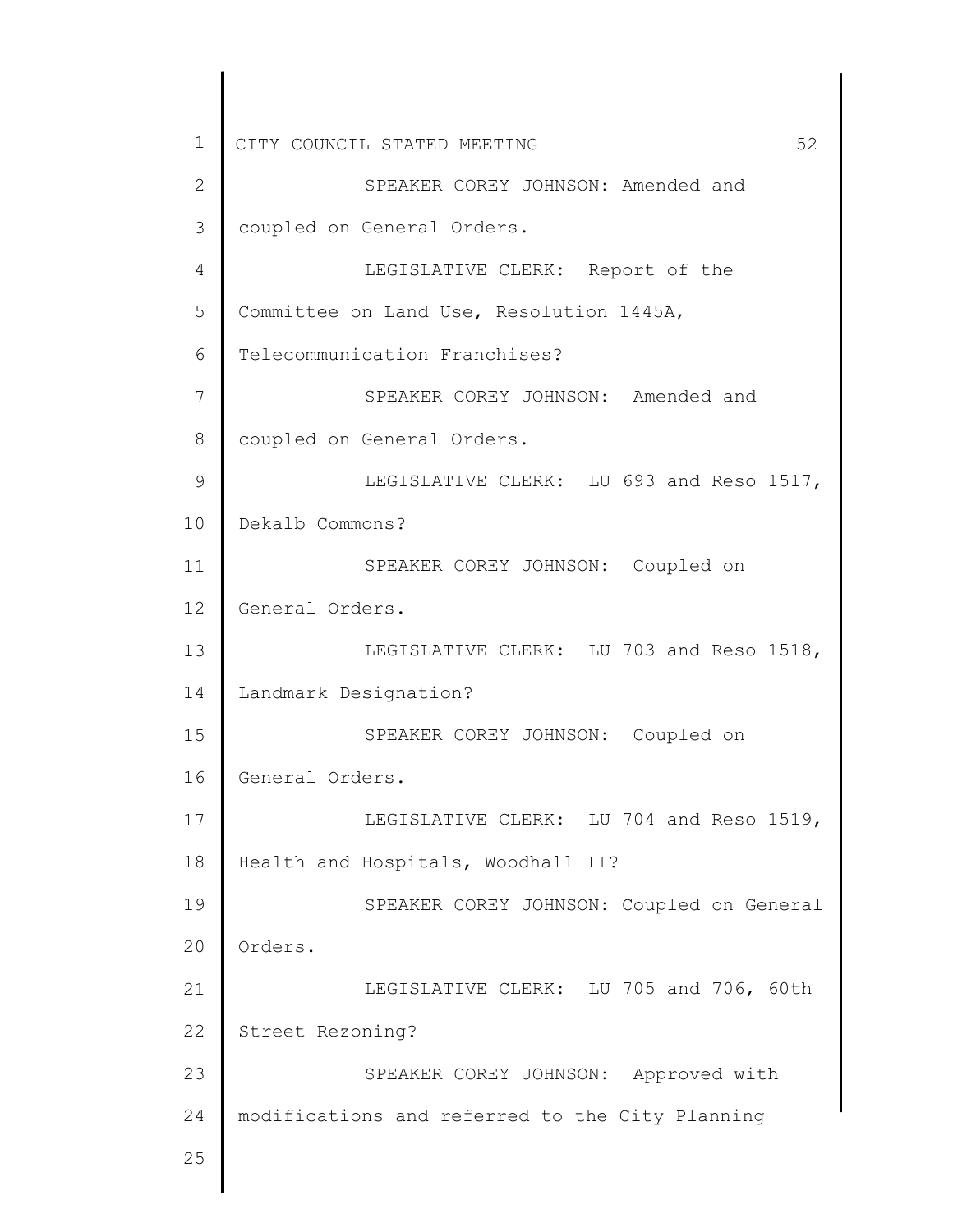SPEAKER COREY JOHNSON: Amended and coupled on General Orders.

LEGISLATIVE CLERK: Report of the Committee on Land Use, Resolution 1445A, Telecommunication Franchises?

SPEAKER COREY JOHNSON: Amended and coupled on General Orders.

LEGISLATIVE CLERK: LU 693 and Reso 1517, Dekalb Commons?

SPEAKER COREY JOHNSON: Coupled on General Orders.

LEGISLATIVE CLERK: LU 703 and Reso 1518, Landmark Designation?

SPEAKER COREY JOHNSON: Coupled on General Orders.

LEGISLATIVE CLERK: LU 704 and Reso 1519, Health and Hospitals, Woodhall II?

SPEAKER COREY JOHNSON: Coupled on General Orders.

LEGISLATIVE CLERK: LU 705 and 706, 60th Street Rezoning?

SPEAKER COREY JOHNSON: Approved with modifications and referred to the City Planning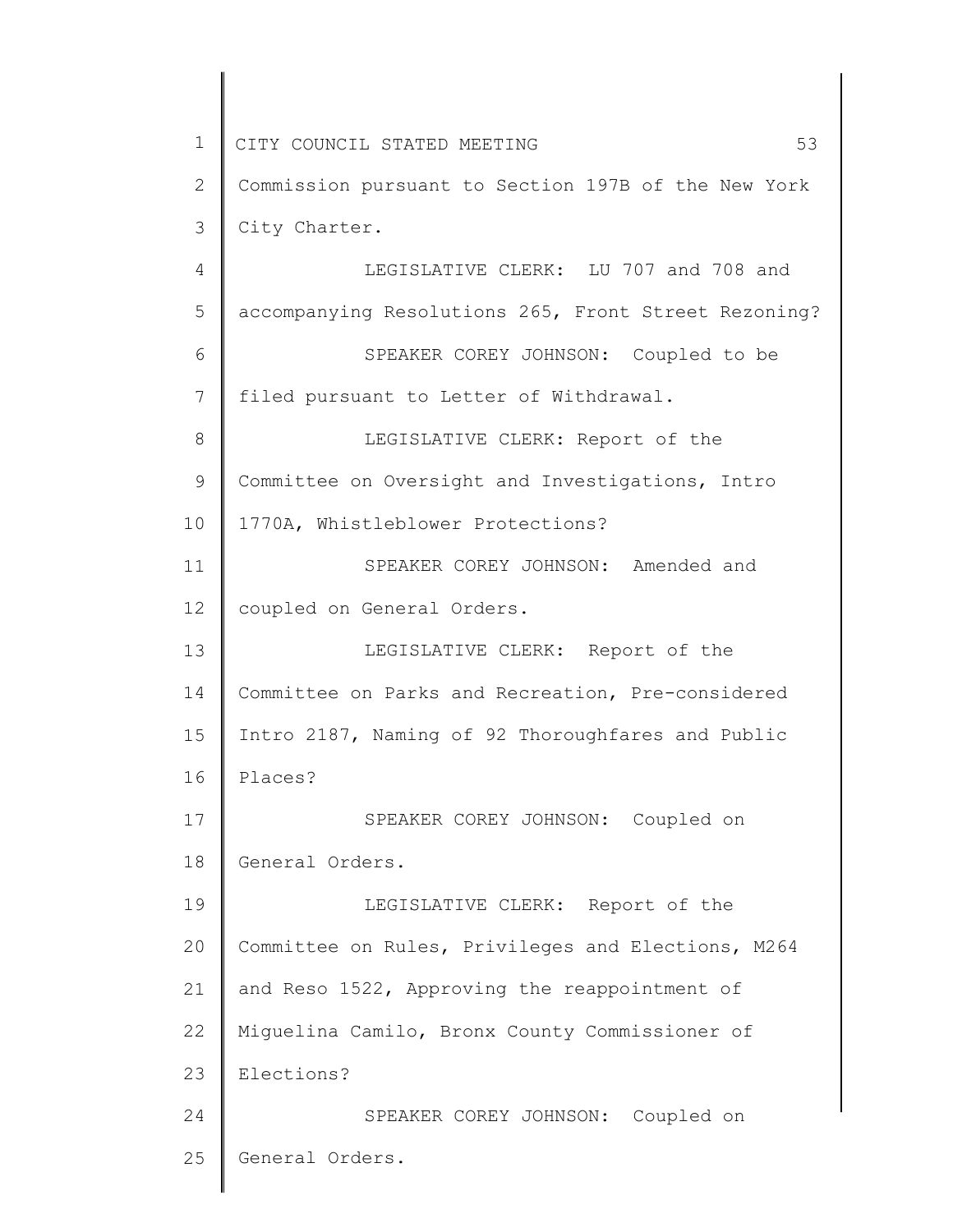Commission pursuant to Section 197B of the New York City Charter.

LEGISLATIVE CLERK: LU 707 and 708 and accompanying Resolutions 265, Front Street Rezoning?

SPEAKER COREY JOHNSON: Coupled to be filed pursuant to Letter of Withdrawal.

LEGISLATIVE CLERK: Report of the Committee on Oversight and Investigations, Intro 1770A, Whistleblower Protections?

SPEAKER COREY JOHNSON: Amended and coupled on General Orders.

LEGISLATIVE CLERK: Report of the Committee on Parks and Recreation, Pre-considered Intro 2187, Naming of 92 Thoroughfares and Public Places?

SPEAKER COREY JOHNSON: Coupled on General Orders.

LEGISLATIVE CLERK: Report of the Committee on Rules, Privileges and Elections, M264 and Reso 1522, Approving the reappointment of Miguelina Camilo, Bronx County Commissioner of Elections?

SPEAKER COREY JOHNSON: Coupled on General Orders.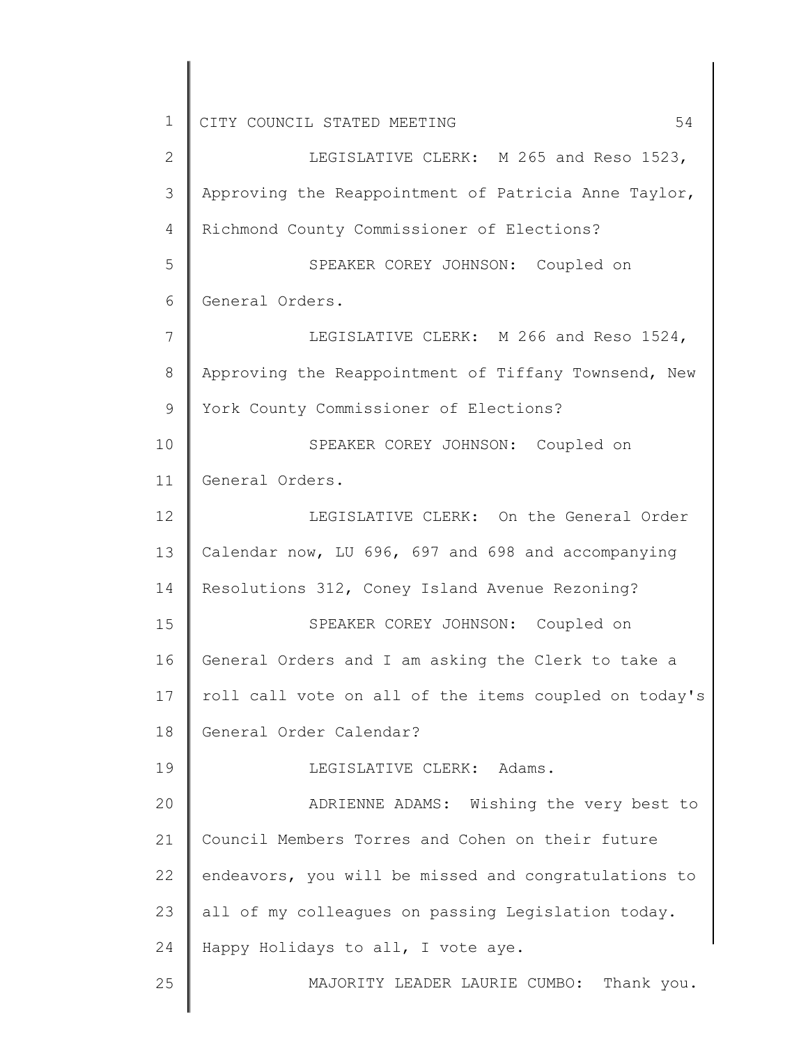LEGISLATIVE CLERK: M 265 and Reso 1523, Approving the Reappointment of Patricia Anne Taylor, Richmond County Commissioner of Elections?

SPEAKER COREY JOHNSON: Coupled on General Orders.

LEGISLATIVE CLERK: M 266 and Reso 1524, Approving the Reappointment of Tiffany Townsend, New York County Commissioner of Elections?

SPEAKER COREY JOHNSON: Coupled on General Orders.

LEGISLATIVE CLERK: On the General Order Calendar now, LU 696, 697 and 698 and accompanying Resolutions 312, Coney Island Avenue Rezoning?

SPEAKER COREY JOHNSON: Coupled on General Orders and I am asking the Clerk to take a roll call vote on all of the items coupled on today's General Order Calendar?

LEGISLATIVE CLERK: Adams.

ADRIENNE ADAMS: Wishing the very best to Council Members Torres and Cohen on their future endeavors, you will be missed and congratulations to all of my colleagues on passing Legislation today. Happy Holidays to all, I vote aye.

MAJORITY LEADER LAURIE CUMBO: Thank you.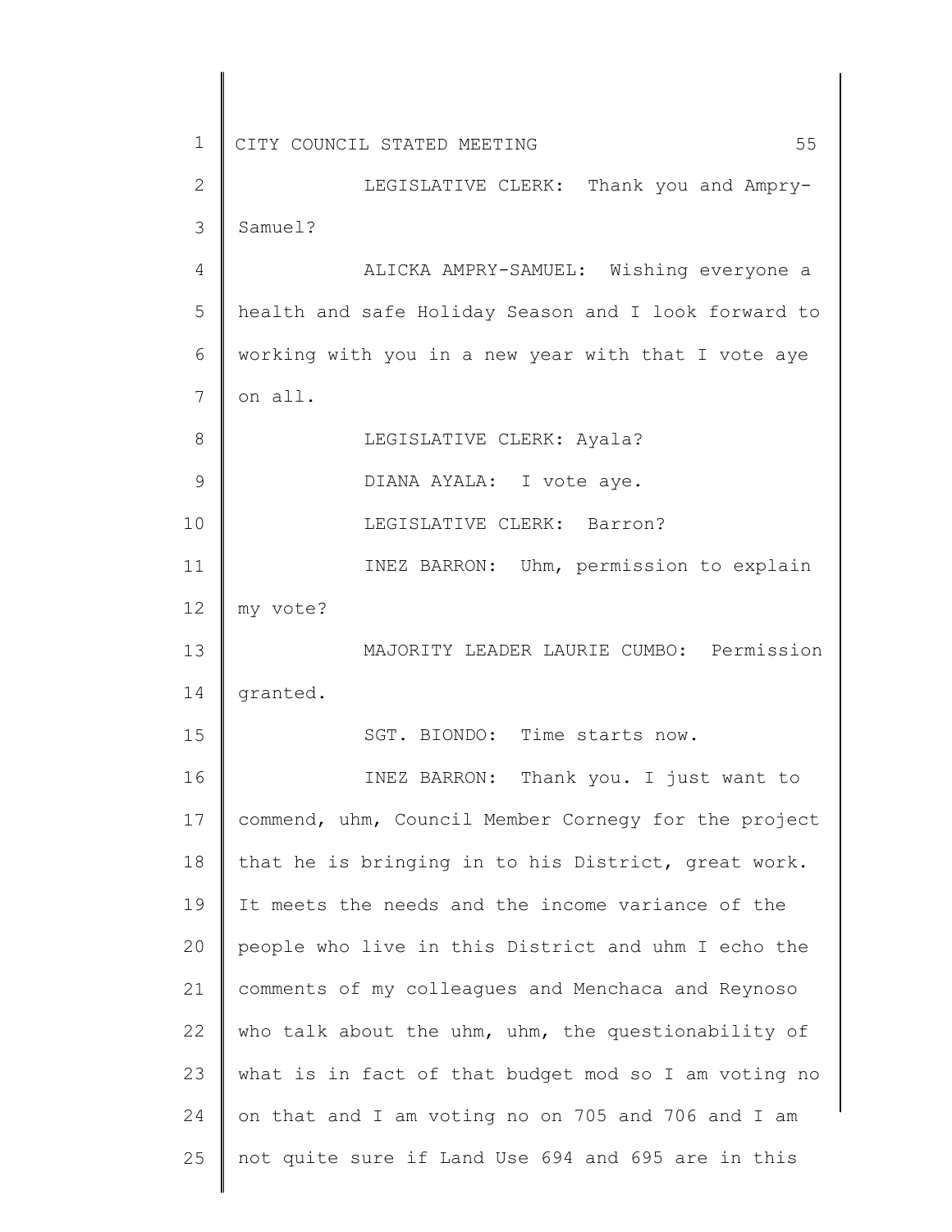LEGISLATIVE CLERK: Thank you and Ampry-Samuel?

ALICKA AMPRY-SAMUEL: Wishing everyone a health and safe Holiday Season and I look forward to working with you in a new year with that I vote aye on all.

LEGISLATIVE CLERK: Ayala?

DIANA AYALA: I vote aye.

LEGISLATIVE CLERK: Barron?

INEZ BARRON: Uhm, permission to explain my vote?

MAJORITY LEADER LAURIE CUMBO: Permission granted.

SGT. BIONDO: Time starts now.

INEZ BARRON: Thank you. I just want to commend, uhm, Council Member Cornegy for the project that he is bringing in to his District, great work. It meets the needs and the income variance of the people who live in this District and uhm I echo the comments of my colleagues and Menchaca and Reynoso who talk about the uhm, uhm, the questionability of what is in fact of that budget mod so I am voting no on that and I am voting no on 705 and 706 and I am not quite sure if Land Use 694 and 695 are in this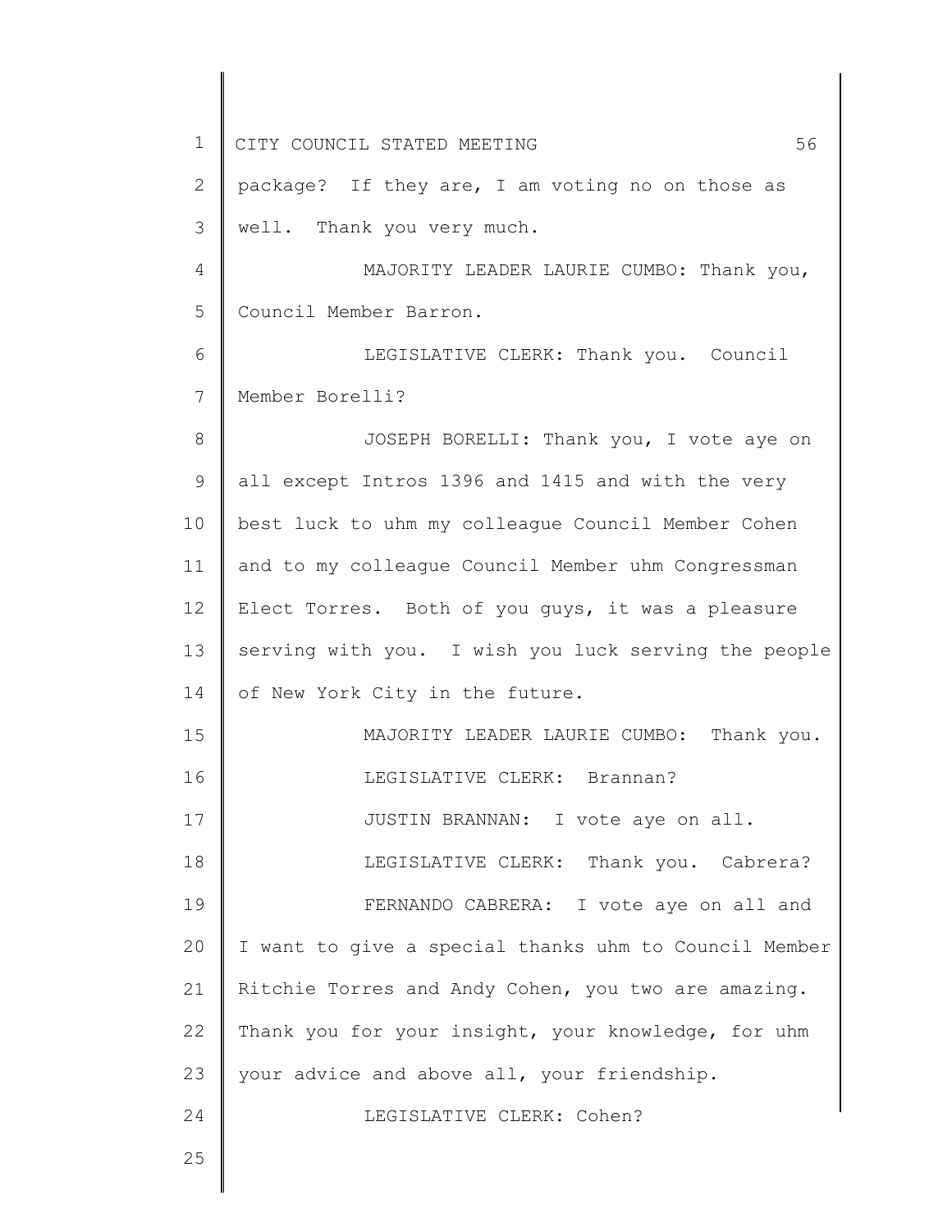package? If they are, I am voting no on those as well. Thank you very much.

MAJORITY LEADER LAURIE CUMBO: Thank you, Council Member Barron.

LEGISLATIVE CLERK: Thank you. Council Member Borelli?

JOSEPH BORELLI: Thank you, I vote aye on all except Intros 1396 and 1415 and with the very best luck to uhm my colleague Council Member Cohen and to my colleague Council Member uhm Congressman Elect Torres. Both of you guys, it was a pleasure serving with you. I wish you luck serving the people of New York City in the future.

MAJORITY LEADER LAURIE CUMBO: Thank you.

LEGISLATIVE CLERK: Brannan?

JUSTIN BRANNAN: I vote aye on all.

LEGISLATIVE CLERK: Thank you. Cabrera?

FERNANDO CABRERA: I vote aye on all and I want to give a special thanks uhm to Council Member Ritchie Torres and Andy Cohen, you two are amazing. Thank you for your insight, your knowledge, for uhm your advice and above all, your friendship.

LEGISLATIVE CLERK: Cohen?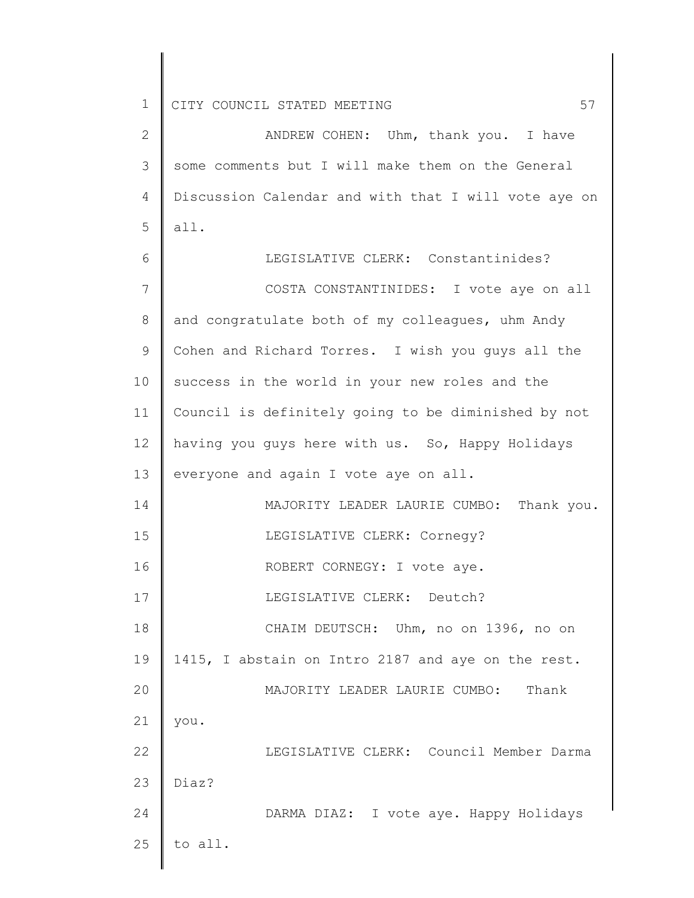ANDREW COHEN: Uhm, thank you. I have some comments but I will make them on the General Discussion Calendar and with that I will vote aye on all.

LEGISLATIVE CLERK: Constantinides?

COSTA CONSTANTINIDES: I vote aye on all and congratulate both of my colleagues, uhm Andy Cohen and Richard Torres. I wish you guys all the success in the world in your new roles and the Council is definitely going to be diminished by not having you guys here with us. So, Happy Holidays everyone and again I vote aye on all.

MAJORITY LEADER LAURIE CUMBO: Thank you.

LEGISLATIVE CLERK: Cornegy?

ROBERT CORNEGY: I vote aye.

LEGISLATIVE CLERK: Deutch?

CHAIM DEUTSCH: Uhm, no on 1396, no on 1415, I abstain on Intro 2187 and aye on the rest.

MAJORITY LEADER LAURIE CUMBO: Thank you.

LEGISLATIVE CLERK: Council Member Darma Diaz?

DARMA DIAZ: I vote aye. Happy Holidays to all.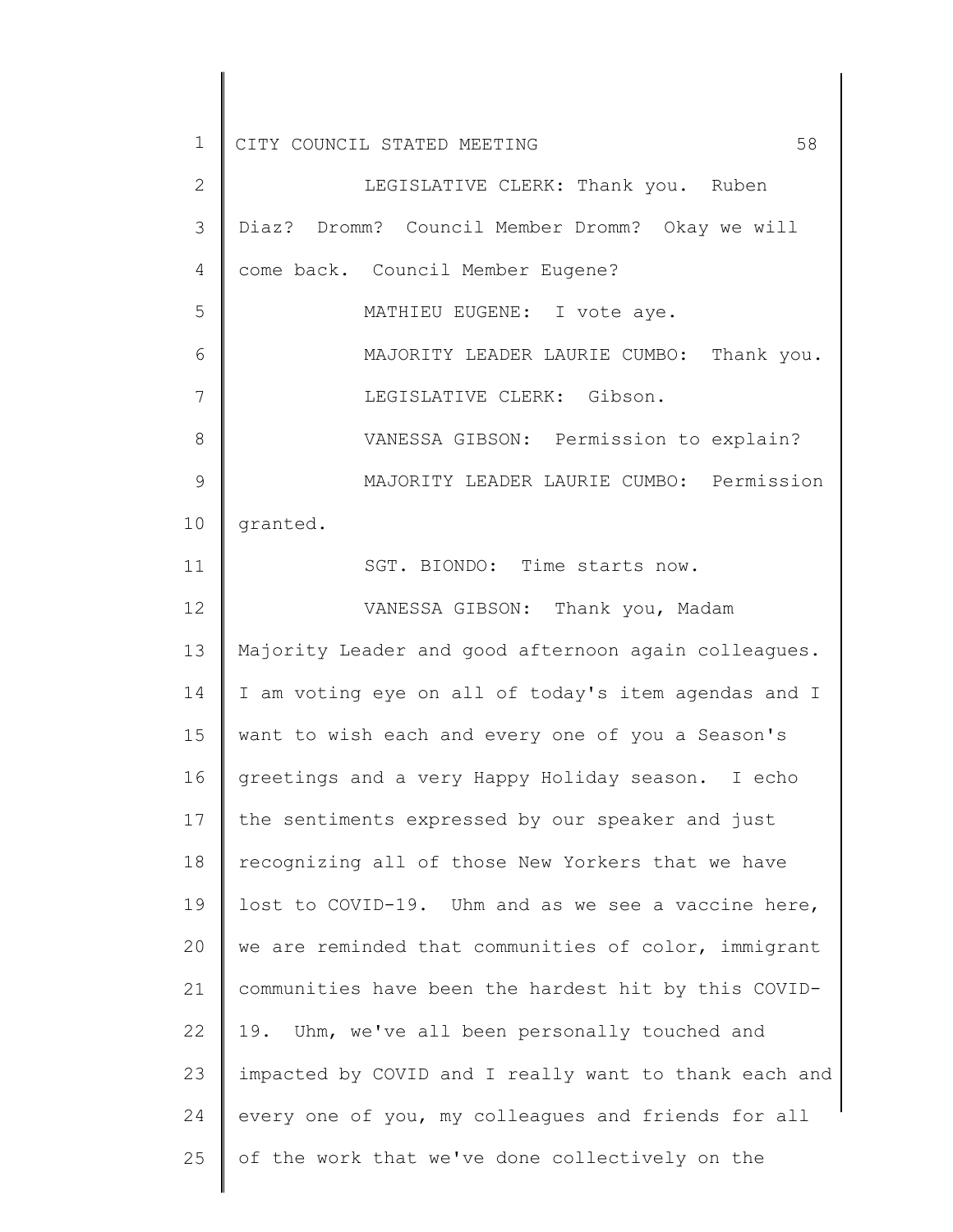LEGISLATIVE CLERK: Thank you. Ruben Diaz? Dromm? Council Member Dromm? Okay we will come back. Council Member Eugene?

MATHIEU EUGENE: I vote aye.

MAJORITY LEADER LAURIE CUMBO: Thank you.

LEGISLATIVE CLERK: Gibson.

VANESSA GIBSON: Permission to explain?

MAJORITY LEADER LAURIE CUMBO: Permission granted.

SGT. BIONDO: Time starts now.

VANESSA GIBSON: Thank you, Madam Majority Leader and good afternoon again colleagues. I am voting eye on all of today's item agendas and I want to wish each and every one of you a Season's greetings and a very Happy Holiday season. I echo the sentiments expressed by our speaker and just recognizing all of those New Yorkers that we have lost to COVID-19. Uhm and as we see a vaccine here, we are reminded that communities of color, immigrant communities have been the hardest hit by this COVID-19. Uhm, we've all been personally touched and impacted by COVID and I really want to thank each and every one of you, my colleagues and friends for all of the work that we've done collectively on the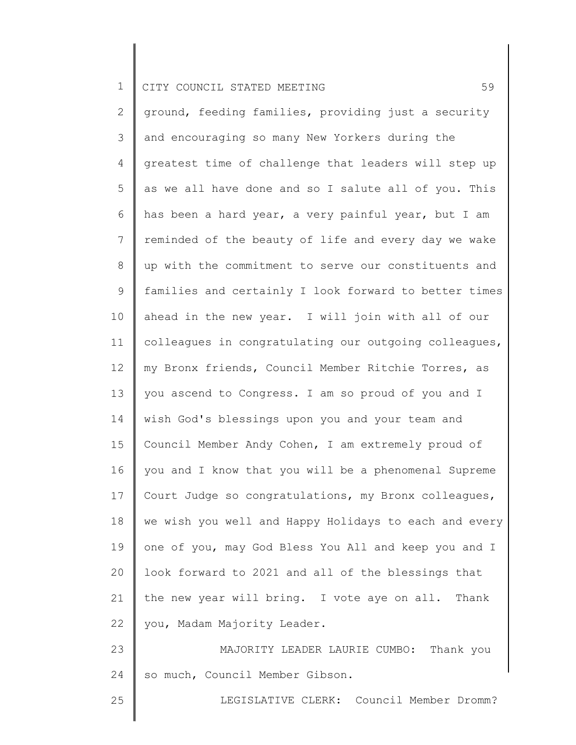ground, feeding families, providing just a security and encouraging so many New Yorkers during the greatest time of challenge that leaders will step up as we all have done and so I salute all of you. This has been a hard year, a very painful year, but I am reminded of the beauty of life and every day we wake up with the commitment to serve our constituents and families and certainly I look forward to better times ahead in the new year. I will join with all of our colleagues in congratulating our outgoing colleagues, my Bronx friends, Council Member Ritchie Torres, as you ascend to Congress. I am so proud of you and I wish God's blessings upon you and your team and Council Member Andy Cohen, I am extremely proud of you and I know that you will be a phenomenal Supreme Court Judge so congratulations, my Bronx colleagues, we wish you well and Happy Holidays to each and every one of you, may God Bless You All and keep you and I look forward to 2021 and all of the blessings that the new year will bring. I vote aye on all. Thank you, Madam Majority Leader.

MAJORITY LEADER LAURIE CUMBO: Thank you so much, Council Member Gibson.

LEGISLATIVE CLERK: Council Member Dromm?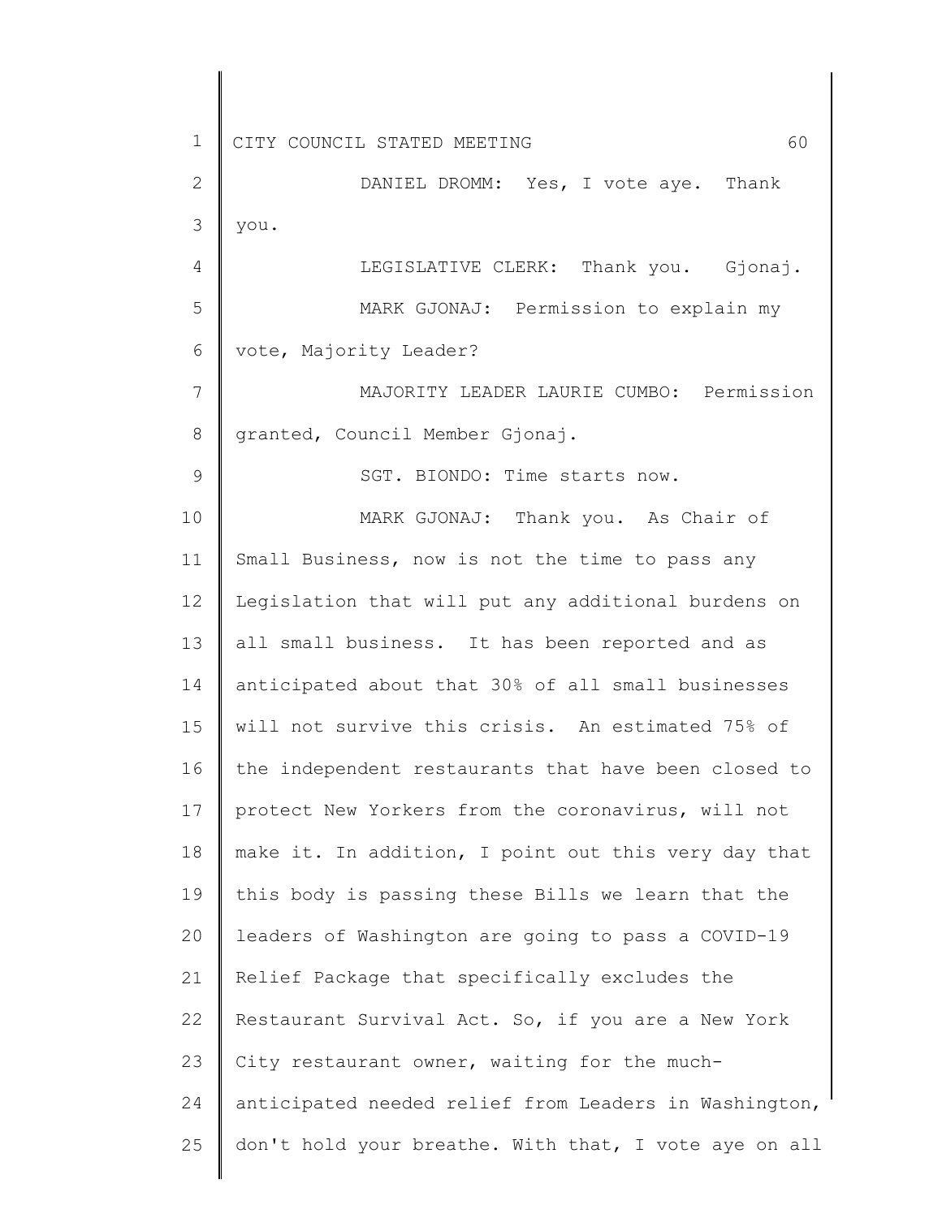DANIEL DROMM: Yes, I vote aye. Thank you.

LEGISLATIVE CLERK: Thank you. Gjonaj.

MARK GJONAJ: Permission to explain my vote, Majority Leader?

MAJORITY LEADER LAURIE CUMBO: Permission granted, Council Member Gjonaj.

SGT. BIONDO: Time starts now.

MARK GJONAJ: Thank you. As Chair of Small Business, now is not the time to pass any Legislation that will put any additional burdens on all small business. It has been reported and as anticipated about that 30% of all small businesses will not survive this crisis. An estimated 75% of the independent restaurants that have been closed to protect New Yorkers from the coronavirus, will not make it. In addition, I point out this very day that this body is passing these Bills we learn that the leaders of Washington are going to pass a COVID-19 Relief Package that specifically excludes the Restaurant Survival Act. So, if you are a New York City restaurant owner, waiting for the much-anticipated needed relief from Leaders in Washington, don't hold your breathe. With that, I vote aye on all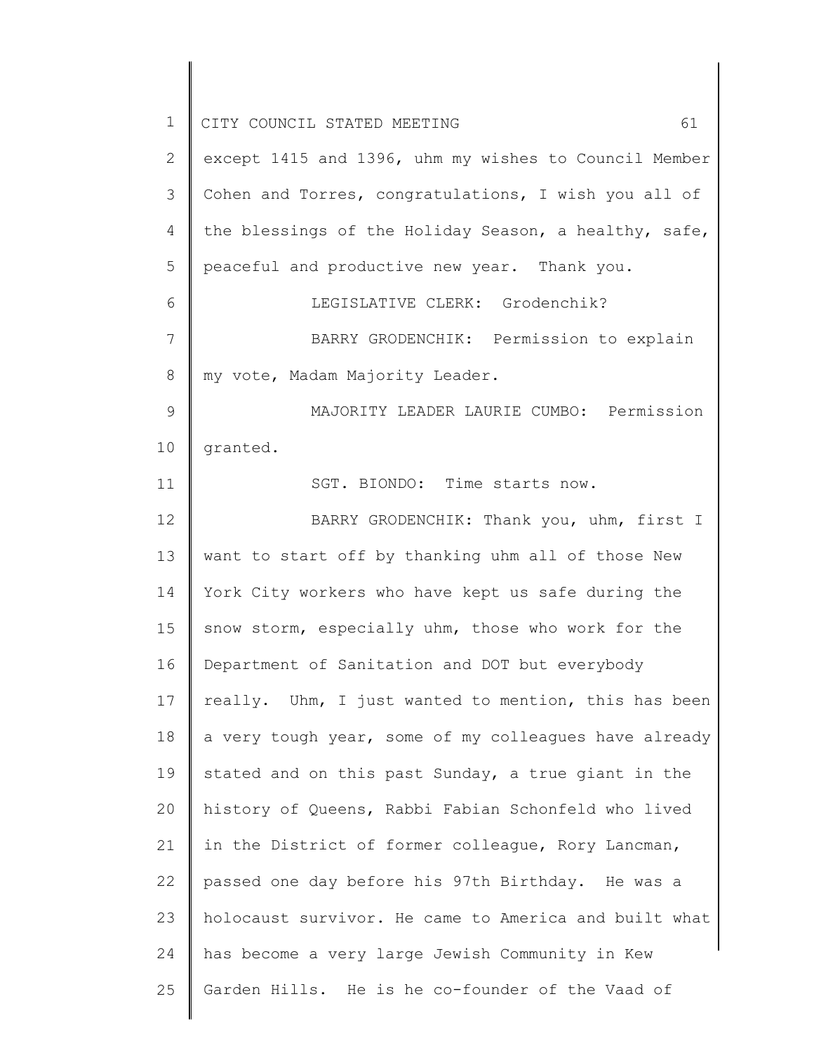except 1415 and 1396, uhm my wishes to Council Member Cohen and Torres, congratulations, I wish you all of the blessings of the Holiday Season, a healthy, safe, peaceful and productive new year. Thank you.

LEGISLATIVE CLERK: Grodenchik?

BARRY GRODENCHIK: Permission to explain my vote, Madam Majority Leader.

MAJORITY LEADER LAURIE CUMBO: Permission granted.

SGT. BIONDO: Time starts now.

BARRY GRODENCHIK: Thank you, uhm, first I want to start off by thanking uhm all of those New York City workers who have kept us safe during the snow storm, especially uhm, those who work for the Department of Sanitation and DOT but everybody really. Uhm, I just wanted to mention, this has been a very tough year, some of my colleagues have already stated and on this past Sunday, a true giant in the history of Queens, Rabbi Fabian Schonfeld who lived in the District of former colleague, Rory Lancman, passed one day before his 97th Birthday. He was a holocaust survivor. He came to America and built what has become a very large Jewish Community in Kew Garden Hills. He is he co-founder of the Vaad of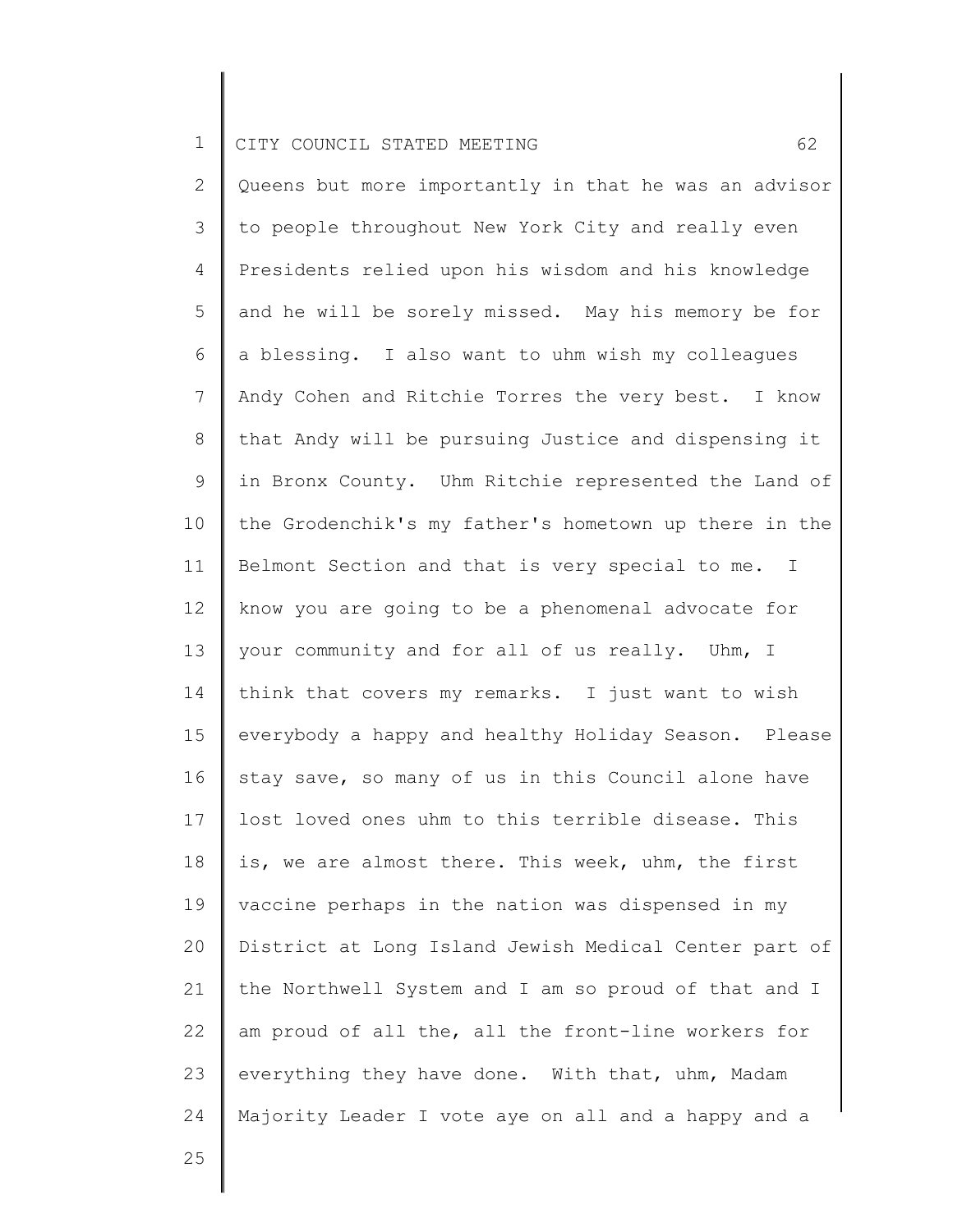Queens but more importantly in that he was an advisor to people throughout New York City and really even Presidents relied upon his wisdom and his knowledge and he will be sorely missed. May his memory be for a blessing. I also want to uhm wish my colleagues Andy Cohen and Ritchie Torres the very best. I know that Andy will be pursuing Justice and dispensing it in Bronx County. Uhm Ritchie represented the Land of the Grodenchik's my father's hometown up there in the Belmont Section and that is very special to me. I know you are going to be a phenomenal advocate for your community and for all of us really. Uhm, I think that covers my remarks. I just want to wish everybody a happy and healthy Holiday Season. Please stay save, so many of us in this Council alone have lost loved ones uhm to this terrible disease. This is, we are almost there. This week, uhm, the first vaccine perhaps in the nation was dispensed in my District at Long Island Jewish Medical Center part of the Northwell System and I am so proud of that and I am proud of all the, all the front-line workers for everything they have done. With that, uhm, Madam Majority Leader I vote aye on all and a happy and a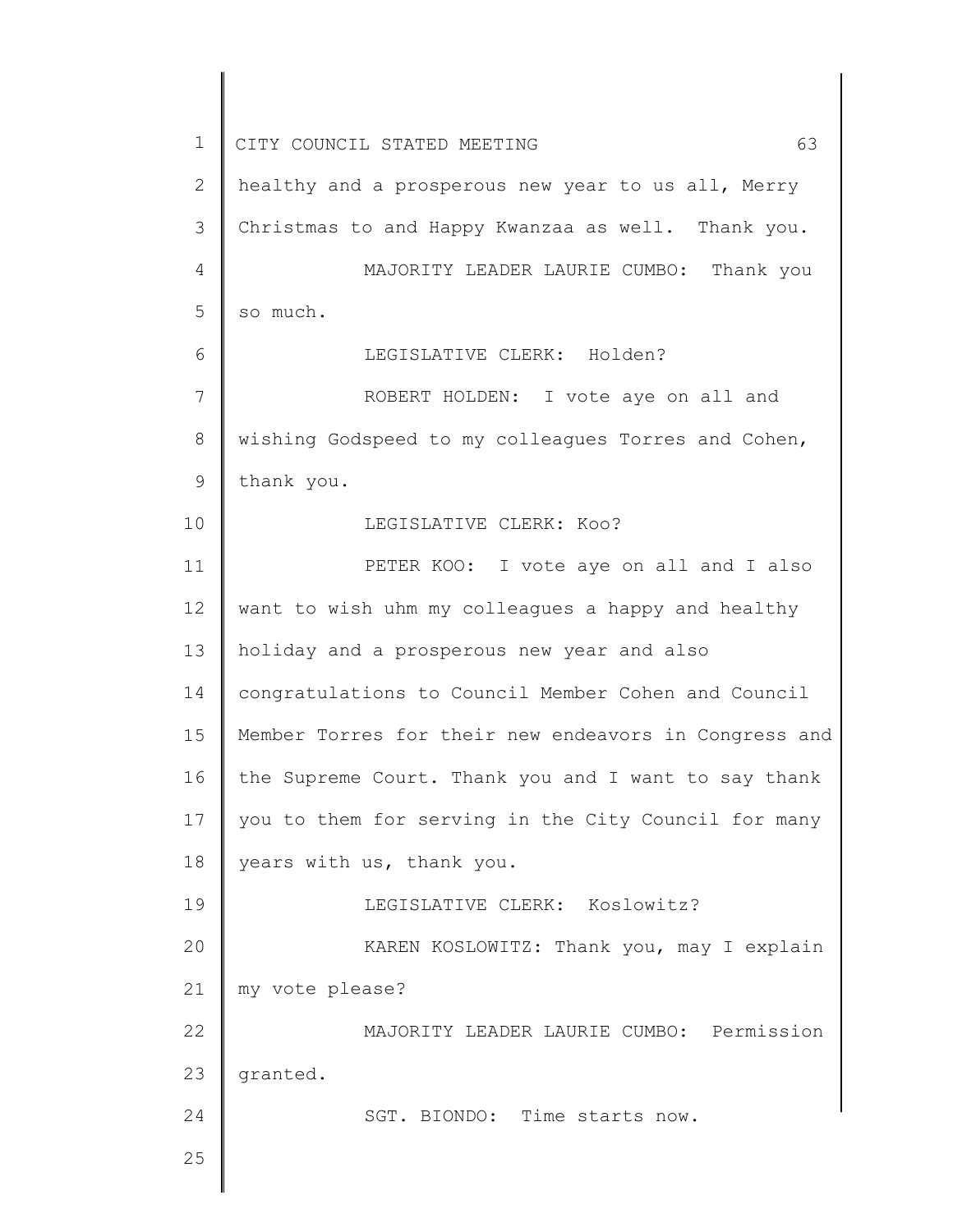healthy and a prosperous new year to us all, Merry Christmas to and Happy Kwanzaa as well. Thank you.

MAJORITY LEADER LAURIE CUMBO: Thank you so much.

LEGISLATIVE CLERK: Holden?

ROBERT HOLDEN: I vote aye on all and wishing Godspeed to my colleagues Torres and Cohen, thank you.

LEGISLATIVE CLERK: Koo?

PETER KOO: I vote aye on all and I also want to wish uhm my colleagues a happy and healthy holiday and a prosperous new year and also congratulations to Council Member Cohen and Council Member Torres for their new endeavors in Congress and the Supreme Court. Thank you and I want to say thank you to them for serving in the City Council for many years with us, thank you.

LEGISLATIVE CLERK: Koslowitz?

KAREN KOSLOWITZ: Thank you, may I explain my vote please?

MAJORITY LEADER LAURIE CUMBO: Permission granted.

SGT. BIONDO: Time starts now.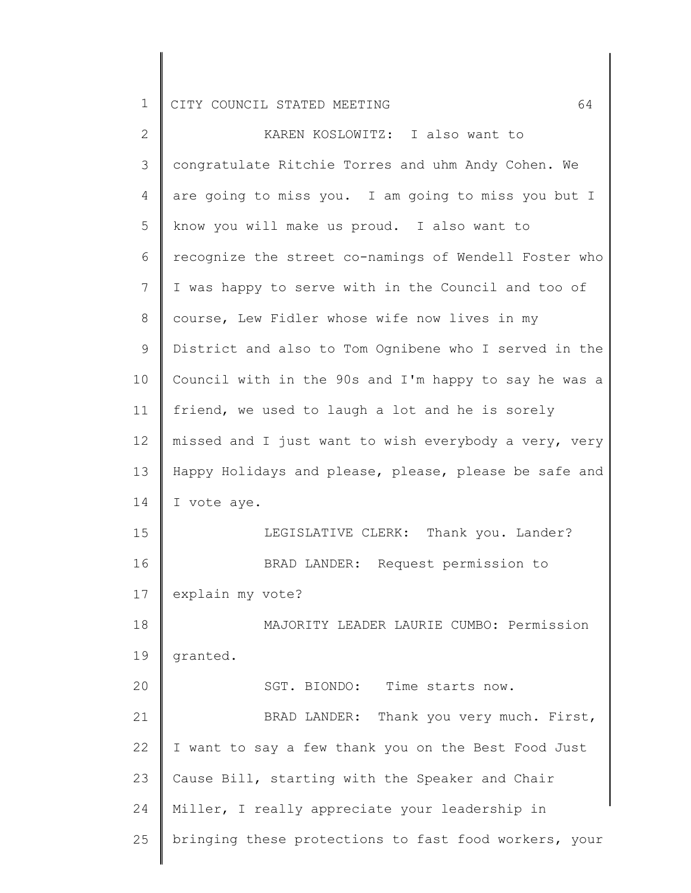KAREN KOSLOWITZ: I also want to congratulate Ritchie Torres and uhm Andy Cohen. We are going to miss you. I am going to miss you but I know you will make us proud. I also want to recognize the street co-namings of Wendell Foster who I was happy to serve with in the Council and too of course, Lew Fidler whose wife now lives in my District and also to Tom Ognibene who I served in the Council with in the 90s and I'm happy to say he was a friend, we used to laugh a lot and he is sorely missed and I just want to wish everybody a very, very Happy Holidays and please, please, please be safe and I vote aye.

LEGISLATIVE CLERK: Thank you. Lander?

BRAD LANDER: Request permission to explain my vote?

MAJORITY LEADER LAURIE CUMBO: Permission granted.

SGT. BIONDO: Time starts now.

BRAD LANDER: Thank you very much. First, I want to say a few thank you on the Best Food Just Cause Bill, starting with the Speaker and Chair Miller, I really appreciate your leadership in bringing these protections to fast food workers, your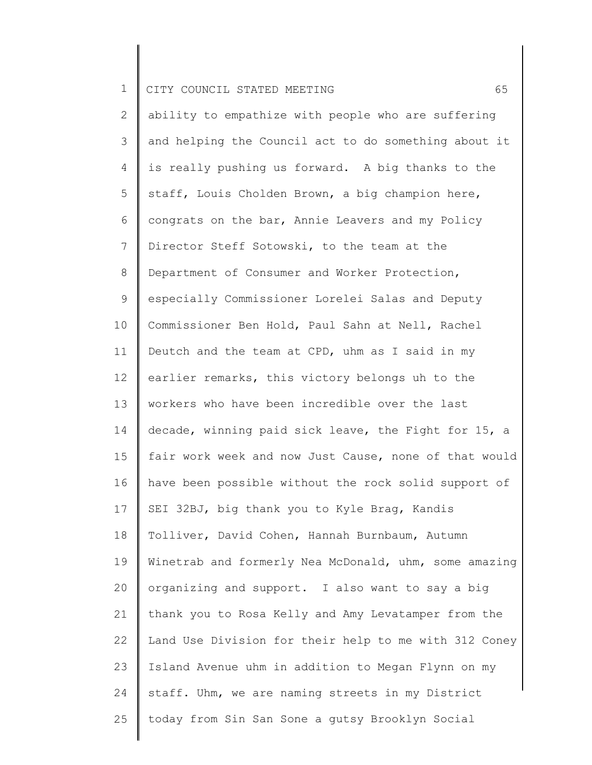ability to empathize with people who are suffering and helping the Council act to do something about it is really pushing us forward. A big thanks to the staff, Louis Cholden Brown, a big champion here, congrats on the bar, Annie Leavers and my Policy Director Steff Sotowski, to the team at the Department of Consumer and Worker Protection, especially Commissioner Lorelei Salas and Deputy Commissioner Ben Hold, Paul Sahn at Nell, Rachel Deutch and the team at CPD, uhm as I said in my earlier remarks, this victory belongs uh to the workers who have been incredible over the last decade, winning paid sick leave, the Fight for 15, a fair work week and now Just Cause, none of that would have been possible without the rock solid support of SEI 32BJ, big thank you to Kyle Brag, Kandis Tolliver, David Cohen, Hannah Burnbaum, Autumn Winetrab and formerly Nea McDonald, uhm, some amazing organizing and support. I also want to say a big thank you to Rosa Kelly and Amy Levatamper from the Land Use Division for their help to me with 312 Coney Island Avenue uhm in addition to Megan Flynn on my staff. Uhm, we are naming streets in my District today from Sin San Sone a gutsy Brooklyn Social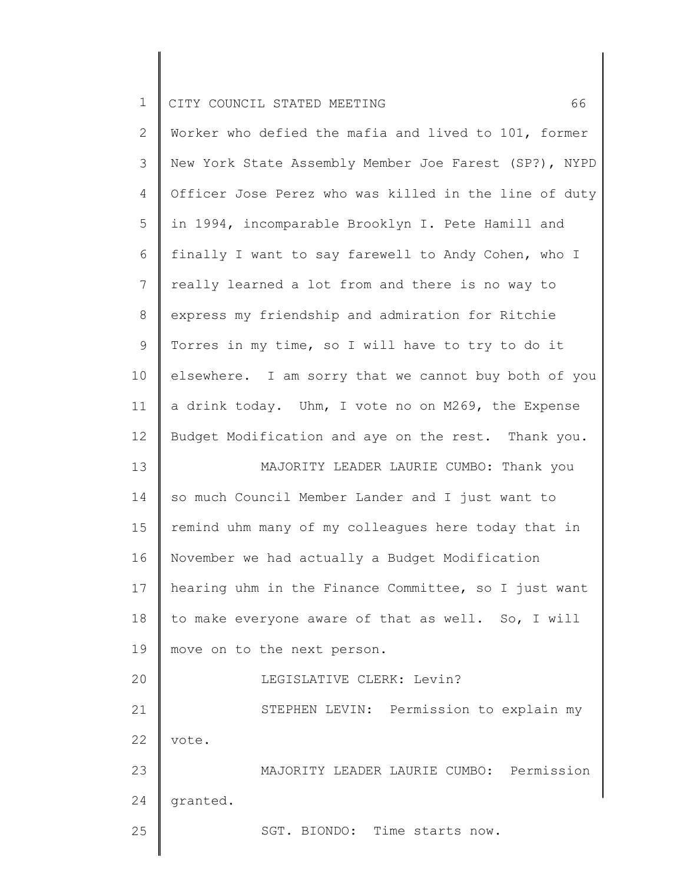Worker who defied the mafia and lived to 101, former New York State Assembly Member Joe Farest (SP?), NYPD Officer Jose Perez who was killed in the line of duty in 1994, incomparable Brooklyn I. Pete Hamill and finally I want to say farewell to Andy Cohen, who I really learned a lot from and there is no way to express my friendship and admiration for Ritchie Torres in my time, so I will have to try to do it elsewhere. I am sorry that we cannot buy both of you a drink today. Uhm, I vote no on M269, the Expense Budget Modification and aye on the rest. Thank you.

MAJORITY LEADER LAURIE CUMBO: Thank you so much Council Member Lander and I just want to remind uhm many of my colleagues here today that in November we had actually a Budget Modification hearing uhm in the Finance Committee, so I just want to make everyone aware of that as well. So, I will move on to the next person.

LEGISLATIVE CLERK: Levin?

STEPHEN LEVIN: Permission to explain my vote.

MAJORITY LEADER LAURIE CUMBO: Permission granted.

SGT. BIONDO: Time starts now.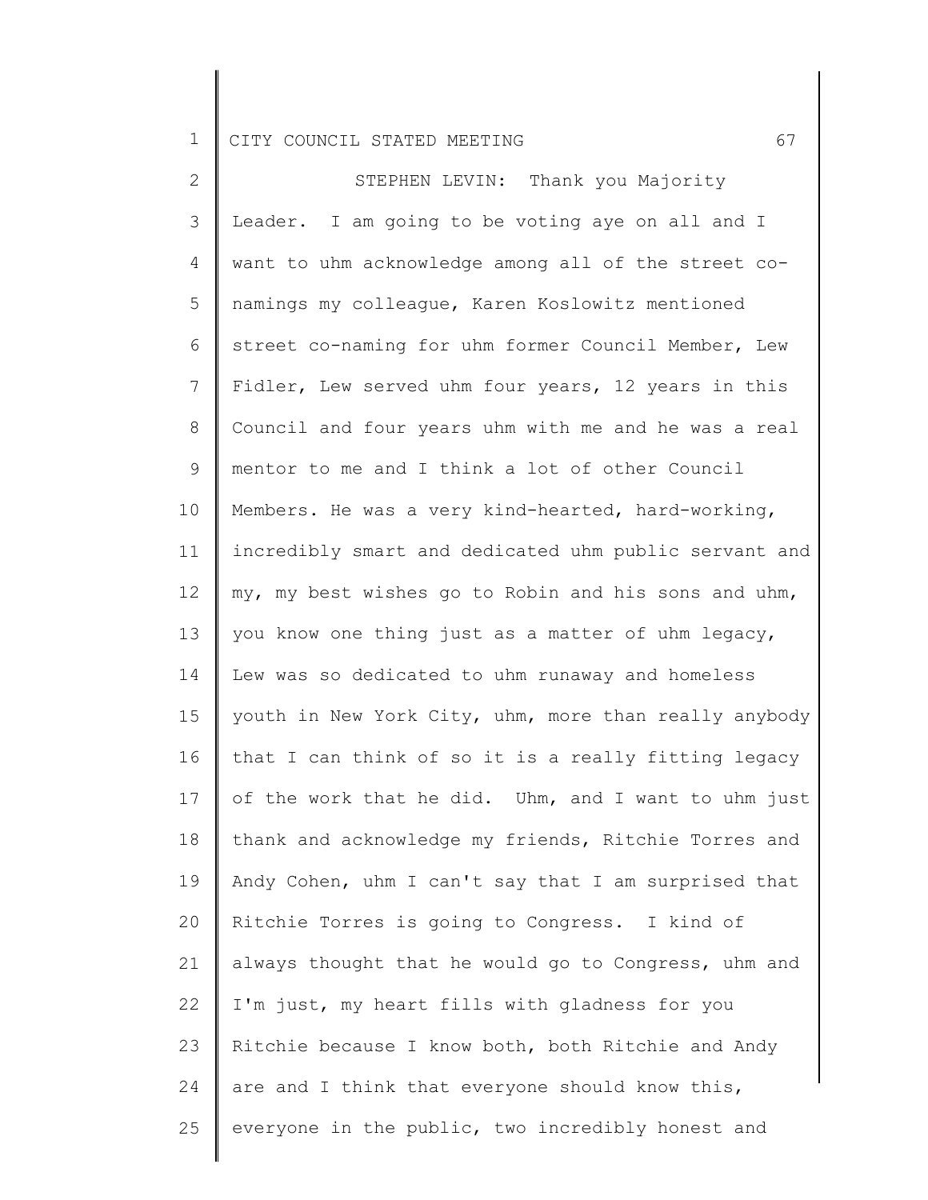STEPHEN LEVIN: Thank you Majority Leader. I am going to be voting aye on all and I want to uhm acknowledge among all of the street co-namings my colleague, Karen Koslowitz mentioned street co-naming for uhm former Council Member, Lew Fidler, Lew served uhm four years, 12 years in this Council and four years uhm with me and he was a real mentor to me and I think a lot of other Council Members. He was a very kind-hearted, hard-working, incredibly smart and dedicated uhm public servant and my, my best wishes go to Robin and his sons and uhm, you know one thing just as a matter of uhm legacy, Lew was so dedicated to uhm runaway and homeless youth in New York City, uhm, more than really anybody that I can think of so it is a really fitting legacy of the work that he did. Uhm, and I want to uhm just thank and acknowledge my friends, Ritchie Torres and Andy Cohen, uhm I can't say that I am surprised that Ritchie Torres is going to Congress. I kind of always thought that he would go to Congress, uhm and I'm just, my heart fills with gladness for you Ritchie because I know both, both Ritchie and Andy are and I think that everyone should know this, everyone in the public, two incredibly honest and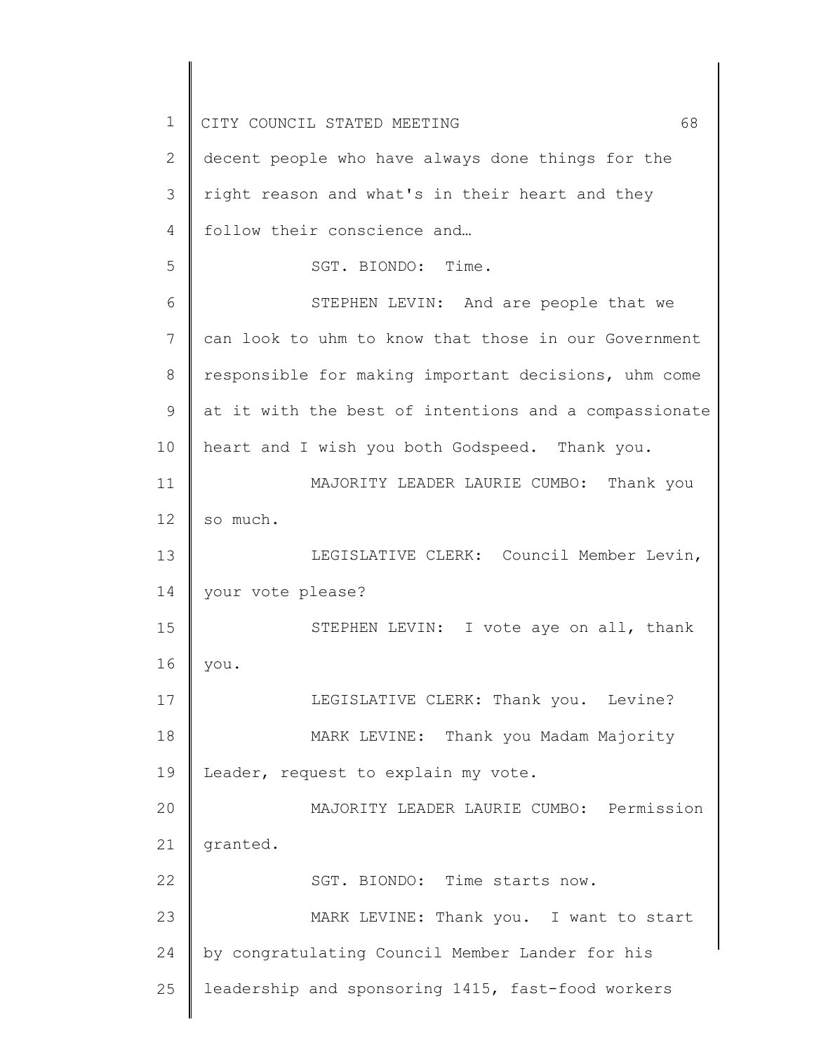decent people who have always done things for the right reason and what's in their heart and they follow their conscience and…

SGT. BIONDO: Time.

STEPHEN LEVIN: And are people that we can look to uhm to know that those in our Government responsible for making important decisions, uhm come at it with the best of intentions and a compassionate heart and I wish you both Godspeed. Thank you.

MAJORITY LEADER LAURIE CUMBO: Thank you so much.

LEGISLATIVE CLERK: Council Member Levin, your vote please?

STEPHEN LEVIN: I vote aye on all, thank you.

LEGISLATIVE CLERK: Thank you. Levine?

MARK LEVINE: Thank you Madam Majority Leader, request to explain my vote.

MAJORITY LEADER LAURIE CUMBO: Permission granted.

SGT. BIONDO: Time starts now.

MARK LEVINE: Thank you. I want to start by congratulating Council Member Lander for his leadership and sponsoring 1415, fast-food workers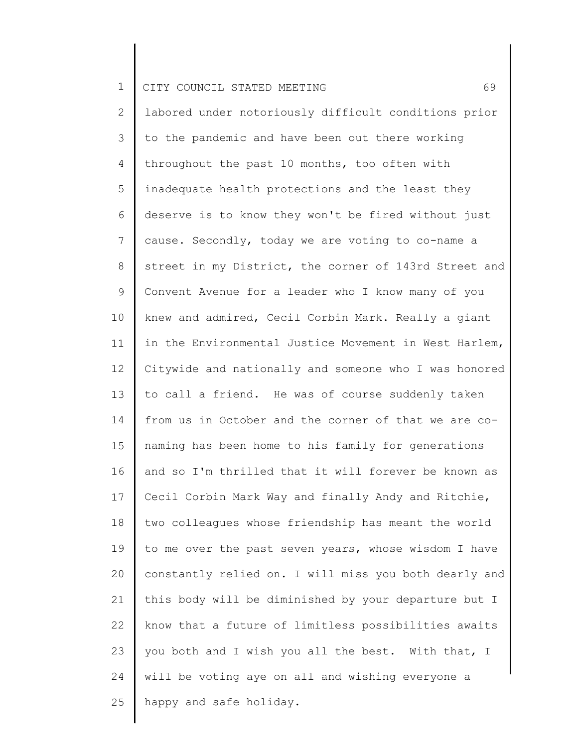labored under notoriously difficult conditions prior to the pandemic and have been out there working throughout the past 10 months, too often with inadequate health protections and the least they deserve is to know they won't be fired without just cause. Secondly, today we are voting to co-name a street in my District, the corner of 143rd Street and Convent Avenue for a leader who I know many of you knew and admired, Cecil Corbin Mark. Really a giant in the Environmental Justice Movement in West Harlem, Citywide and nationally and someone who I was honored to call a friend. He was of course suddenly taken from us in October and the corner of that we are co-naming has been home to his family for generations and so I'm thrilled that it will forever be known as Cecil Corbin Mark Way and finally Andy and Ritchie, two colleagues whose friendship has meant the world to me over the past seven years, whose wisdom I have constantly relied on. I will miss you both dearly and this body will be diminished by your departure but I know that a future of limitless possibilities awaits you both and I wish you all the best. With that, I will be voting aye on all and wishing everyone a happy and safe holiday.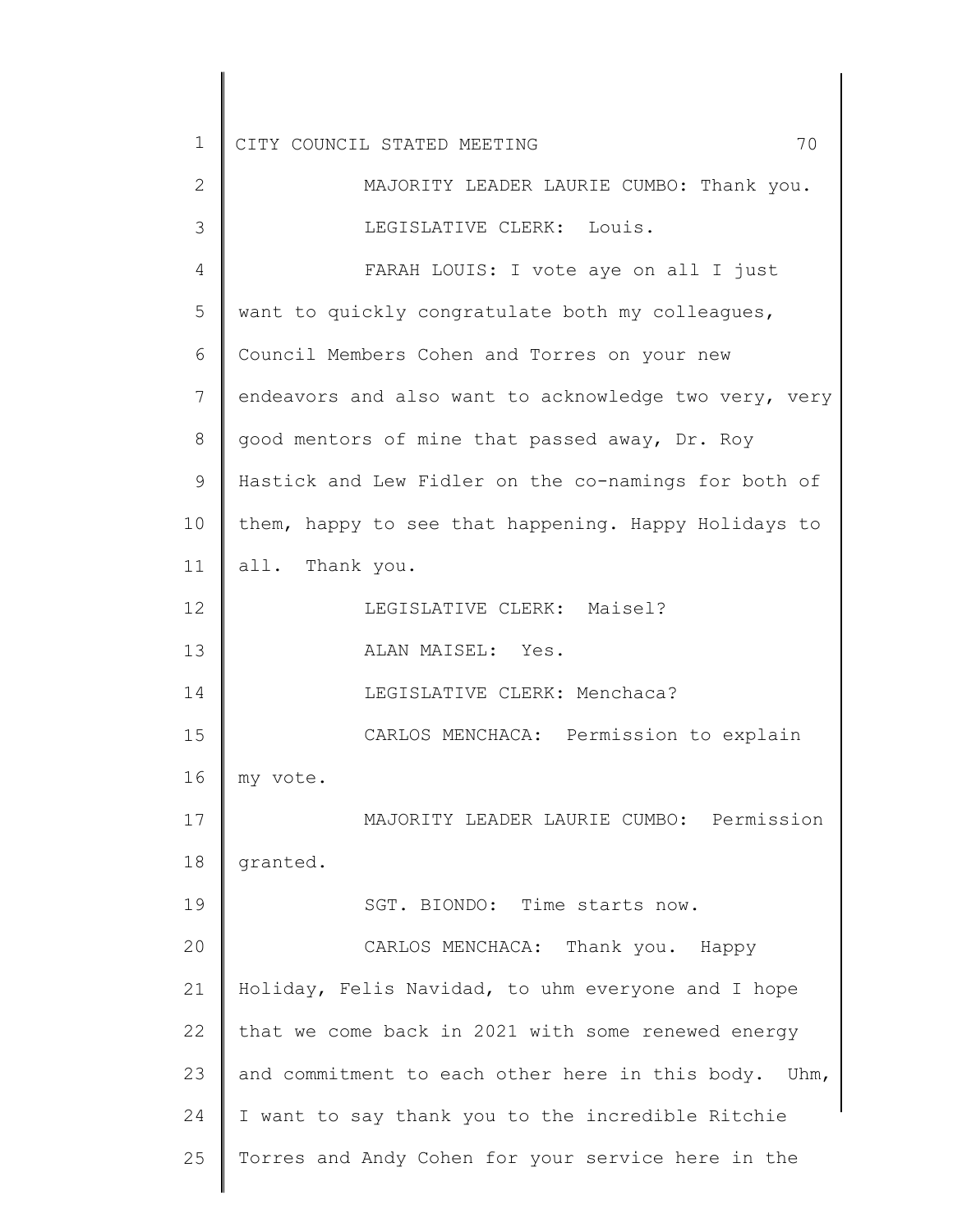MAJORITY LEADER LAURIE CUMBO: Thank you.

LEGISLATIVE CLERK: Louis.

FARAH LOUIS: I vote aye on all I just want to quickly congratulate both my colleagues, Council Members Cohen and Torres on your new endeavors and also want to acknowledge two very, very good mentors of mine that passed away, Dr. Roy Hastick and Lew Fidler on the co-namings for both of them, happy to see that happening. Happy Holidays to all. Thank you.

LEGISLATIVE CLERK: Maisel?

ALAN MAISEL: Yes.

LEGISLATIVE CLERK: Menchaca?

CARLOS MENCHACA: Permission to explain my vote.

MAJORITY LEADER LAURIE CUMBO: Permission granted.

SGT. BIONDO: Time starts now.

CARLOS MENCHACA: Thank you. Happy Holiday, Felis Navidad, to uhm everyone and I hope that we come back in 2021 with some renewed energy and commitment to each other here in this body. Uhm, I want to say thank you to the incredible Ritchie Torres and Andy Cohen for your service here in the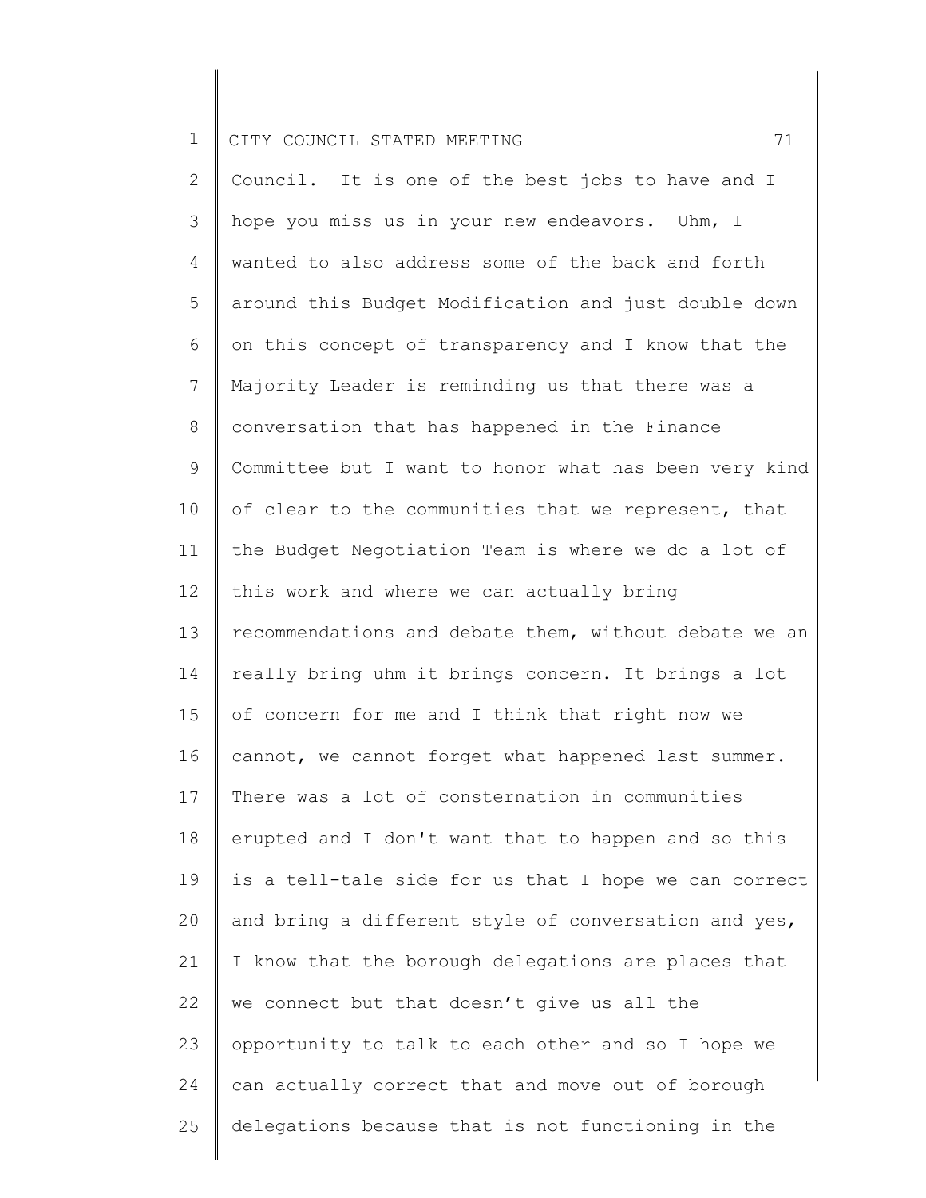Council. It is one of the best jobs to have and I hope you miss us in your new endeavors. Uhm, I wanted to also address some of the back and forth around this Budget Modification and just double down on this concept of transparency and I know that the Majority Leader is reminding us that there was a conversation that has happened in the Finance Committee but I want to honor what has been very kind of clear to the communities that we represent, that the Budget Negotiation Team is where we do a lot of this work and where we can actually bring recommendations and debate them, without debate we an really bring uhm it brings concern. It brings a lot of concern for me and I think that right now we cannot, we cannot forget what happened last summer. There was a lot of consternation in communities erupted and I don't want that to happen and so this is a tell-tale side for us that I hope we can correct and bring a different style of conversation and yes, I know that the borough delegations are places that we connect but that doesn't give us all the opportunity to talk to each other and so I hope we can actually correct that and move out of borough delegations because that is not functioning in the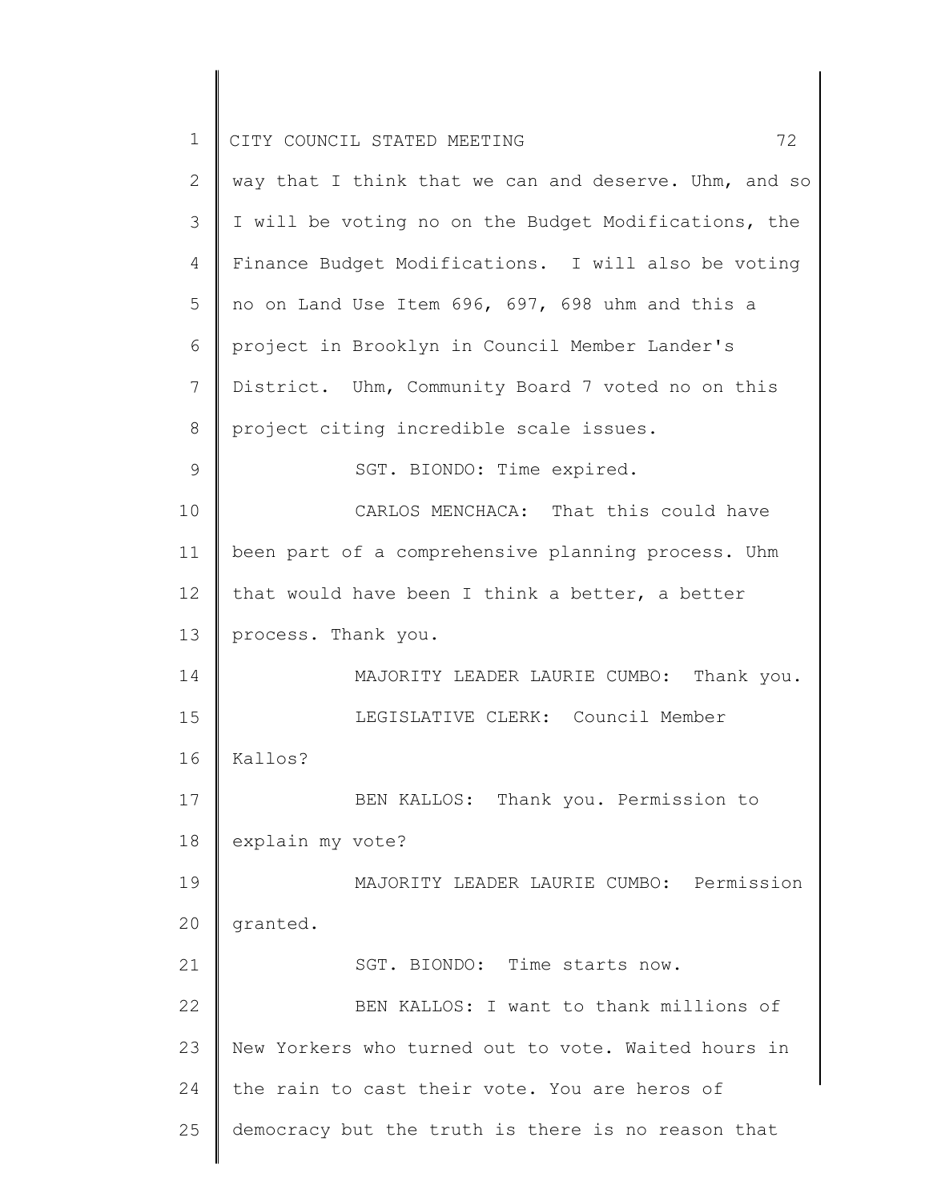way that I think that we can and deserve. Uhm, and so I will be voting no on the Budget Modifications, the Finance Budget Modifications. I will also be voting no on Land Use Item 696, 697, 698 uhm and this a project in Brooklyn in Council Member Lander's District. Uhm, Community Board 7 voted no on this project citing incredible scale issues.

SGT. BIONDO: Time expired.

CARLOS MENCHACA: That this could have been part of a comprehensive planning process. Uhm that would have been I think a better, a better process. Thank you.

MAJORITY LEADER LAURIE CUMBO: Thank you.

LEGISLATIVE CLERK: Council Member Kallos?

BEN KALLOS: Thank you. Permission to explain my vote?

MAJORITY LEADER LAURIE CUMBO: Permission granted.

SGT. BIONDO: Time starts now.

BEN KALLOS: I want to thank millions of New Yorkers who turned out to vote. Waited hours in the rain to cast their vote. You are heros of democracy but the truth is there is no reason that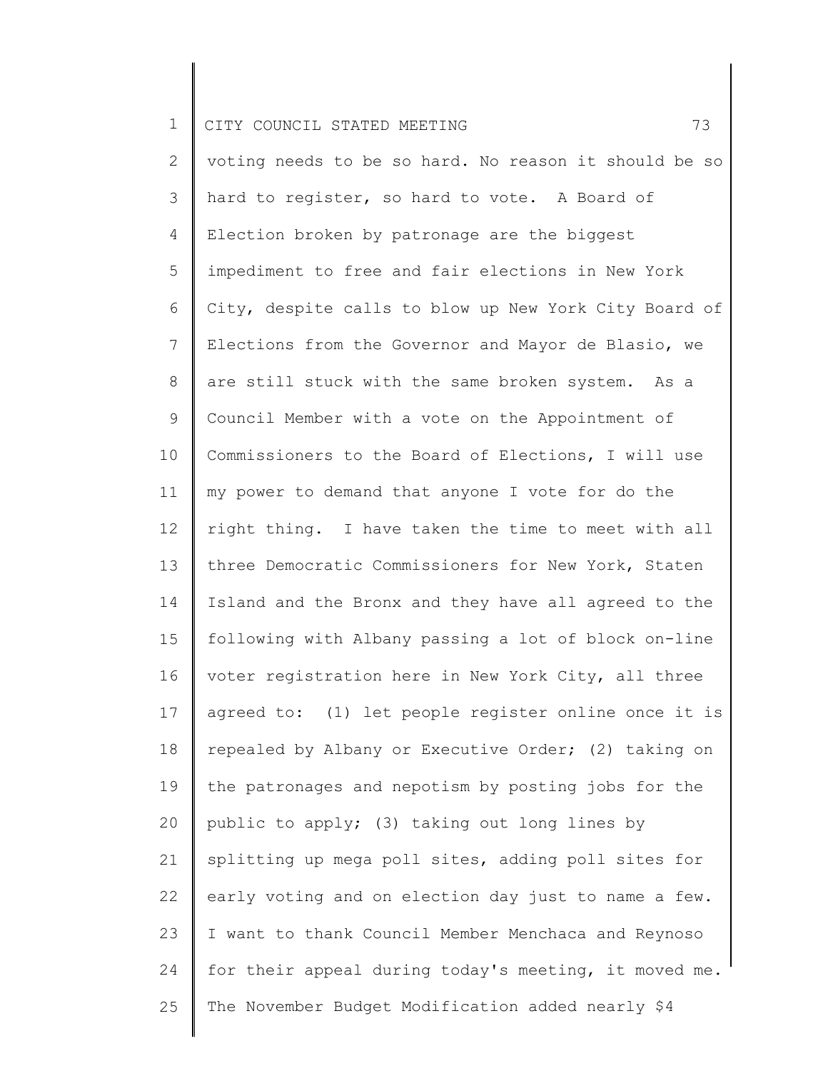voting needs to be so hard. No reason it should be so hard to register, so hard to vote. A Board of Election broken by patronage are the biggest impediment to free and fair elections in New York City, despite calls to blow up New York City Board of Elections from the Governor and Mayor de Blasio, we are still stuck with the same broken system. As a Council Member with a vote on the Appointment of Commissioners to the Board of Elections, I will use my power to demand that anyone I vote for do the right thing. I have taken the time to meet with all three Democratic Commissioners for New York, Staten Island and the Bronx and they have all agreed to the following with Albany passing a lot of block on-line voter registration here in New York City, all three agreed to: (1) let people register online once it is repealed by Albany or Executive Order; (2) taking on the patronages and nepotism by posting jobs for the public to apply; (3) taking out long lines by splitting up mega poll sites, adding poll sites for early voting and on election day just to name a few. I want to thank Council Member Menchaca and Reynoso for their appeal during today's meeting, it moved me. The November Budget Modification added nearly $4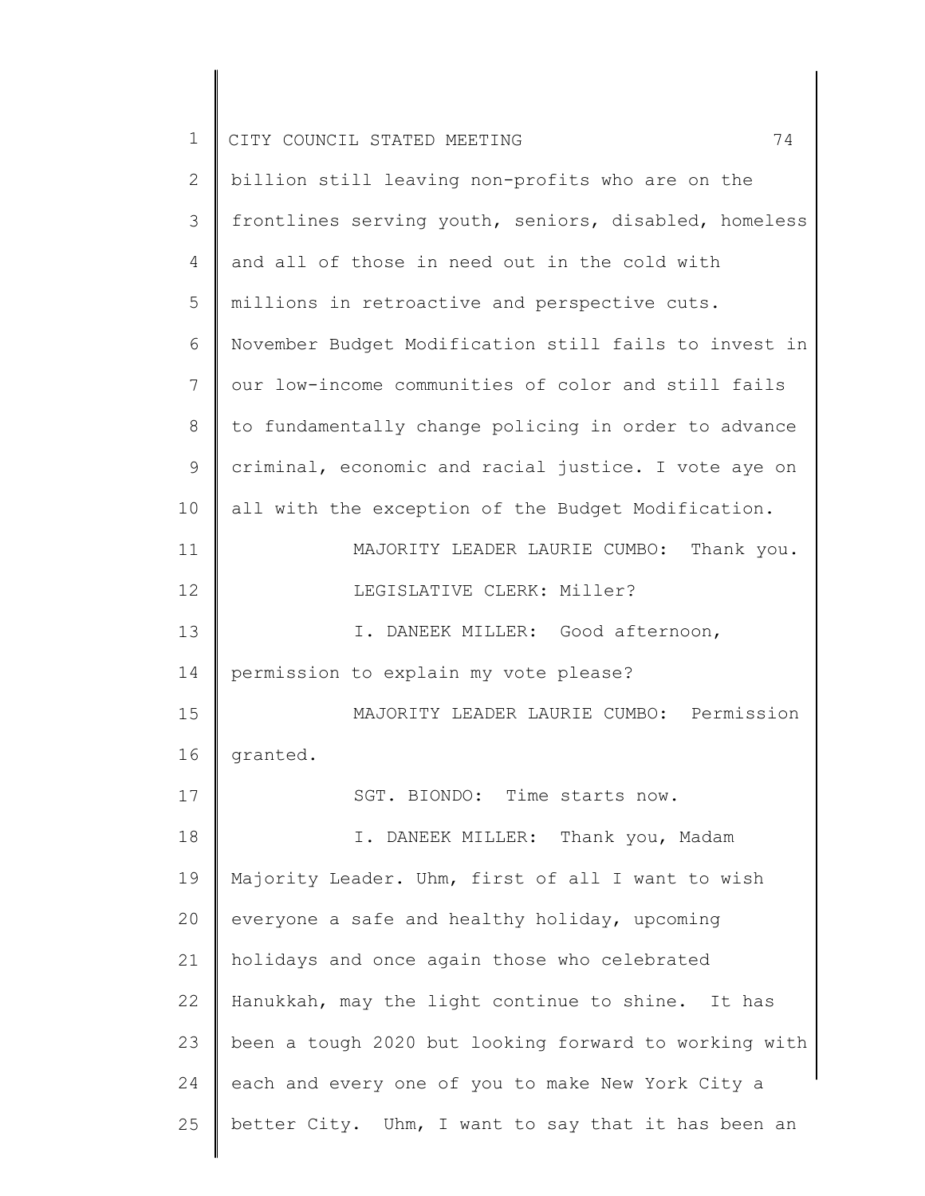billion still leaving non-profits who are on the frontlines serving youth, seniors, disabled, homeless and all of those in need out in the cold with millions in retroactive and perspective cuts. November Budget Modification still fails to invest in our low-income communities of color and still fails to fundamentally change policing in order to advance criminal, economic and racial justice. I vote aye on all with the exception of the Budget Modification.

MAJORITY LEADER LAURIE CUMBO: Thank you.

LEGISLATIVE CLERK: Miller?

I. DANEEK MILLER: Good afternoon, permission to explain my vote please?

MAJORITY LEADER LAURIE CUMBO: Permission granted.

SGT. BIONDO: Time starts now.

I. DANEEK MILLER: Thank you, Madam Majority Leader. Uhm, first of all I want to wish everyone a safe and healthy holiday, upcoming holidays and once again those who celebrated Hanukkah, may the light continue to shine. It has been a tough 2020 but looking forward to working with each and every one of you to make New York City a better City. Uhm, I want to say that it has been an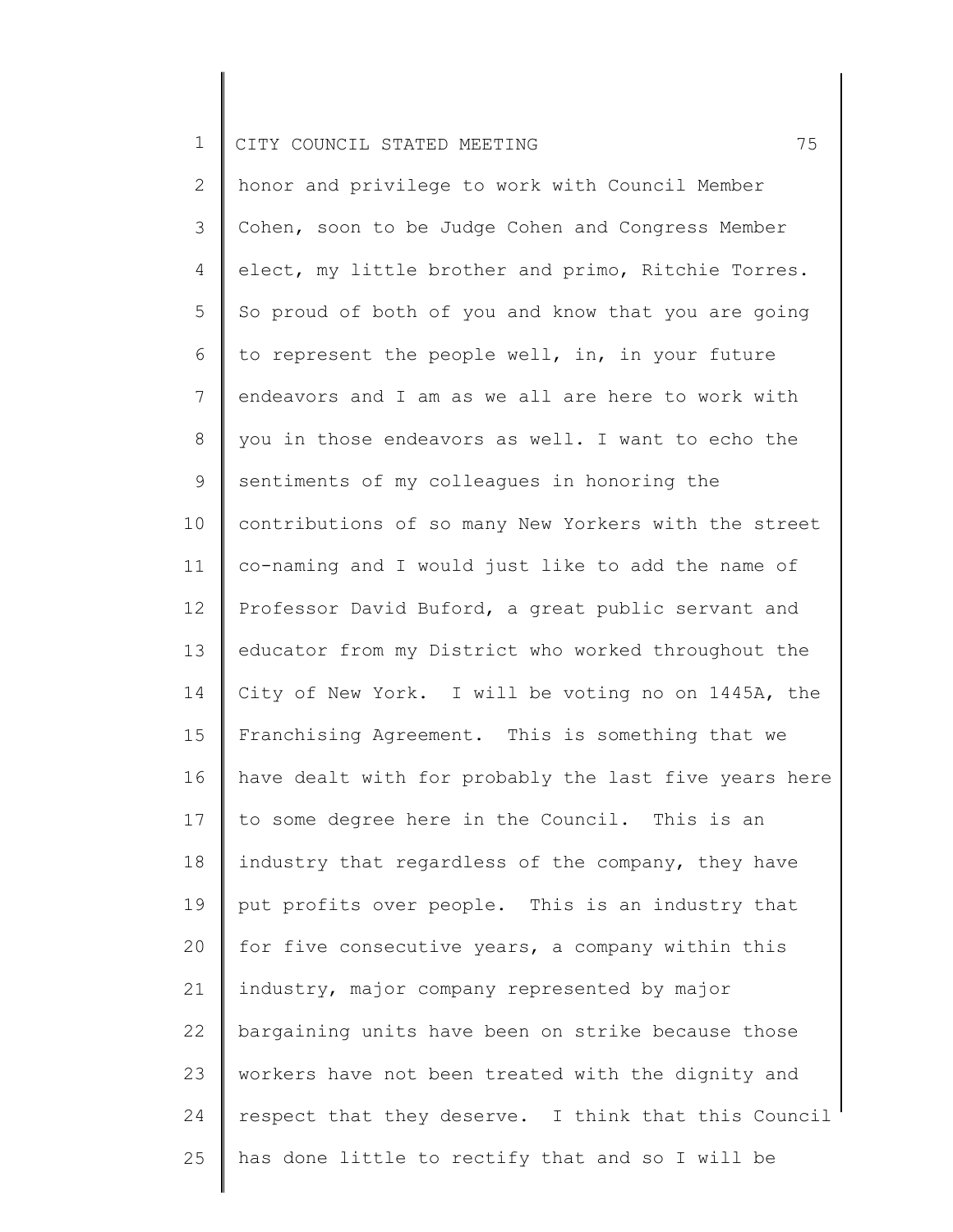honor and privilege to work with Council Member Cohen, soon to be Judge Cohen and Congress Member elect, my little brother and primo, Ritchie Torres. So proud of both of you and know that you are going to represent the people well, in, in your future endeavors and I am as we all are here to work with you in those endeavors as well. I want to echo the sentiments of my colleagues in honoring the contributions of so many New Yorkers with the street co-naming and I would just like to add the name of Professor David Buford, a great public servant and educator from my District who worked throughout the City of New York. I will be voting no on 1445A, the Franchising Agreement. This is something that we have dealt with for probably the last five years here to some degree here in the Council. This is an industry that regardless of the company, they have put profits over people. This is an industry that for five consecutive years, a company within this industry, major company represented by major bargaining units have been on strike because those workers have not been treated with the dignity and respect that they deserve. I think that this Council has done little to rectify that and so I will be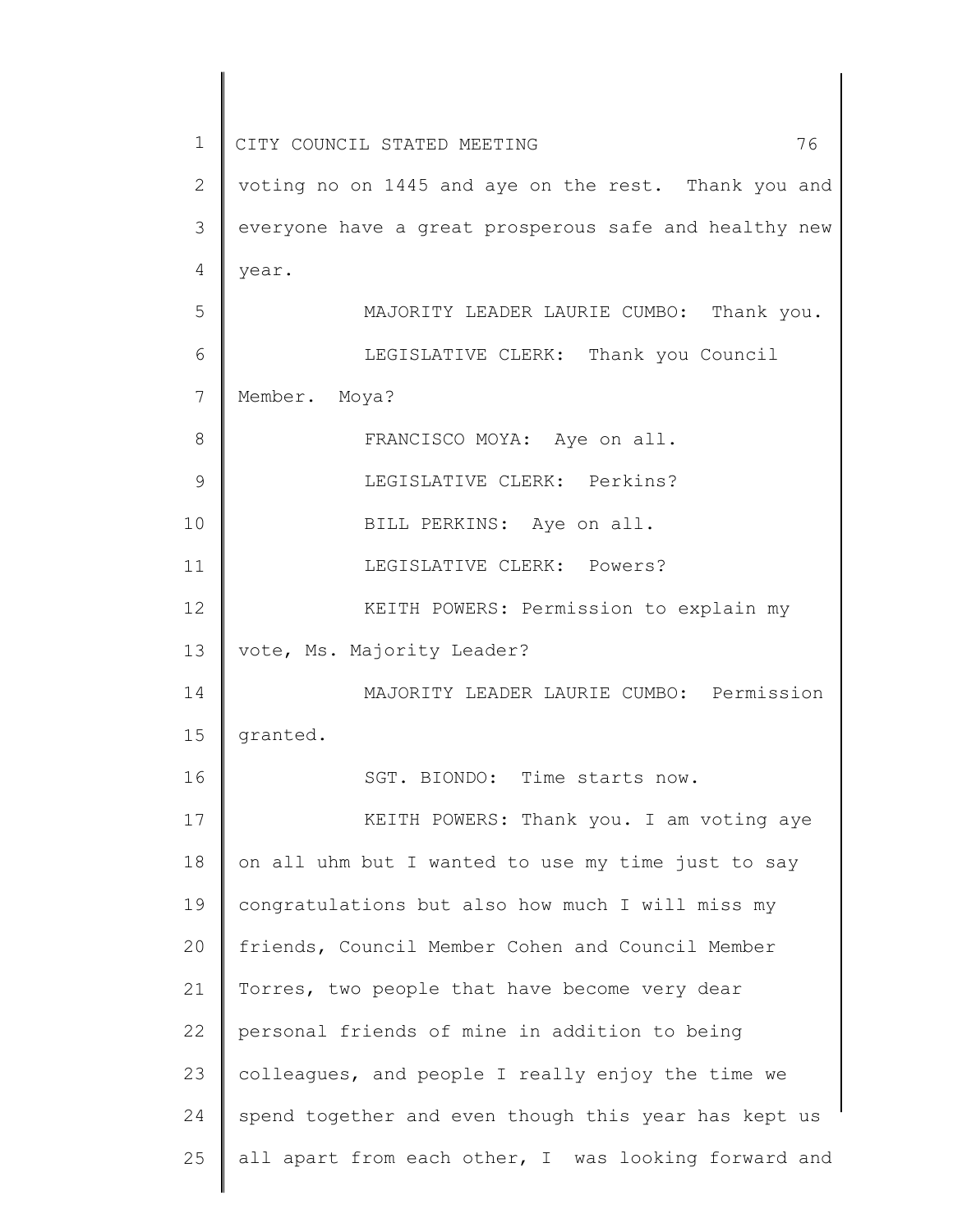voting no on 1445 and aye on the rest. Thank you and everyone have a great prosperous safe and healthy new year.

MAJORITY LEADER LAURIE CUMBO: Thank you.

LEGISLATIVE CLERK: Thank you Council Member. Moya?

FRANCISCO MOYA: Aye on all.

LEGISLATIVE CLERK: Perkins?

BILL PERKINS: Aye on all.

LEGISLATIVE CLERK: Powers?

KEITH POWERS: Permission to explain my vote, Ms. Majority Leader?

MAJORITY LEADER LAURIE CUMBO: Permission granted.

SGT. BIONDO: Time starts now.

KEITH POWERS: Thank you. I am voting aye on all uhm but I wanted to use my time just to say congratulations but also how much I will miss my friends, Council Member Cohen and Council Member Torres, two people that have become very dear personal friends of mine in addition to being colleagues, and people I really enjoy the time we spend together and even though this year has kept us all apart from each other, I was looking forward and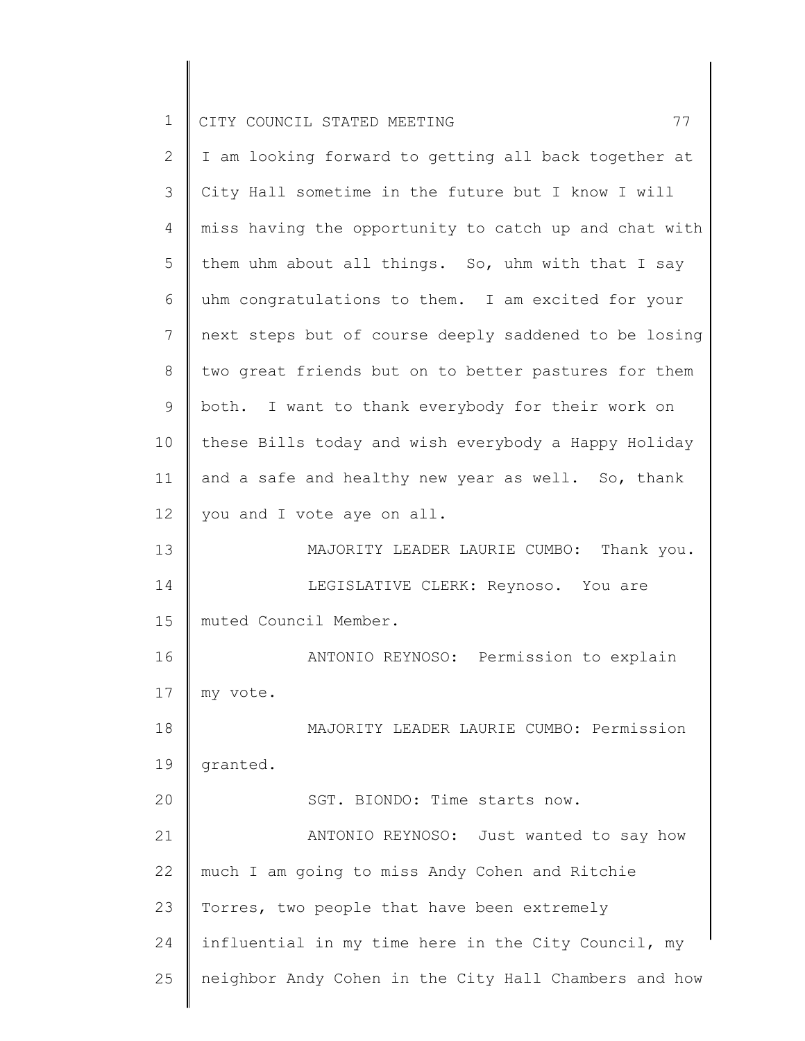I am looking forward to getting all back together at City Hall sometime in the future but I know I will miss having the opportunity to catch up and chat with them uhm about all things. So, uhm with that I say uhm congratulations to them. I am excited for your next steps but of course deeply saddened to be losing two great friends but on to better pastures for them both. I want to thank everybody for their work on these Bills today and wish everybody a Happy Holiday and a safe and healthy new year as well. So, thank you and I vote aye on all.

MAJORITY LEADER LAURIE CUMBO: Thank you.

LEGISLATIVE CLERK: Reynoso. You are muted Council Member.

ANTONIO REYNOSO: Permission to explain my vote.

MAJORITY LEADER LAURIE CUMBO: Permission granted.

SGT. BIONDO: Time starts now.

ANTONIO REYNOSO: Just wanted to say how much I am going to miss Andy Cohen and Ritchie Torres, two people that have been extremely influential in my time here in the City Council, my neighbor Andy Cohen in the City Hall Chambers and how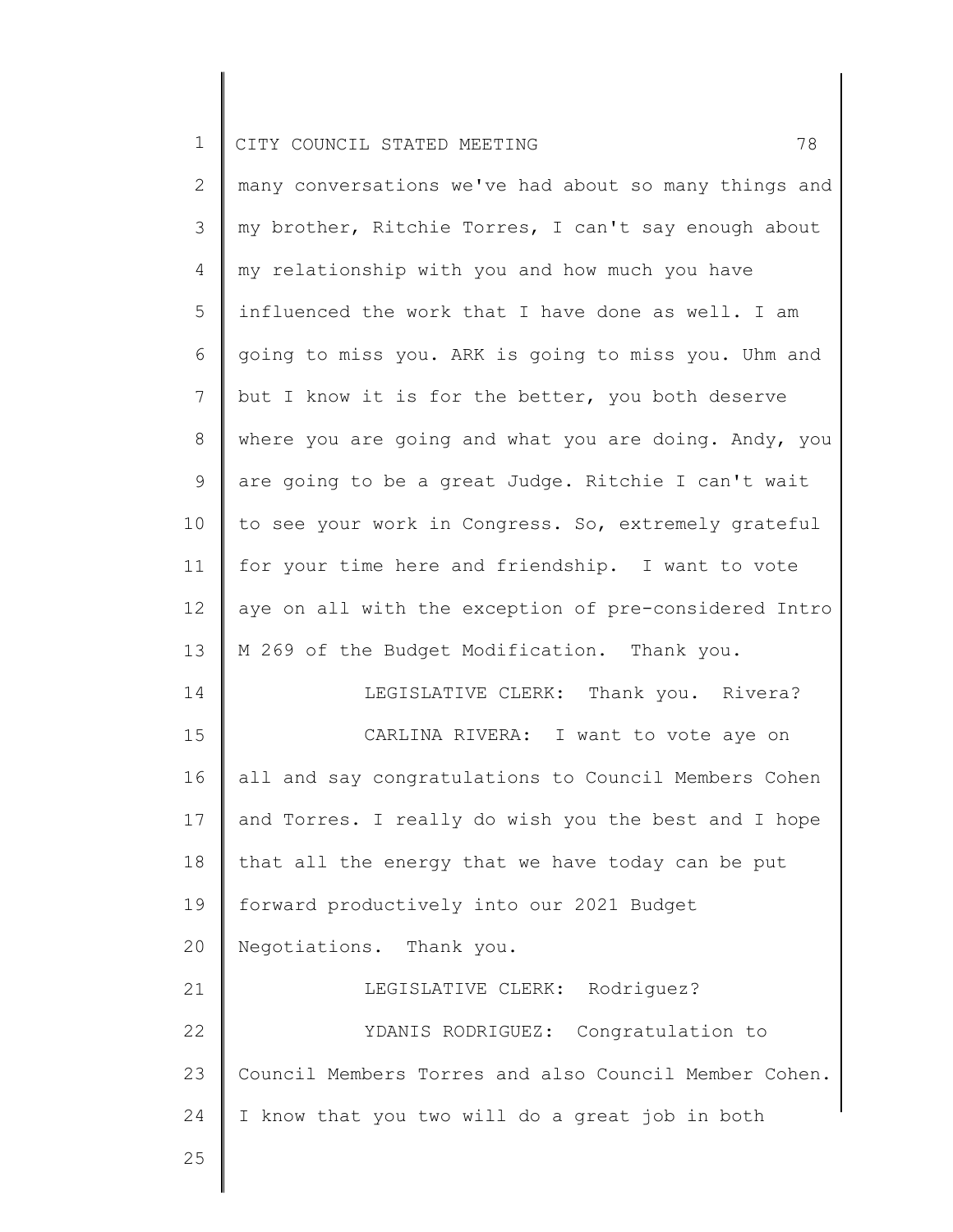many conversations we've had about so many things and my brother, Ritchie Torres, I can't say enough about my relationship with you and how much you have influenced the work that I have done as well. I am going to miss you. ARK is going to miss you. Uhm and but I know it is for the better, you both deserve where you are going and what you are doing. Andy, you are going to be a great Judge. Ritchie I can't wait to see your work in Congress. So, extremely grateful for your time here and friendship. I want to vote aye on all with the exception of pre-considered Intro M 269 of the Budget Modification. Thank you.

LEGISLATIVE CLERK: Thank you. Rivera?

CARLINA RIVERA: I want to vote aye on all and say congratulations to Council Members Cohen and Torres. I really do wish you the best and I hope that all the energy that we have today can be put forward productively into our 2021 Budget Negotiations. Thank you.

LEGISLATIVE CLERK: Rodriguez?

YDANIS RODRIGUEZ: Congratulation to Council Members Torres and also Council Member Cohen. I know that you two will do a great job in both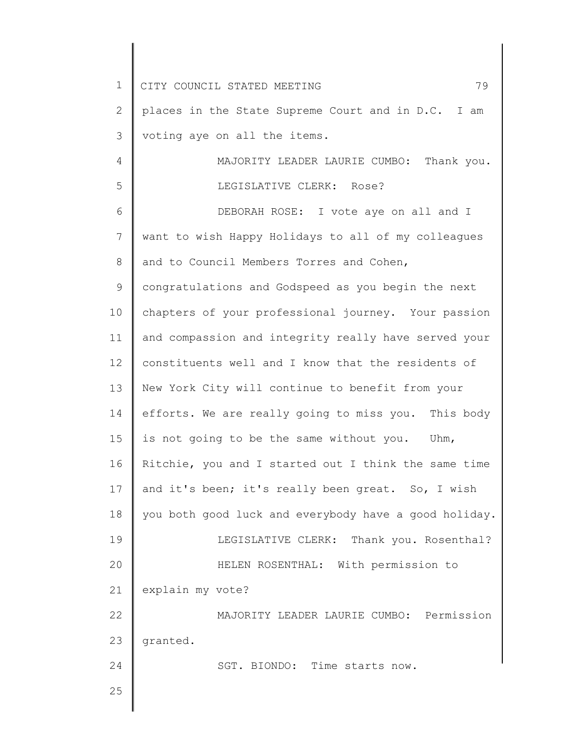places in the State Supreme Court and in D.C. I am voting aye on all the items.

MAJORITY LEADER LAURIE CUMBO: Thank you.

LEGISLATIVE CLERK: Rose?

DEBORAH ROSE: I vote aye on all and I want to wish Happy Holidays to all of my colleagues and to Council Members Torres and Cohen, congratulations and Godspeed as you begin the next chapters of your professional journey. Your passion and compassion and integrity really have served your constituents well and I know that the residents of New York City will continue to benefit from your efforts. We are really going to miss you. This body is not going to be the same without you. Uhm, Ritchie, you and I started out I think the same time and it's been; it's really been great. So, I wish you both good luck and everybody have a good holiday.

LEGISLATIVE CLERK: Thank you. Rosenthal?

HELEN ROSENTHAL: With permission to explain my vote?

MAJORITY LEADER LAURIE CUMBO: Permission granted.

SGT. BIONDO: Time starts now.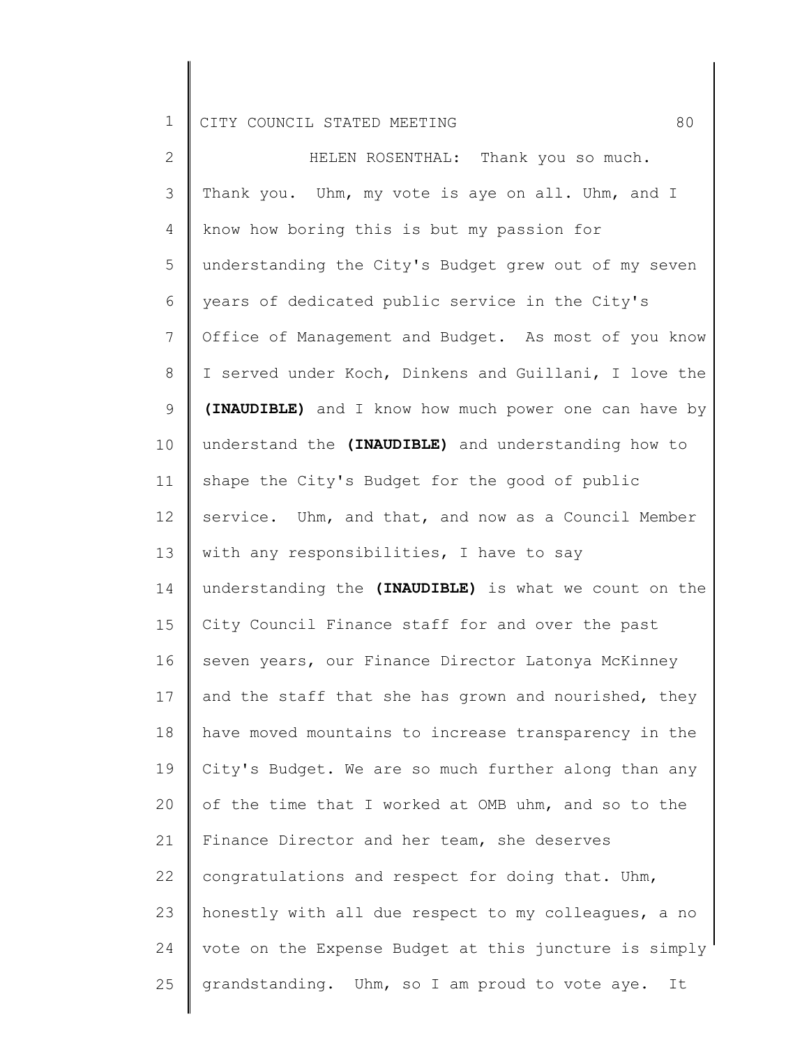HELEN ROSENTHAL: Thank you so much. Thank you. Uhm, my vote is aye on all. Uhm, and I know how boring this is but my passion for understanding the City's Budget grew out of my seven years of dedicated public service in the City's Office of Management and Budget. As most of you know I served under Koch, Dinkens and Guillani, I love the **(INAUDIBLE)** and I know how much power one can have by understand the **(INAUDIBLE)** and understanding how to shape the City's Budget for the good of public service. Uhm, and that, and now as a Council Member with any responsibilities, I have to say understanding the **(INAUDIBLE)** is what we count on the City Council Finance staff for and over the past seven years, our Finance Director Latonya McKinney and the staff that she has grown and nourished, they have moved mountains to increase transparency in the City's Budget. We are so much further along than any of the time that I worked at OMB uhm, and so to the Finance Director and her team, she deserves congratulations and respect for doing that. Uhm, honestly with all due respect to my colleagues, a no vote on the Expense Budget at this juncture is simply grandstanding. Uhm, so I am proud to vote aye. It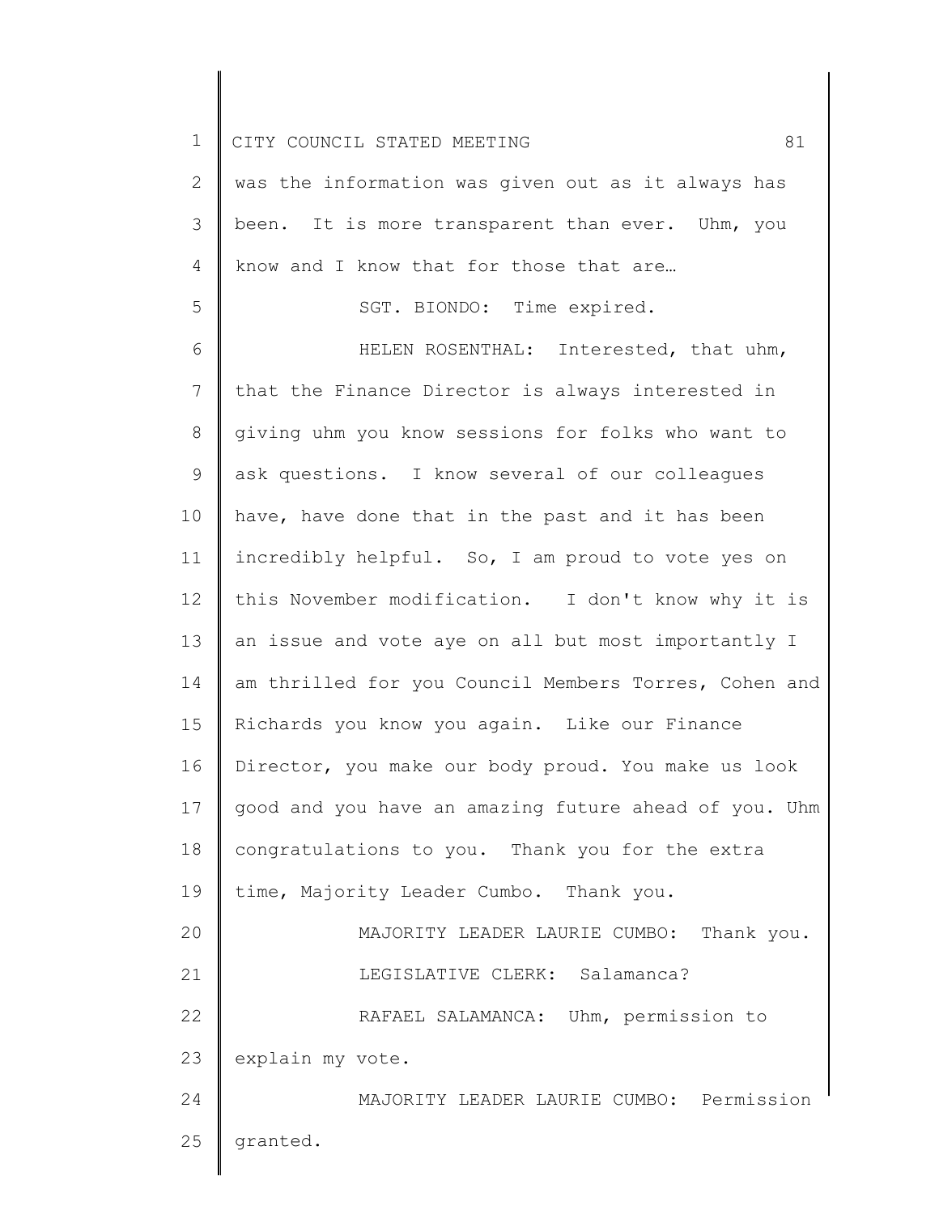was the information was given out as it always has been. It is more transparent than ever. Uhm, you know and I know that for those that are…

SGT. BIONDO: Time expired.

HELEN ROSENTHAL: Interested, that uhm, that the Finance Director is always interested in giving uhm you know sessions for folks who want to ask questions. I know several of our colleagues have, have done that in the past and it has been incredibly helpful. So, I am proud to vote yes on this November modification. I don't know why it is an issue and vote aye on all but most importantly I am thrilled for you Council Members Torres, Cohen and Richards you know you again. Like our Finance Director, you make our body proud. You make us look good and you have an amazing future ahead of you. Uhm congratulations to you. Thank you for the extra time, Majority Leader Cumbo. Thank you.

MAJORITY LEADER LAURIE CUMBO: Thank you.

LEGISLATIVE CLERK: Salamanca?

RAFAEL SALAMANCA: Uhm, permission to explain my vote.

MAJORITY LEADER LAURIE CUMBO: Permission granted.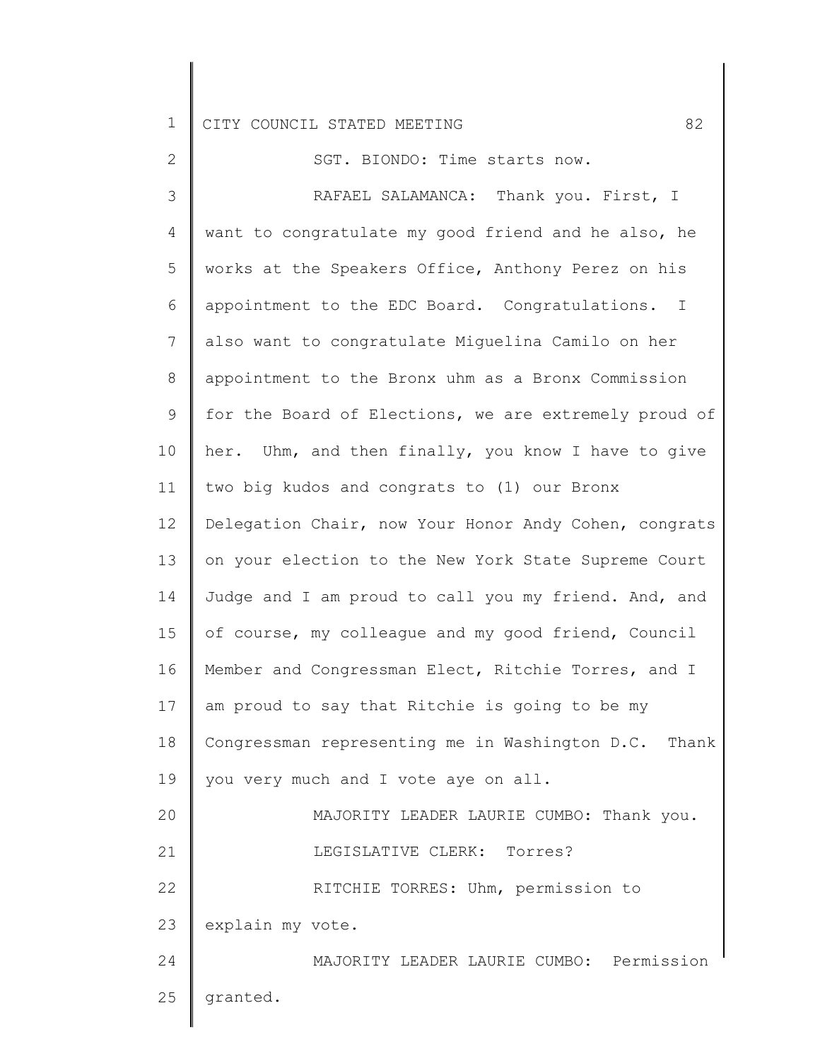SGT. BIONDO: Time starts now.

RAFAEL SALAMANCA: Thank you. First, I want to congratulate my good friend and he also, he works at the Speakers Office, Anthony Perez on his appointment to the EDC Board. Congratulations. I also want to congratulate Miguelina Camilo on her appointment to the Bronx uhm as a Bronx Commission for the Board of Elections, we are extremely proud of her. Uhm, and then finally, you know I have to give two big kudos and congrats to (1) our Bronx Delegation Chair, now Your Honor Andy Cohen, congrats on your election to the New York State Supreme Court Judge and I am proud to call you my friend. And, and of course, my colleague and my good friend, Council Member and Congressman Elect, Ritchie Torres, and I am proud to say that Ritchie is going to be my Congressman representing me in Washington D.C. Thank you very much and I vote aye on all.

MAJORITY LEADER LAURIE CUMBO: Thank you.

LEGISLATIVE CLERK: Torres?

RITCHIE TORRES: Uhm, permission to explain my vote.

MAJORITY LEADER LAURIE CUMBO: Permission granted.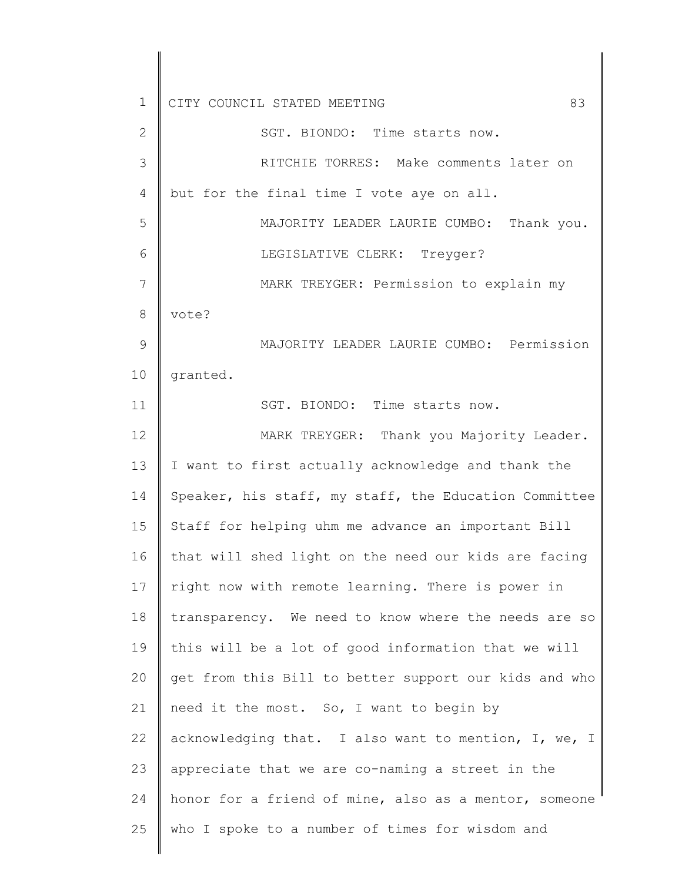SGT. BIONDO: Time starts now.

RITCHIE TORRES: Make comments later on but for the final time I vote aye on all.

MAJORITY LEADER LAURIE CUMBO: Thank you.

LEGISLATIVE CLERK: Treyger?

MARK TREYGER: Permission to explain my vote?

MAJORITY LEADER LAURIE CUMBO: Permission granted.

SGT. BIONDO: Time starts now.

MARK TREYGER: Thank you Majority Leader. I want to first actually acknowledge and thank the Speaker, his staff, my staff, the Education Committee Staff for helping uhm me advance an important Bill that will shed light on the need our kids are facing right now with remote learning. There is power in transparency. We need to know where the needs are so this will be a lot of good information that we will get from this Bill to better support our kids and who need it the most. So, I want to begin by acknowledging that. I also want to mention, I, we, I appreciate that we are co-naming a street in the honor for a friend of mine, also as a mentor, someone who I spoke to a number of times for wisdom and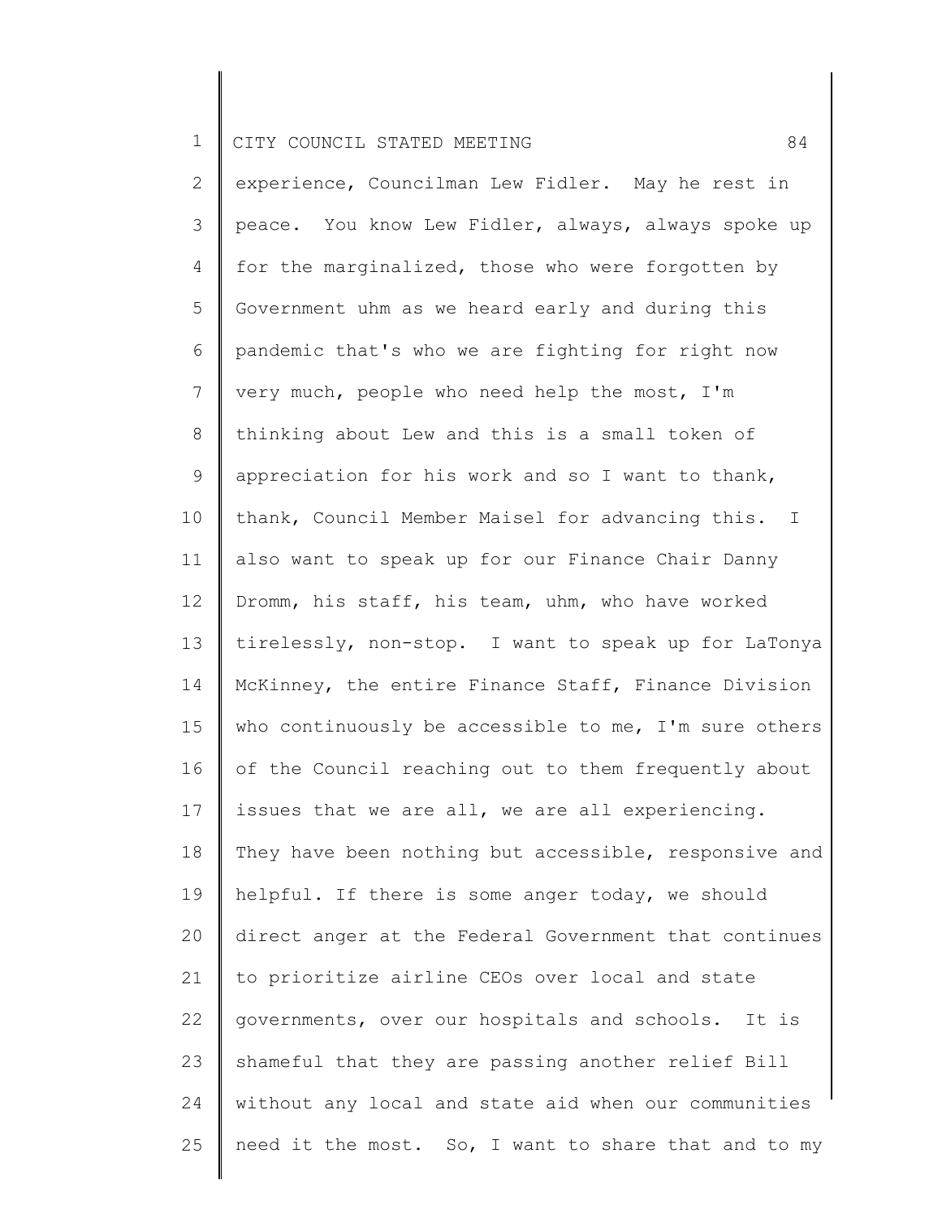experience, Councilman Lew Fidler. May he rest in peace. You know Lew Fidler, always, always spoke up for the marginalized, those who were forgotten by Government uhm as we heard early and during this pandemic that's who we are fighting for right now very much, people who need help the most, I'm thinking about Lew and this is a small token of appreciation for his work and so I want to thank, thank, Council Member Maisel for advancing this. I also want to speak up for our Finance Chair Danny Dromm, his staff, his team, uhm, who have worked tirelessly, non-stop. I want to speak up for LaTonya McKinney, the entire Finance Staff, Finance Division who continuously be accessible to me, I'm sure others of the Council reaching out to them frequently about issues that we are all, we are all experiencing. They have been nothing but accessible, responsive and helpful. If there is some anger today, we should direct anger at the Federal Government that continues to prioritize airline CEOs over local and state governments, over our hospitals and schools. It is shameful that they are passing another relief Bill without any local and state aid when our communities need it the most. So, I want to share that and to my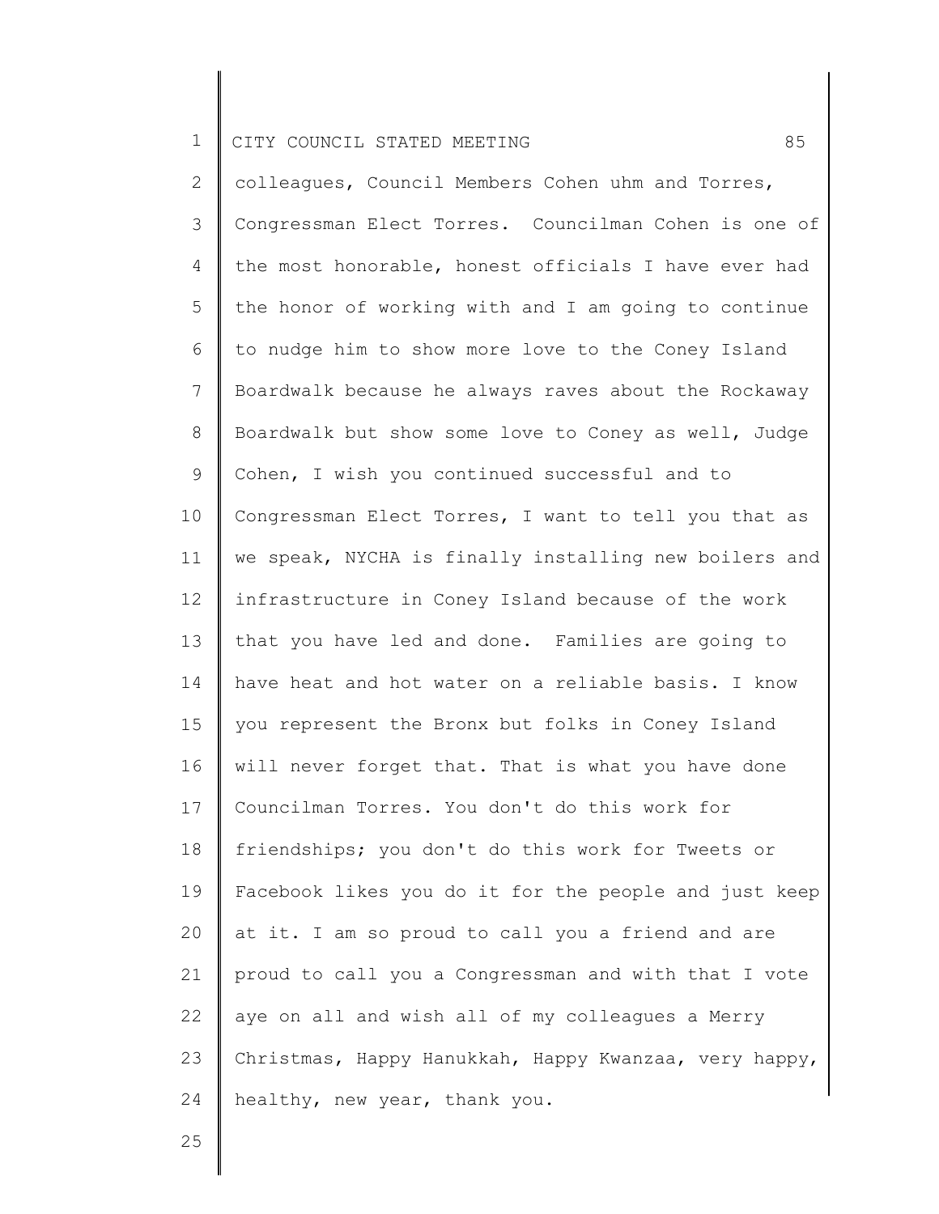colleagues, Council Members Cohen uhm and Torres, Congressman Elect Torres. Councilman Cohen is one of the most honorable, honest officials I have ever had the honor of working with and I am going to continue to nudge him to show more love to the Coney Island Boardwalk because he always raves about the Rockaway Boardwalk but show some love to Coney as well, Judge Cohen, I wish you continued successful and to Congressman Elect Torres, I want to tell you that as we speak, NYCHA is finally installing new boilers and infrastructure in Coney Island because of the work that you have led and done. Families are going to have heat and hot water on a reliable basis. I know you represent the Bronx but folks in Coney Island will never forget that. That is what you have done Councilman Torres. You don't do this work for friendships; you don't do this work for Tweets or Facebook likes you do it for the people and just keep at it. I am so proud to call you a friend and are proud to call you a Congressman and with that I vote aye on all and wish all of my colleagues a Merry Christmas, Happy Hanukkah, Happy Kwanzaa, very happy, healthy, new year, thank you.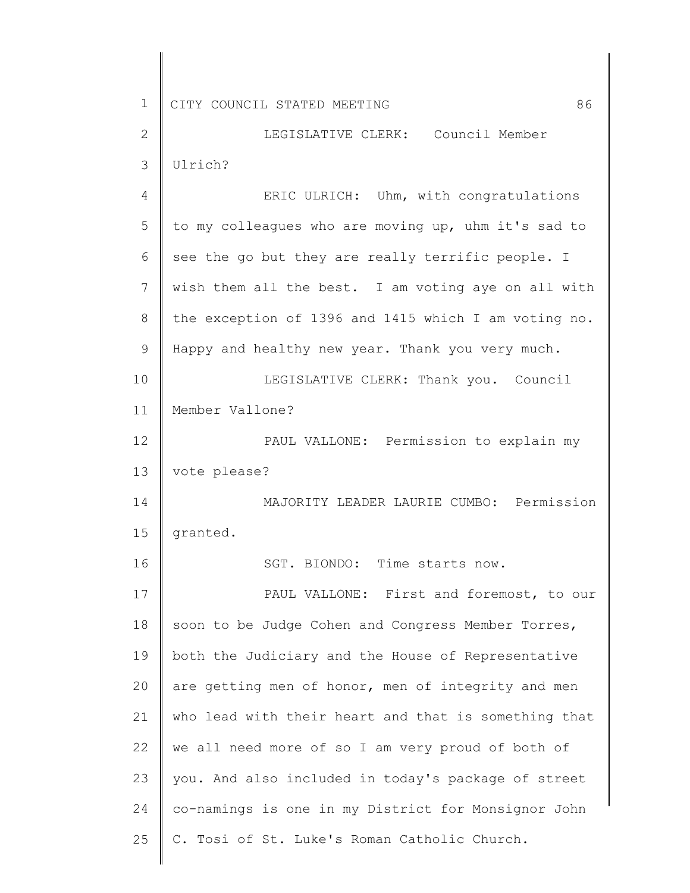LEGISLATIVE CLERK: Council Member Ulrich?

ERIC ULRICH: Uhm, with congratulations to my colleagues who are moving up, uhm it's sad to see the go but they are really terrific people. I wish them all the best. I am voting aye on all with the exception of 1396 and 1415 which I am voting no. Happy and healthy new year. Thank you very much.

LEGISLATIVE CLERK: Thank you. Council Member Vallone?

PAUL VALLONE: Permission to explain my vote please?

MAJORITY LEADER LAURIE CUMBO: Permission granted.

SGT. BIONDO: Time starts now.

PAUL VALLONE: First and foremost, to our soon to be Judge Cohen and Congress Member Torres, both the Judiciary and the House of Representative are getting men of honor, men of integrity and men who lead with their heart and that is something that we all need more of so I am very proud of both of you. And also included in today's package of street co-namings is one in my District for Monsignor John C. Tosi of St. Luke's Roman Catholic Church.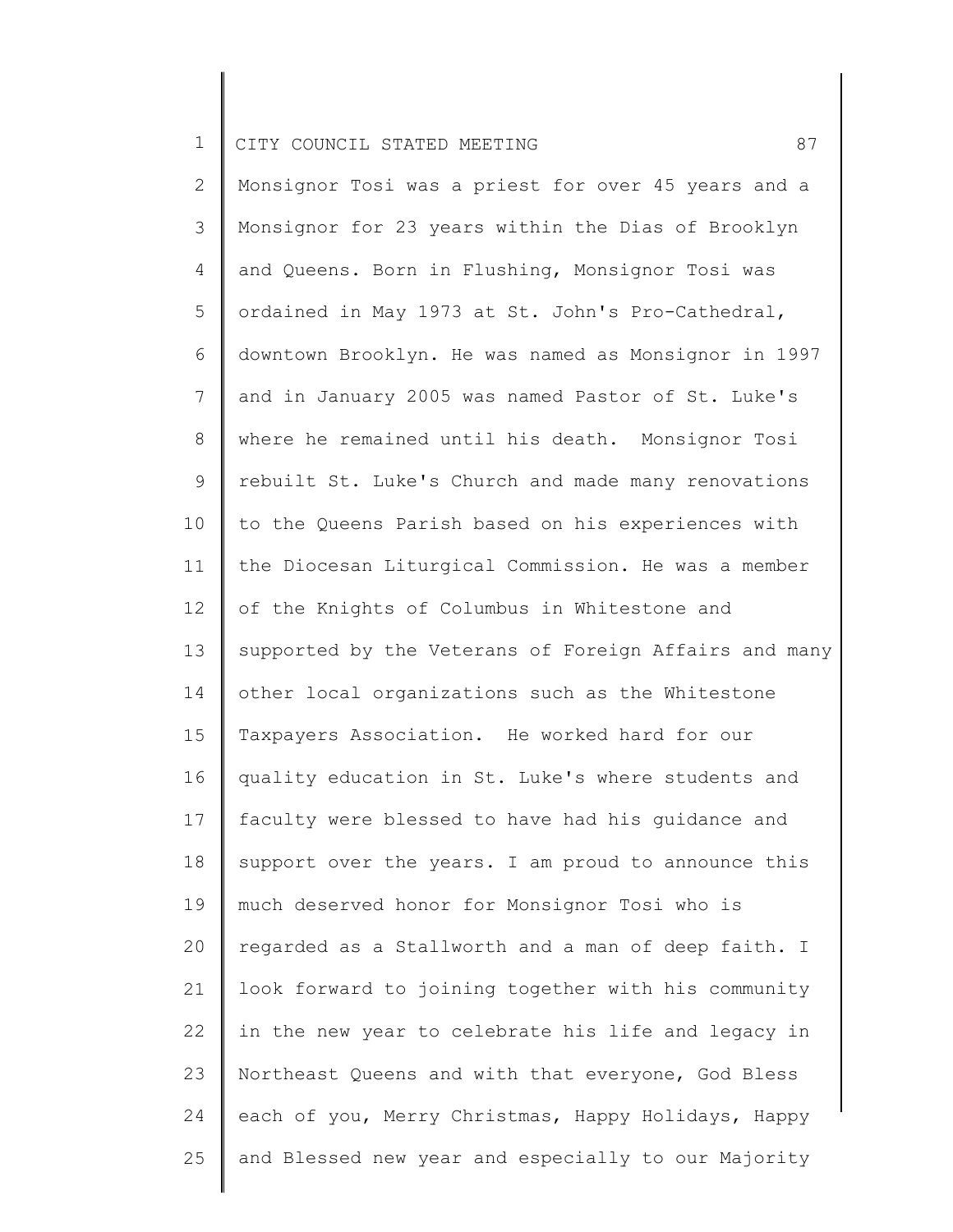Monsignor Tosi was a priest for over 45 years and a Monsignor for 23 years within the Dias of Brooklyn and Queens. Born in Flushing, Monsignor Tosi was ordained in May 1973 at St. John's Pro-Cathedral, downtown Brooklyn. He was named as Monsignor in 1997 and in January 2005 was named Pastor of St. Luke's where he remained until his death. Monsignor Tosi rebuilt St. Luke's Church and made many renovations to the Queens Parish based on his experiences with the Diocesan Liturgical Commission. He was a member of the Knights of Columbus in Whitestone and supported by the Veterans of Foreign Affairs and many other local organizations such as the Whitestone Taxpayers Association. He worked hard for our quality education in St. Luke's where students and faculty were blessed to have had his guidance and support over the years. I am proud to announce this much deserved honor for Monsignor Tosi who is regarded as a Stallworth and a man of deep faith. I look forward to joining together with his community in the new year to celebrate his life and legacy in Northeast Queens and with that everyone, God Bless each of you, Merry Christmas, Happy Holidays, Happy and Blessed new year and especially to our Majority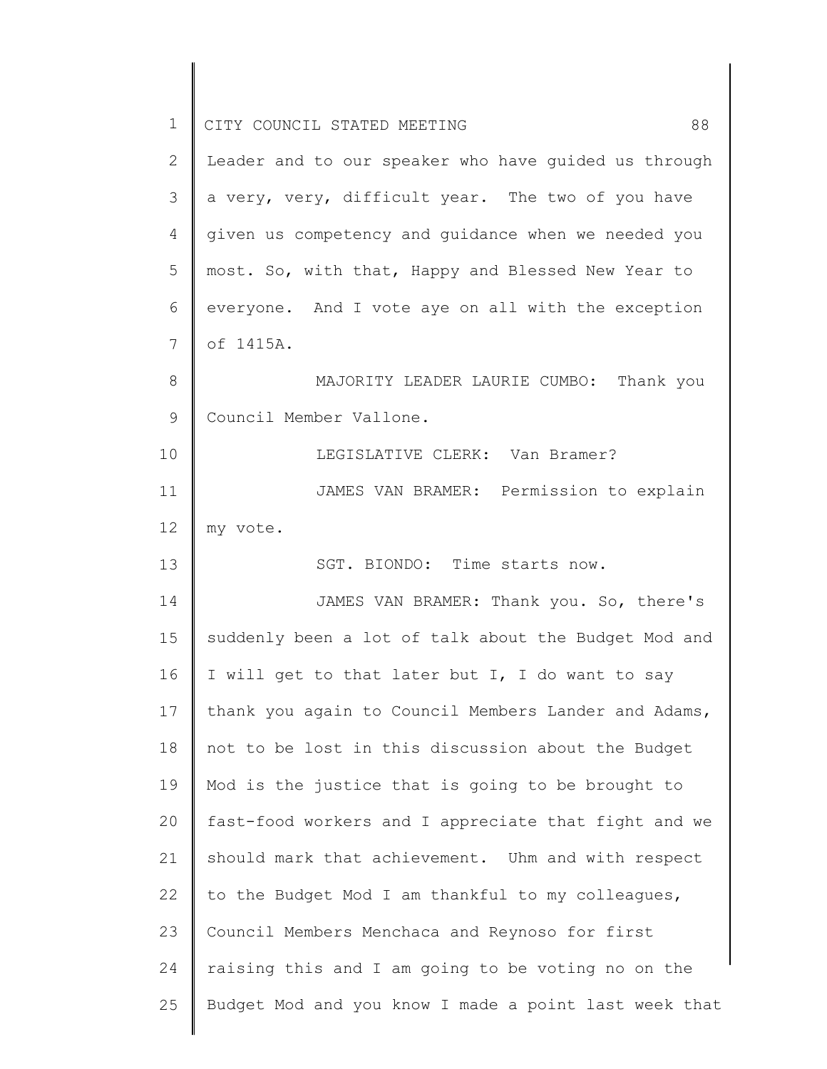Leader and to our speaker who have guided us through a very, very, difficult year. The two of you have given us competency and guidance when we needed you most. So, with that, Happy and Blessed New Year to everyone. And I vote aye on all with the exception of 1415A.

MAJORITY LEADER LAURIE CUMBO: Thank you Council Member Vallone.

LEGISLATIVE CLERK: Van Bramer?

JAMES VAN BRAMER: Permission to explain my vote.

SGT. BIONDO: Time starts now.

JAMES VAN BRAMER: Thank you. So, there's suddenly been a lot of talk about the Budget Mod and I will get to that later but I, I do want to say thank you again to Council Members Lander and Adams, not to be lost in this discussion about the Budget Mod is the justice that is going to be brought to fast-food workers and I appreciate that fight and we should mark that achievement. Uhm and with respect to the Budget Mod I am thankful to my colleagues, Council Members Menchaca and Reynoso for first raising this and I am going to be voting no on the Budget Mod and you know I made a point last week that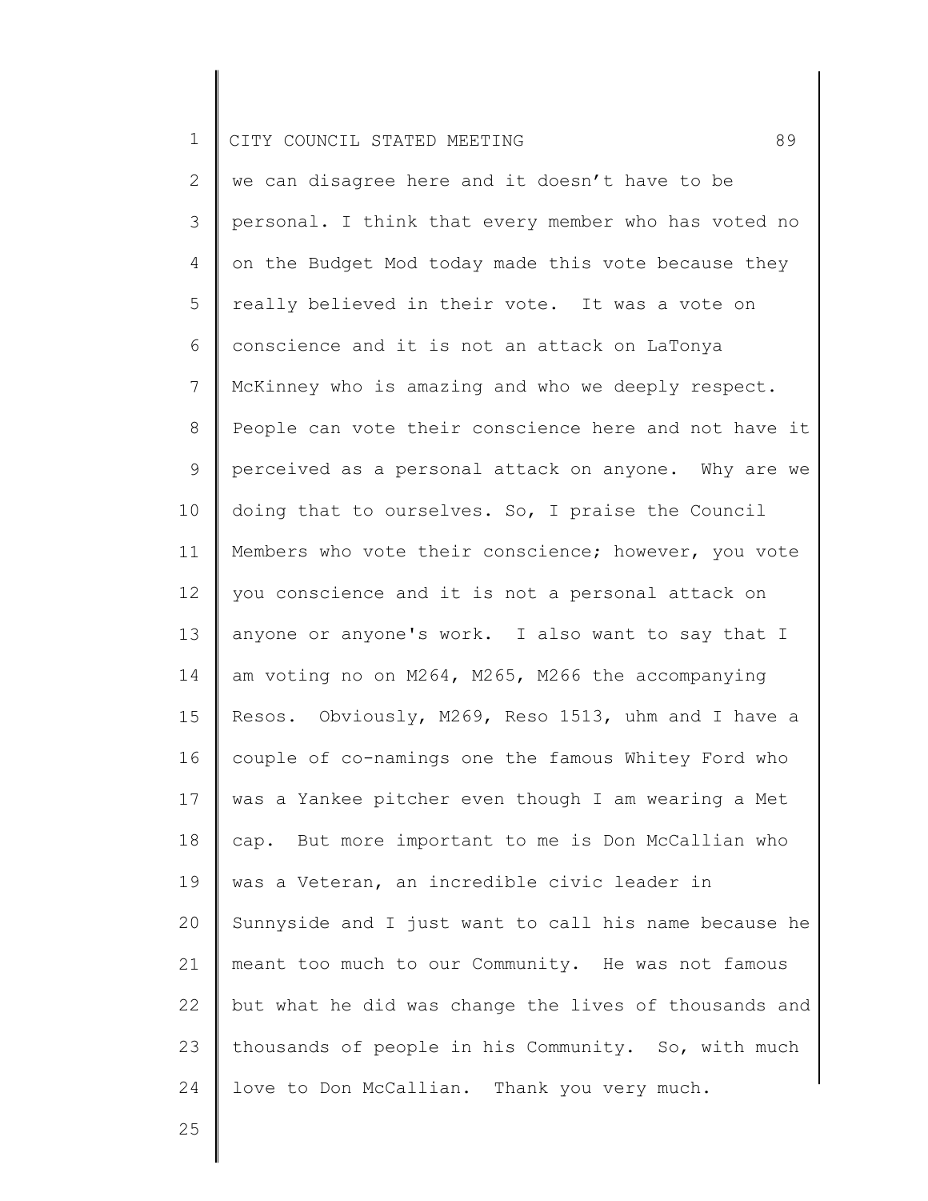we can disagree here and it doesn't have to be personal. I think that every member who has voted no on the Budget Mod today made this vote because they really believed in their vote. It was a vote on conscience and it is not an attack on LaTonya McKinney who is amazing and who we deeply respect. People can vote their conscience here and not have it perceived as a personal attack on anyone. Why are we doing that to ourselves. So, I praise the Council Members who vote their conscience; however, you vote you conscience and it is not a personal attack on anyone or anyone's work. I also want to say that I am voting no on M264, M265, M266 the accompanying Resos. Obviously, M269, Reso 1513, uhm and I have a couple of co-namings one the famous Whitey Ford who was a Yankee pitcher even though I am wearing a Met cap. But more important to me is Don McCallian who was a Veteran, an incredible civic leader in Sunnyside and I just want to call his name because he meant too much to our Community. He was not famous but what he did was change the lives of thousands and thousands of people in his Community. So, with much love to Don McCallian. Thank you very much.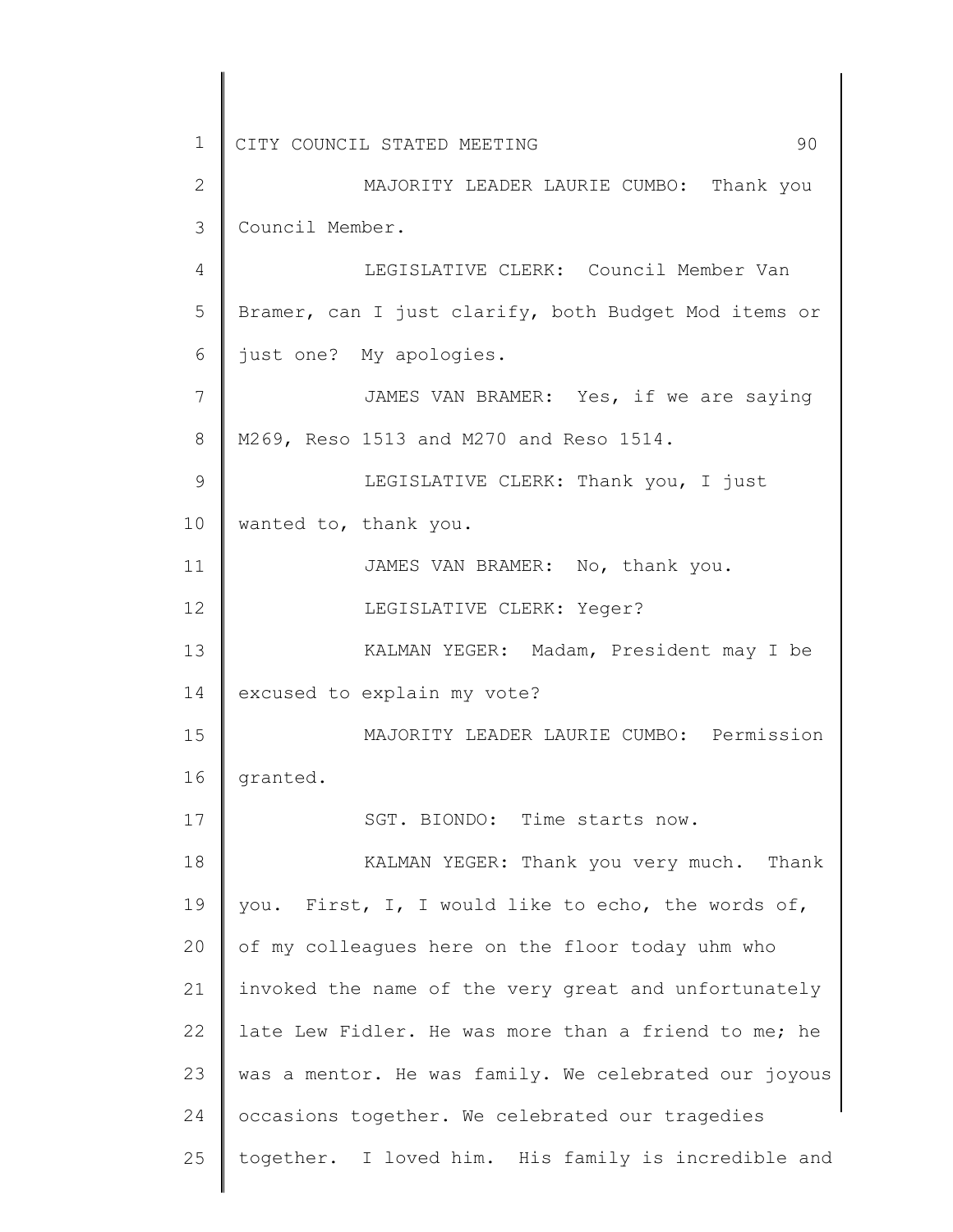MAJORITY LEADER LAURIE CUMBO: Thank you Council Member.

LEGISLATIVE CLERK: Council Member Van Bramer, can I just clarify, both Budget Mod items or just one? My apologies.

JAMES VAN BRAMER: Yes, if we are saying M269, Reso 1513 and M270 and Reso 1514.

LEGISLATIVE CLERK: Thank you, I just wanted to, thank you.

JAMES VAN BRAMER: No, thank you.

LEGISLATIVE CLERK: Yeger?

KALMAN YEGER: Madam, President may I be excused to explain my vote?

MAJORITY LEADER LAURIE CUMBO: Permission granted.

SGT. BIONDO: Time starts now.

KALMAN YEGER: Thank you very much. Thank you. First, I, I would like to echo, the words of, of my colleagues here on the floor today uhm who invoked the name of the very great and unfortunately late Lew Fidler. He was more than a friend to me; he was a mentor. He was family. We celebrated our joyous occasions together. We celebrated our tragedies together. I loved him. His family is incredible and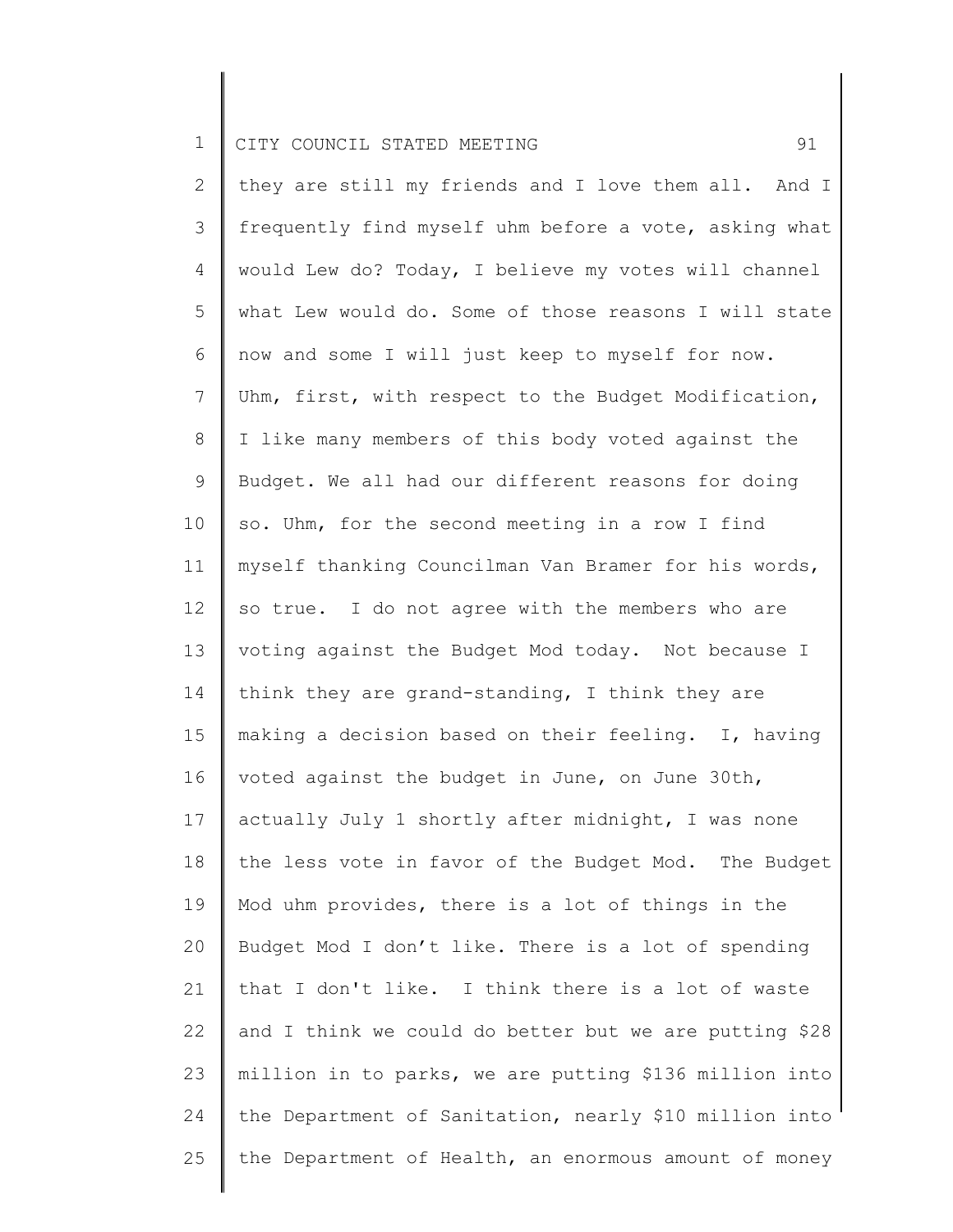they are still my friends and I love them all. And I frequently find myself uhm before a vote, asking what would Lew do? Today, I believe my votes will channel what Lew would do. Some of those reasons I will state now and some I will just keep to myself for now. Uhm, first, with respect to the Budget Modification, I like many members of this body voted against the Budget. We all had our different reasons for doing so. Uhm, for the second meeting in a row I find myself thanking Councilman Van Bramer for his words, so true. I do not agree with the members who are voting against the Budget Mod today. Not because I think they are grand-standing, I think they are making a decision based on their feeling. I, having voted against the budget in June, on June 30th, actually July 1 shortly after midnight, I was none the less vote in favor of the Budget Mod. The Budget Mod uhm provides, there is a lot of things in the Budget Mod I don't like. There is a lot of spending that I don't like. I think there is a lot of waste and I think we could do better but we are putting $28 million in to parks, we are putting $136 million into the Department of Sanitation, nearly $10 million into the Department of Health, an enormous amount of money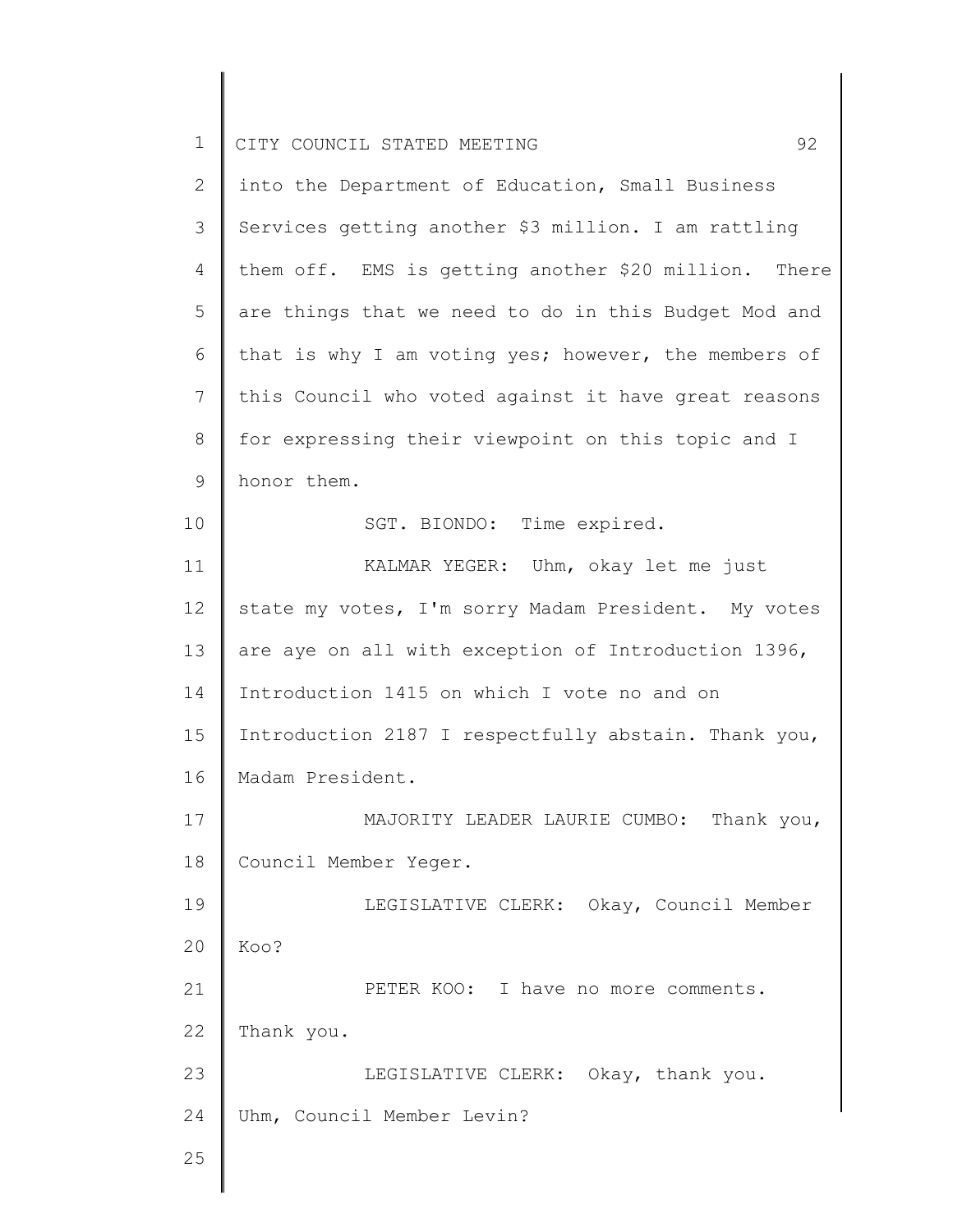into the Department of Education, Small Business Services getting another $3 million. I am rattling them off. EMS is getting another $20 million. There are things that we need to do in this Budget Mod and that is why I am voting yes; however, the members of this Council who voted against it have great reasons for expressing their viewpoint on this topic and I honor them.

SGT. BIONDO: Time expired.

KALMAR YEGER: Uhm, okay let me just state my votes, I'm sorry Madam President. My votes are aye on all with exception of Introduction 1396, Introduction 1415 on which I vote no and on Introduction 2187 I respectfully abstain. Thank you, Madam President.

MAJORITY LEADER LAURIE CUMBO: Thank you, Council Member Yeger.

LEGISLATIVE CLERK: Okay, Council Member Koo?

PETER KOO: I have no more comments. Thank you.

LEGISLATIVE CLERK: Okay, thank you. Uhm, Council Member Levin?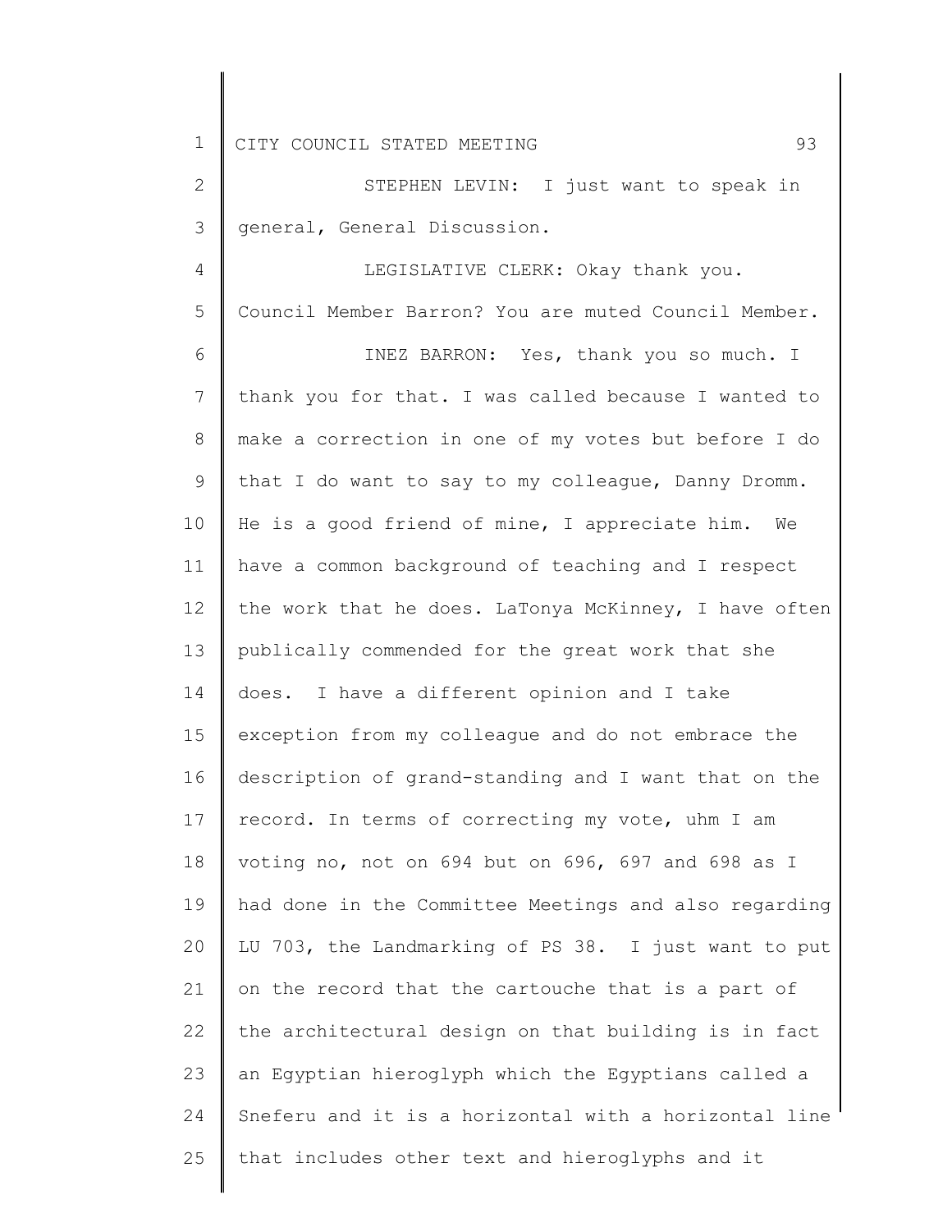STEPHEN LEVIN: I just want to speak in general, General Discussion.

LEGISLATIVE CLERK: Okay thank you. Council Member Barron? You are muted Council Member.

INEZ BARRON: Yes, thank you so much. I thank you for that. I was called because I wanted to make a correction in one of my votes but before I do that I do want to say to my colleague, Danny Dromm. He is a good friend of mine, I appreciate him. We have a common background of teaching and I respect the work that he does. LaTonya McKinney, I have often publically commended for the great work that she does. I have a different opinion and I take exception from my colleague and do not embrace the description of grand-standing and I want that on the record. In terms of correcting my vote, uhm I am voting no, not on 694 but on 696, 697 and 698 as I had done in the Committee Meetings and also regarding LU 703, the Landmarking of PS 38. I just want to put on the record that the cartouche that is a part of the architectural design on that building is in fact an Egyptian hieroglyph which the Egyptians called a Sneferu and it is a horizontal with a horizontal line that includes other text and hieroglyphs and it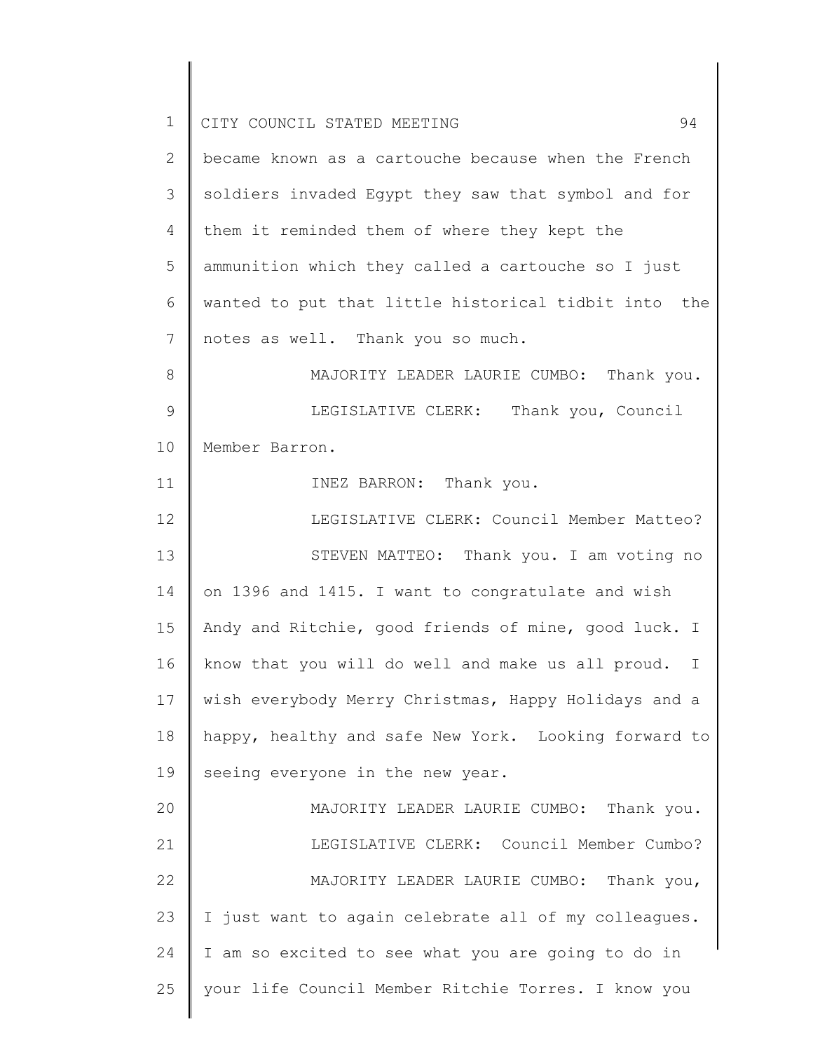became known as a cartouche because when the French soldiers invaded Egypt they saw that symbol and for them it reminded them of where they kept the ammunition which they called a cartouche so I just wanted to put that little historical tidbit into the notes as well. Thank you so much.

MAJORITY LEADER LAURIE CUMBO: Thank you.

LEGISLATIVE CLERK: Thank you, Council Member Barron.

INEZ BARRON: Thank you.

LEGISLATIVE CLERK: Council Member Matteo?

STEVEN MATTEO: Thank you. I am voting no on 1396 and 1415. I want to congratulate and wish Andy and Ritchie, good friends of mine, good luck. I know that you will do well and make us all proud. I wish everybody Merry Christmas, Happy Holidays and a happy, healthy and safe New York. Looking forward to seeing everyone in the new year.

MAJORITY LEADER LAURIE CUMBO: Thank you.

LEGISLATIVE CLERK: Council Member Cumbo?

MAJORITY LEADER LAURIE CUMBO: Thank you, I just want to again celebrate all of my colleagues. I am so excited to see what you are going to do in your life Council Member Ritchie Torres. I know you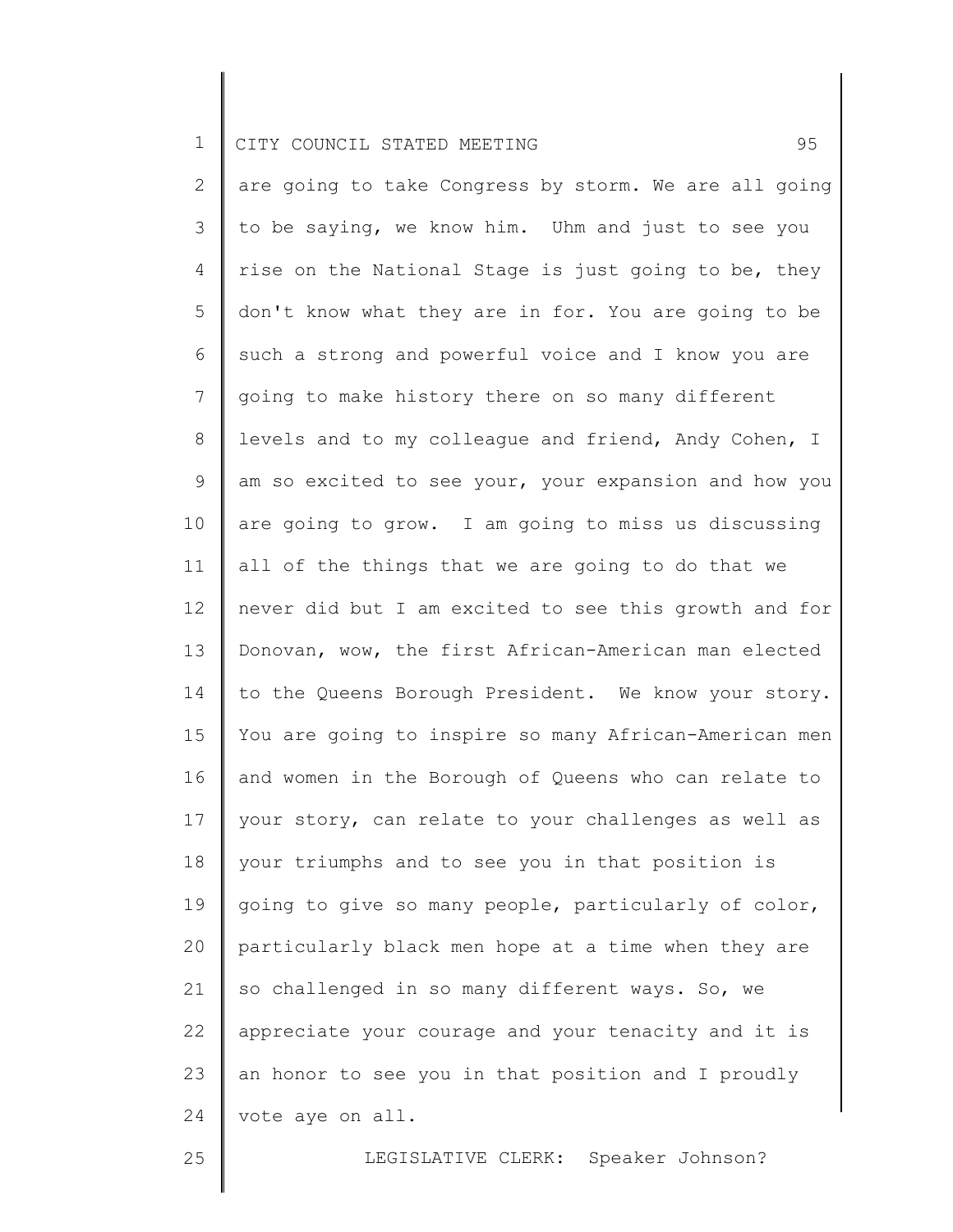are going to take Congress by storm. We are all going to be saying, we know him. Uhm and just to see you rise on the National Stage is just going to be, they don't know what they are in for. You are going to be such a strong and powerful voice and I know you are going to make history there on so many different levels and to my colleague and friend, Andy Cohen, I am so excited to see your, your expansion and how you are going to grow. I am going to miss us discussing all of the things that we are going to do that we never did but I am excited to see this growth and for Donovan, wow, the first African-American man elected to the Queens Borough President. We know your story. You are going to inspire so many African-American men and women in the Borough of Queens who can relate to your story, can relate to your challenges as well as your triumphs and to see you in that position is going to give so many people, particularly of color, particularly black men hope at a time when they are so challenged in so many different ways. So, we appreciate your courage and your tenacity and it is an honor to see you in that position and I proudly vote aye on all.

LEGISLATIVE CLERK: Speaker Johnson?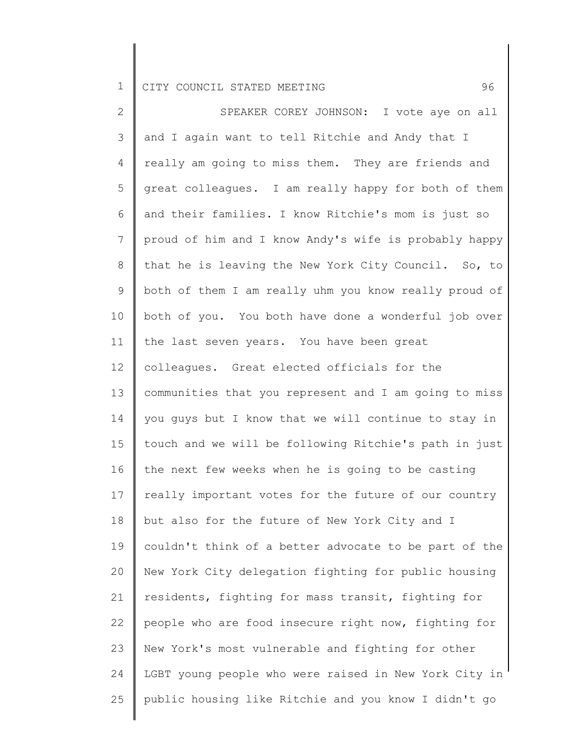SPEAKER COREY JOHNSON: I vote aye on all and I again want to tell Ritchie and Andy that I really am going to miss them. They are friends and great colleagues. I am really happy for both of them and their families. I know Ritchie's mom is just so proud of him and I know Andy's wife is probably happy that he is leaving the New York City Council. So, to both of them I am really uhm you know really proud of both of you. You both have done a wonderful job over the last seven years. You have been great colleagues. Great elected officials for the communities that you represent and I am going to miss you guys but I know that we will continue to stay in touch and we will be following Ritchie's path in just the next few weeks when he is going to be casting really important votes for the future of our country but also for the future of New York City and I couldn't think of a better advocate to be part of the New York City delegation fighting for public housing residents, fighting for mass transit, fighting for people who are food insecure right now, fighting for New York's most vulnerable and fighting for other LGBT young people who were raised in New York City in public housing like Ritchie and you know I didn't go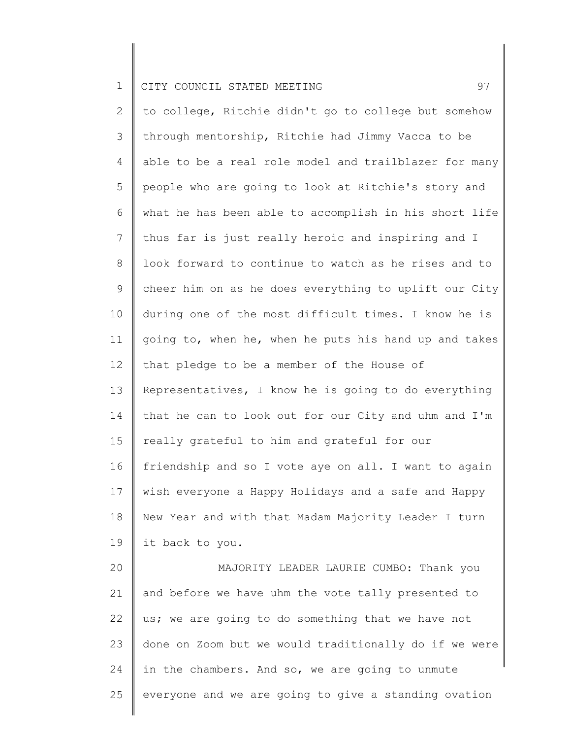to college, Ritchie didn't go to college but somehow through mentorship, Ritchie had Jimmy Vacca to be able to be a real role model and trailblazer for many people who are going to look at Ritchie's story and what he has been able to accomplish in his short life thus far is just really heroic and inspiring and I look forward to continue to watch as he rises and to cheer him on as he does everything to uplift our City during one of the most difficult times. I know he is going to, when he, when he puts his hand up and takes that pledge to be a member of the House of Representatives, I know he is going to do everything that he can to look out for our City and uhm and I'm really grateful to him and grateful for our friendship and so I vote aye on all. I want to again wish everyone a Happy Holidays and a safe and Happy New Year and with that Madam Majority Leader I turn it back to you.

MAJORITY LEADER LAURIE CUMBO: Thank you and before we have uhm the vote tally presented to us; we are going to do something that we have not done on Zoom but we would traditionally do if we were in the chambers. And so, we are going to unmute everyone and we are going to give a standing ovation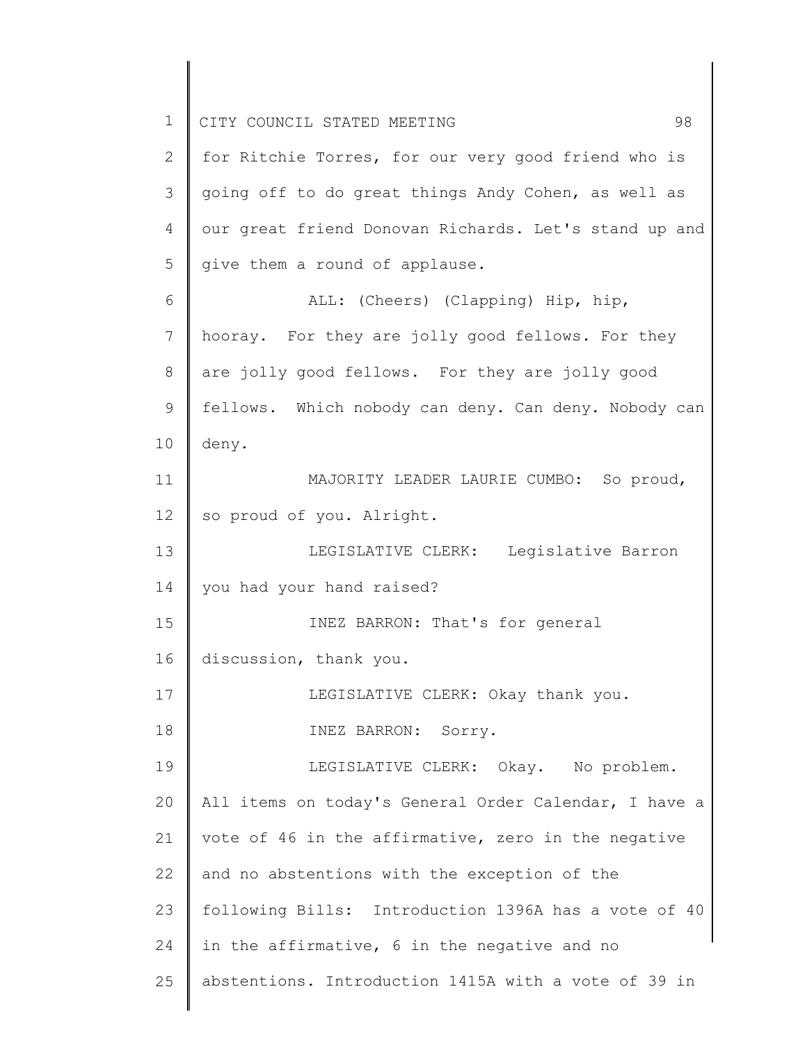for Ritchie Torres, for our very good friend who is going off to do great things Andy Cohen, as well as our great friend Donovan Richards. Let's stand up and give them a round of applause.

ALL: (Cheers) (Clapping) Hip, hip, hooray. For they are jolly good fellows. For they are jolly good fellows. For they are jolly good fellows. Which nobody can deny. Can deny. Nobody can deny.

MAJORITY LEADER LAURIE CUMBO: So proud, so proud of you. Alright.

LEGISLATIVE CLERK: Legislative Barron you had your hand raised?

INEZ BARRON: That's for general discussion, thank you.

LEGISLATIVE CLERK: Okay thank you.

INEZ BARRON: Sorry.

LEGISLATIVE CLERK: Okay. No problem. All items on today's General Order Calendar, I have a vote of 46 in the affirmative, zero in the negative and no abstentions with the exception of the following Bills: Introduction 1396A has a vote of 40 in the affirmative, 6 in the negative and no abstentions. Introduction 1415A with a vote of 39 in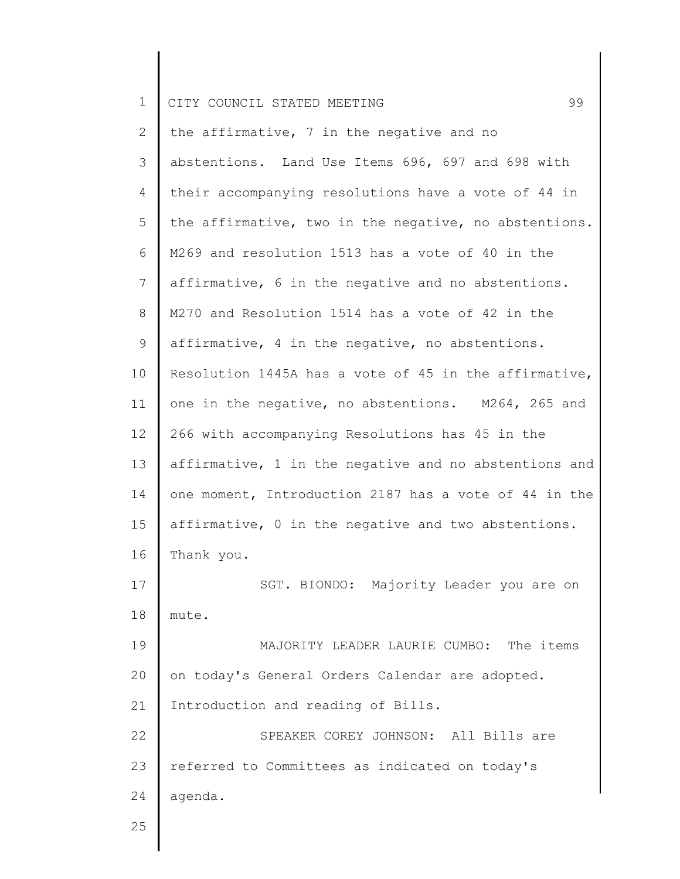the affirmative, 7 in the negative and no abstentions. Land Use Items 696, 697 and 698 with their accompanying resolutions have a vote of 44 in the affirmative, two in the negative, no abstentions. M269 and resolution 1513 has a vote of 40 in the affirmative, 6 in the negative and no abstentions. M270 and Resolution 1514 has a vote of 42 in the affirmative, 4 in the negative, no abstentions. Resolution 1445A has a vote of 45 in the affirmative, one in the negative, no abstentions. M264, 265 and 266 with accompanying Resolutions has 45 in the affirmative, 1 in the negative and no abstentions and one moment, Introduction 2187 has a vote of 44 in the affirmative, 0 in the negative and two abstentions. Thank you.

SGT. BIONDO: Majority Leader you are on mute.

MAJORITY LEADER LAURIE CUMBO: The items on today's General Orders Calendar are adopted. Introduction and reading of Bills.

SPEAKER COREY JOHNSON: All Bills are referred to Committees as indicated on today's agenda.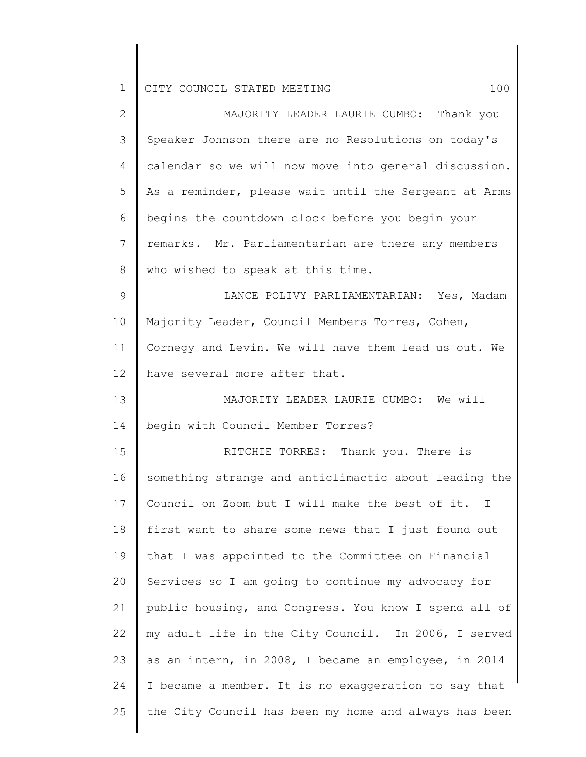MAJORITY LEADER LAURIE CUMBO: Thank you Speaker Johnson there are no Resolutions on today's calendar so we will now move into general discussion. As a reminder, please wait until the Sergeant at Arms begins the countdown clock before you begin your remarks. Mr. Parliamentarian are there any members who wished to speak at this time.

LANCE POLIVY PARLIAMENTARIAN: Yes, Madam Majority Leader, Council Members Torres, Cohen, Cornegy and Levin. We will have them lead us out. We have several more after that.

MAJORITY LEADER LAURIE CUMBO: We will begin with Council Member Torres?

RITCHIE TORRES: Thank you. There is something strange and anticlimactic about leading the Council on Zoom but I will make the best of it. I first want to share some news that I just found out that I was appointed to the Committee on Financial Services so I am going to continue my advocacy for public housing, and Congress. You know I spend all of my adult life in the City Council. In 2006, I served as an intern, in 2008, I became an employee, in 2014 I became a member. It is no exaggeration to say that the City Council has been my home and always has been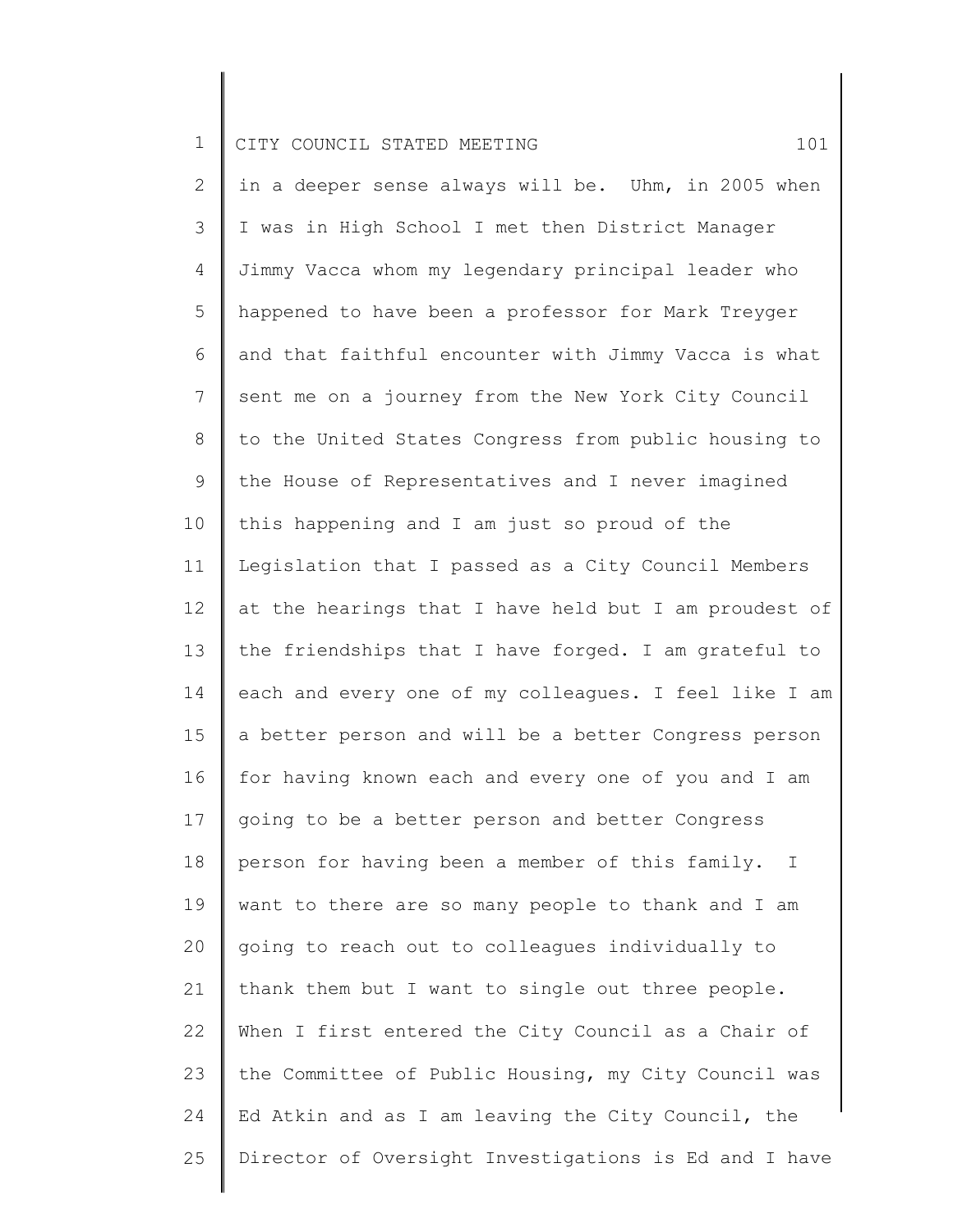in a deeper sense always will be. Uhm, in 2005 when I was in High School I met then District Manager Jimmy Vacca whom my legendary principal leader who happened to have been a professor for Mark Treyger and that faithful encounter with Jimmy Vacca is what sent me on a journey from the New York City Council to the United States Congress from public housing to the House of Representatives and I never imagined this happening and I am just so proud of the Legislation that I passed as a City Council Members at the hearings that I have held but I am proudest of the friendships that I have forged. I am grateful to each and every one of my colleagues. I feel like I am a better person and will be a better Congress person for having known each and every one of you and I am going to be a better person and better Congress person for having been a member of this family. I want to there are so many people to thank and I am going to reach out to colleagues individually to thank them but I want to single out three people. When I first entered the City Council as a Chair of the Committee of Public Housing, my City Council was Ed Atkin and as I am leaving the City Council, the Director of Oversight Investigations is Ed and I have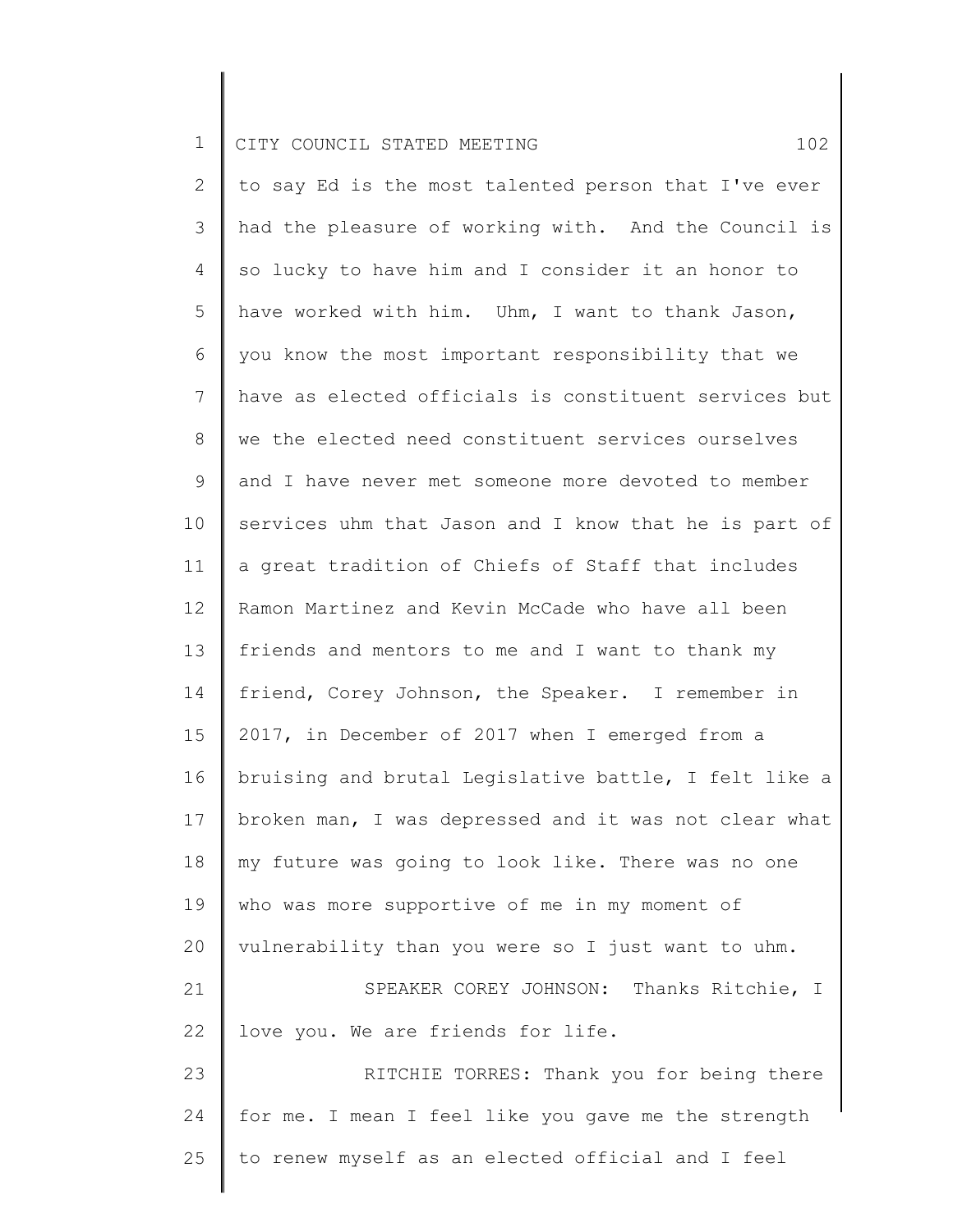to say Ed is the most talented person that I've ever had the pleasure of working with. And the Council is so lucky to have him and I consider it an honor to have worked with him. Uhm, I want to thank Jason, you know the most important responsibility that we have as elected officials is constituent services but we the elected need constituent services ourselves and I have never met someone more devoted to member services uhm that Jason and I know that he is part of a great tradition of Chiefs of Staff that includes Ramon Martinez and Kevin McCade who have all been friends and mentors to me and I want to thank my friend, Corey Johnson, the Speaker. I remember in 2017, in December of 2017 when I emerged from a bruising and brutal Legislative battle, I felt like a broken man, I was depressed and it was not clear what my future was going to look like. There was no one who was more supportive of me in my moment of vulnerability than you were so I just want to uhm.

SPEAKER COREY JOHNSON: Thanks Ritchie, I love you. We are friends for life.

RITCHIE TORRES: Thank you for being there for me. I mean I feel like you gave me the strength to renew myself as an elected official and I feel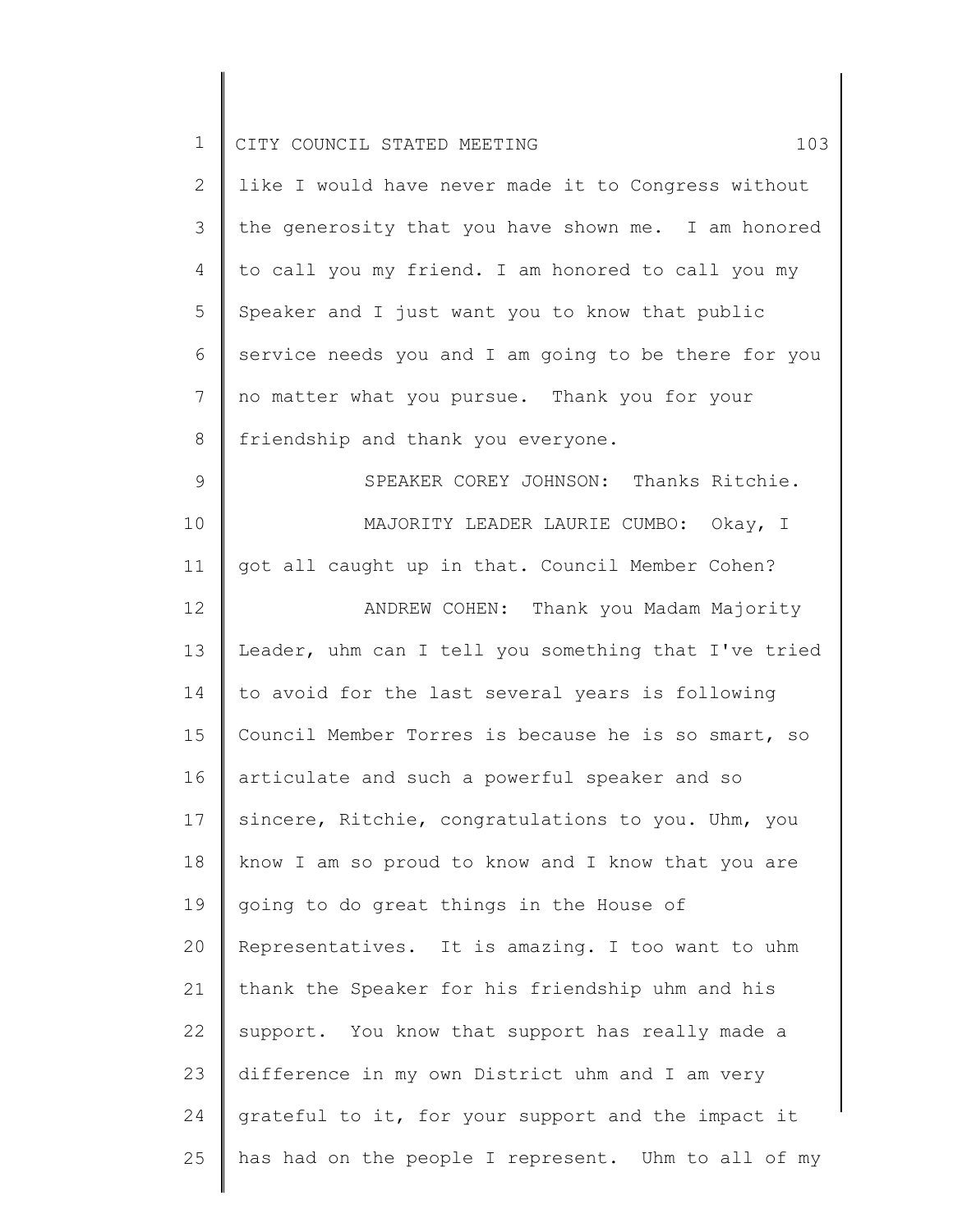like I would have never made it to Congress without the generosity that you have shown me. I am honored to call you my friend. I am honored to call you my Speaker and I just want you to know that public service needs you and I am going to be there for you no matter what you pursue. Thank you for your friendship and thank you everyone.

SPEAKER COREY JOHNSON: Thanks Ritchie.

MAJORITY LEADER LAURIE CUMBO: Okay, I got all caught up in that. Council Member Cohen?

ANDREW COHEN: Thank you Madam Majority Leader, uhm can I tell you something that I've tried to avoid for the last several years is following Council Member Torres is because he is so smart, so articulate and such a powerful speaker and so sincere, Ritchie, congratulations to you. Uhm, you know I am so proud to know and I know that you are going to do great things in the House of Representatives. It is amazing. I too want to uhm thank the Speaker for his friendship uhm and his support. You know that support has really made a difference in my own District uhm and I am very grateful to it, for your support and the impact it has had on the people I represent. Uhm to all of my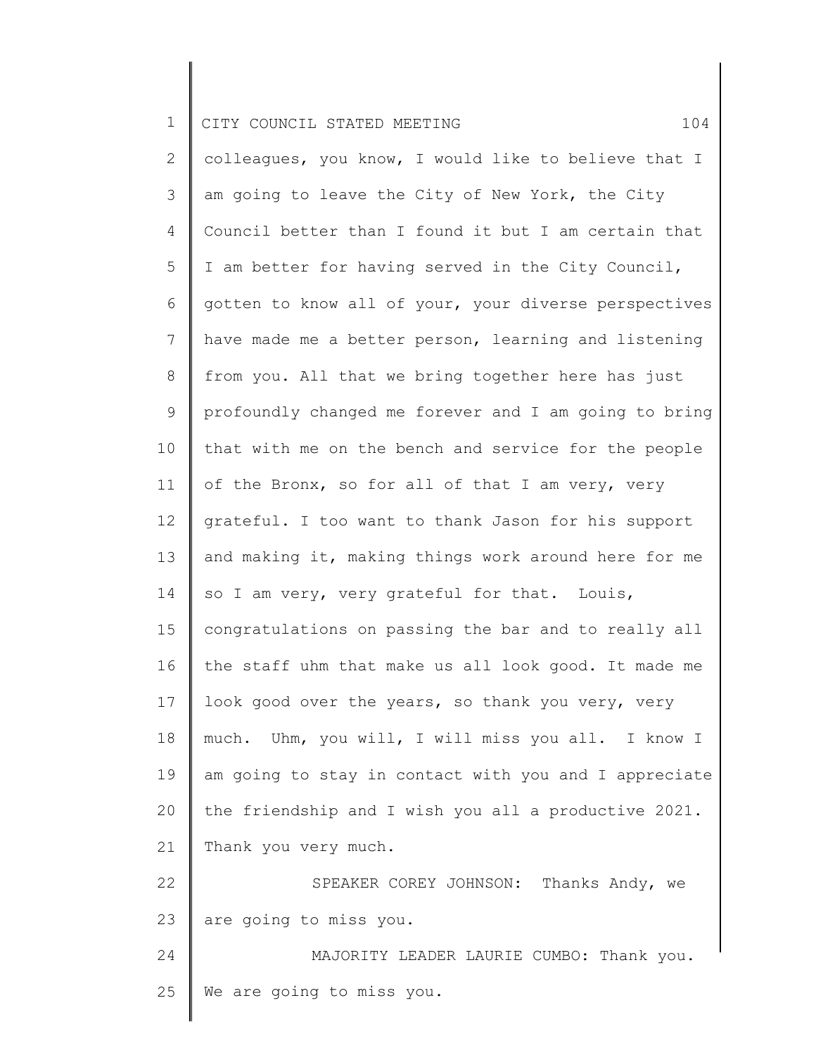colleagues, you know, I would like to believe that I am going to leave the City of New York, the City Council better than I found it but I am certain that I am better for having served in the City Council, gotten to know all of your, your diverse perspectives have made me a better person, learning and listening from you. All that we bring together here has just profoundly changed me forever and I am going to bring that with me on the bench and service for the people of the Bronx, so for all of that I am very, very grateful. I too want to thank Jason for his support and making it, making things work around here for me so I am very, very grateful for that. Louis, congratulations on passing the bar and to really all the staff uhm that make us all look good. It made me look good over the years, so thank you very, very much. Uhm, you will, I will miss you all. I know I am going to stay in contact with you and I appreciate the friendship and I wish you all a productive 2021. Thank you very much.

SPEAKER COREY JOHNSON: Thanks Andy, we are going to miss you.

MAJORITY LEADER LAURIE CUMBO: Thank you. We are going to miss you.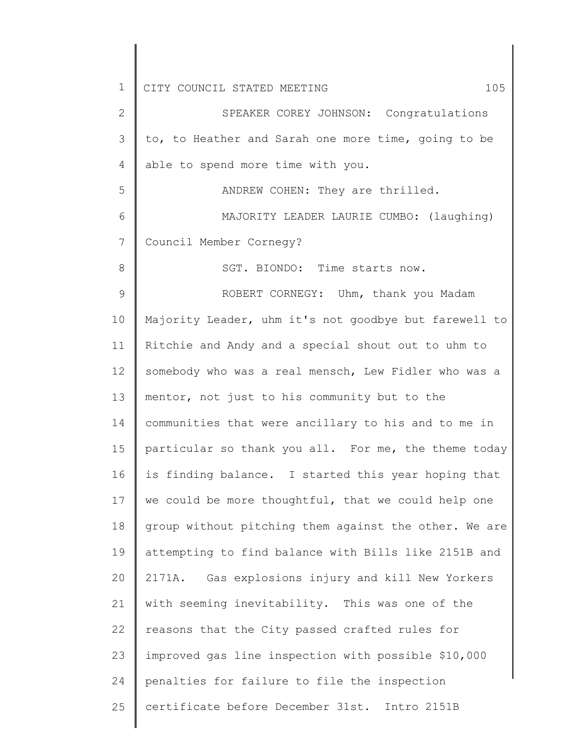SPEAKER COREY JOHNSON: Congratulations to, to Heather and Sarah one more time, going to be able to spend more time with you.

ANDREW COHEN: They are thrilled.

MAJORITY LEADER LAURIE CUMBO: (laughing) Council Member Cornegy?

SGT. BIONDO: Time starts now.

ROBERT CORNEGY: Uhm, thank you Madam Majority Leader, uhm it's not goodbye but farewell to Ritchie and Andy and a special shout out to uhm to somebody who was a real mensch, Lew Fidler who was a mentor, not just to his community but to the communities that were ancillary to his and to me in particular so thank you all. For me, the theme today is finding balance. I started this year hoping that we could be more thoughtful, that we could help one group without pitching them against the other. We are attempting to find balance with Bills like 2151B and 2171A. Gas explosions injury and kill New Yorkers with seeming inevitability. This was one of the reasons that the City passed crafted rules for improved gas line inspection with possible $10,000 penalties for failure to file the inspection certificate before December 31st. Intro 2151B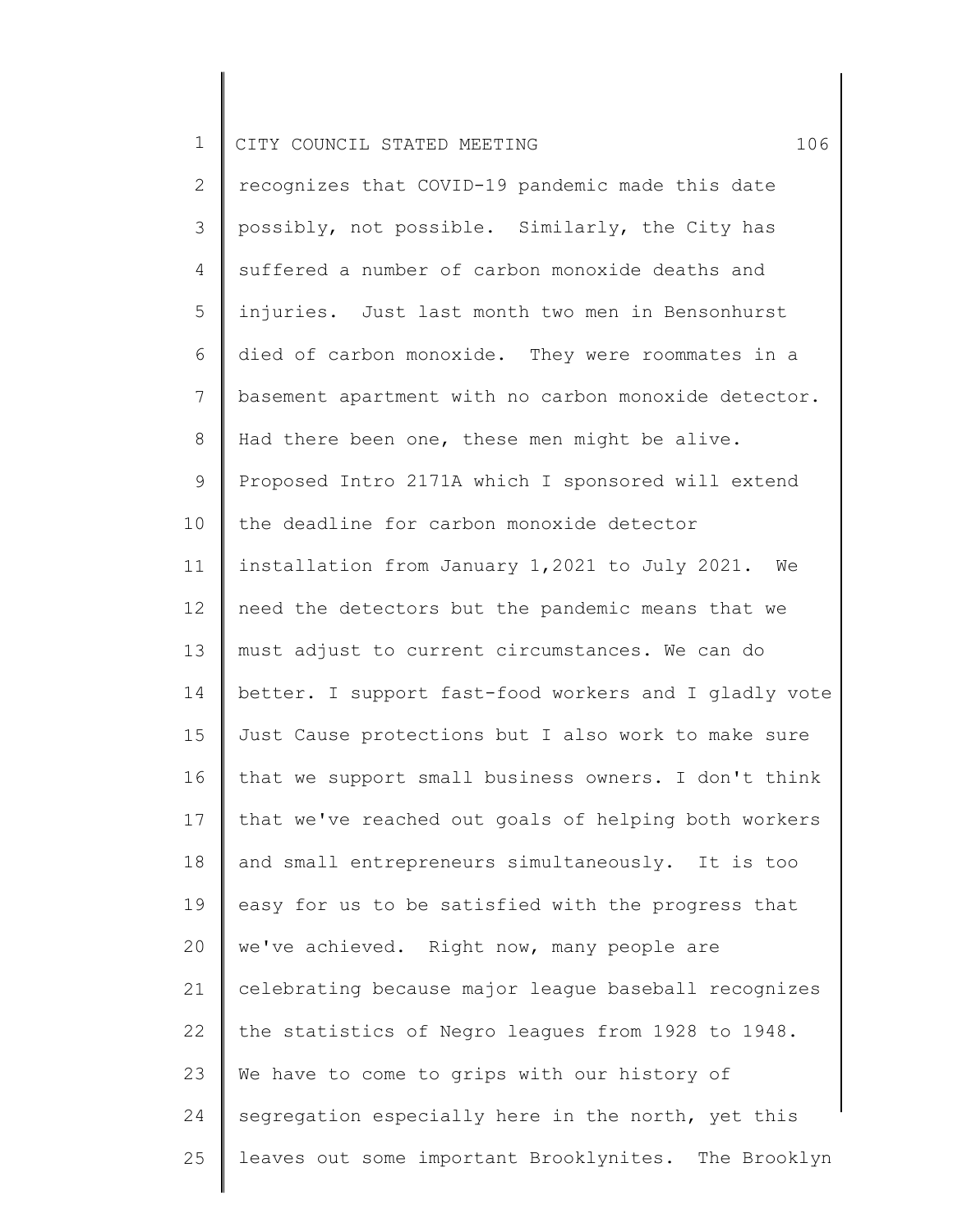recognizes that COVID-19 pandemic made this date possibly, not possible. Similarly, the City has suffered a number of carbon monoxide deaths and injuries. Just last month two men in Bensonhurst died of carbon monoxide. They were roommates in a basement apartment with no carbon monoxide detector. Had there been one, these men might be alive. Proposed Intro 2171A which I sponsored will extend the deadline for carbon monoxide detector installation from January 1,2021 to July 2021. We need the detectors but the pandemic means that we must adjust to current circumstances. We can do better. I support fast-food workers and I gladly vote Just Cause protections but I also work to make sure that we support small business owners. I don't think that we've reached out goals of helping both workers and small entrepreneurs simultaneously. It is too easy for us to be satisfied with the progress that we've achieved. Right now, many people are celebrating because major league baseball recognizes the statistics of Negro leagues from 1928 to 1948. We have to come to grips with our history of segregation especially here in the north, yet this leaves out some important Brooklynites. The Brooklyn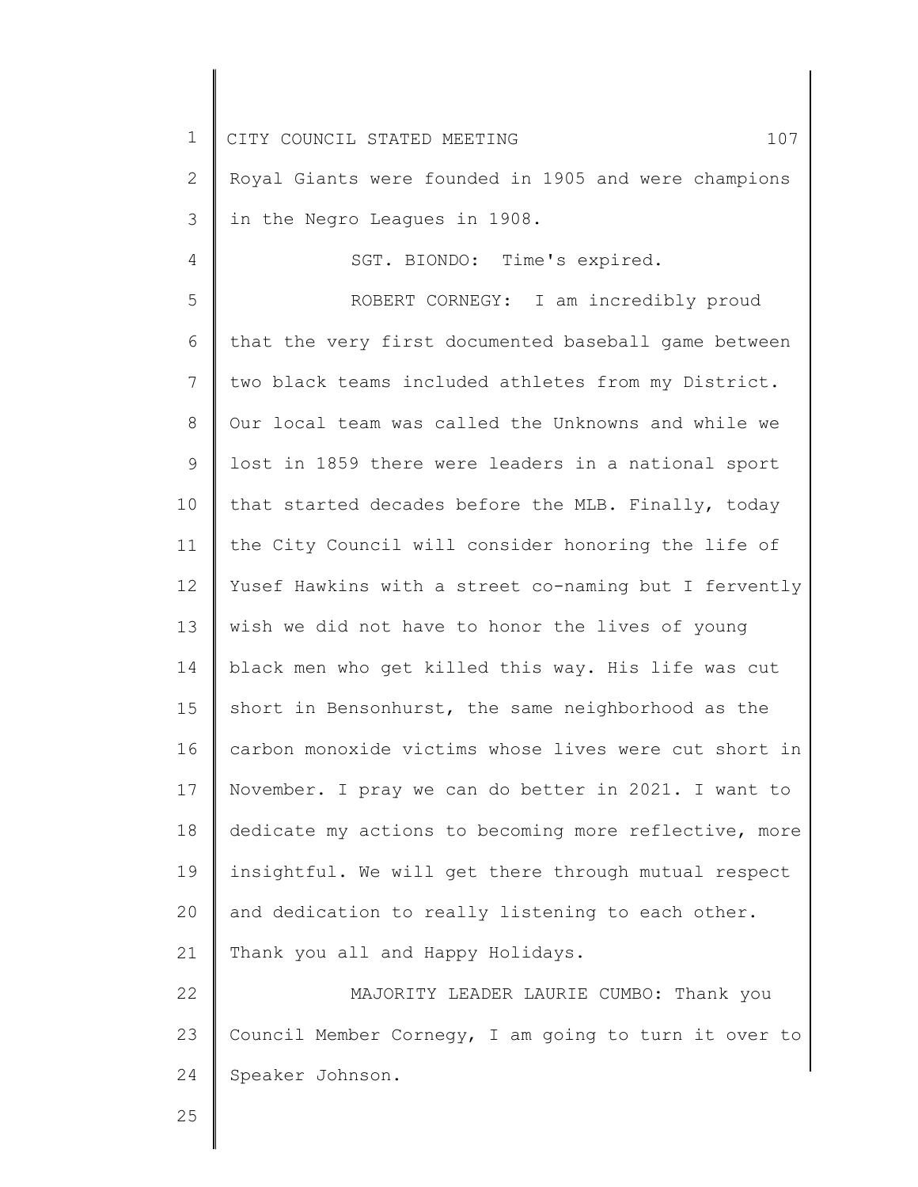Royal Giants were founded in 1905 and were champions in the Negro Leagues in 1908.

SGT. BIONDO: Time's expired.

ROBERT CORNEGY: I am incredibly proud that the very first documented baseball game between two black teams included athletes from my District. Our local team was called the Unknowns and while we lost in 1859 there were leaders in a national sport that started decades before the MLB. Finally, today the City Council will consider honoring the life of Yusef Hawkins with a street co-naming but I fervently wish we did not have to honor the lives of young black men who get killed this way. His life was cut short in Bensonhurst, the same neighborhood as the carbon monoxide victims whose lives were cut short in November. I pray we can do better in 2021. I want to dedicate my actions to becoming more reflective, more insightful. We will get there through mutual respect and dedication to really listening to each other. Thank you all and Happy Holidays.

MAJORITY LEADER LAURIE CUMBO: Thank you Council Member Cornegy, I am going to turn it over to Speaker Johnson.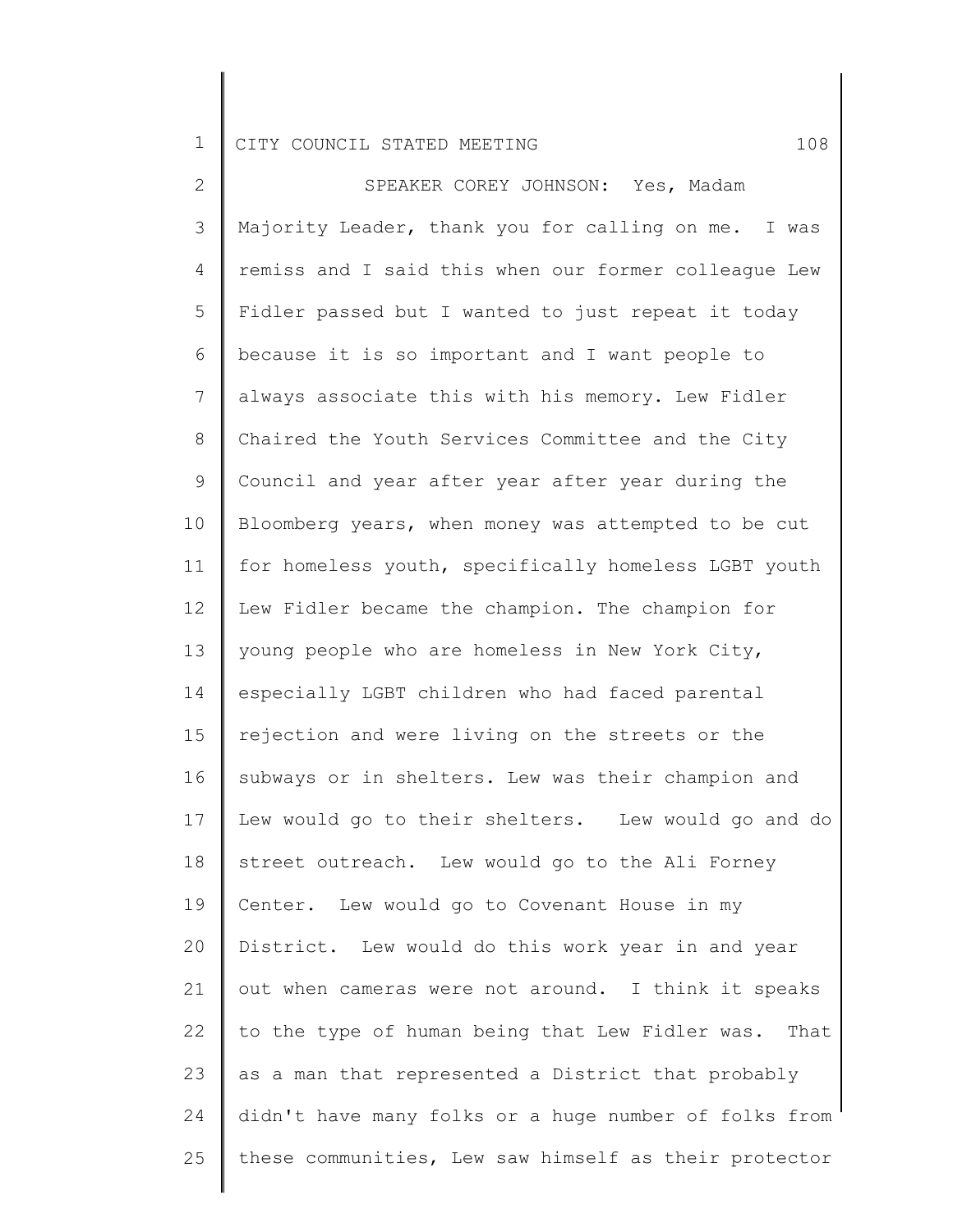SPEAKER COREY JOHNSON: Yes, Madam Majority Leader, thank you for calling on me. I was remiss and I said this when our former colleague Lew Fidler passed but I wanted to just repeat it today because it is so important and I want people to always associate this with his memory. Lew Fidler Chaired the Youth Services Committee and the City Council and year after year after year during the Bloomberg years, when money was attempted to be cut for homeless youth, specifically homeless LGBT youth Lew Fidler became the champion. The champion for young people who are homeless in New York City, especially LGBT children who had faced parental rejection and were living on the streets or the subways or in shelters. Lew was their champion and Lew would go to their shelters. Lew would go and do street outreach. Lew would go to the Ali Forney Center. Lew would go to Covenant House in my District. Lew would do this work year in and year out when cameras were not around. I think it speaks to the type of human being that Lew Fidler was. That as a man that represented a District that probably didn't have many folks or a huge number of folks from these communities, Lew saw himself as their protector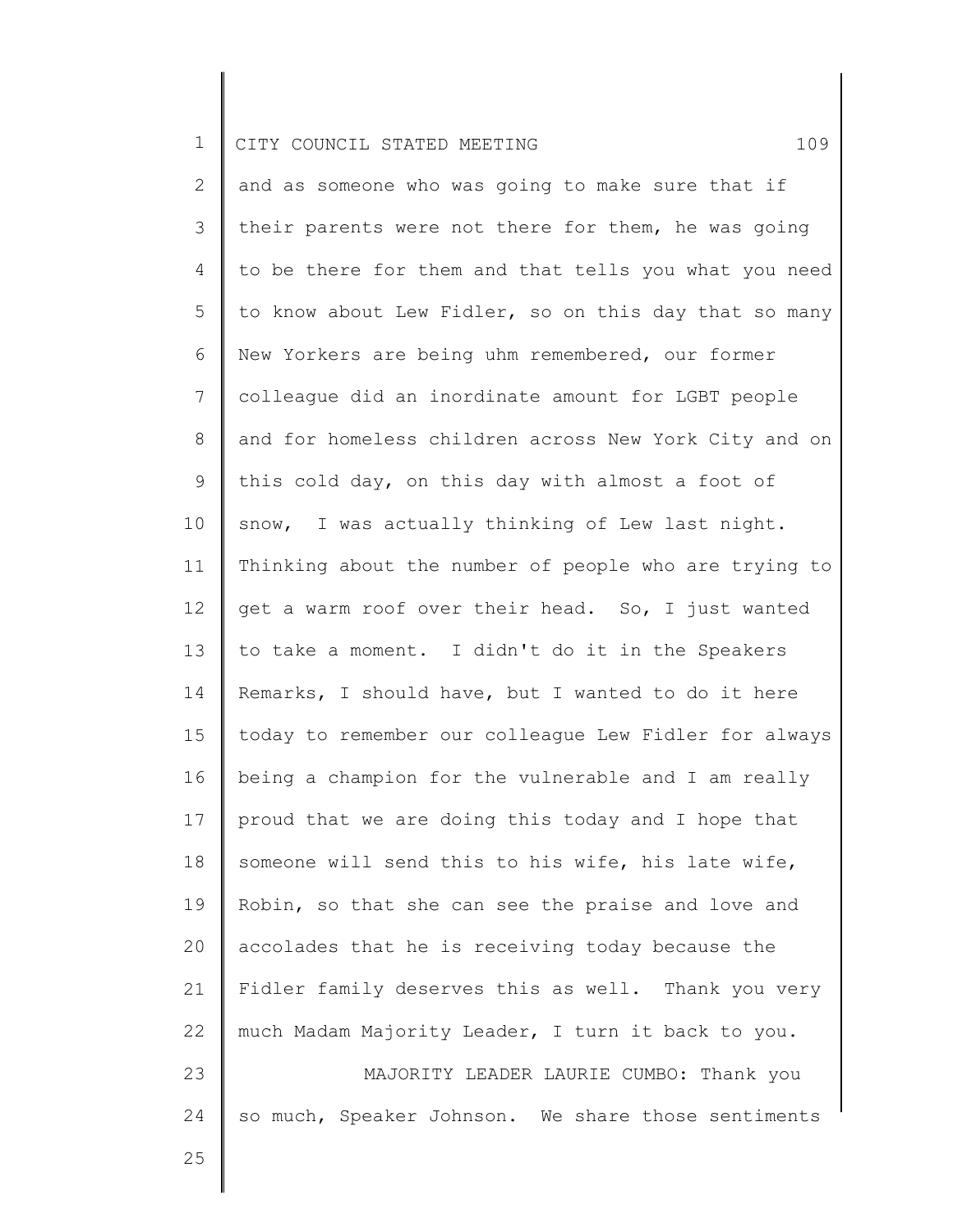and as someone who was going to make sure that if their parents were not there for them, he was going to be there for them and that tells you what you need to know about Lew Fidler, so on this day that so many New Yorkers are being uhm remembered, our former colleague did an inordinate amount for LGBT people and for homeless children across New York City and on this cold day, on this day with almost a foot of snow, I was actually thinking of Lew last night. Thinking about the number of people who are trying to get a warm roof over their head. So, I just wanted to take a moment. I didn't do it in the Speakers Remarks, I should have, but I wanted to do it here today to remember our colleague Lew Fidler for always being a champion for the vulnerable and I am really proud that we are doing this today and I hope that someone will send this to his wife, his late wife, Robin, so that she can see the praise and love and accolades that he is receiving today because the Fidler family deserves this as well. Thank you very much Madam Majority Leader, I turn it back to you.

MAJORITY LEADER LAURIE CUMBO: Thank you so much, Speaker Johnson. We share those sentiments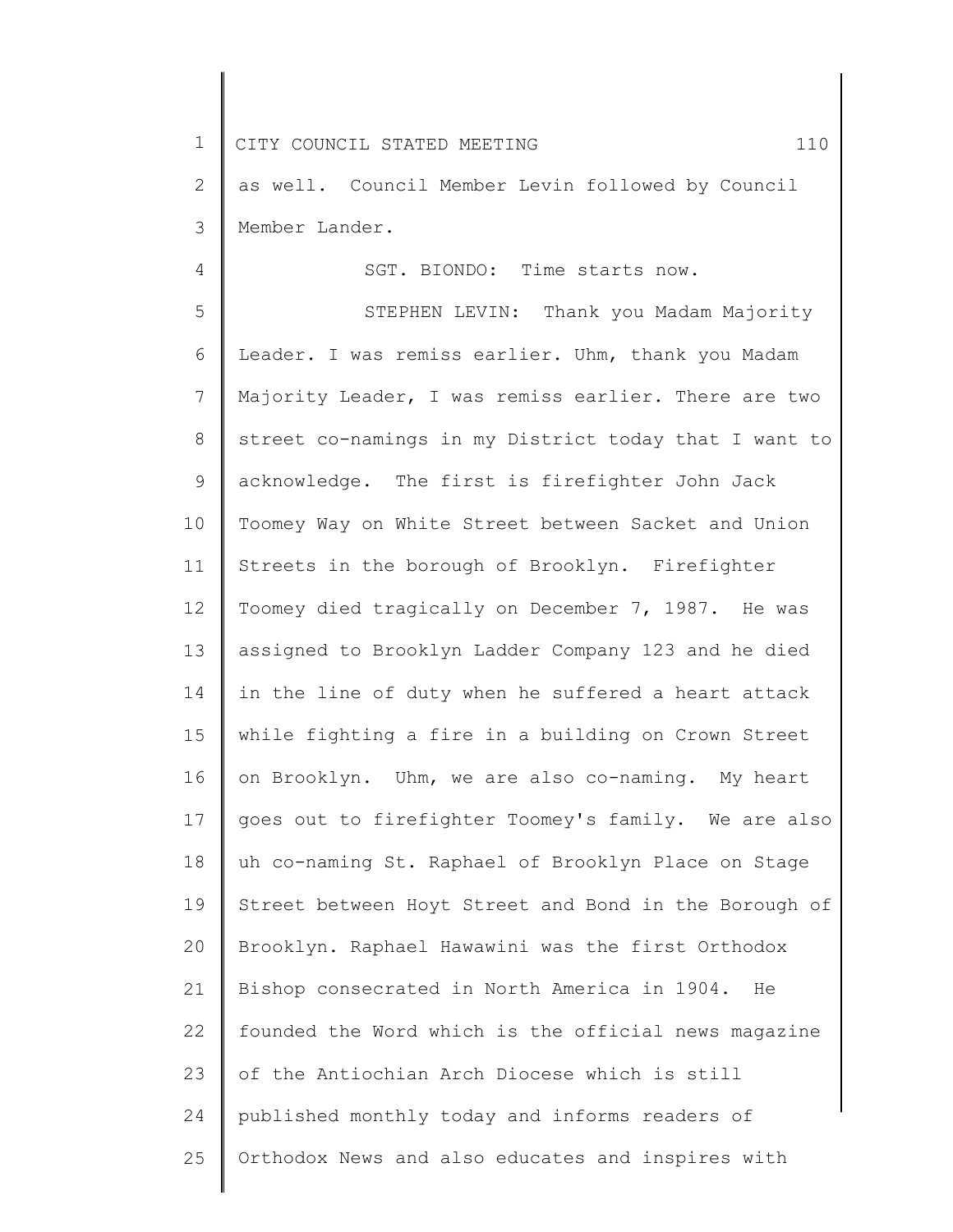as well. Council Member Levin followed by Council Member Lander.

SGT. BIONDO: Time starts now.

STEPHEN LEVIN: Thank you Madam Majority Leader. I was remiss earlier. Uhm, thank you Madam Majority Leader, I was remiss earlier. There are two street co-namings in my District today that I want to acknowledge. The first is firefighter John Jack Toomey Way on White Street between Sacket and Union Streets in the borough of Brooklyn. Firefighter Toomey died tragically on December 7, 1987. He was assigned to Brooklyn Ladder Company 123 and he died in the line of duty when he suffered a heart attack while fighting a fire in a building on Crown Street on Brooklyn. Uhm, we are also co-naming. My heart goes out to firefighter Toomey's family. We are also uh co-naming St. Raphael of Brooklyn Place on Stage Street between Hoyt Street and Bond in the Borough of Brooklyn. Raphael Hawawini was the first Orthodox Bishop consecrated in North America in 1904. He founded the Word which is the official news magazine of the Antiochian Arch Diocese which is still published monthly today and informs readers of Orthodox News and also educates and inspires with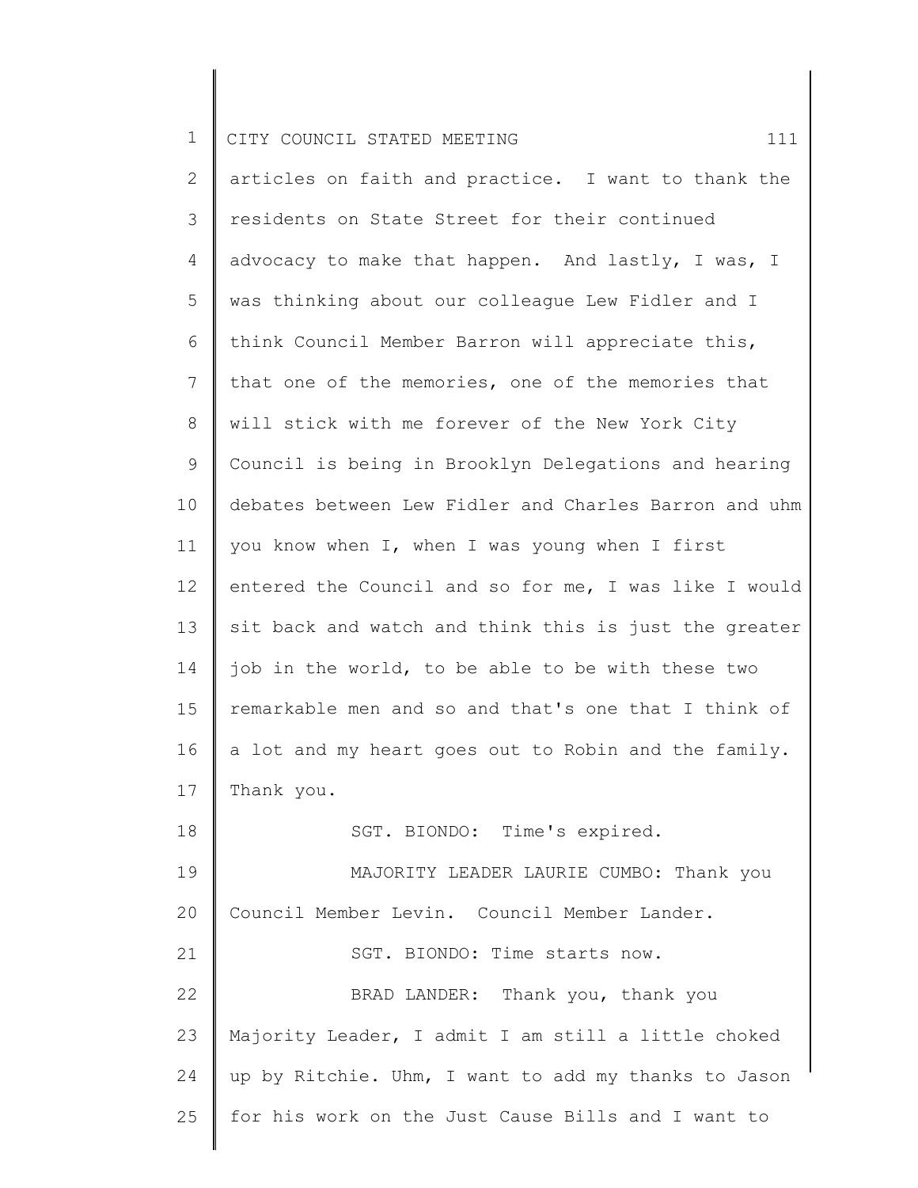articles on faith and practice. I want to thank the residents on State Street for their continued advocacy to make that happen. And lastly, I was, I was thinking about our colleague Lew Fidler and I think Council Member Barron will appreciate this, that one of the memories, one of the memories that will stick with me forever of the New York City Council is being in Brooklyn Delegations and hearing debates between Lew Fidler and Charles Barron and uhm you know when I, when I was young when I first entered the Council and so for me, I was like I would sit back and watch and think this is just the greater job in the world, to be able to be with these two remarkable men and so and that's one that I think of a lot and my heart goes out to Robin and the family. Thank you.

SGT. BIONDO: Time's expired.

MAJORITY LEADER LAURIE CUMBO: Thank you Council Member Levin. Council Member Lander.

SGT. BIONDO: Time starts now.

BRAD LANDER: Thank you, thank you Majority Leader, I admit I am still a little choked up by Ritchie. Uhm, I want to add my thanks to Jason for his work on the Just Cause Bills and I want to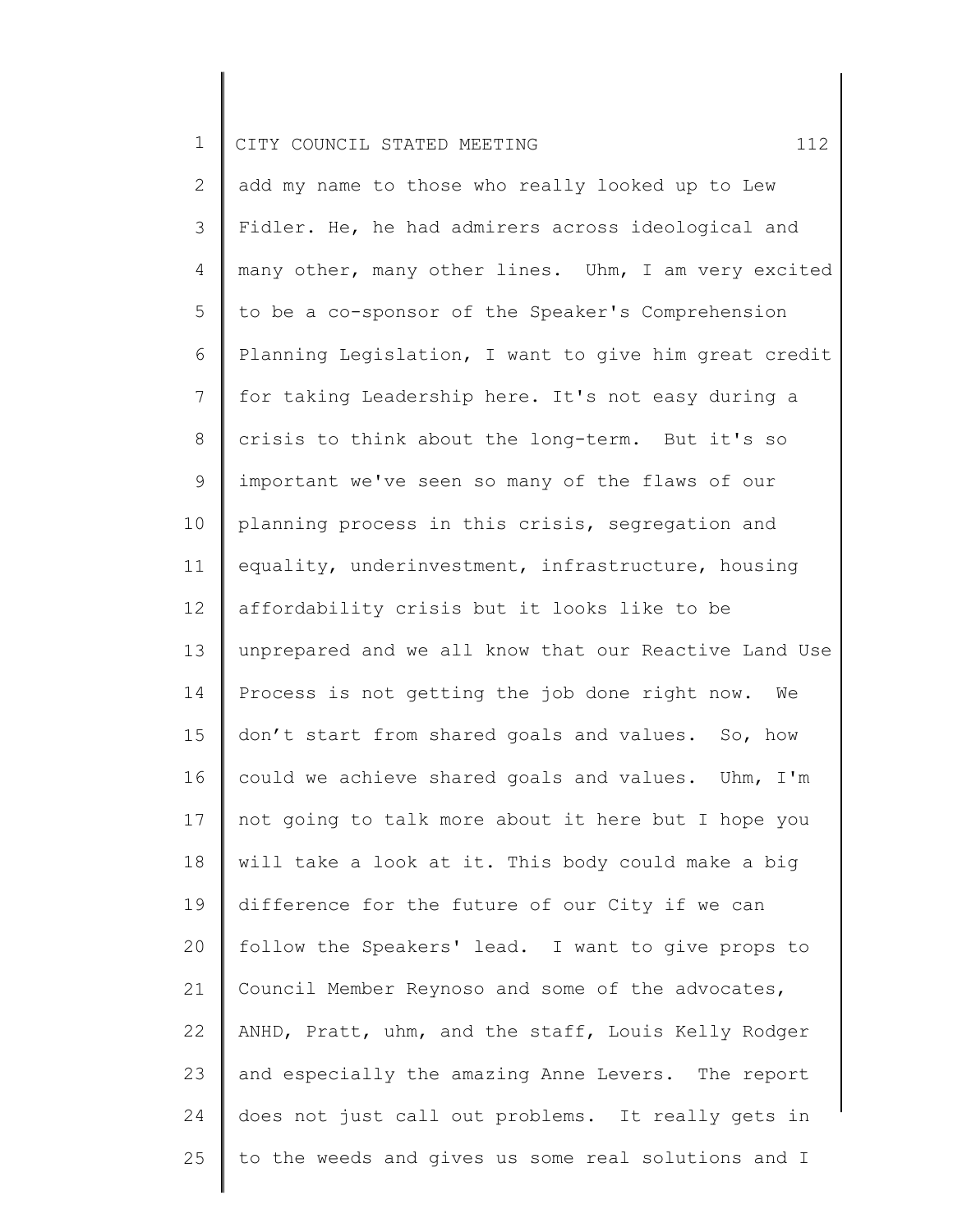add my name to those who really looked up to Lew Fidler. He, he had admirers across ideological and many other, many other lines. Uhm, I am very excited to be a co-sponsor of the Speaker's Comprehension Planning Legislation, I want to give him great credit for taking Leadership here. It's not easy during a crisis to think about the long-term. But it's so important we've seen so many of the flaws of our planning process in this crisis, segregation and equality, underinvestment, infrastructure, housing affordability crisis but it looks like to be unprepared and we all know that our Reactive Land Use Process is not getting the job done right now. We don't start from shared goals and values. So, how could we achieve shared goals and values. Uhm, I'm not going to talk more about it here but I hope you will take a look at it. This body could make a big difference for the future of our City if we can follow the Speakers' lead. I want to give props to Council Member Reynoso and some of the advocates, ANHD, Pratt, uhm, and the staff, Louis Kelly Rodger and especially the amazing Anne Levers. The report does not just call out problems. It really gets in to the weeds and gives us some real solutions and I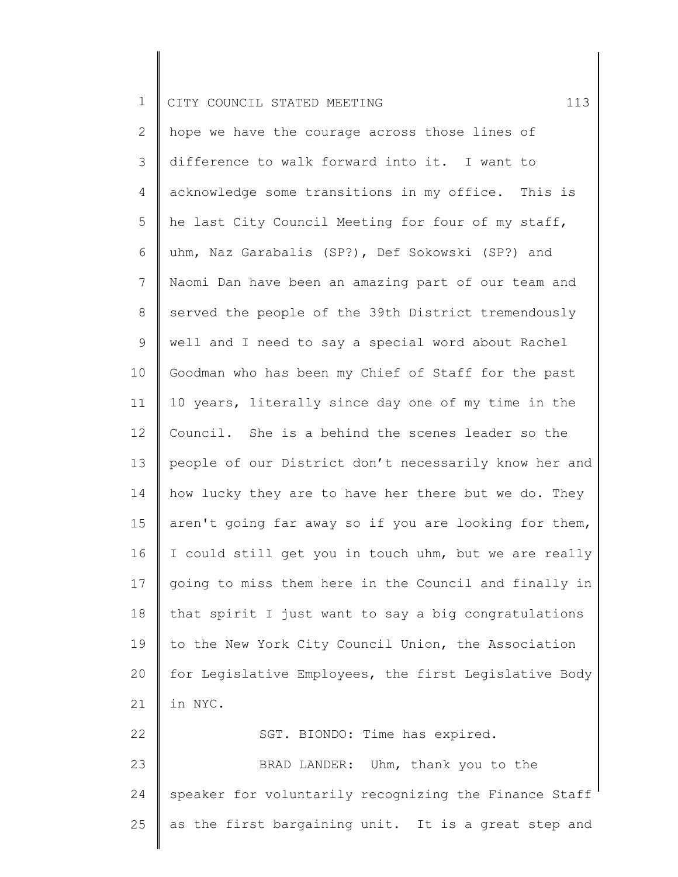hope we have the courage across those lines of difference to walk forward into it. I want to acknowledge some transitions in my office. This is he last City Council Meeting for four of my staff, uhm, Naz Garabalis (SP?), Def Sokowski (SP?) and Naomi Dan have been an amazing part of our team and served the people of the 39th District tremendously well and I need to say a special word about Rachel Goodman who has been my Chief of Staff for the past 10 years, literally since day one of my time in the Council. She is a behind the scenes leader so the people of our District don't necessarily know her and how lucky they are to have her there but we do. They aren't going far away so if you are looking for them, I could still get you in touch uhm, but we are really going to miss them here in the Council and finally in that spirit I just want to say a big congratulations to the New York City Council Union, the Association for Legislative Employees, the first Legislative Body in NYC.

SGT. BIONDO: Time has expired.

BRAD LANDER: Uhm, thank you to the speaker for voluntarily recognizing the Finance Staff as the first bargaining unit. It is a great step and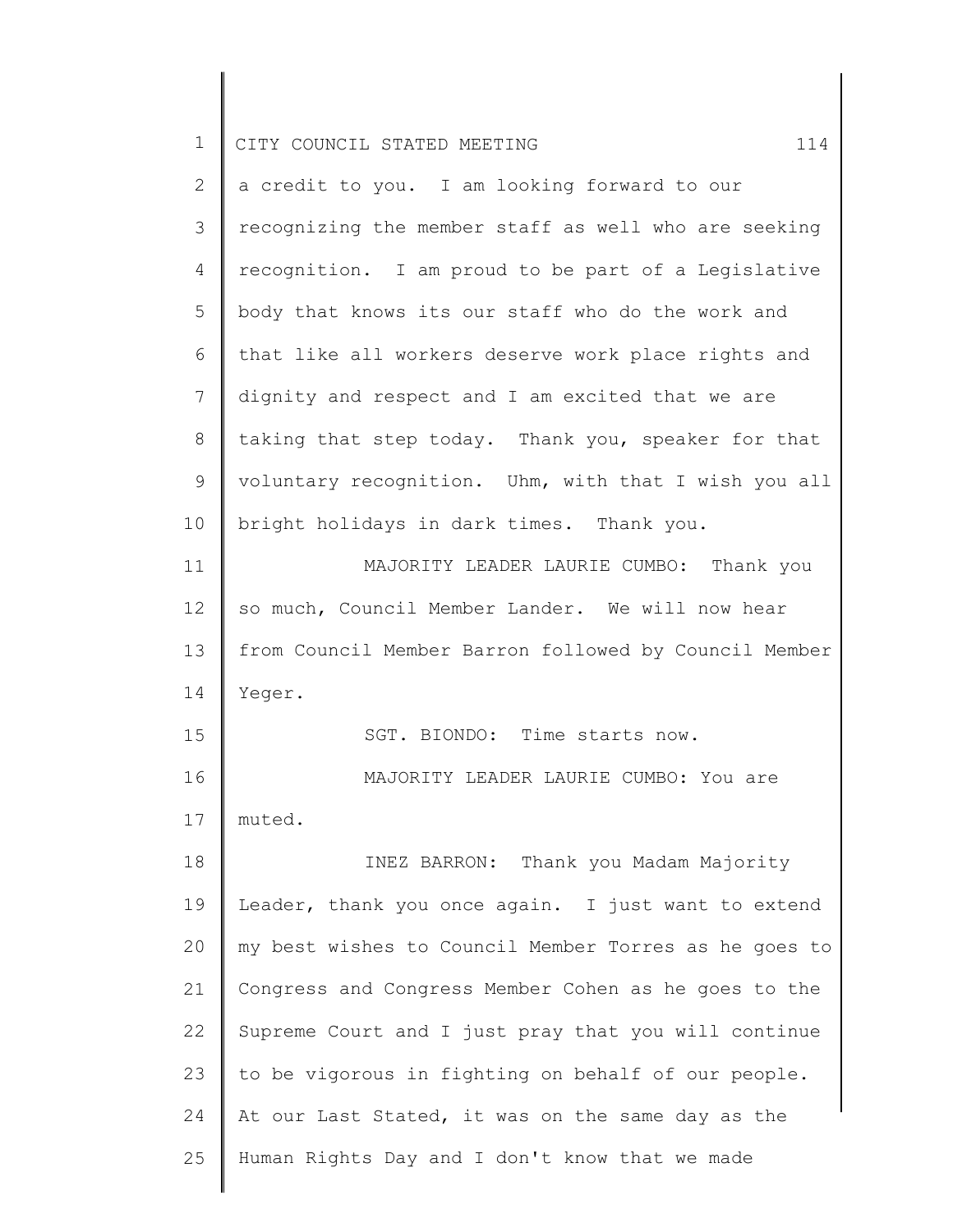a credit to you. I am looking forward to our recognizing the member staff as well who are seeking recognition. I am proud to be part of a Legislative body that knows its our staff who do the work and that like all workers deserve work place rights and dignity and respect and I am excited that we are taking that step today. Thank you, speaker for that voluntary recognition. Uhm, with that I wish you all bright holidays in dark times. Thank you.

MAJORITY LEADER LAURIE CUMBO: Thank you so much, Council Member Lander. We will now hear from Council Member Barron followed by Council Member Yeger.

SGT. BIONDO: Time starts now.

MAJORITY LEADER LAURIE CUMBO: You are muted.

INEZ BARRON: Thank you Madam Majority Leader, thank you once again. I just want to extend my best wishes to Council Member Torres as he goes to Congress and Congress Member Cohen as he goes to the Supreme Court and I just pray that you will continue to be vigorous in fighting on behalf of our people. At our Last Stated, it was on the same day as the Human Rights Day and I don't know that we made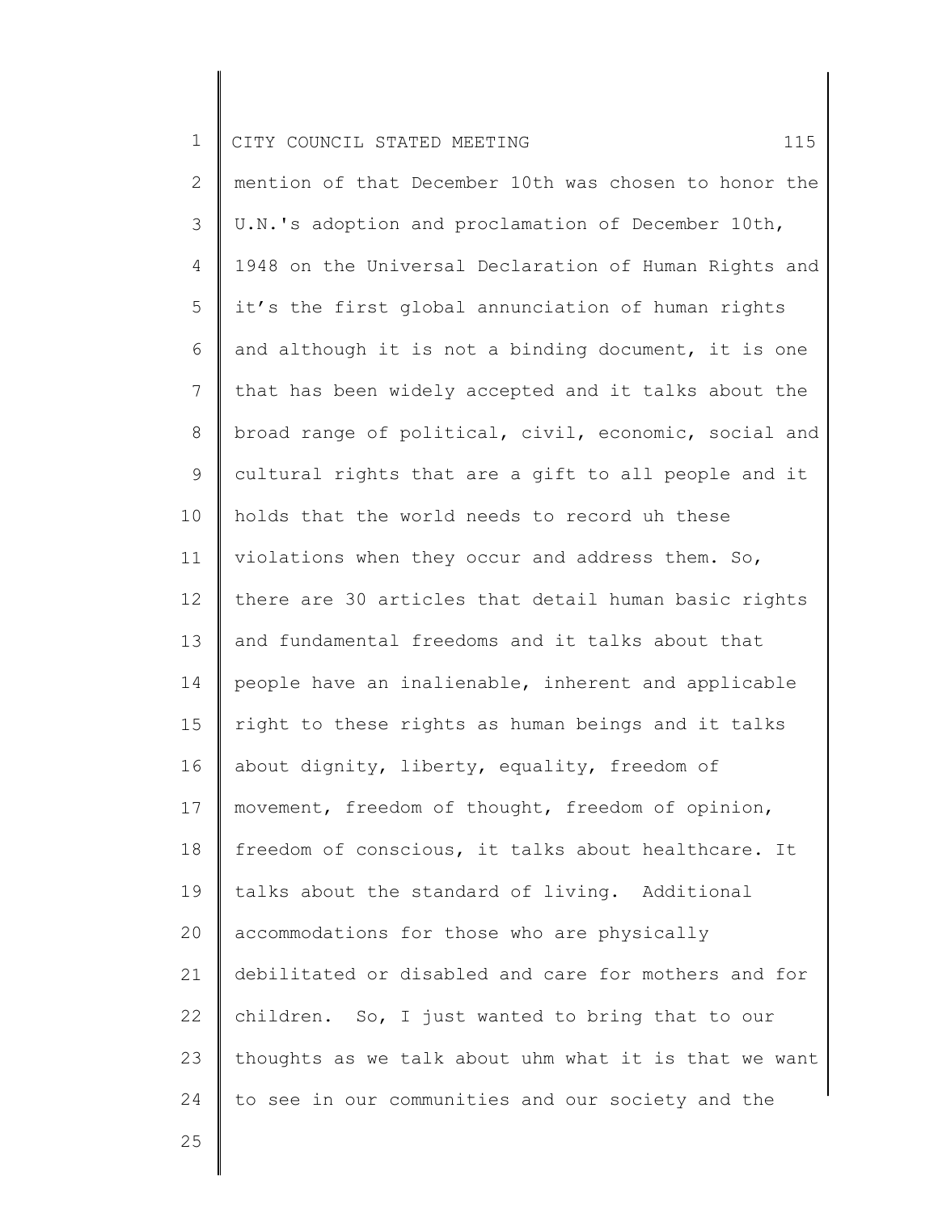mention of that December 10th was chosen to honor the U.N.'s adoption and proclamation of December 10th, 1948 on the Universal Declaration of Human Rights and it's the first global annunciation of human rights and although it is not a binding document, it is one that has been widely accepted and it talks about the broad range of political, civil, economic, social and cultural rights that are a gift to all people and it holds that the world needs to record uh these violations when they occur and address them. So, there are 30 articles that detail human basic rights and fundamental freedoms and it talks about that people have an inalienable, inherent and applicable right to these rights as human beings and it talks about dignity, liberty, equality, freedom of movement, freedom of thought, freedom of opinion, freedom of conscious, it talks about healthcare. It talks about the standard of living. Additional accommodations for those who are physically debilitated or disabled and care for mothers and for children. So, I just wanted to bring that to our thoughts as we talk about uhm what it is that we want to see in our communities and our society and the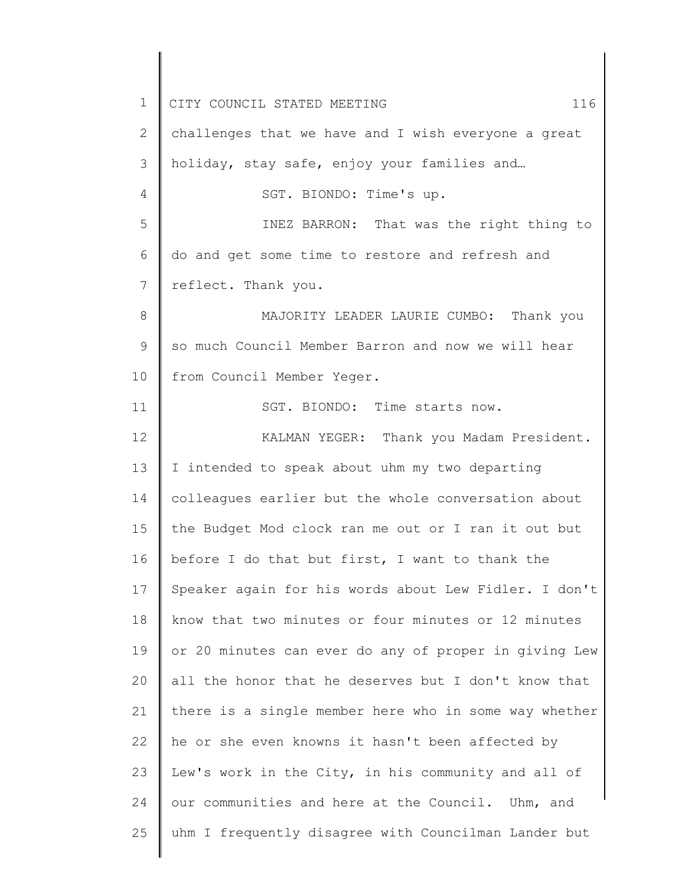challenges that we have and I wish everyone a great holiday, stay safe, enjoy your families and…

SGT. BIONDO: Time's up.

INEZ BARRON: That was the right thing to do and get some time to restore and refresh and reflect. Thank you.

MAJORITY LEADER LAURIE CUMBO: Thank you so much Council Member Barron and now we will hear from Council Member Yeger.

SGT. BIONDO: Time starts now.

KALMAN YEGER: Thank you Madam President. I intended to speak about uhm my two departing colleagues earlier but the whole conversation about the Budget Mod clock ran me out or I ran it out but before I do that but first, I want to thank the Speaker again for his words about Lew Fidler. I don't know that two minutes or four minutes or 12 minutes or 20 minutes can ever do any of proper in giving Lew all the honor that he deserves but I don't know that there is a single member here who in some way whether he or she even knowns it hasn't been affected by Lew's work in the City, in his community and all of our communities and here at the Council. Uhm, and uhm I frequently disagree with Councilman Lander but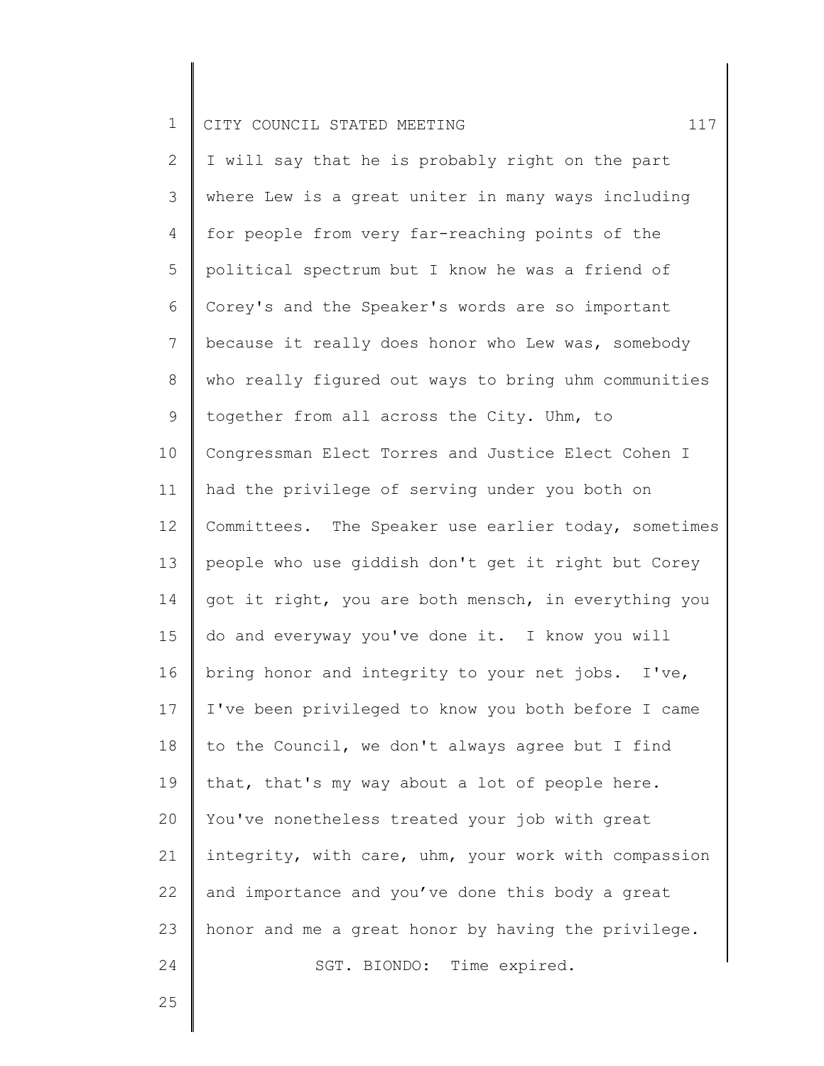I will say that he is probably right on the part where Lew is a great uniter in many ways including for people from very far-reaching points of the political spectrum but I know he was a friend of Corey's and the Speaker's words are so important because it really does honor who Lew was, somebody who really figured out ways to bring uhm communities together from all across the City. Uhm, to Congressman Elect Torres and Justice Elect Cohen I had the privilege of serving under you both on Committees. The Speaker use earlier today, sometimes people who use giddish don't get it right but Corey got it right, you are both mensch, in everything you do and everyway you've done it. I know you will bring honor and integrity to your net jobs. I've, I've been privileged to know you both before I came to the Council, we don't always agree but I find that, that's my way about a lot of people here. You've nonetheless treated your job with great integrity, with care, uhm, your work with compassion and importance and you've done this body a great honor and me a great honor by having the privilege.

SGT. BIONDO: Time expired.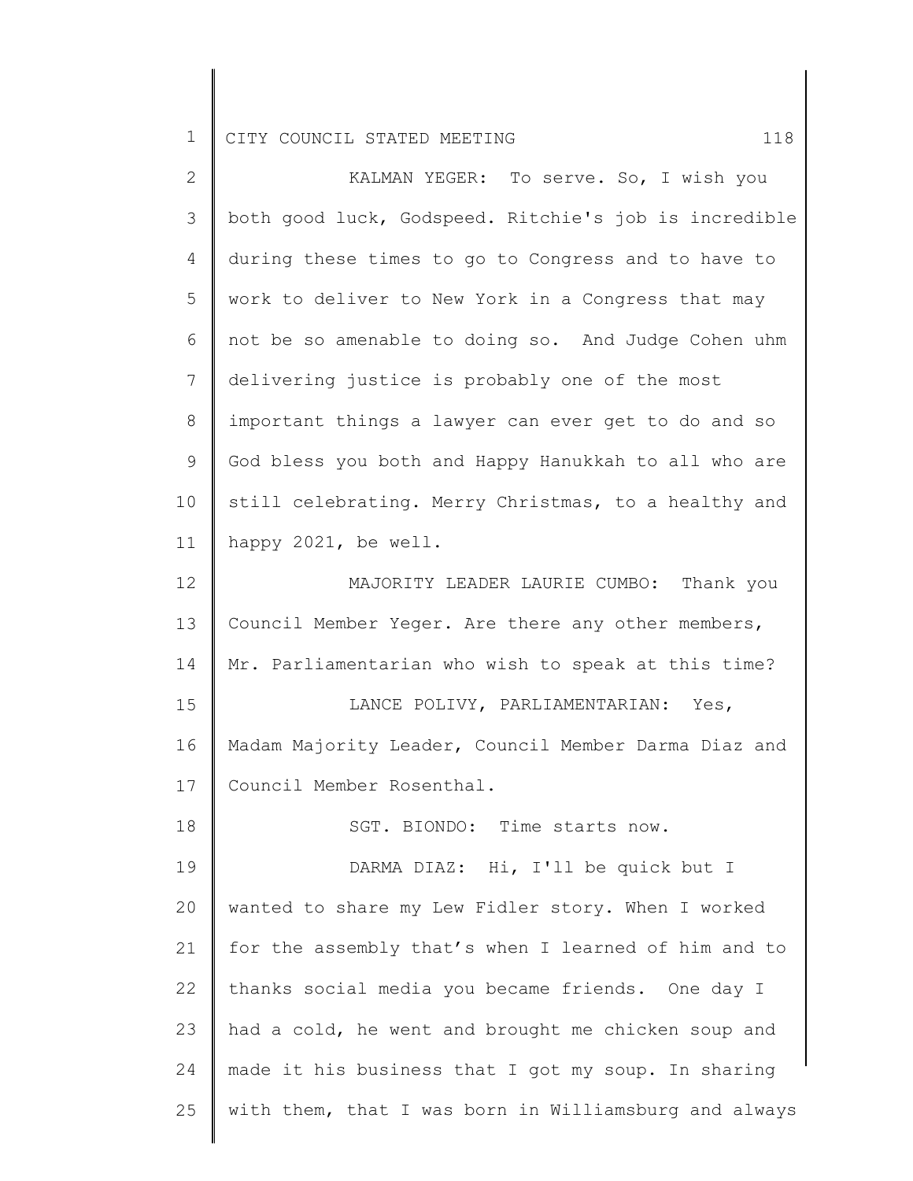KALMAN YEGER: To serve. So, I wish you both good luck, Godspeed. Ritchie's job is incredible during these times to go to Congress and to have to work to deliver to New York in a Congress that may not be so amenable to doing so. And Judge Cohen uhm delivering justice is probably one of the most important things a lawyer can ever get to do and so God bless you both and Happy Hanukkah to all who are still celebrating. Merry Christmas, to a healthy and happy 2021, be well.

MAJORITY LEADER LAURIE CUMBO: Thank you Council Member Yeger. Are there any other members, Mr. Parliamentarian who wish to speak at this time?

LANCE POLIVY, PARLIAMENTARIAN: Yes, Madam Majority Leader, Council Member Darma Diaz and Council Member Rosenthal.

SGT. BIONDO: Time starts now.

DARMA DIAZ: Hi, I'll be quick but I wanted to share my Lew Fidler story. When I worked for the assembly that's when I learned of him and to thanks social media you became friends. One day I had a cold, he went and brought me chicken soup and made it his business that I got my soup. In sharing with them, that I was born in Williamsburg and always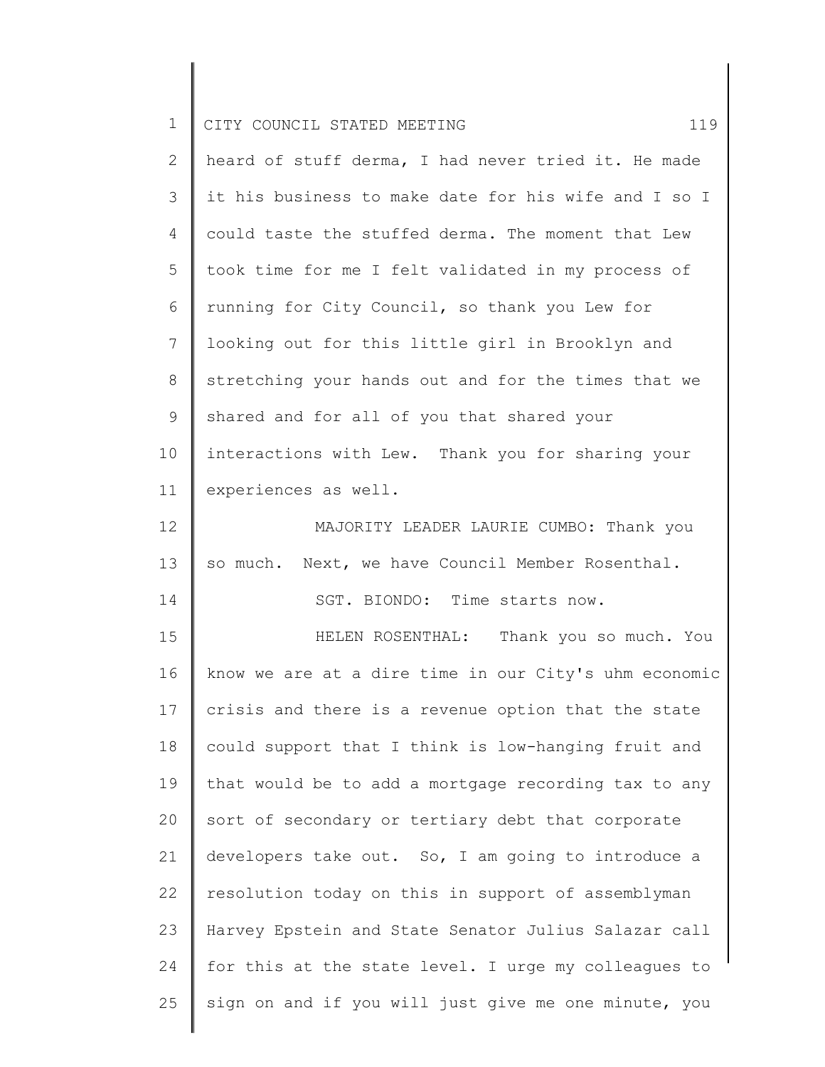heard of stuff derma, I had never tried it. He made it his business to make date for his wife and I so I could taste the stuffed derma. The moment that Lew took time for me I felt validated in my process of running for City Council, so thank you Lew for looking out for this little girl in Brooklyn and stretching your hands out and for the times that we shared and for all of you that shared your interactions with Lew. Thank you for sharing your experiences as well.

MAJORITY LEADER LAURIE CUMBO: Thank you so much. Next, we have Council Member Rosenthal.

SGT. BIONDO: Time starts now.

HELEN ROSENTHAL: Thank you so much. You know we are at a dire time in our City's uhm economic crisis and there is a revenue option that the state could support that I think is low-hanging fruit and that would be to add a mortgage recording tax to any sort of secondary or tertiary debt that corporate developers take out. So, I am going to introduce a resolution today on this in support of assemblyman Harvey Epstein and State Senator Julius Salazar call for this at the state level. I urge my colleagues to sign on and if you will just give me one minute, you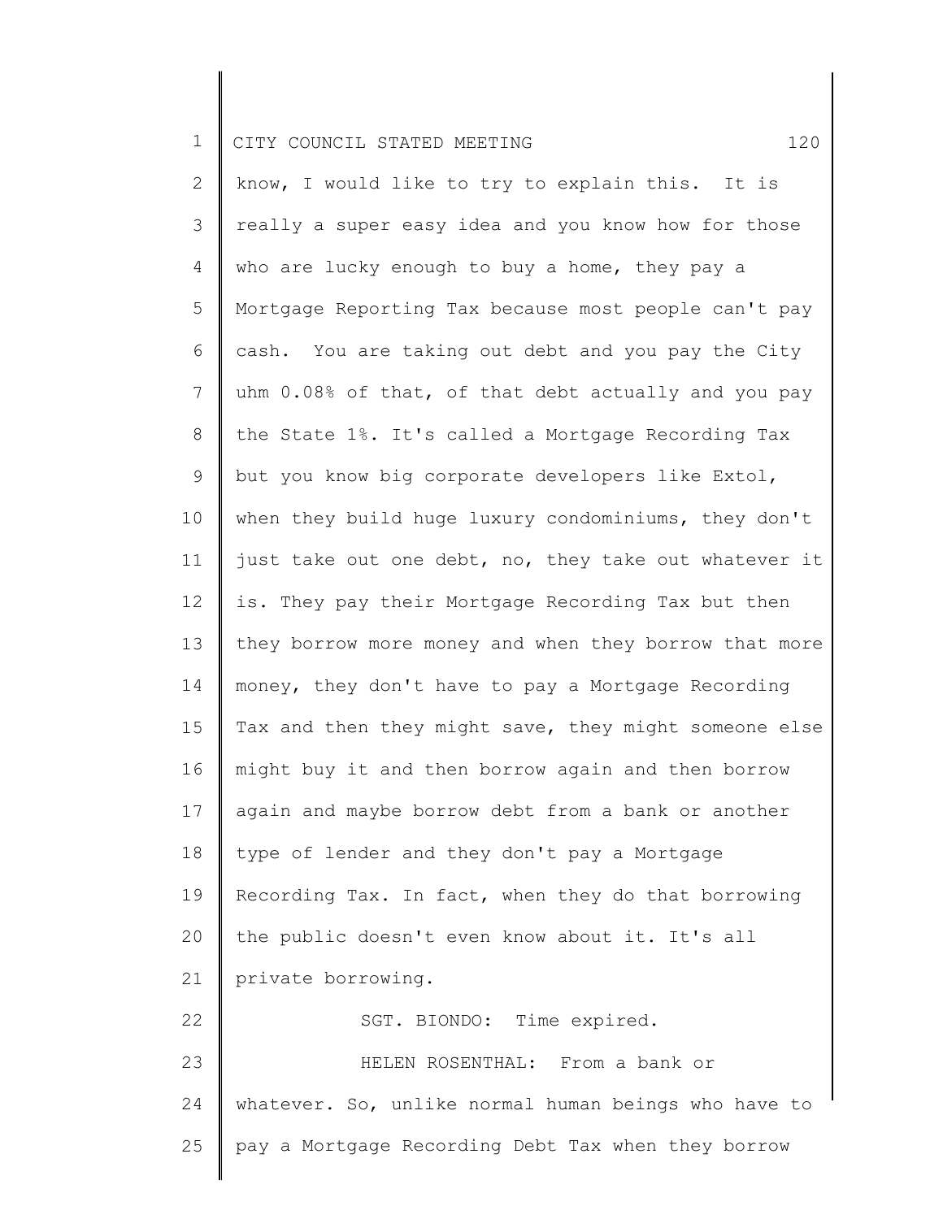know, I would like to try to explain this. It is really a super easy idea and you know how for those who are lucky enough to buy a home, they pay a Mortgage Reporting Tax because most people can't pay cash. You are taking out debt and you pay the City uhm 0.08% of that, of that debt actually and you pay the State 1%. It's called a Mortgage Recording Tax but you know big corporate developers like Extol, when they build huge luxury condominiums, they don't just take out one debt, no, they take out whatever it is. They pay their Mortgage Recording Tax but then they borrow more money and when they borrow that more money, they don't have to pay a Mortgage Recording Tax and then they might save, they might someone else might buy it and then borrow again and then borrow again and maybe borrow debt from a bank or another type of lender and they don't pay a Mortgage Recording Tax. In fact, when they do that borrowing the public doesn't even know about it. It's all private borrowing.

SGT. BIONDO: Time expired.

HELEN ROSENTHAL: From a bank or whatever. So, unlike normal human beings who have to pay a Mortgage Recording Debt Tax when they borrow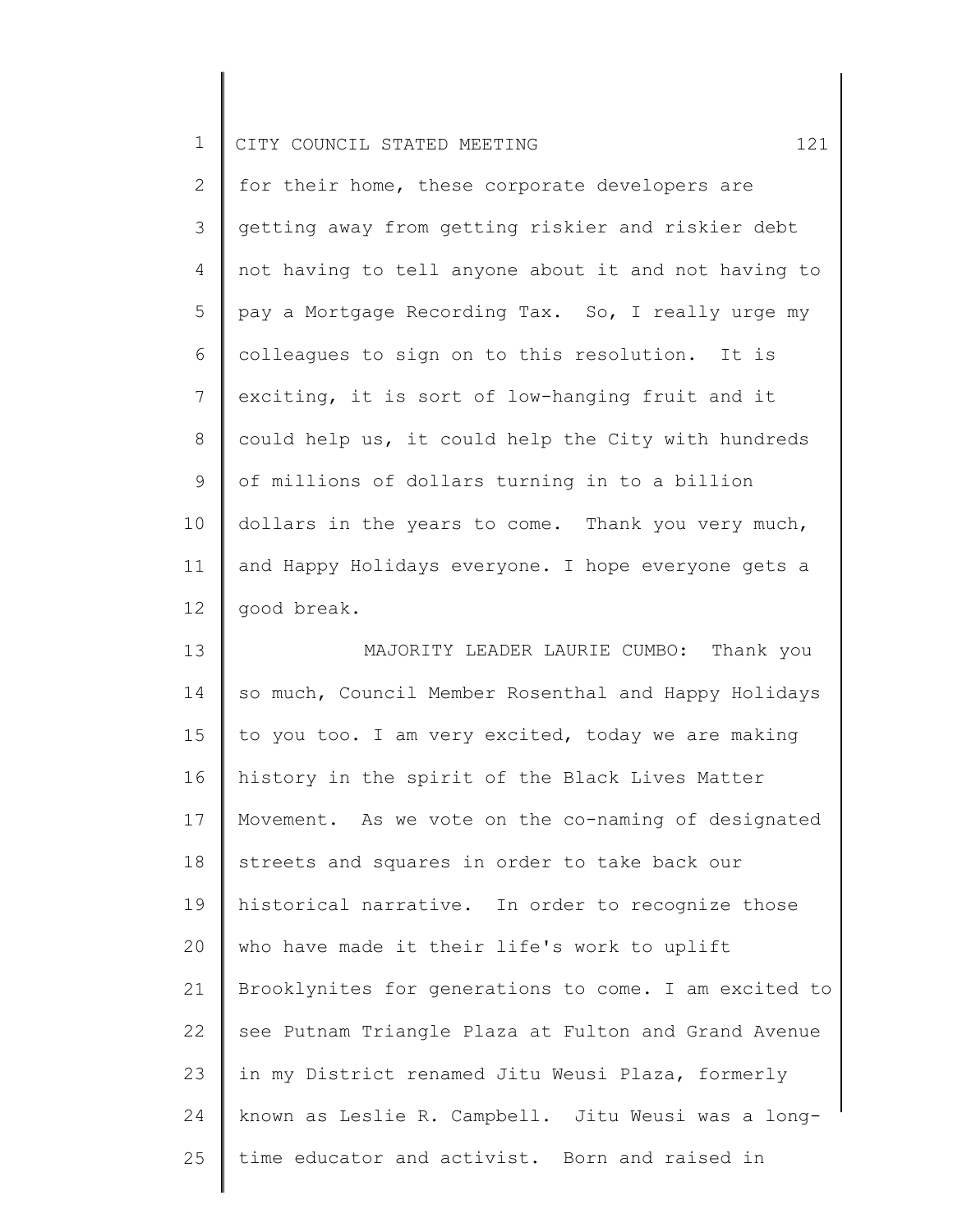for their home, these corporate developers are getting away from getting riskier and riskier debt not having to tell anyone about it and not having to pay a Mortgage Recording Tax. So, I really urge my colleagues to sign on to this resolution. It is exciting, it is sort of low-hanging fruit and it could help us, it could help the City with hundreds of millions of dollars turning in to a billion dollars in the years to come. Thank you very much, and Happy Holidays everyone. I hope everyone gets a good break.

MAJORITY LEADER LAURIE CUMBO: Thank you so much, Council Member Rosenthal and Happy Holidays to you too. I am very excited, today we are making history in the spirit of the Black Lives Matter Movement. As we vote on the co-naming of designated streets and squares in order to take back our historical narrative. In order to recognize those who have made it their life's work to uplift Brooklynites for generations to come. I am excited to see Putnam Triangle Plaza at Fulton and Grand Avenue in my District renamed Jitu Weusi Plaza, formerly known as Leslie R. Campbell. Jitu Weusi was a long-time educator and activist. Born and raised in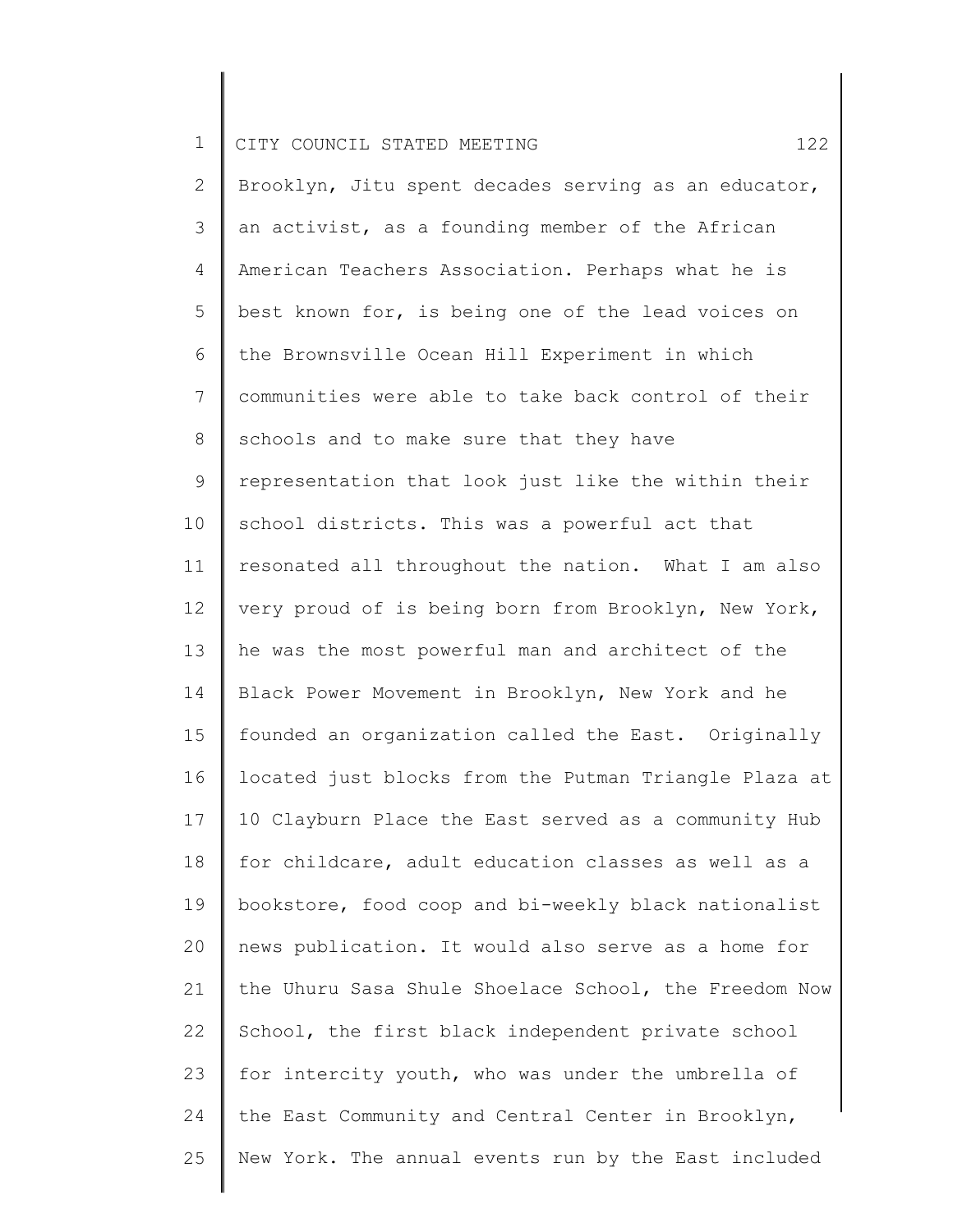Brooklyn, Jitu spent decades serving as an educator, an activist, as a founding member of the African American Teachers Association. Perhaps what he is best known for, is being one of the lead voices on the Brownsville Ocean Hill Experiment in which communities were able to take back control of their schools and to make sure that they have representation that look just like the within their school districts. This was a powerful act that resonated all throughout the nation. What I am also very proud of is being born from Brooklyn, New York, he was the most powerful man and architect of the Black Power Movement in Brooklyn, New York and he founded an organization called the East. Originally located just blocks from the Putman Triangle Plaza at 10 Clayburn Place the East served as a community Hub for childcare, adult education classes as well as a bookstore, food coop and bi-weekly black nationalist news publication. It would also serve as a home for the Uhuru Sasa Shule Shoelace School, the Freedom Now School, the first black independent private school for intercity youth, who was under the umbrella of the East Community and Central Center in Brooklyn, New York. The annual events run by the East included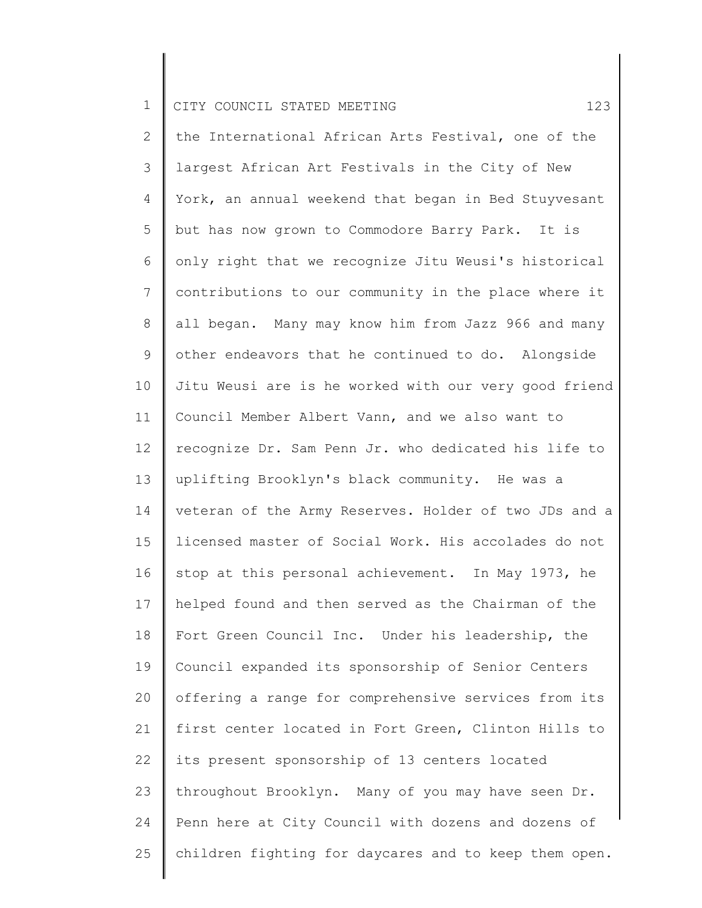the International African Arts Festival, one of the largest African Art Festivals in the City of New York, an annual weekend that began in Bed Stuyvesant but has now grown to Commodore Barry Park. It is only right that we recognize Jitu Weusi's historical contributions to our community in the place where it all began. Many may know him from Jazz 966 and many other endeavors that he continued to do. Alongside Jitu Weusi are is he worked with our very good friend Council Member Albert Vann, and we also want to recognize Dr. Sam Penn Jr. who dedicated his life to uplifting Brooklyn's black community. He was a veteran of the Army Reserves. Holder of two JDs and a licensed master of Social Work. His accolades do not stop at this personal achievement. In May 1973, he helped found and then served as the Chairman of the Fort Green Council Inc. Under his leadership, the Council expanded its sponsorship of Senior Centers offering a range for comprehensive services from its first center located in Fort Green, Clinton Hills to its present sponsorship of 13 centers located throughout Brooklyn. Many of you may have seen Dr. Penn here at City Council with dozens and dozens of children fighting for daycares and to keep them open.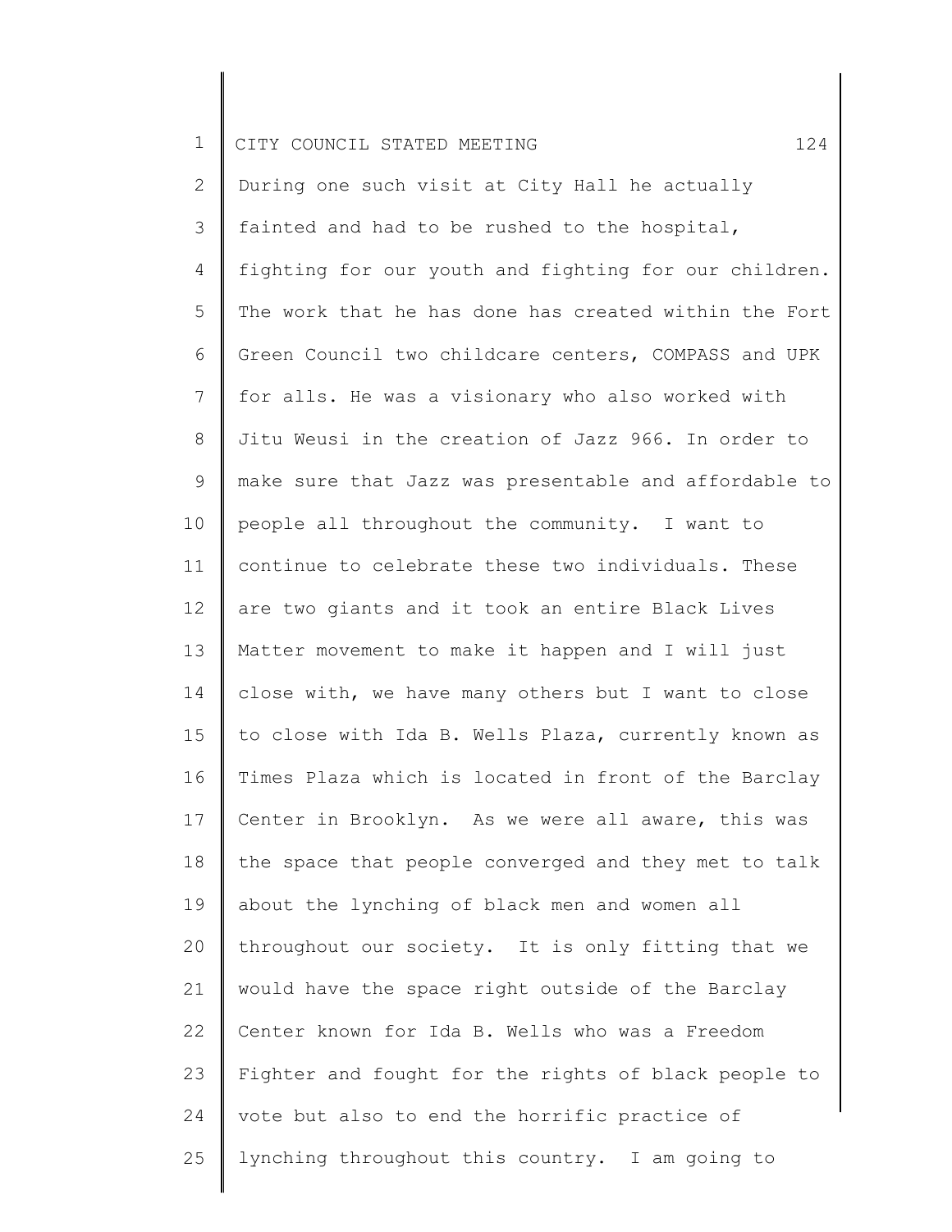During one such visit at City Hall he actually fainted and had to be rushed to the hospital, fighting for our youth and fighting for our children. The work that he has done has created within the Fort Green Council two childcare centers, COMPASS and UPK for alls. He was a visionary who also worked with Jitu Weusi in the creation of Jazz 966. In order to make sure that Jazz was presentable and affordable to people all throughout the community. I want to continue to celebrate these two individuals. These are two giants and it took an entire Black Lives Matter movement to make it happen and I will just close with, we have many others but I want to close to close with Ida B. Wells Plaza, currently known as Times Plaza which is located in front of the Barclay Center in Brooklyn. As we were all aware, this was the space that people converged and they met to talk about the lynching of black men and women all throughout our society. It is only fitting that we would have the space right outside of the Barclay Center known for Ida B. Wells who was a Freedom Fighter and fought for the rights of black people to vote but also to end the horrific practice of lynching throughout this country. I am going to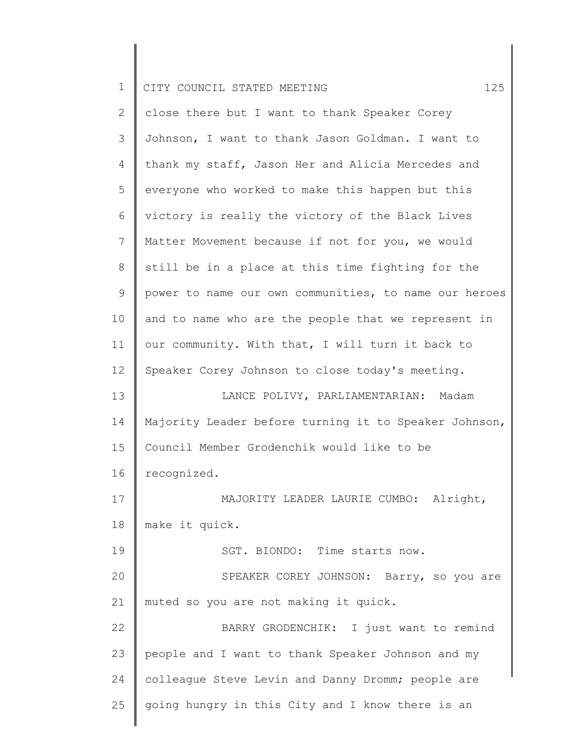close there but I want to thank Speaker Corey Johnson, I want to thank Jason Goldman. I want to thank my staff, Jason Her and Alicia Mercedes and everyone who worked to make this happen but this victory is really the victory of the Black Lives Matter Movement because if not for you, we would still be in a place at this time fighting for the power to name our own communities, to name our heroes and to name who are the people that we represent in our community. With that, I will turn it back to Speaker Corey Johnson to close today's meeting.

LANCE POLIVY, PARLIAMENTARIAN: Madam Majority Leader before turning it to Speaker Johnson, Council Member Grodenchik would like to be recognized.

MAJORITY LEADER LAURIE CUMBO: Alright, make it quick.

SGT. BIONDO: Time starts now.

SPEAKER COREY JOHNSON: Barry, so you are muted so you are not making it quick.

BARRY GRODENCHIK: I just want to remind people and I want to thank Speaker Johnson and my colleague Steve Levin and Danny Dromm; people are going hungry in this City and I know there is an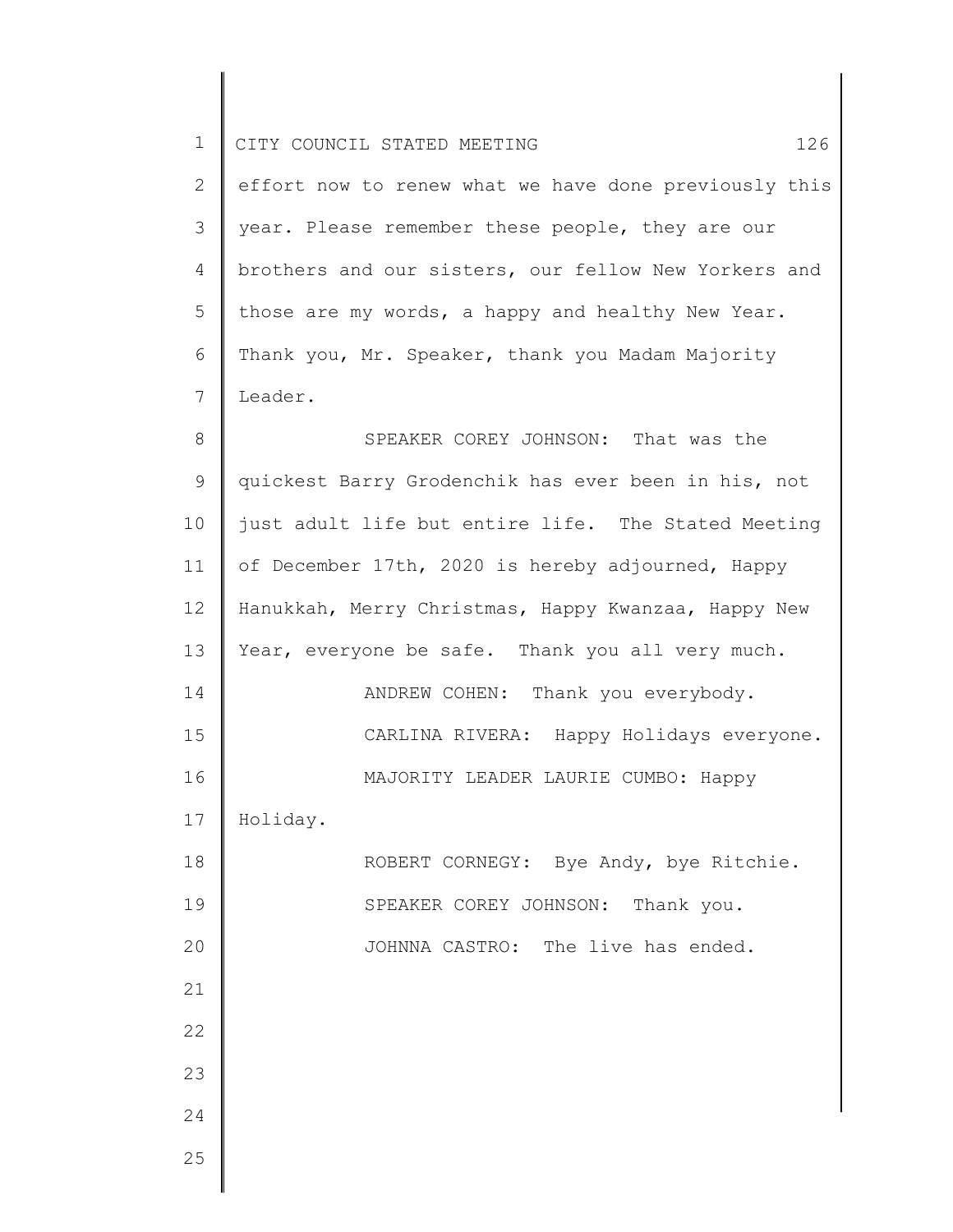effort now to renew what we have done previously this year. Please remember these people, they are our brothers and our sisters, our fellow New Yorkers and those are my words, a happy and healthy New Year. Thank you, Mr. Speaker, thank you Madam Majority Leader.

SPEAKER COREY JOHNSON: That was the quickest Barry Grodenchik has ever been in his, not just adult life but entire life. The Stated Meeting of December 17th, 2020 is hereby adjourned, Happy Hanukkah, Merry Christmas, Happy Kwanzaa, Happy New Year, everyone be safe. Thank you all very much.

ANDREW COHEN: Thank you everybody.

CARLINA RIVERA: Happy Holidays everyone.

MAJORITY LEADER LAURIE CUMBO: Happy Holiday.

ROBERT CORNEGY: Bye Andy, bye Ritchie.

SPEAKER COREY JOHNSON: Thank you.

JOHNNA CASTRO: The live has ended.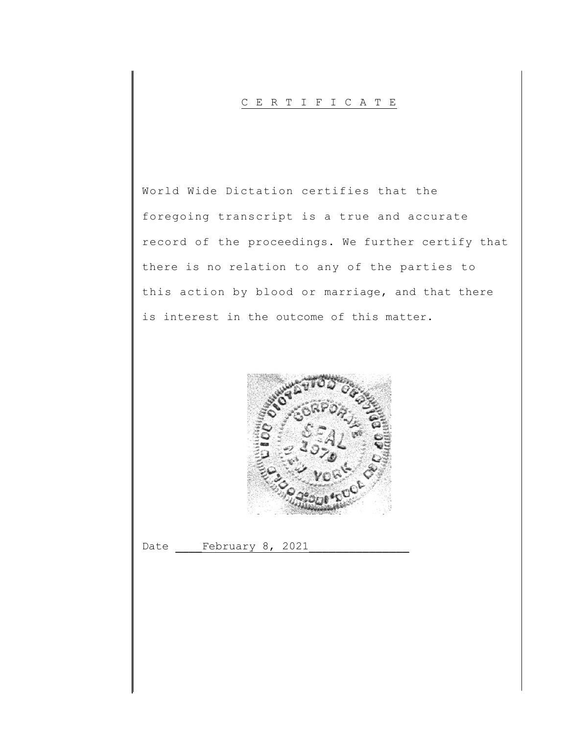# C E R T I F I C A T E

World Wide Dictation certifies that the foregoing transcript is a true and accurate record of the proceedings. We further certify that there is no relation to any of the parties to this action by blood or marriage, and that there is interest in the outcome of this matter.

Date ____February 8, 2021______________